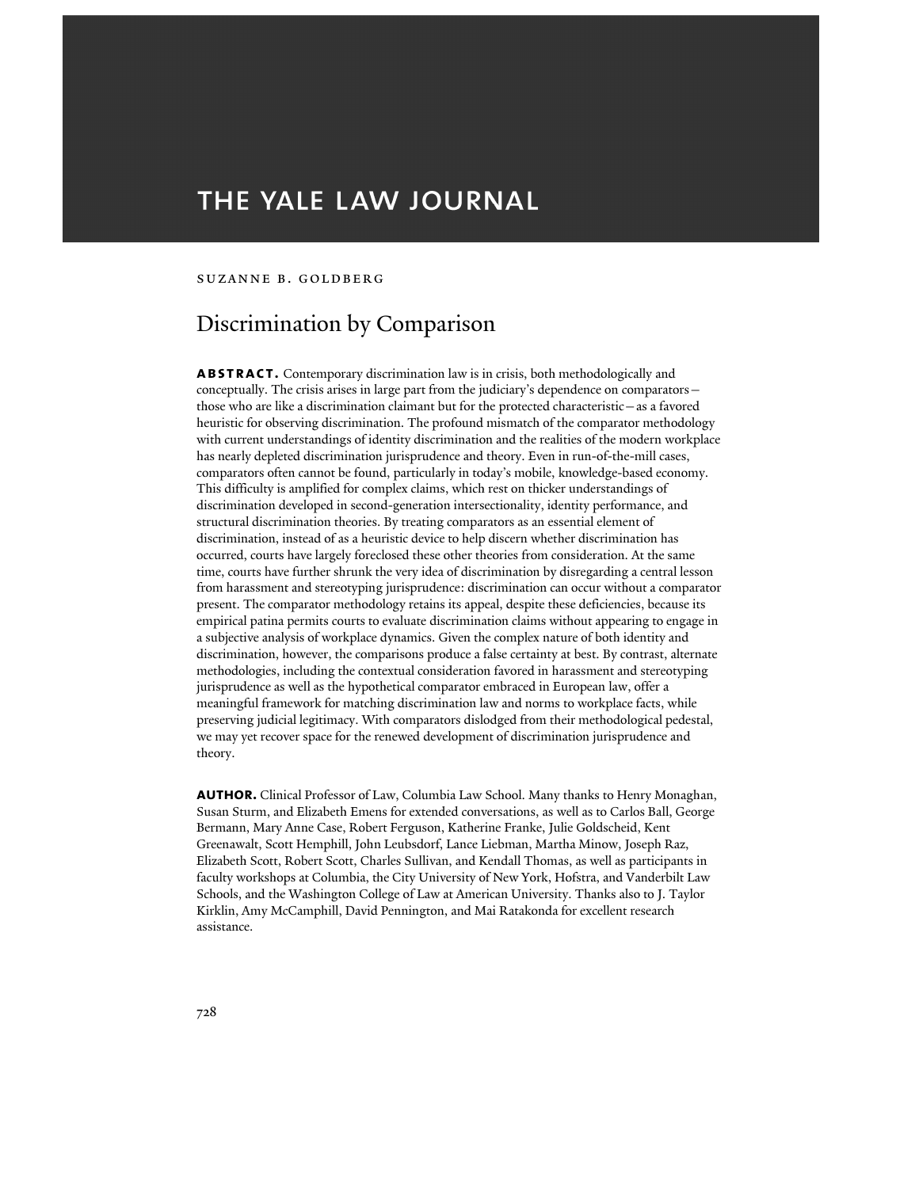# THE YALE LAW JOURNAL

SUZANNE B. GOLDBERG

## Discrimination by Comparison

**ABSTRACT.** Contemporary discrimination law is in crisis, both methodologically and conceptually. The crisis arises in large part from the judiciary's dependence on comparators—those who are like a discrimination claimant but for the protected characteristic—as a favored heuristic for observing discrimination. The profound mismatch of the comparator methodology with current understandings of identity discrimination and the realities of the modern workplace has nearly depleted discrimination jurisprudence and theory. Even in run-of-the-mill cases, comparators often cannot be found, particularly in today's mobile, knowledge-based economy. This difficulty is amplified for complex claims, which rest on thicker understandings of discrimination developed in second-generation intersectionality, identity performance, and structural discrimination theories. By treating comparators as an essential element of discrimination, instead of as a heuristic device to help discern whether discrimination has occurred, courts have largely foreclosed these other theories from consideration. At the same time, courts have further shrunk the very idea of discrimination by disregarding a central lesson from harassment and stereotyping jurisprudence: discrimination can occur without a comparator present. The comparator methodology retains its appeal, despite these deficiencies, because its empirical patina permits courts to evaluate discrimination claims without appearing to engage in a subjective analysis of workplace dynamics. Given the complex nature of both identity and discrimination, however, the comparisons produce a false certainty at best. By contrast, alternate methodologies, including the contextual consideration favored in harassment and stereotyping jurisprudence as well as the hypothetical comparator embraced in European law, offer a meaningful framework for matching discrimination law and norms to workplace facts, while preserving judicial legitimacy. With comparators dislodged from their methodological pedestal, we may yet recover space for the renewed development of discrimination jurisprudence and theory.

**AUTHOR.** Clinical Professor of Law, Columbia Law School. Many thanks to Henry Monaghan, Susan Sturm, and Elizabeth Emens for extended conversations, as well as to Carlos Ball, George Bermann, Mary Anne Case, Robert Ferguson, Katherine Franke, Julie Goldscheid, Kent Greenawalt, Scott Hemphill, John Leubsdorf, Lance Liebman, Martha Minow, Joseph Raz, Elizabeth Scott, Robert Scott, Charles Sullivan, and Kendall Thomas, as well as participants in faculty workshops at Columbia, the City University of New York, Hofstra, and Vanderbilt Law Schools, and the Washington College of Law at American University. Thanks also to J. Taylor Kirklin, Amy McCamphill, David Pennington, and Mai Ratakonda for excellent research assistance.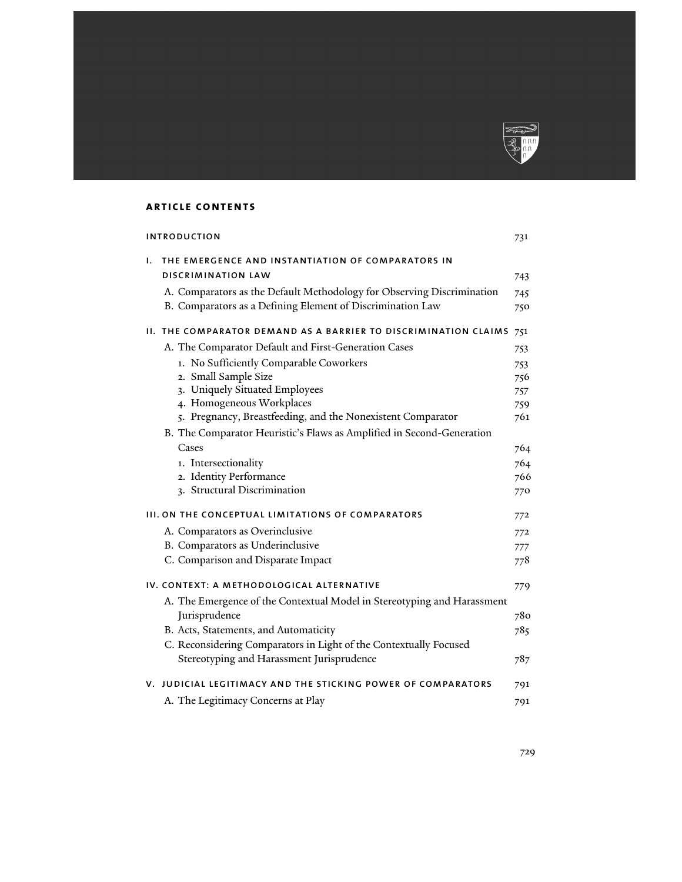## ARTICLE CONTENTS

| | |
|---|---|
| INTRODUCTION | 731 |
| I. THE EMERGENCE AND INSTANTIATION OF COMPARATORS IN DISCRIMINATION LAW | 743 |
| A. Comparators as the Default Methodology for Observing Discrimination | 745 |
| B. Comparators as a Defining Element of Discrimination Law | 750 |
| II. THE COMPARATOR DEMAND AS A BARRIER TO DISCRIMINATION CLAIMS | 751 |
| A. The Comparator Default and First-Generation Cases | 753 |
| 1. No Sufficiently Comparable Coworkers | 753 |
| 2. Small Sample Size | 756 |
| 3. Uniquely Situated Employees | 757 |
| 4. Homogeneous Workplaces | 759 |
| 5. Pregnancy, Breastfeeding, and the Nonexistent Comparator | 761 |
| B. The Comparator Heuristic's Flaws as Amplified in Second-Generation Cases | 764 |
| 1. Intersectionality | 764 |
| 2. Identity Performance | 766 |
| 3. Structural Discrimination | 770 |
| III. ON THE CONCEPTUAL LIMITATIONS OF COMPARATORS | 772 |
| A. Comparators as Overinclusive | 772 |
| B. Comparators as Underinclusive | 777 |
| C. Comparison and Disparate Impact | 778 |
| IV. CONTEXT: A METHODOLOGICAL ALTERNATIVE | 779 |
| A. The Emergence of the Contextual Model in Stereotyping and Harassment Jurisprudence | 780 |
| B. Acts, Statements, and Automaticity | 785 |
| C. Reconsidering Comparators in Light of the Contextually Focused Stereotyping and Harassment Jurisprudence | 787 |
| V. JUDICIAL LEGITIMACY AND THE STICKING POWER OF COMPARATORS | 791 |
| A. The Legitimacy Concerns at Play | 791 |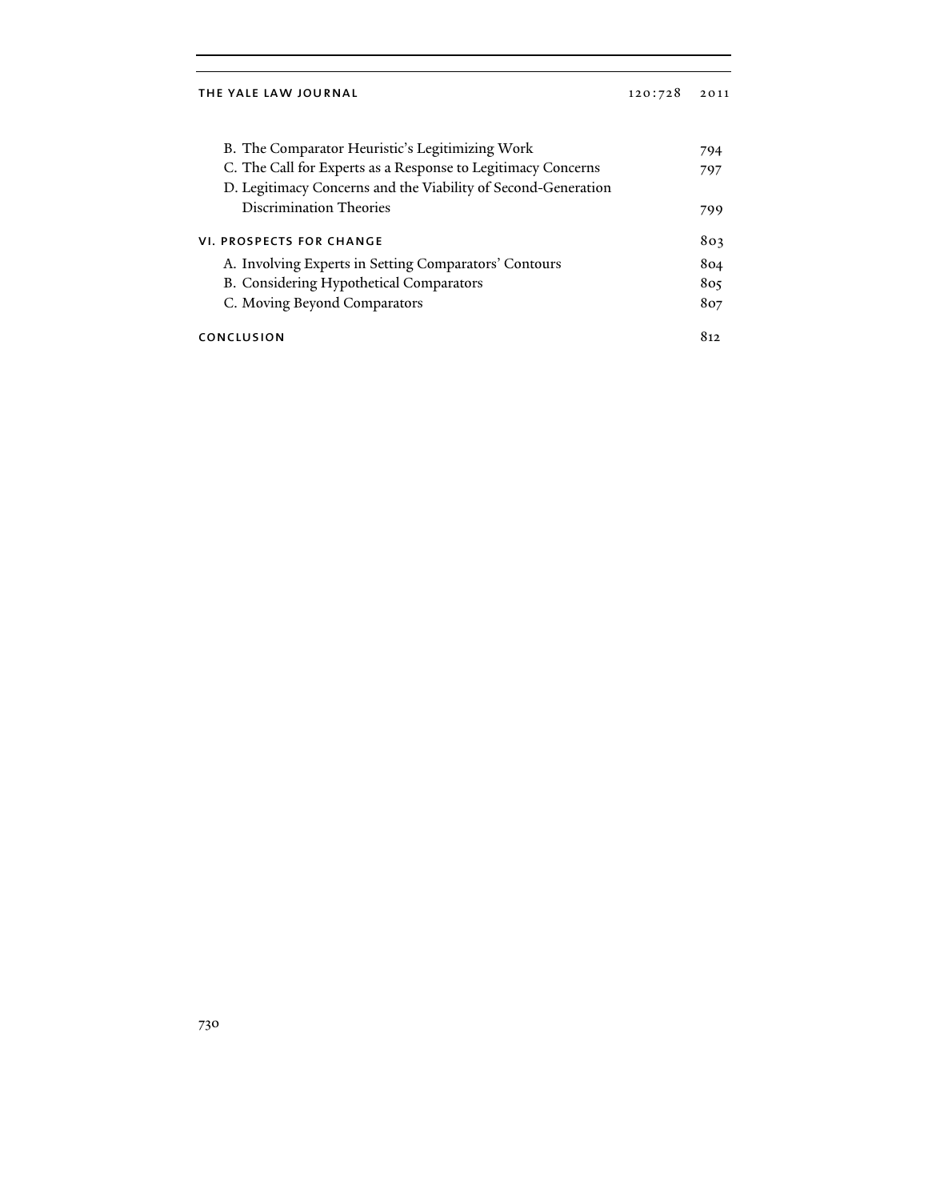B. The Comparator Heuristic's Legitimizing Work 794

C. The Call for Experts as a Response to Legitimacy Concerns 797

D. Legitimacy Concerns and the Viability of Second-Generation Discrimination Theories 799

VI. PROSPECTS FOR CHANGE 803

A. Involving Experts in Setting Comparators' Contours 804

B. Considering Hypothetical Comparators 805

C. Moving Beyond Comparators 807

CONCLUSION 812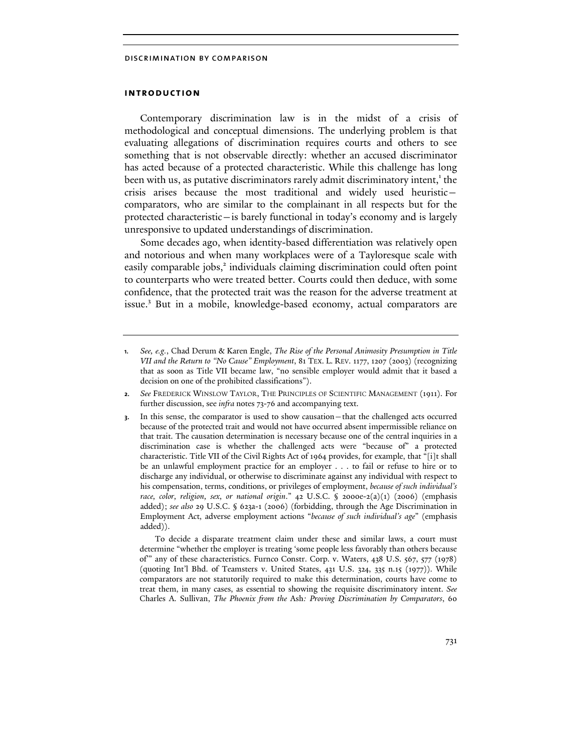## INTRODUCTION

Contemporary discrimination law is in the midst of a crisis of methodological and conceptual dimensions. The underlying problem is that evaluating allegations of discrimination requires courts and others to see something that is not observable directly: whether an accused discriminator has acted because of a protected characteristic. While this challenge has long been with us, as putative discriminators rarely admit discriminatory intent,[1] the crisis arises because the most traditional and widely used heuristic—comparators, who are similar to the complainant in all respects but for the protected characteristic—is barely functional in today's economy and is largely unresponsive to updated understandings of discrimination.

Some decades ago, when identity-based differentiation was relatively open and notorious and when many workplaces were of a Tayloresque scale with easily comparable jobs,[2] individuals claiming discrimination could often point to counterparts who were treated better. Courts could then deduce, with some confidence, that the protected trait was the reason for the adverse treatment at issue.[3] But in a mobile, knowledge-based economy, actual comparators are

---

1. *See, e.g.*, Chad Derum & Karen Engle, *The Rise of the Personal Animosity Presumption in Title VII and the Return to "No Cause" Employment*, 81 TEX. L. REV. 1177, 1207 (2003) (recognizing that as soon as Title VII became law, "no sensible employer would admit that it based a decision on one of the prohibited classifications").

2. *See* FREDERICK WINSLOW TAYLOR, THE PRINCIPLES OF SCIENTIFIC MANAGEMENT (1911). For further discussion, see *infra* notes 73-76 and accompanying text.

3. In this sense, the comparator is used to show causation—that the challenged acts occurred because of the protected trait and would not have occurred absent impermissible reliance on that trait. The causation determination is necessary because one of the central inquiries in a discrimination case is whether the challenged acts were "because of" a protected characteristic. Title VII of the Civil Rights Act of 1964 provides, for example, that "[i]t shall be an unlawful employment practice for an employer . . . to fail or refuse to hire or to discharge any individual, or otherwise to discriminate against any individual with respect to his compensation, terms, conditions, or privileges of employment, *because of such individual's race, color, religion, sex, or national origin*." 42 U.S.C. § 2000e-2(a)(1) (2006) (emphasis added); *see also* 29 U.S.C. § 623a-1 (2006) (forbidding, through the Age Discrimination in Employment Act, adverse employment actions "*because of such individual's age*" (emphasis added)).

   To decide a disparate treatment claim under these and similar laws, a court must determine "whether the employer is treating 'some people less favorably than others because of'" any of these characteristics. Furnco Constr. Corp. v. Waters, 438 U.S. 567, 577 (1978) (quoting Int'l Bhd. of Teamsters v. United States, 431 U.S. 324, 335 n.15 (1977)). While comparators are not statutorily required to make this determination, courts have come to treat them, in many cases, as essential to showing the requisite discriminatory intent. *See* Charles A. Sullivan, *The Phoenix from the* Ash*: Proving Discrimination by Comparators*, 60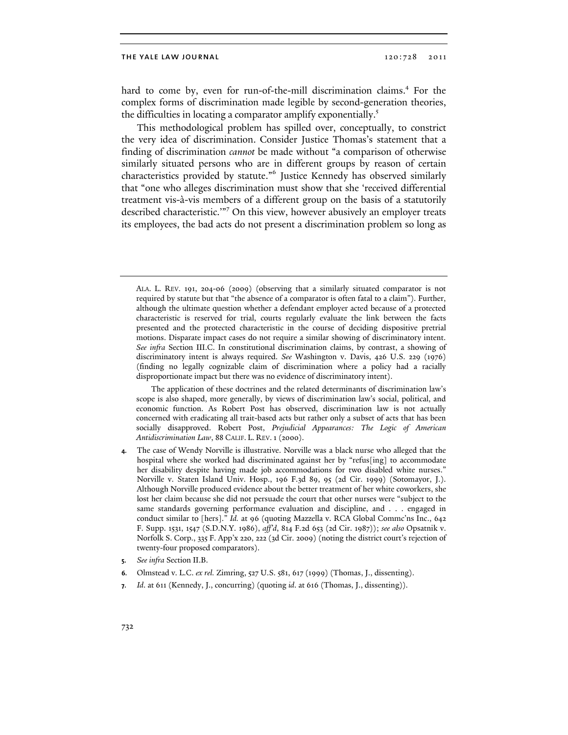hard to come by, even for run-of-the-mill discrimination claims.[4] For the complex forms of discrimination made legible by second-generation theories, the difficulties in locating a comparator amplify exponentially.[5]

This methodological problem has spilled over, conceptually, to constrict the very idea of discrimination. Consider Justice Thomas's statement that a finding of discrimination *cannot* be made without "a comparison of otherwise similarly situated persons who are in different groups by reason of certain characteristics provided by statute."[6] Justice Kennedy has observed similarly that "one who alleges discrimination must show that she 'received differential treatment vis-à-vis members of a different group on the basis of a statutorily described characteristic.'"[7] On this view, however abusively an employer treats its employees, the bad acts do not present a discrimination problem so long as

---

ALA. L. REV. 191, 204-06 (2009) (observing that a similarly situated comparator is not required by statute but that "the absence of a comparator is often fatal to a claim"). Further, although the ultimate question whether a defendant employer acted because of a protected characteristic is reserved for trial, courts regularly evaluate the link between the facts presented and the protected characteristic in the course of deciding dispositive pretrial motions. Disparate impact cases do not require a similar showing of discriminatory intent. *See infra* Section III.C. In constitutional discrimination claims, by contrast, a showing of discriminatory intent is always required. *See* Washington v. Davis, 426 U.S. 229 (1976) (finding no legally cognizable claim of discrimination where a policy had a racially disproportionate impact but there was no evidence of discriminatory intent).

The application of these doctrines and the related determinants of discrimination law's scope is also shaped, more generally, by views of discrimination law's social, political, and economic function. As Robert Post has observed, discrimination law is not actually concerned with eradicating all trait-based acts but rather only a subset of acts that has been socially disapproved. Robert Post, *Prejudicial Appearances: The Logic of American Antidiscrimination Law*, 88 CALIF. L. REV. 1 (2000).

4. The case of Wendy Norville is illustrative. Norville was a black nurse who alleged that the hospital where she worked had discriminated against her by "refus[ing] to accommodate her disability despite having made job accommodations for two disabled white nurses." Norville v. Staten Island Univ. Hosp., 196 F.3d 89, 95 (2d Cir. 1999) (Sotomayor, J.). Although Norville produced evidence about the better treatment of her white coworkers, she lost her claim because she did not persuade the court that other nurses were "subject to the same standards governing performance evaluation and discipline, and . . . engaged in conduct similar to [hers]." *Id.* at 96 (quoting Mazzella v. RCA Global Commc'ns Inc., 642 F. Supp. 1531, 1547 (S.D.N.Y. 1986), *aff'd*, 814 F.2d 653 (2d Cir. 1987)); *see also* Opsatnik v. Norfolk S. Corp., 335 F. App'x 220, 222 (3d Cir. 2009) (noting the district court's rejection of twenty-four proposed comparators).

5. *See infra* Section II.B.

6. Olmstead v. L.C. *ex rel.* Zimring, 527 U.S. 581, 617 (1999) (Thomas, J., dissenting).

7. *Id.* at 611 (Kennedy, J., concurring) (quoting *id.* at 616 (Thomas, J., dissenting)).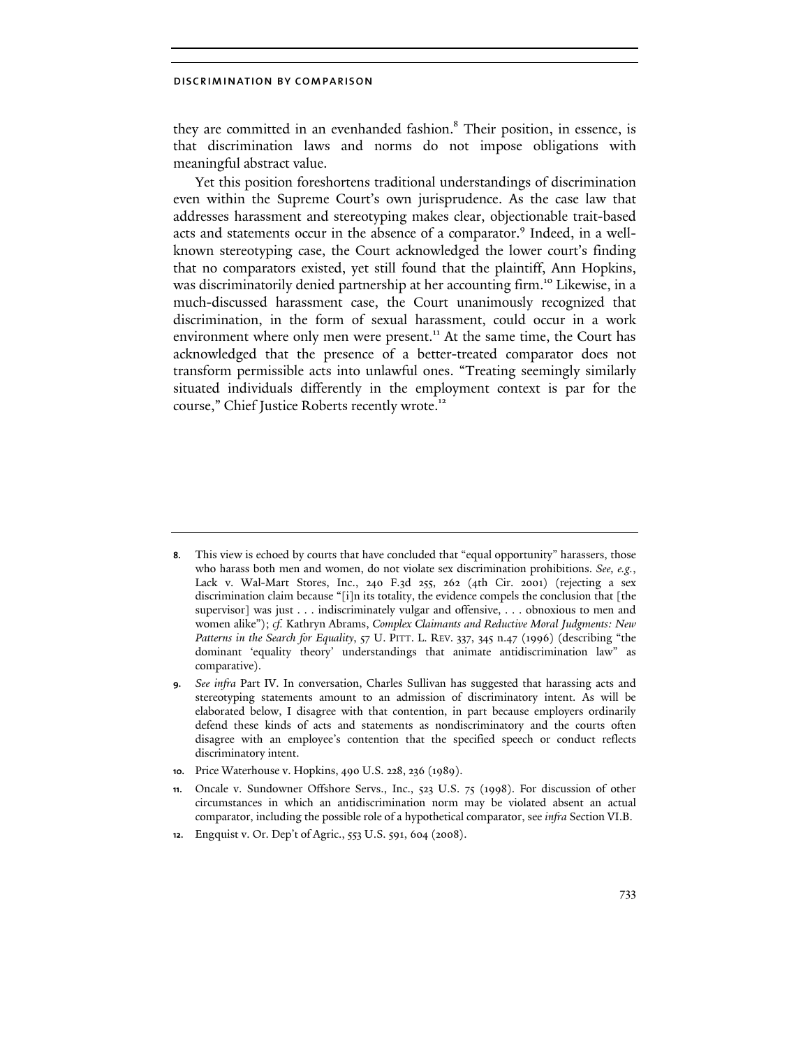they are committed in an evenhanded fashion.[8] Their position, in essence, is that discrimination laws and norms do not impose obligations with meaningful abstract value.

Yet this position foreshortens traditional understandings of discrimination even within the Supreme Court's own jurisprudence. As the case law that addresses harassment and stereotyping makes clear, objectionable trait-based acts and statements occur in the absence of a comparator.[9] Indeed, in a well-known stereotyping case, the Court acknowledged the lower court's finding that no comparators existed, yet still found that the plaintiff, Ann Hopkins, was discriminatorily denied partnership at her accounting firm.[10] Likewise, in a much-discussed harassment case, the Court unanimously recognized that discrimination, in the form of sexual harassment, could occur in a work environment where only men were present.[11] At the same time, the Court has acknowledged that the presence of a better-treated comparator does not transform permissible acts into unlawful ones. "Treating seemingly similarly situated individuals differently in the employment context is par for the course," Chief Justice Roberts recently wrote.[12]

---

8. This view is echoed by courts that have concluded that "equal opportunity" harassers, those who harass both men and women, do not violate sex discrimination prohibitions. *See, e.g.*, Lack v. Wal-Mart Stores, Inc., 240 F.3d 255, 262 (4th Cir. 2001) (rejecting a sex discrimination claim because "[i]n its totality, the evidence compels the conclusion that [the supervisor] was just . . . indiscriminately vulgar and offensive, . . . obnoxious to men and women alike"); *cf.* Kathryn Abrams, *Complex Claimants and Reductive Moral Judgments: New Patterns in the Search for Equality*, 57 U. PITT. L. REV. 337, 345 n.47 (1996) (describing "the dominant 'equality theory' understandings that animate antidiscrimination law" as comparative).

9. *See infra* Part IV. In conversation, Charles Sullivan has suggested that harassing acts and stereotyping statements amount to an admission of discriminatory intent. As will be elaborated below, I disagree with that contention, in part because employers ordinarily defend these kinds of acts and statements as nondiscriminatory and the courts often disagree with an employee's contention that the specified speech or conduct reflects discriminatory intent.

10. Price Waterhouse v. Hopkins, 490 U.S. 228, 236 (1989).

11. Oncale v. Sundowner Offshore Servs., Inc., 523 U.S. 75 (1998). For discussion of other circumstances in which an antidiscrimination norm may be violated absent an actual comparator, including the possible role of a hypothetical comparator, see *infra* Section VI.B.

12. Engquist v. Or. Dep't of Agric., 553 U.S. 591, 604 (2008).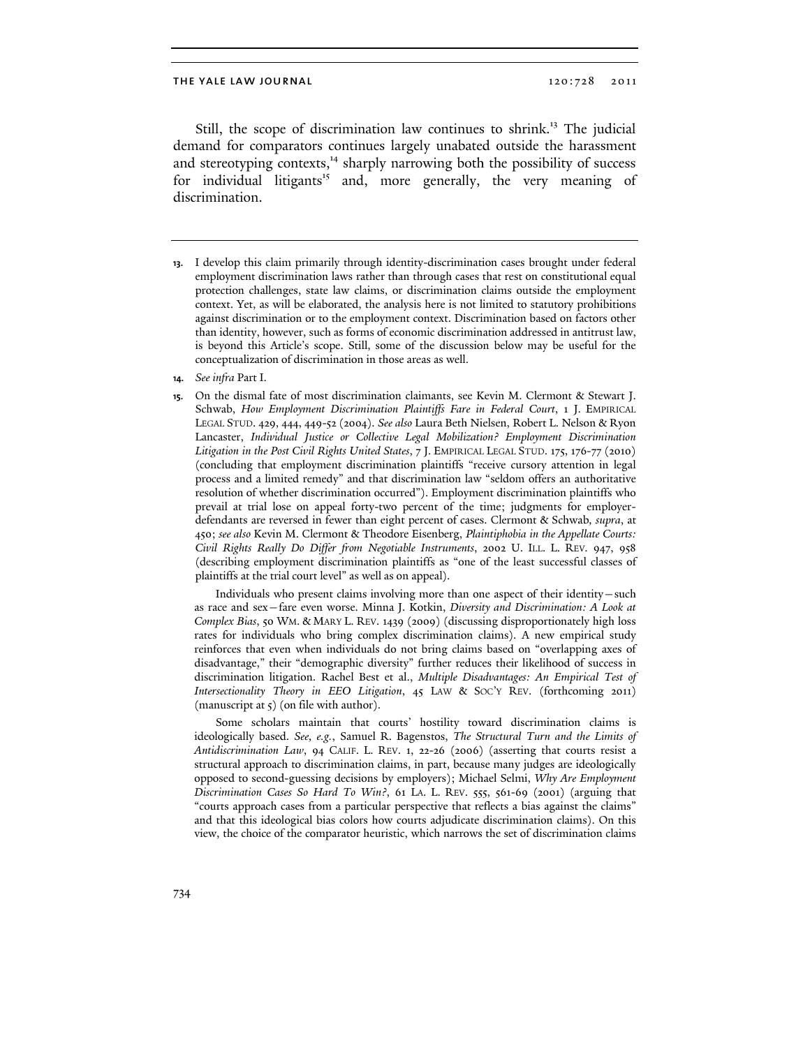Still, the scope of discrimination law continues to shrink.[13] The judicial demand for comparators continues largely unabated outside the harassment and stereotyping contexts,[14] sharply narrowing both the possibility of success for individual litigants[15] and, more generally, the very meaning of discrimination.

---

13. I develop this claim primarily through identity-discrimination cases brought under federal employment discrimination laws rather than through cases that rest on constitutional equal protection challenges, state law claims, or discrimination claims outside the employment context. Yet, as will be elaborated, the analysis here is not limited to statutory prohibitions against discrimination or to the employment context. Discrimination based on factors other than identity, however, such as forms of economic discrimination addressed in antitrust law, is beyond this Article's scope. Still, some of the discussion below may be useful for the conceptualization of discrimination in those areas as well.

14. *See infra* Part I.

15. On the dismal fate of most discrimination claimants, see Kevin M. Clermont & Stewart J. Schwab, *How Employment Discrimination Plaintiffs Fare in Federal Court*, 1 J. EMPIRICAL LEGAL STUD. 429, 444, 449-52 (2004). *See also* Laura Beth Nielsen, Robert L. Nelson & Ryon Lancaster, *Individual Justice or Collective Legal Mobilization? Employment Discrimination Litigation in the Post Civil Rights United States*, 7 J. EMPIRICAL LEGAL STUD. 175, 176-77 (2010) (concluding that employment discrimination plaintiffs "receive cursory attention in legal process and a limited remedy" and that discrimination law "seldom offers an authoritative resolution of whether discrimination occurred"). Employment discrimination plaintiffs who prevail at trial lose on appeal forty-two percent of the time; judgments for employer-defendants are reversed in fewer than eight percent of cases. Clermont & Schwab, *supra*, at 450; *see also* Kevin M. Clermont & Theodore Eisenberg, *Plaintiphobia in the Appellate Courts: Civil Rights Really Do Differ from Negotiable Instruments*, 2002 U. ILL. L. REV. 947, 958 (describing employment discrimination plaintiffs as "one of the least successful classes of plaintiffs at the trial court level" as well as on appeal).

    Individuals who present claims involving more than one aspect of their identity—such as race and sex—fare even worse. Minna J. Kotkin, *Diversity and Discrimination: A Look at Complex Bias*, 50 WM. & MARY L. REV. 1439 (2009) (discussing disproportionately high loss rates for individuals who bring complex discrimination claims). A new empirical study reinforces that even when individuals do not bring claims based on "overlapping axes of disadvantage," their "demographic diversity" further reduces their likelihood of success in discrimination litigation. Rachel Best et al., *Multiple Disadvantages: An Empirical Test of Intersectionality Theory in EEO Litigation*, 45 LAW & SOC'Y REV. (forthcoming 2011) (manuscript at 5) (on file with author).

    Some scholars maintain that courts' hostility toward discrimination claims is ideologically based. *See, e.g.*, Samuel R. Bagenstos, *The Structural Turn and the Limits of Antidiscrimination Law*, 94 CALIF. L. REV. 1, 22-26 (2006) (asserting that courts resist a structural approach to discrimination claims, in part, because many judges are ideologically opposed to second-guessing decisions by employers); Michael Selmi, *Why Are Employment Discrimination Cases So Hard To Win?*, 61 LA. L. REV. 555, 561-69 (2001) (arguing that "courts approach cases from a particular perspective that reflects a bias against the claims" and that this ideological bias colors how courts adjudicate discrimination claims). On this view, the choice of the comparator heuristic, which narrows the set of discrimination claims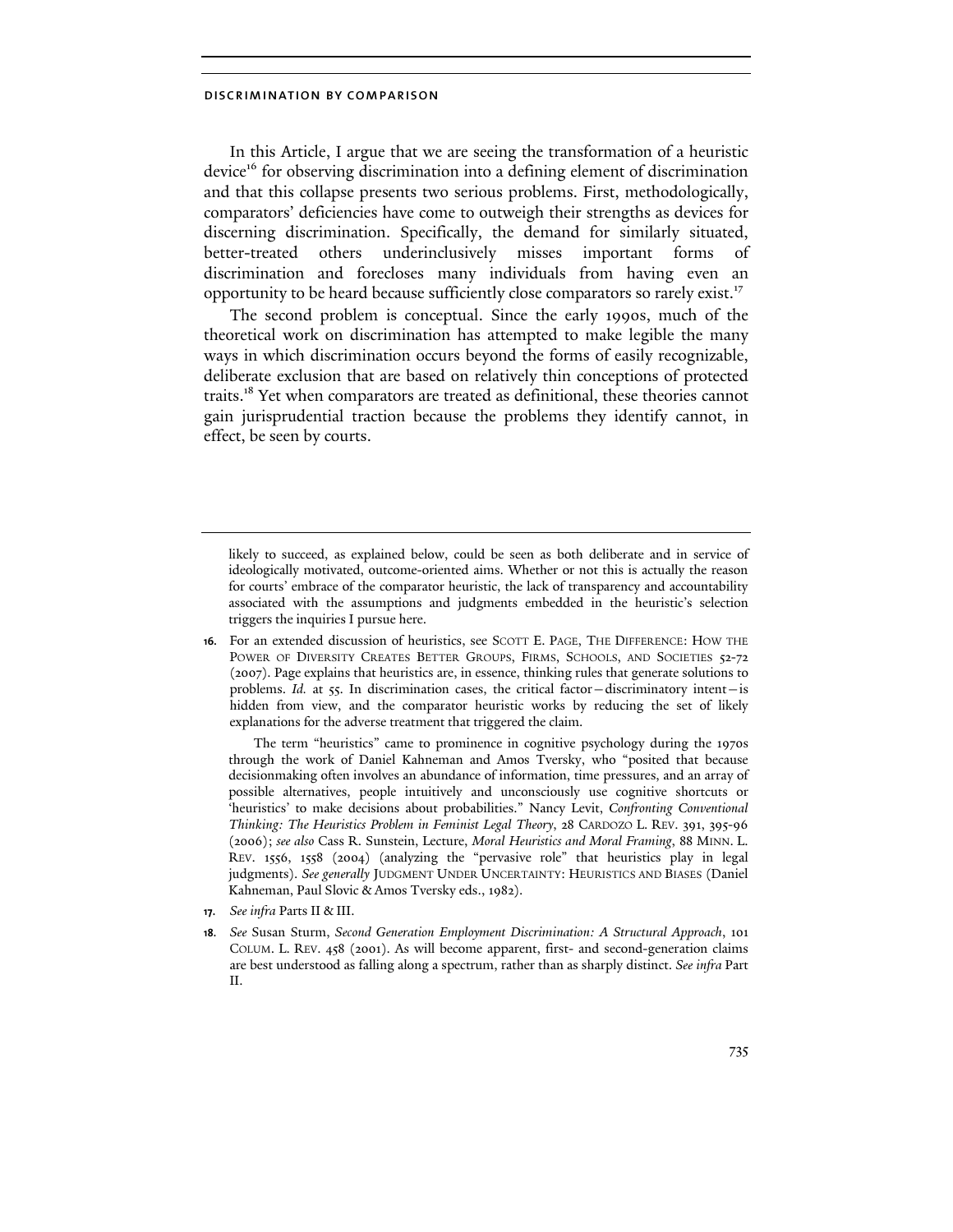In this Article, I argue that we are seeing the transformation of a heuristic device[16] for observing discrimination into a defining element of discrimination and that this collapse presents two serious problems. First, methodologically, comparators' deficiencies have come to outweigh their strengths as devices for discerning discrimination. Specifically, the demand for similarly situated, better-treated others underinclusively misses important forms of discrimination and forecloses many individuals from having even an opportunity to be heard because sufficiently close comparators so rarely exist.[17]

The second problem is conceptual. Since the early 1990s, much of the theoretical work on discrimination has attempted to make legible the many ways in which discrimination occurs beyond the forms of easily recognizable, deliberate exclusion that are based on relatively thin conceptions of protected traits.[18] Yet when comparators are treated as definitional, these theories cannot gain jurisprudential traction because the problems they identify cannot, in effect, be seen by courts.

---

likely to succeed, as explained below, could be seen as both deliberate and in service of ideologically motivated, outcome-oriented aims. Whether or not this is actually the reason for courts' embrace of the comparator heuristic, the lack of transparency and accountability associated with the assumptions and judgments embedded in the heuristic's selection triggers the inquiries I pursue here.

16. For an extended discussion of heuristics, see SCOTT E. PAGE, THE DIFFERENCE: HOW THE POWER OF DIVERSITY CREATES BETTER GROUPS, FIRMS, SCHOOLS, AND SOCIETIES 52-72 (2007). Page explains that heuristics are, in essence, thinking rules that generate solutions to problems. *Id.* at 55. In discrimination cases, the critical factor—discriminatory intent—is hidden from view, and the comparator heuristic works by reducing the set of likely explanations for the adverse treatment that triggered the claim.

    The term "heuristics" came to prominence in cognitive psychology during the 1970s through the work of Daniel Kahneman and Amos Tversky, who "posited that because decisionmaking often involves an abundance of information, time pressures, and an array of possible alternatives, people intuitively and unconsciously use cognitive shortcuts or 'heuristics' to make decisions about probabilities." Nancy Levit, *Confronting Conventional Thinking: The Heuristics Problem in Feminist Legal Theory*, 28 CARDOZO L. REV. 391, 395-96 (2006); *see also* Cass R. Sunstein, Lecture, *Moral Heuristics and Moral Framing*, 88 MINN. L. REV. 1556, 1558 (2004) (analyzing the "pervasive role" that heuristics play in legal judgments). *See generally* JUDGMENT UNDER UNCERTAINTY: HEURISTICS AND BIASES (Daniel Kahneman, Paul Slovic & Amos Tversky eds., 1982).

17. *See infra* Parts II & III.

18. *See* Susan Sturm, *Second Generation Employment Discrimination: A Structural Approach*, 101 COLUM. L. REV. 458 (2001). As will become apparent, first- and second-generation claims are best understood as falling along a spectrum, rather than as sharply distinct. *See infra* Part II.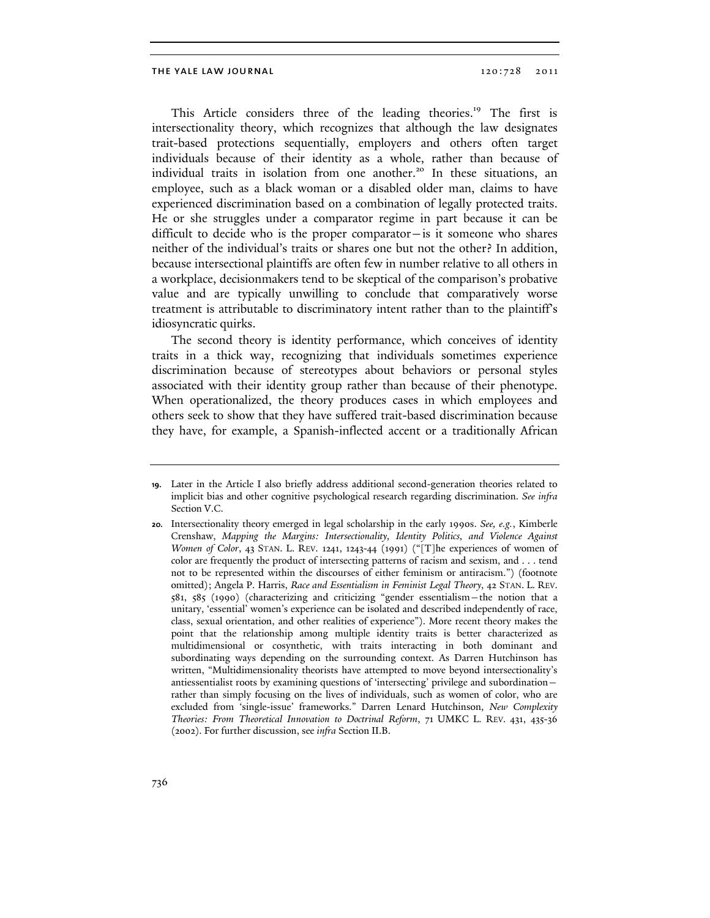This Article considers three of the leading theories.[19] The first is intersectionality theory, which recognizes that although the law designates trait-based protections sequentially, employers and others often target individuals because of their identity as a whole, rather than because of individual traits in isolation from one another.[20] In these situations, an employee, such as a black woman or a disabled older man, claims to have experienced discrimination based on a combination of legally protected traits. He or she struggles under a comparator regime in part because it can be difficult to decide who is the proper comparator—is it someone who shares neither of the individual's traits or shares one but not the other? In addition, because intersectional plaintiffs are often few in number relative to all others in a workplace, decisionmakers tend to be skeptical of the comparison's probative value and are typically unwilling to conclude that comparatively worse treatment is attributable to discriminatory intent rather than to the plaintiff's idiosyncratic quirks.

The second theory is identity performance, which conceives of identity traits in a thick way, recognizing that individuals sometimes experience discrimination because of stereotypes about behaviors or personal styles associated with their identity group rather than because of their phenotype. When operationalized, the theory produces cases in which employees and others seek to show that they have suffered trait-based discrimination because they have, for example, a Spanish-inflected accent or a traditionally African

---

19. Later in the Article I also briefly address additional second-generation theories related to implicit bias and other cognitive psychological research regarding discrimination. *See infra* Section V.C.

20. Intersectionality theory emerged in legal scholarship in the early 1990s. *See, e.g.*, Kimberle Crenshaw, *Mapping the Margins: Intersectionality, Identity Politics, and Violence Against Women of Color*, 43 STAN. L. REV. 1241, 1243-44 (1991) ("[T]he experiences of women of color are frequently the product of intersecting patterns of racism and sexism, and . . . tend not to be represented within the discourses of either feminism or antiracism.") (footnote omitted); Angela P. Harris, *Race and Essentialism in Feminist Legal Theory*, 42 STAN. L. REV. 581, 585 (1990) (characterizing and criticizing "gender essentialism—the notion that a unitary, 'essential' women's experience can be isolated and described independently of race, class, sexual orientation, and other realities of experience"). More recent theory makes the point that the relationship among multiple identity traits is better characterized as multidimensional or cosynthetic, with traits interacting in both dominant and subordinating ways depending on the surrounding context. As Darren Hutchinson has written, "Multidimensionality theorists have attempted to move beyond intersectionality's antiessentialist roots by examining questions of 'intersecting' privilege and subordination—rather than simply focusing on the lives of individuals, such as women of color, who are excluded from 'single-issue' frameworks." Darren Lenard Hutchinson, *New Complexity Theories: From Theoretical Innovation to Doctrinal Reform*, 71 UMKC L. REV. 431, 435-36 (2002). For further discussion, see *infra* Section II.B.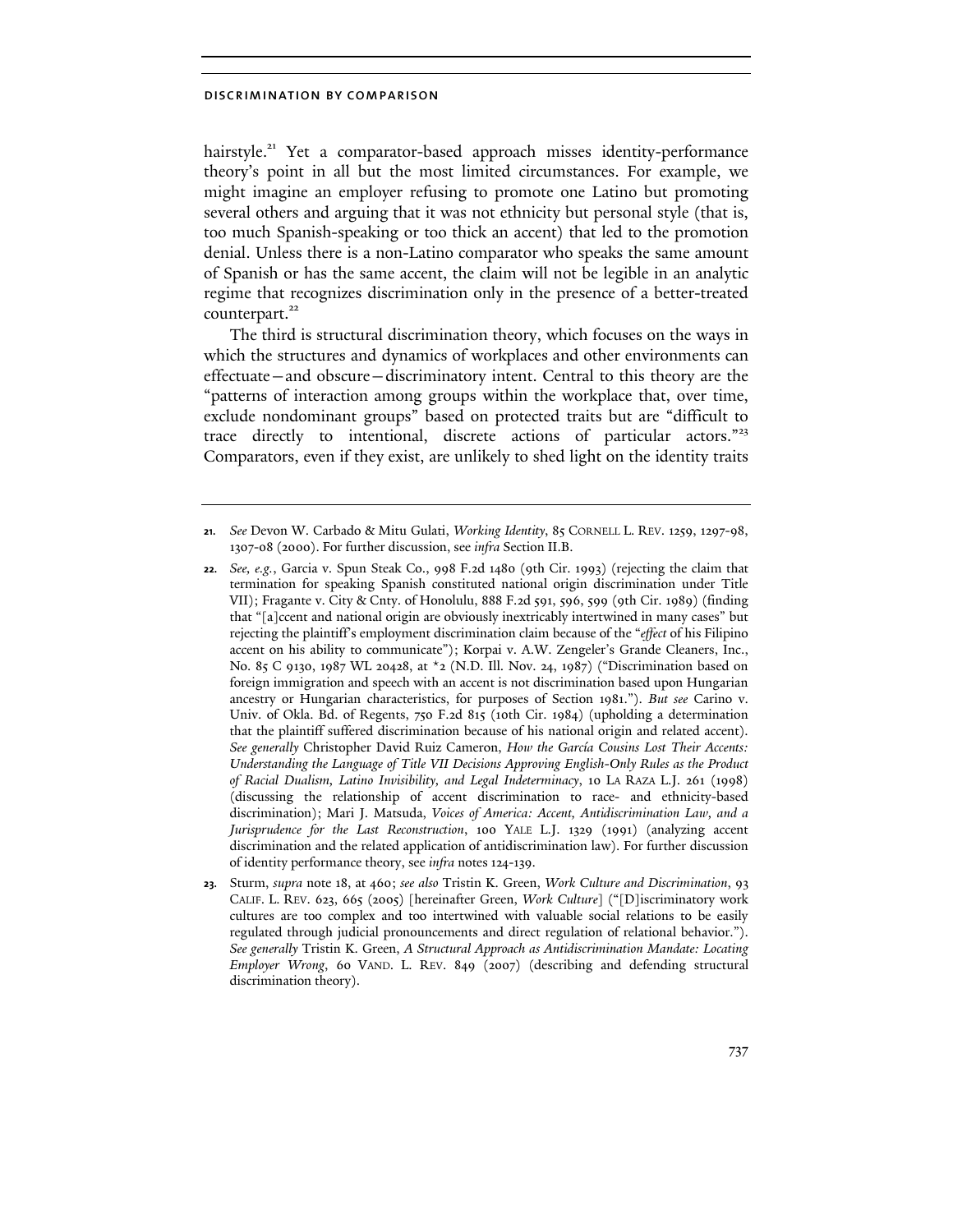hairstyle.[21] Yet a comparator-based approach misses identity-performance theory's point in all but the most limited circumstances. For example, we might imagine an employer refusing to promote one Latino but promoting several others and arguing that it was not ethnicity but personal style (that is, too much Spanish-speaking or too thick an accent) that led to the promotion denial. Unless there is a non-Latino comparator who speaks the same amount of Spanish or has the same accent, the claim will not be legible in an analytic regime that recognizes discrimination only in the presence of a better-treated counterpart.[22]

The third is structural discrimination theory, which focuses on the ways in which the structures and dynamics of workplaces and other environments can effectuate—and obscure—discriminatory intent. Central to this theory are the "patterns of interaction among groups within the workplace that, over time, exclude nondominant groups" based on protected traits but are "difficult to trace directly to intentional, discrete actions of particular actors."[23] Comparators, even if they exist, are unlikely to shed light on the identity traits

---

21. *See* Devon W. Carbado & Mitu Gulati, *Working Identity*, 85 CORNELL L. REV. 1259, 1297-98, 1307-08 (2000). For further discussion, see *infra* Section II.B.

22. *See, e.g.*, Garcia v. Spun Steak Co., 998 F.2d 1480 (9th Cir. 1993) (rejecting the claim that termination for speaking Spanish constituted national origin discrimination under Title VII); Fragante v. City & Cnty. of Honolulu, 888 F.2d 591, 596, 599 (9th Cir. 1989) (finding that "[a]ccent and national origin are obviously inextricably intertwined in many cases" but rejecting the plaintiff's employment discrimination claim because of the "*effect* of his Filipino accent on his ability to communicate"); Korpai v. A.W. Zengeler's Grande Cleaners, Inc., No. 85 C 9130, 1987 WL 20428, at *2 (N.D. Ill. Nov. 24, 1987) ("Discrimination based on foreign immigration and speech with an accent is not discrimination based upon Hungarian ancestry or Hungarian characteristics, for purposes of Section 1981."). *But see* Carino v. Univ. of Okla. Bd. of Regents, 750 F.2d 815 (10th Cir. 1984) (upholding a determination that the plaintiff suffered discrimination because of his national origin and related accent). *See generally* Christopher David Ruiz Cameron, *How the García Cousins Lost Their Accents: Understanding the Language of Title VII Decisions Approving English-Only Rules as the Product of Racial Dualism, Latino Invisibility, and Legal Indeterminacy*, 10 LA RAZA L.J. 261 (1998) (discussing the relationship of accent discrimination to race- and ethnicity-based discrimination); Mari J. Matsuda, *Voices of America: Accent, Antidiscrimination Law, and a Jurisprudence for the Last Reconstruction*, 100 YALE L.J. 1329 (1991) (analyzing accent discrimination and the related application of antidiscrimination law). For further discussion of identity performance theory, see *infra* notes 124-139.

23. Sturm, *supra* note 18, at 460; *see also* Tristin K. Green, *Work Culture and Discrimination*, 93 CALIF. L. REV. 623, 665 (2005) [hereinafter Green, *Work Culture*] ("[D]iscriminatory work cultures are too complex and too intertwined with valuable social relations to be easily regulated through judicial pronouncements and direct regulation of relational behavior."). *See generally* Tristin K. Green, *A Structural Approach as Antidiscrimination Mandate: Locating Employer Wrong*, 60 VAND. L. REV. 849 (2007) (describing and defending structural discrimination theory).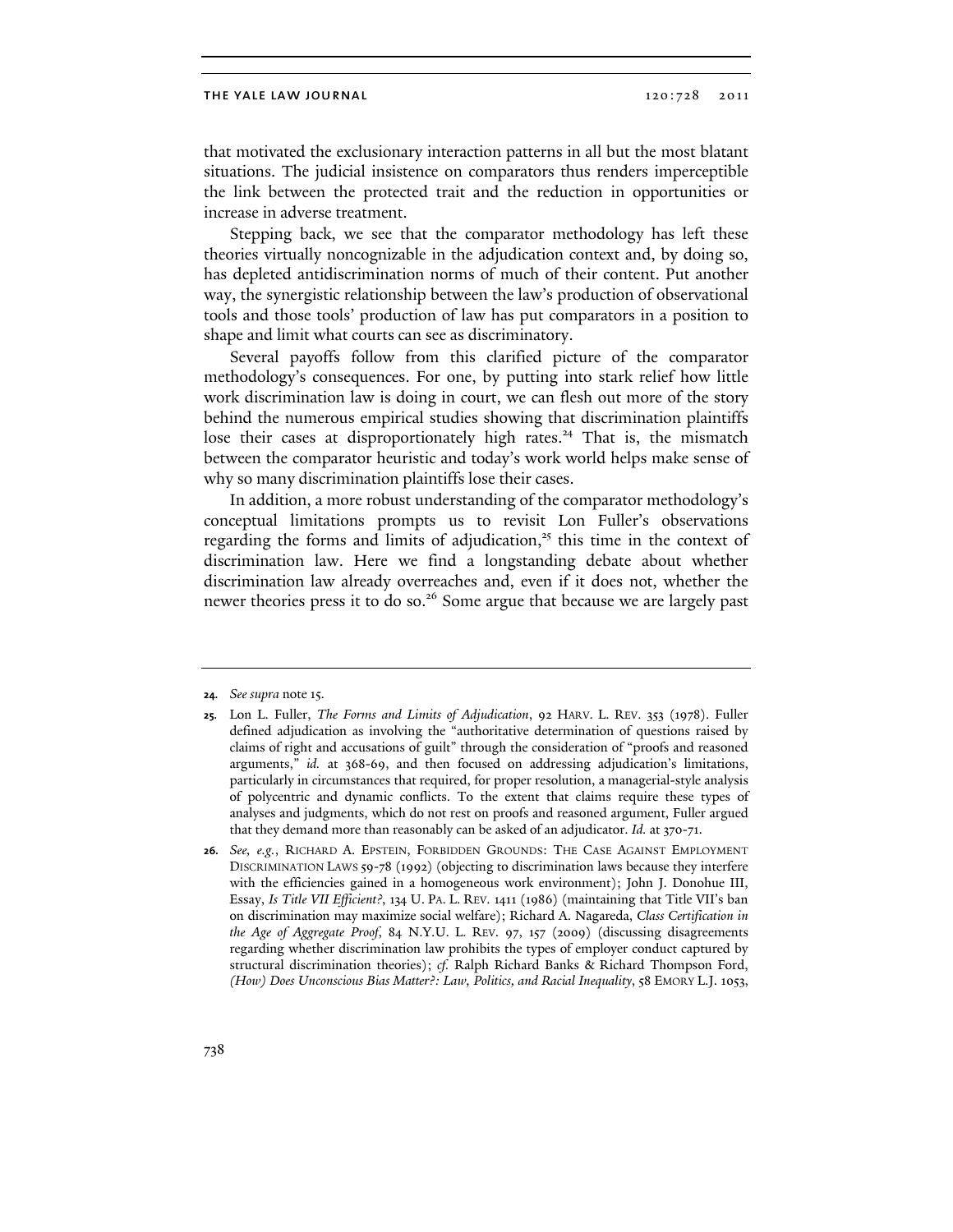that motivated the exclusionary interaction patterns in all but the most blatant situations. The judicial insistence on comparators thus renders imperceptible the link between the protected trait and the reduction in opportunities or increase in adverse treatment.

Stepping back, we see that the comparator methodology has left these theories virtually noncognizable in the adjudication context and, by doing so, has depleted antidiscrimination norms of much of their content. Put another way, the synergistic relationship between the law's production of observational tools and those tools' production of law has put comparators in a position to shape and limit what courts can see as discriminatory.

Several payoffs follow from this clarified picture of the comparator methodology's consequences. For one, by putting into stark relief how little work discrimination law is doing in court, we can flesh out more of the story behind the numerous empirical studies showing that discrimination plaintiffs lose their cases at disproportionately high rates.[24] That is, the mismatch between the comparator heuristic and today's work world helps make sense of why so many discrimination plaintiffs lose their cases.

In addition, a more robust understanding of the comparator methodology's conceptual limitations prompts us to revisit Lon Fuller's observations regarding the forms and limits of adjudication,[25] this time in the context of discrimination law. Here we find a longstanding debate about whether discrimination law already overreaches and, even if it does not, whether the newer theories press it to do so.[26] Some argue that because we are largely past

---

**24.** *See supra* note 15.

**25.** Lon L. Fuller, *The Forms and Limits of Adjudication*, 92 HARV. L. REV. 353 (1978). Fuller defined adjudication as involving the "authoritative determination of questions raised by claims of right and accusations of guilt" through the consideration of "proofs and reasoned arguments," *id.* at 368-69, and then focused on addressing adjudication's limitations, particularly in circumstances that required, for proper resolution, a managerial-style analysis of polycentric and dynamic conflicts. To the extent that claims require these types of analyses and judgments, which do not rest on proofs and reasoned argument, Fuller argued that they demand more than reasonably can be asked of an adjudicator. *Id.* at 370-71.

**26.** *See, e.g.*, RICHARD A. EPSTEIN, FORBIDDEN GROUNDS: THE CASE AGAINST EMPLOYMENT DISCRIMINATION LAWS 59-78 (1992) (objecting to discrimination laws because they interfere with the efficiencies gained in a homogeneous work environment); John J. Donohue III, Essay, *Is Title VII Efficient?*, 134 U. PA. L. REV. 1411 (1986) (maintaining that Title VII's ban on discrimination may maximize social welfare); Richard A. Nagareda, *Class Certification in the Age of Aggregate Proof*, 84 N.Y.U. L. REV. 97, 157 (2009) (discussing disagreements regarding whether discrimination law prohibits the types of employer conduct captured by structural discrimination theories); *cf.* Ralph Richard Banks & Richard Thompson Ford, *(How) Does Unconscious Bias Matter?: Law, Politics, and Racial Inequality*, 58 EMORY L.J. 1053,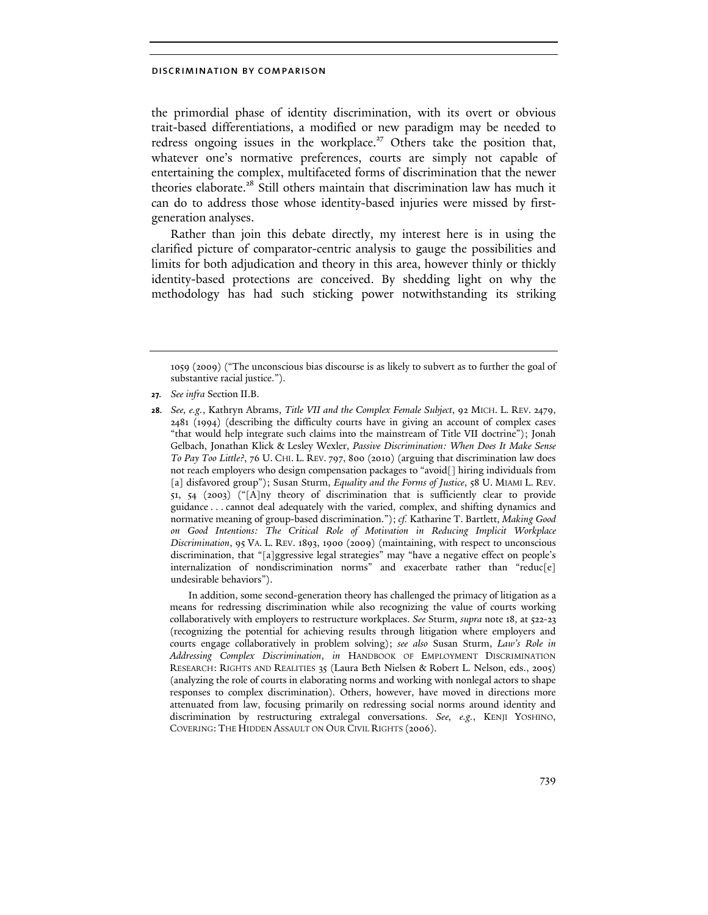the primordial phase of identity discrimination, with its overt or obvious trait-based differentiations, a modified or new paradigm may be needed to redress ongoing issues in the workplace.[27] Others take the position that, whatever one's normative preferences, courts are simply not capable of entertaining the complex, multifaceted forms of discrimination that the newer theories elaborate.[28] Still others maintain that discrimination law has much it can do to address those whose identity-based injuries were missed by first-generation analyses.

Rather than join this debate directly, my interest here is in using the clarified picture of comparator-centric analysis to gauge the possibilities and limits for both adjudication and theory in this area, however thinly or thickly identity-based protections are conceived. By shedding light on why the methodology has had such sticking power notwithstanding its striking

---

1059 (2009) ("The unconscious bias discourse is as likely to subvert as to further the goal of substantive racial justice.").

**27.** *See infra* Section II.B.

**28.** *See, e.g.*, Kathryn Abrams, *Title VII and the Complex Female Subject*, 92 MICH. L. REV. 2479, 2481 (1994) (describing the difficulty courts have in giving an account of complex cases "that would help integrate such claims into the mainstream of Title VII doctrine"); Jonah Gelbach, Jonathan Klick & Lesley Wexler, *Passive Discrimination: When Does It Make Sense To Pay Too Little?*, 76 U. CHI. L. REV. 797, 800 (2010) (arguing that discrimination law does not reach employers who design compensation packages to "avoid[] hiring individuals from [a] disfavored group"); Susan Sturm, *Equality and the Forms of Justice*, 58 U. MIAMI L. REV. 51, 54 (2003) ("[A]ny theory of discrimination that is sufficiently clear to provide guidance . . . cannot deal adequately with the varied, complex, and shifting dynamics and normative meaning of group-based discrimination."); *cf.* Katharine T. Bartlett, *Making Good on Good Intentions: The Critical Role of Motivation in Reducing Implicit Workplace Discrimination*, 95 VA. L. REV. 1893, 1900 (2009) (maintaining, with respect to unconscious discrimination, that "[a]ggressive legal strategies" may "have a negative effect on people's internalization of nondiscrimination norms" and exacerbate rather than "reduc[e] undesirable behaviors").

In addition, some second-generation theory has challenged the primacy of litigation as a means for redressing discrimination while also recognizing the value of courts working collaboratively with employers to restructure workplaces. *See* Sturm, *supra* note 18, at 522-23 (recognizing the potential for achieving results through litigation where employers and courts engage collaboratively in problem solving); *see also* Susan Sturm, *Law's Role in Addressing Complex Discrimination*, *in* HANDBOOK OF EMPLOYMENT DISCRIMINATION RESEARCH: RIGHTS AND REALITIES 35 (Laura Beth Nielsen & Robert L. Nelson, eds., 2005) (analyzing the role of courts in elaborating norms and working with nonlegal actors to shape responses to complex discrimination). Others, however, have moved in directions more attenuated from law, focusing primarily on redressing social norms around identity and discrimination by restructuring extralegal conversations. *See, e.g.*, KENJI YOSHINO, COVERING: THE HIDDEN ASSAULT ON OUR CIVIL RIGHTS (2006).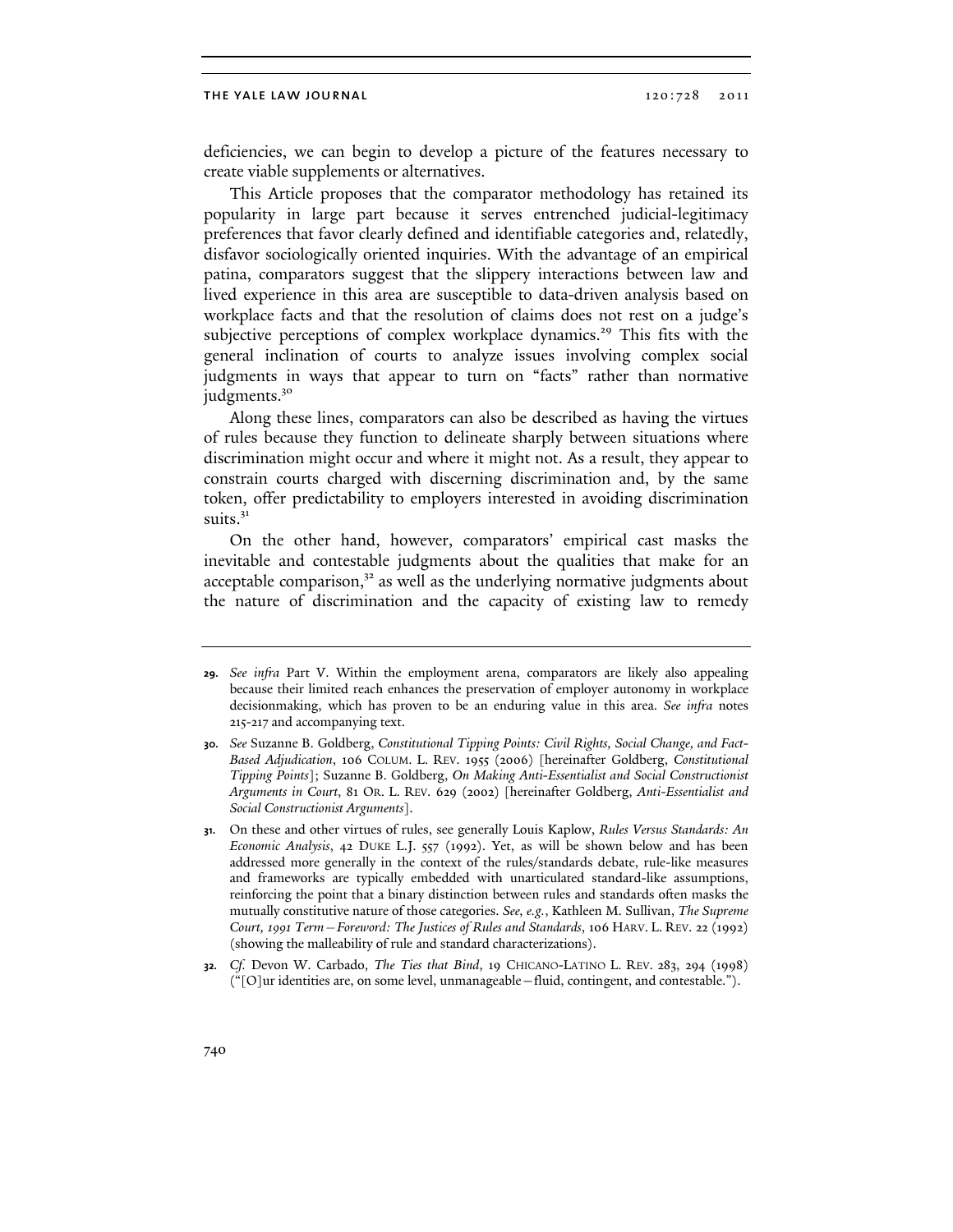deficiencies, we can begin to develop a picture of the features necessary to create viable supplements or alternatives.

This Article proposes that the comparator methodology has retained its popularity in large part because it serves entrenched judicial-legitimacy preferences that favor clearly defined and identifiable categories and, relatedly, disfavor sociologically oriented inquiries. With the advantage of an empirical patina, comparators suggest that the slippery interactions between law and lived experience in this area are susceptible to data-driven analysis based on workplace facts and that the resolution of claims does not rest on a judge's subjective perceptions of complex workplace dynamics.[29] This fits with the general inclination of courts to analyze issues involving complex social judgments in ways that appear to turn on "facts" rather than normative judgments.[30]

Along these lines, comparators can also be described as having the virtues of rules because they function to delineate sharply between situations where discrimination might occur and where it might not. As a result, they appear to constrain courts charged with discerning discrimination and, by the same token, offer predictability to employers interested in avoiding discrimination suits.[31]

On the other hand, however, comparators' empirical cast masks the inevitable and contestable judgments about the qualities that make for an acceptable comparison,[32] as well as the underlying normative judgments about the nature of discrimination and the capacity of existing law to remedy

---

29. *See infra* Part V. Within the employment arena, comparators are likely also appealing because their limited reach enhances the preservation of employer autonomy in workplace decisionmaking, which has proven to be an enduring value in this area. *See infra* notes 215-217 and accompanying text.

30. *See* Suzanne B. Goldberg, *Constitutional Tipping Points: Civil Rights, Social Change, and Fact-Based Adjudication*, 106 COLUM. L. REV. 1955 (2006) [hereinafter Goldberg, *Constitutional Tipping Points*]; Suzanne B. Goldberg, *On Making Anti-Essentialist and Social Constructionist Arguments in Court*, 81 OR. L. REV. 629 (2002) [hereinafter Goldberg, *Anti-Essentialist and Social Constructionist Arguments*].

31. On these and other virtues of rules, see generally Louis Kaplow, *Rules Versus Standards: An Economic Analysis*, 42 DUKE L.J. 557 (1992). Yet, as will be shown below and has been addressed more generally in the context of the rules/standards debate, rule-like measures and frameworks are typically embedded with unarticulated standard-like assumptions, reinforcing the point that a binary distinction between rules and standards often masks the mutually constitutive nature of those categories. *See, e.g.*, Kathleen M. Sullivan, *The Supreme Court, 1991 Term—Foreword: The Justices of Rules and Standards*, 106 HARV. L. REV. 22 (1992) (showing the malleability of rule and standard characterizations).

32. *Cf.* Devon W. Carbado, *The Ties that Bind*, 19 CHICANO-LATINO L. REV. 283, 294 (1998) ("[O]ur identities are, on some level, unmanageable—fluid, contingent, and contestable.").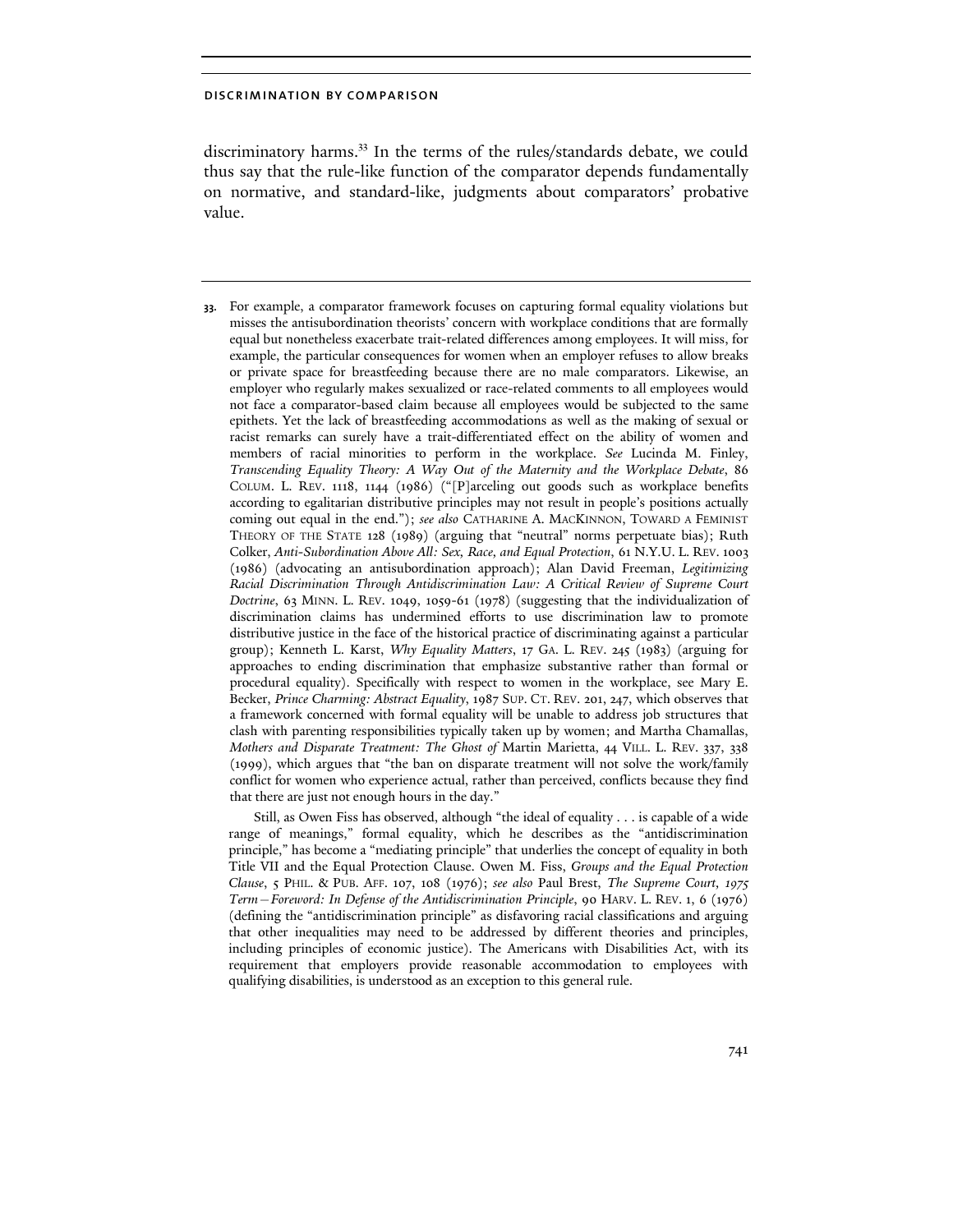discriminatory harms.[33] In the terms of the rules/standards debate, we could thus say that the rule-like function of the comparator depends fundamentally on normative, and standard-like, judgments about comparators' probative value.

---

**33.** For example, a comparator framework focuses on capturing formal equality violations but misses the antisubordination theorists' concern with workplace conditions that are formally equal but nonetheless exacerbate trait-related differences among employees. It will miss, for example, the particular consequences for women when an employer refuses to allow breaks or private space for breastfeeding because there are no male comparators. Likewise, an employer who regularly makes sexualized or race-related comments to all employees would not face a comparator-based claim because all employees would be subjected to the same epithets. Yet the lack of breastfeeding accommodations as well as the making of sexual or racist remarks can surely have a trait-differentiated effect on the ability of women and members of racial minorities to perform in the workplace. *See* Lucinda M. Finley, *Transcending Equality Theory: A Way Out of the Maternity and the Workplace Debate*, 86 COLUM. L. REV. 1118, 1144 (1986) ("[P]arceling out goods such as workplace benefits according to egalitarian distributive principles may not result in people's positions actually coming out equal in the end."); *see also* CATHARINE A. MACKINNON, TOWARD A FEMINIST THEORY OF THE STATE 128 (1989) (arguing that "neutral" norms perpetuate bias); Ruth Colker, *Anti-Subordination Above All: Sex, Race, and Equal Protection*, 61 N.Y.U. L. REV. 1003 (1986) (advocating an antisubordination approach); Alan David Freeman, *Legitimizing Racial Discrimination Through Antidiscrimination Law: A Critical Review of Supreme Court Doctrine*, 63 MINN. L. REV. 1049, 1059-61 (1978) (suggesting that the individualization of discrimination claims has undermined efforts to use discrimination law to promote distributive justice in the face of the historical practice of discriminating against a particular group); Kenneth L. Karst, *Why Equality Matters*, 17 GA. L. REV. 245 (1983) (arguing for approaches to ending discrimination that emphasize substantive rather than formal or procedural equality). Specifically with respect to women in the workplace, see Mary E. Becker, *Prince Charming: Abstract Equality*, 1987 SUP. CT. REV. 201, 247, which observes that a framework concerned with formal equality will be unable to address job structures that clash with parenting responsibilities typically taken up by women; and Martha Chamallas, *Mothers and Disparate Treatment: The Ghost of* Martin Marietta, 44 VILL. L. REV. 337, 338 (1999), which argues that "the ban on disparate treatment will not solve the work/family conflict for women who experience actual, rather than perceived, conflicts because they find that there are just not enough hours in the day."

Still, as Owen Fiss has observed, although "the ideal of equality . . . is capable of a wide range of meanings," formal equality, which he describes as the "antidiscrimination principle," has become a "mediating principle" that underlies the concept of equality in both Title VII and the Equal Protection Clause. Owen M. Fiss, *Groups and the Equal Protection Clause*, 5 PHIL. & PUB. AFF. 107, 108 (1976); *see also* Paul Brest, *The Supreme Court, 1975 Term—Foreword: In Defense of the Antidiscrimination Principle*, 90 HARV. L. REV. 1, 6 (1976) (defining the "antidiscrimination principle" as disfavoring racial classifications and arguing that other inequalities may need to be addressed by different theories and principles, including principles of economic justice). The Americans with Disabilities Act, with its requirement that employers provide reasonable accommodation to employees with qualifying disabilities, is understood as an exception to this general rule.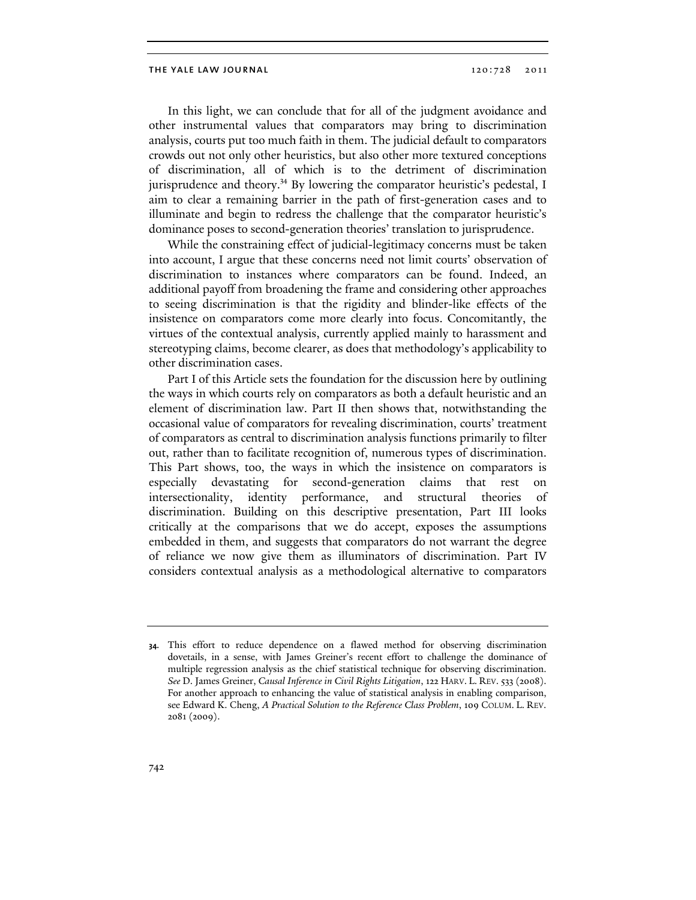In this light, we can conclude that for all of the judgment avoidance and other instrumental values that comparators may bring to discrimination analysis, courts put too much faith in them. The judicial default to comparators crowds out not only other heuristics, but also other more textured conceptions of discrimination, all of which is to the detriment of discrimination jurisprudence and theory.[34] By lowering the comparator heuristic's pedestal, I aim to clear a remaining barrier in the path of first-generation cases and to illuminate and begin to redress the challenge that the comparator heuristic's dominance poses to second-generation theories' translation to jurisprudence.

While the constraining effect of judicial-legitimacy concerns must be taken into account, I argue that these concerns need not limit courts' observation of discrimination to instances where comparators can be found. Indeed, an additional payoff from broadening the frame and considering other approaches to seeing discrimination is that the rigidity and blinder-like effects of the insistence on comparators come more clearly into focus. Concomitantly, the virtues of the contextual analysis, currently applied mainly to harassment and stereotyping claims, become clearer, as does that methodology's applicability to other discrimination cases.

Part I of this Article sets the foundation for the discussion here by outlining the ways in which courts rely on comparators as both a default heuristic and an element of discrimination law. Part II then shows that, notwithstanding the occasional value of comparators for revealing discrimination, courts' treatment of comparators as central to discrimination analysis functions primarily to filter out, rather than to facilitate recognition of, numerous types of discrimination. This Part shows, too, the ways in which the insistence on comparators is especially devastating for second-generation claims that rest on intersectionality, identity performance, and structural theories of discrimination. Building on this descriptive presentation, Part III looks critically at the comparisons that we do accept, exposes the assumptions embedded in them, and suggests that comparators do not warrant the degree of reliance we now give them as illuminators of discrimination. Part IV considers contextual analysis as a methodological alternative to comparators

---

34. This effort to reduce dependence on a flawed method for observing discrimination dovetails, in a sense, with James Greiner's recent effort to challenge the dominance of multiple regression analysis as the chief statistical technique for observing discrimination. *See* D. James Greiner, *Causal Inference in Civil Rights Litigation*, 122 HARV. L. REV. 533 (2008). For another approach to enhancing the value of statistical analysis in enabling comparison, see Edward K. Cheng, *A Practical Solution to the Reference Class Problem*, 109 COLUM. L. REV. 2081 (2009).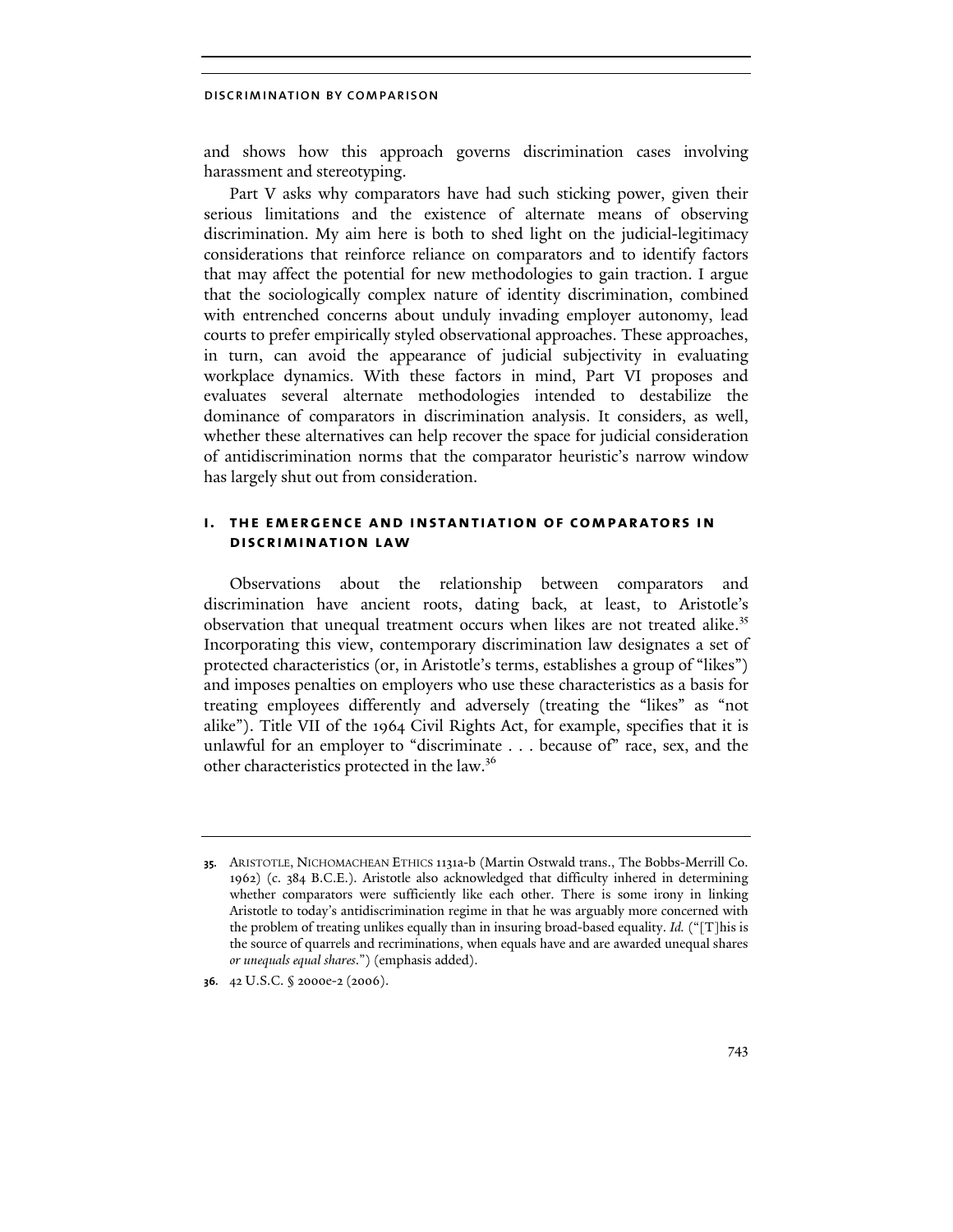and shows how this approach governs discrimination cases involving harassment and stereotyping.

Part V asks why comparators have had such sticking power, given their serious limitations and the existence of alternate means of observing discrimination. My aim here is both to shed light on the judicial-legitimacy considerations that reinforce reliance on comparators and to identify factors that may affect the potential for new methodologies to gain traction. I argue that the sociologically complex nature of identity discrimination, combined with entrenched concerns about unduly invading employer autonomy, lead courts to prefer empirically styled observational approaches. These approaches, in turn, can avoid the appearance of judicial subjectivity in evaluating workplace dynamics. With these factors in mind, Part VI proposes and evaluates several alternate methodologies intended to destabilize the dominance of comparators in discrimination analysis. It considers, as well, whether these alternatives can help recover the space for judicial consideration of antidiscrimination norms that the comparator heuristic's narrow window has largely shut out from consideration.

## I. THE EMERGENCE AND INSTANTIATION OF COMPARATORS IN DISCRIMINATION LAW

Observations about the relationship between comparators and discrimination have ancient roots, dating back, at least, to Aristotle's observation that unequal treatment occurs when likes are not treated alike.[35] Incorporating this view, contemporary discrimination law designates a set of protected characteristics (or, in Aristotle's terms, establishes a group of "likes") and imposes penalties on employers who use these characteristics as a basis for treating employees differently and adversely (treating the "likes" as "not alike"). Title VII of the 1964 Civil Rights Act, for example, specifies that it is unlawful for an employer to "discriminate . . . because of" race, sex, and the other characteristics protected in the law.[36]

---

35. ARISTOTLE, NICHOMACHEAN ETHICS 1131a-b (Martin Ostwald trans., The Bobbs-Merrill Co. 1962) (c. 384 B.C.E.). Aristotle also acknowledged that difficulty inhered in determining whether comparators were sufficiently like each other. There is some irony in linking Aristotle to today's antidiscrimination regime in that he was arguably more concerned with the problem of treating unlikes equally than in insuring broad-based equality. *Id.* ("[T]his is the source of quarrels and recriminations, when equals have and are awarded unequal shares *or unequals equal shares*.") (emphasis added).

36. 42 U.S.C. § 2000e-2 (2006).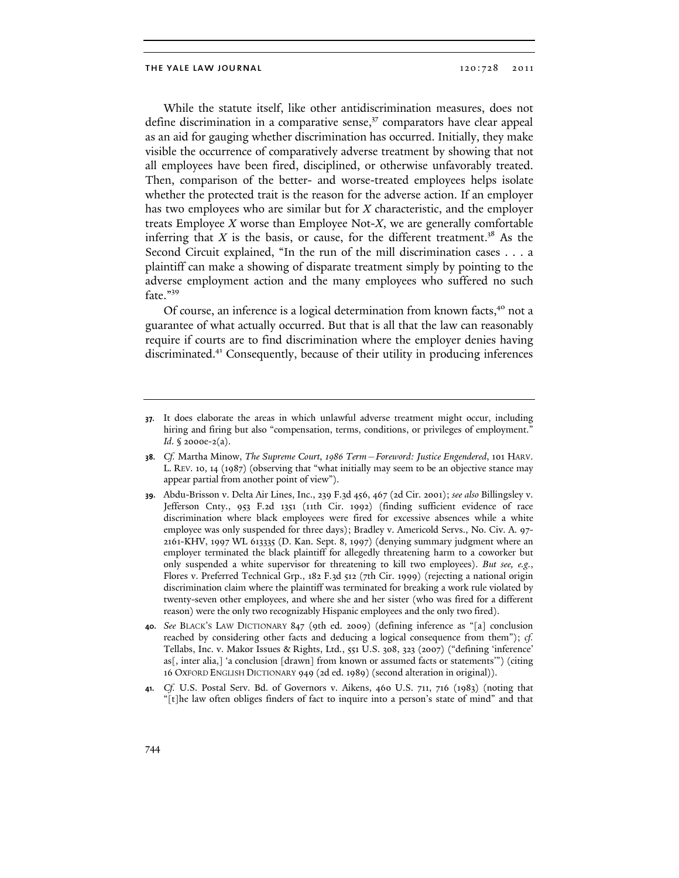While the statute itself, like other antidiscrimination measures, does not define discrimination in a comparative sense,[37] comparators have clear appeal as an aid for gauging whether discrimination has occurred. Initially, they make visible the occurrence of comparatively adverse treatment by showing that not all employees have been fired, disciplined, or otherwise unfavorably treated. Then, comparison of the better- and worse-treated employees helps isolate whether the protected trait is the reason for the adverse action. If an employer has two employees who are similar but for *X* characteristic, and the employer treats Employee *X* worse than Employee Not-*X*, we are generally comfortable inferring that *X* is the basis, or cause, for the different treatment.[38] As the Second Circuit explained, "In the run of the mill discrimination cases . . . a plaintiff can make a showing of disparate treatment simply by pointing to the adverse employment action and the many employees who suffered no such fate."[39]

Of course, an inference is a logical determination from known facts,[40] not a guarantee of what actually occurred. But that is all that the law can reasonably require if courts are to find discrimination where the employer denies having discriminated.[41] Consequently, because of their utility in producing inferences

---

37. It does elaborate the areas in which unlawful adverse treatment might occur, including hiring and firing but also "compensation, terms, conditions, or privileges of employment." *Id.* § 2000e-2(a).

38. *Cf.* Martha Minow, *The Supreme Court, 1986 Term—Foreword: Justice Engendered*, 101 HARV. L. REV. 10, 14 (1987) (observing that "what initially may seem to be an objective stance may appear partial from another point of view").

39. Abdu-Brisson v. Delta Air Lines, Inc., 239 F.3d 456, 467 (2d Cir. 2001); *see also* Billingsley v. Jefferson Cnty., 953 F.2d 1351 (11th Cir. 1992) (finding sufficient evidence of race discrimination where black employees were fired for excessive absences while a white employee was only suspended for three days); Bradley v. Americold Servs., No. Civ. A. 97-2161-KHV, 1997 WL 613335 (D. Kan. Sept. 8, 1997) (denying summary judgment where an employer terminated the black plaintiff for allegedly threatening harm to a coworker but only suspended a white supervisor for threatening to kill two employees). *But see, e.g.*, Flores v. Preferred Technical Grp., 182 F.3d 512 (7th Cir. 1999) (rejecting a national origin discrimination claim where the plaintiff was terminated for breaking a work rule violated by twenty-seven other employees, and where she and her sister (who was fired for a different reason) were the only two recognizably Hispanic employees and the only two fired).

40. *See* BLACK'S LAW DICTIONARY 847 (9th ed. 2009) (defining inference as "[a] conclusion reached by considering other facts and deducing a logical consequence from them"); *cf.* Tellabs, Inc. v. Makor Issues & Rights, Ltd., 551 U.S. 308, 323 (2007) ("defining 'inference' as[, inter alia,] 'a conclusion [drawn] from known or assumed facts or statements'") (citing 16 OXFORD ENGLISH DICTIONARY 949 (2d ed. 1989) (second alteration in original)).

41. *Cf.* U.S. Postal Serv. Bd. of Governors v. Aikens, 460 U.S. 711, 716 (1983) (noting that "[t]he law often obliges finders of fact to inquire into a person's state of mind" and that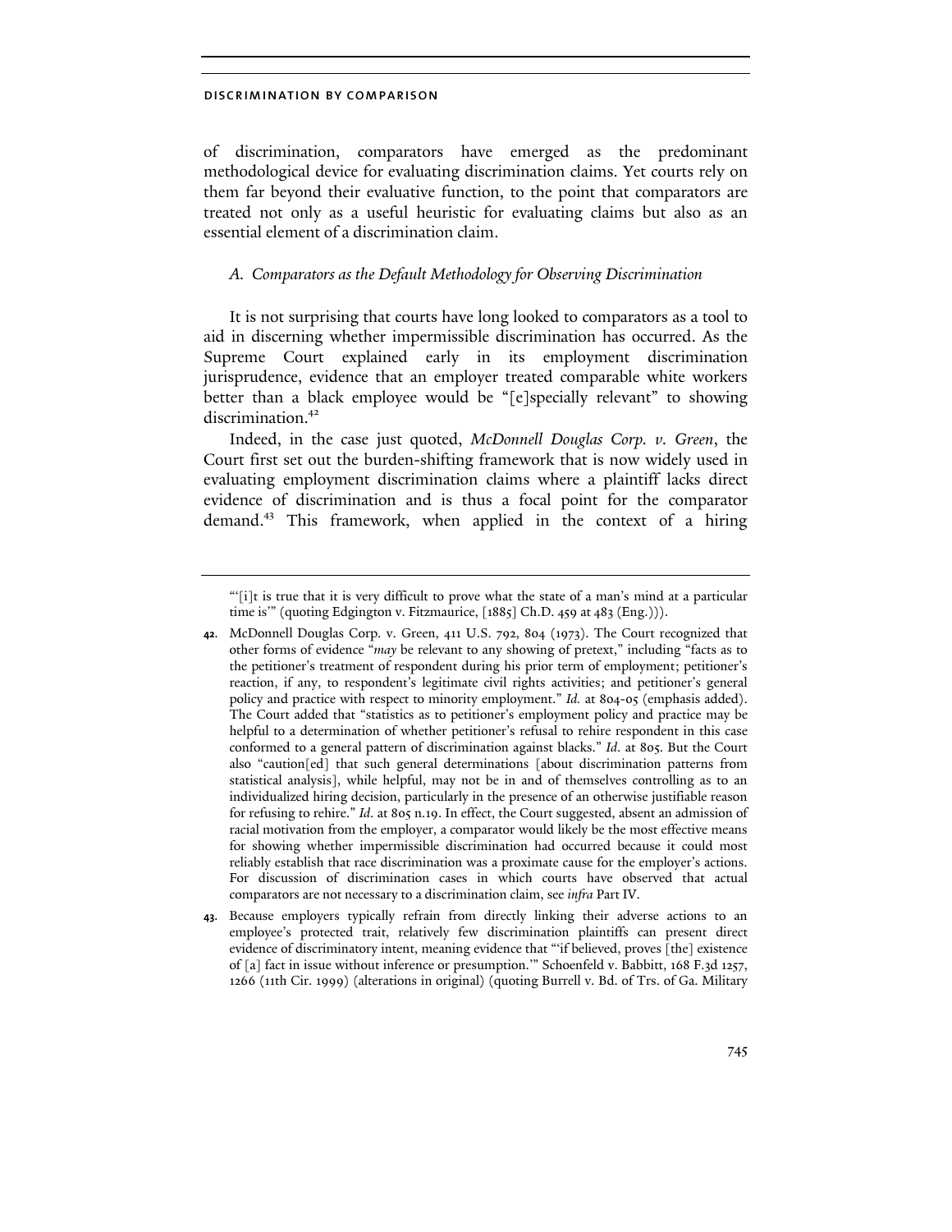of discrimination, comparators have emerged as the predominant methodological device for evaluating discrimination claims. Yet courts rely on them far beyond their evaluative function, to the point that comparators are treated not only as a useful heuristic for evaluating claims but also as an essential element of a discrimination claim.

### *A. Comparators as the Default Methodology for Observing Discrimination*

It is not surprising that courts have long looked to comparators as a tool to aid in discerning whether impermissible discrimination has occurred. As the Supreme Court explained early in its employment discrimination jurisprudence, evidence that an employer treated comparable white workers better than a black employee would be "[e]specially relevant" to showing discrimination.[42]

Indeed, in the case just quoted, *McDonnell Douglas Corp. v. Green*, the Court first set out the burden-shifting framework that is now widely used in evaluating employment discrimination claims where a plaintiff lacks direct evidence of discrimination and is thus a focal point for the comparator demand.[43] This framework, when applied in the context of a hiring

---

"'[i]t is true that it is very difficult to prove what the state of a man's mind at a particular time is'" (quoting Edgington v. Fitzmaurice, [1885] Ch.D. 459 at 483 (Eng.))).

**42.** McDonnell Douglas Corp. v. Green, 411 U.S. 792, 804 (1973). The Court recognized that other forms of evidence "*may* be relevant to any showing of pretext," including "facts as to the petitioner's treatment of respondent during his prior term of employment; petitioner's reaction, if any, to respondent's legitimate civil rights activities; and petitioner's general policy and practice with respect to minority employment." *Id.* at 804-05 (emphasis added). The Court added that "statistics as to petitioner's employment policy and practice may be helpful to a determination of whether petitioner's refusal to rehire respondent in this case conformed to a general pattern of discrimination against blacks." *Id.* at 805. But the Court also "caution[ed] that such general determinations [about discrimination patterns from statistical analysis], while helpful, may not be in and of themselves controlling as to an individualized hiring decision, particularly in the presence of an otherwise justifiable reason for refusing to rehire." *Id.* at 805 n.19. In effect, the Court suggested, absent an admission of racial motivation from the employer, a comparator would likely be the most effective means for showing whether impermissible discrimination had occurred because it could most reliably establish that race discrimination was a proximate cause for the employer's actions. For discussion of discrimination cases in which courts have observed that actual comparators are not necessary to a discrimination claim, see *infra* Part IV.

**43.** Because employers typically refrain from directly linking their adverse actions to an employee's protected trait, relatively few discrimination plaintiffs can present direct evidence of discriminatory intent, meaning evidence that "'if believed, proves [the] existence of [a] fact in issue without inference or presumption.'" Schoenfeld v. Babbitt, 168 F.3d 1257, 1266 (11th Cir. 1999) (alterations in original) (quoting Burrell v. Bd. of Trs. of Ga. Military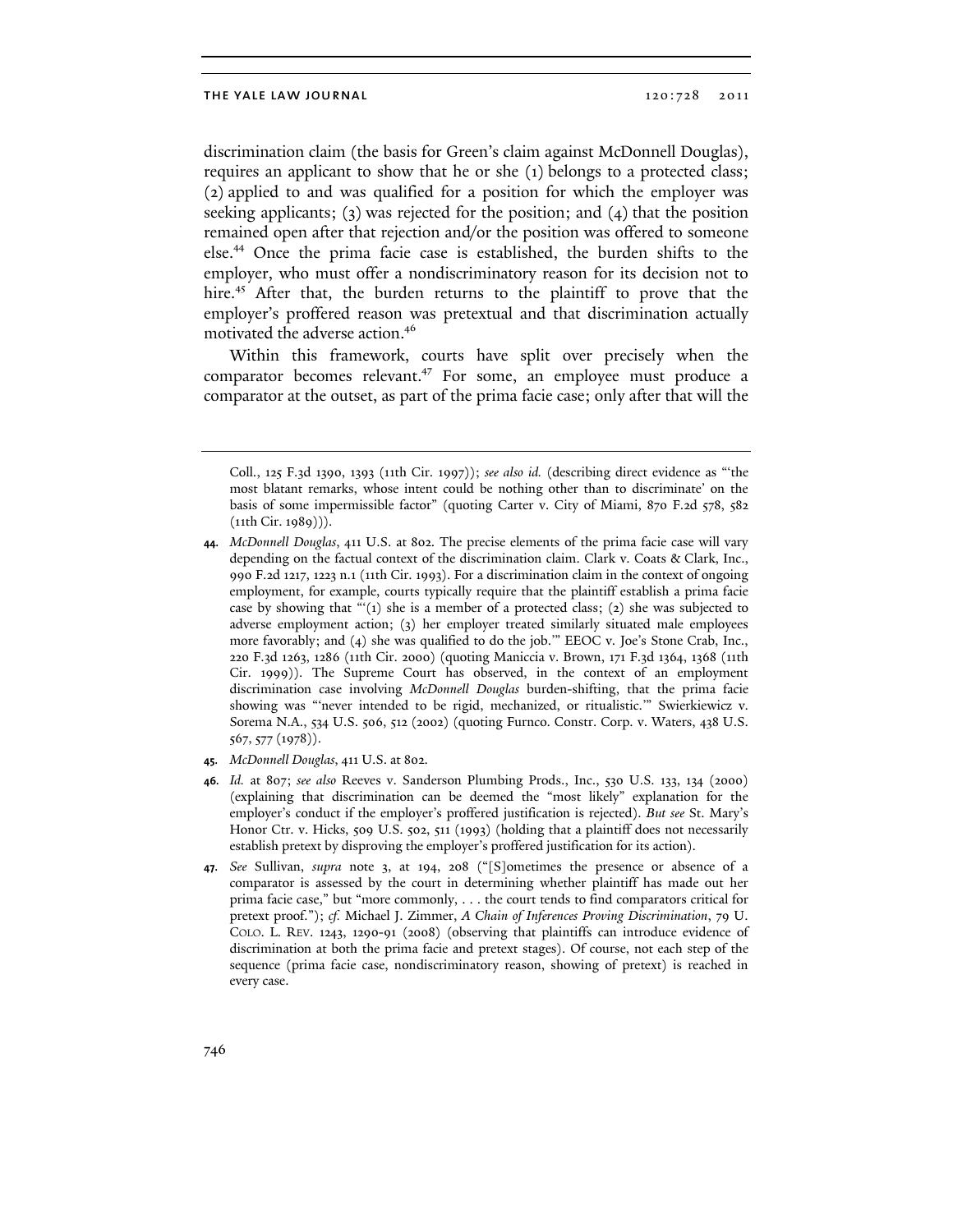discrimination claim (the basis for Green's claim against McDonnell Douglas), requires an applicant to show that he or she (1) belongs to a protected class; (2) applied to and was qualified for a position for which the employer was seeking applicants; (3) was rejected for the position; and (4) that the position remained open after that rejection and/or the position was offered to someone else.[44] Once the prima facie case is established, the burden shifts to the employer, who must offer a nondiscriminatory reason for its decision not to hire.[45] After that, the burden returns to the plaintiff to prove that the employer's proffered reason was pretextual and that discrimination actually motivated the adverse action.[46]

Within this framework, courts have split over precisely when the comparator becomes relevant.[47] For some, an employee must produce a comparator at the outset, as part of the prima facie case; only after that will the

---

Coll., 125 F.3d 1390, 1393 (11th Cir. 1997)); *see also id.* (describing direct evidence as "'the most blatant remarks, whose intent could be nothing other than to discriminate' on the basis of some impermissible factor" (quoting Carter v. City of Miami, 870 F.2d 578, 582 (11th Cir. 1989))).

44. *McDonnell Douglas*, 411 U.S. at 802. The precise elements of the prima facie case will vary depending on the factual context of the discrimination claim. Clark v. Coats & Clark, Inc., 990 F.2d 1217, 1223 n.1 (11th Cir. 1993). For a discrimination claim in the context of ongoing employment, for example, courts typically require that the plaintiff establish a prima facie case by showing that "'(1) she is a member of a protected class; (2) she was subjected to adverse employment action; (3) her employer treated similarly situated male employees more favorably; and (4) she was qualified to do the job.'" EEOC v. Joe's Stone Crab, Inc., 220 F.3d 1263, 1286 (11th Cir. 2000) (quoting Maniccia v. Brown, 171 F.3d 1364, 1368 (11th Cir. 1999)). The Supreme Court has observed, in the context of an employment discrimination case involving *McDonnell Douglas* burden-shifting, that the prima facie showing was "'never intended to be rigid, mechanized, or ritualistic.'" Swierkiewicz v. Sorema N.A., 534 U.S. 506, 512 (2002) (quoting Furnco. Constr. Corp. v. Waters, 438 U.S. 567, 577 (1978)).

45. *McDonnell Douglas*, 411 U.S. at 802.

46. *Id.* at 807; *see also* Reeves v. Sanderson Plumbing Prods., Inc., 530 U.S. 133, 134 (2000) (explaining that discrimination can be deemed the "most likely" explanation for the employer's conduct if the employer's proffered justification is rejected). *But see* St. Mary's Honor Ctr. v. Hicks, 509 U.S. 502, 511 (1993) (holding that a plaintiff does not necessarily establish pretext by disproving the employer's proffered justification for its action).

47. *See* Sullivan, *supra* note 3, at 194, 208 ("[S]ometimes the presence or absence of a comparator is assessed by the court in determining whether plaintiff has made out her prima facie case," but "more commonly, . . . the court tends to find comparators critical for pretext proof."); *cf.* Michael J. Zimmer, *A Chain of Inferences Proving Discrimination*, 79 U. COLO. L. REV. 1243, 1290-91 (2008) (observing that plaintiffs can introduce evidence of discrimination at both the prima facie and pretext stages). Of course, not each step of the sequence (prima facie case, nondiscriminatory reason, showing of pretext) is reached in every case.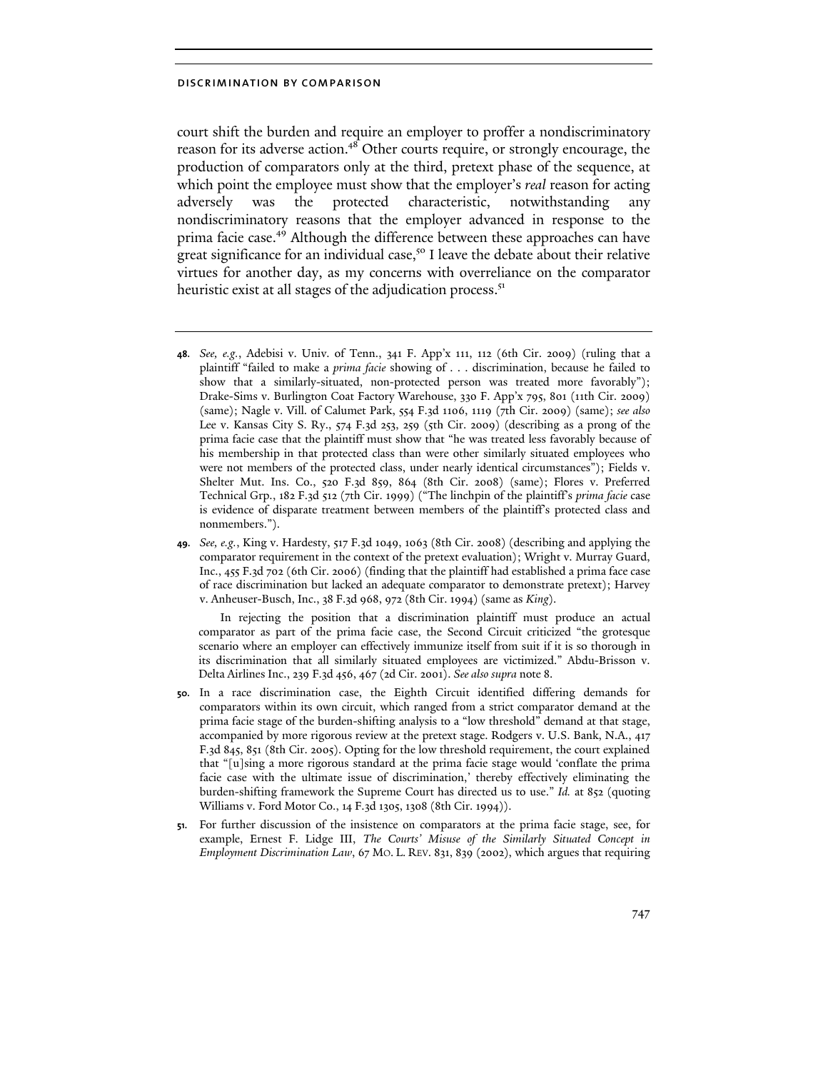court shift the burden and require an employer to proffer a nondiscriminatory reason for its adverse action.[48] Other courts require, or strongly encourage, the production of comparators only at the third, pretext phase of the sequence, at which point the employee must show that the employer's *real* reason for acting adversely was the protected characteristic, notwithstanding any nondiscriminatory reasons that the employer advanced in response to the prima facie case.[49] Although the difference between these approaches can have great significance for an individual case,[50] I leave the debate about their relative virtues for another day, as my concerns with overreliance on the comparator heuristic exist at all stages of the adjudication process.[51]

---

48. *See, e.g.*, Adebisi v. Univ. of Tenn., 341 F. App'x 111, 112 (6th Cir. 2009) (ruling that a plaintiff "failed to make a *prima facie* showing of . . . discrimination, because he failed to show that a similarly-situated, non-protected person was treated more favorably"); Drake-Sims v. Burlington Coat Factory Warehouse, 330 F. App'x 795, 801 (11th Cir. 2009) (same); Nagle v. Vill. of Calumet Park, 554 F.3d 1106, 1119 (7th Cir. 2009) (same); *see also* Lee v. Kansas City S. Ry., 574 F.3d 253, 259 (5th Cir. 2009) (describing as a prong of the prima facie case that the plaintiff must show that "he was treated less favorably because of his membership in that protected class than were other similarly situated employees who were not members of the protected class, under nearly identical circumstances"); Fields v. Shelter Mut. Ins. Co., 520 F.3d 859, 864 (8th Cir. 2008) (same); Flores v. Preferred Technical Grp., 182 F.3d 512 (7th Cir. 1999) ("The linchpin of the plaintiff's *prima facie* case is evidence of disparate treatment between members of the plaintiff's protected class and nonmembers.").

49. *See, e.g.*, King v. Hardesty, 517 F.3d 1049, 1063 (8th Cir. 2008) (describing and applying the comparator requirement in the context of the pretext evaluation); Wright v. Murray Guard, Inc., 455 F.3d 702 (6th Cir. 2006) (finding that the plaintiff had established a prima face case of race discrimination but lacked an adequate comparator to demonstrate pretext); Harvey v. Anheuser-Busch, Inc., 38 F.3d 968, 972 (8th Cir. 1994) (same as *King*).

    In rejecting the position that a discrimination plaintiff must produce an actual comparator as part of the prima facie case, the Second Circuit criticized "the grotesque scenario where an employer can effectively immunize itself from suit if it is so thorough in its discrimination that all similarly situated employees are victimized." Abdu-Brisson v. Delta Airlines Inc., 239 F.3d 456, 467 (2d Cir. 2001). *See also supra* note 8.

50. In a race discrimination case, the Eighth Circuit identified differing demands for comparators within its own circuit, which ranged from a strict comparator demand at the prima facie stage of the burden-shifting analysis to a "low threshold" demand at that stage, accompanied by more rigorous review at the pretext stage. Rodgers v. U.S. Bank, N.A., 417 F.3d 845, 851 (8th Cir. 2005). Opting for the low threshold requirement, the court explained that "[u]sing a more rigorous standard at the prima facie stage would 'conflate the prima facie case with the ultimate issue of discrimination,' thereby effectively eliminating the burden-shifting framework the Supreme Court has directed us to use." *Id.* at 852 (quoting Williams v. Ford Motor Co., 14 F.3d 1305, 1308 (8th Cir. 1994)).

51. For further discussion of the insistence on comparators at the prima facie stage, see, for example, Ernest F. Lidge III, *The Courts' Misuse of the Similarly Situated Concept in Employment Discrimination Law*, 67 MO. L. REV. 831, 839 (2002), which argues that requiring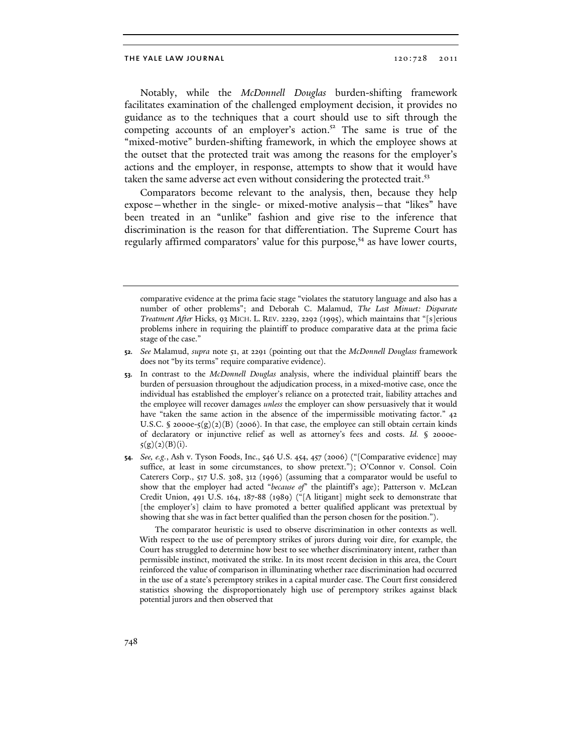Notably, while the *McDonnell Douglas* burden-shifting framework facilitates examination of the challenged employment decision, it provides no guidance as to the techniques that a court should use to sift through the competing accounts of an employer's action.[52] The same is true of the "mixed-motive" burden-shifting framework, in which the employee shows at the outset that the protected trait was among the reasons for the employer's actions and the employer, in response, attempts to show that it would have taken the same adverse act even without considering the protected trait.[53]

Comparators become relevant to the analysis, then, because they help expose—whether in the single- or mixed-motive analysis—that "likes" have been treated in an "unlike" fashion and give rise to the inference that discrimination is the reason for that differentiation. The Supreme Court has regularly affirmed comparators' value for this purpose,[54] as have lower courts,

---

comparative evidence at the prima facie stage "violates the statutory language and also has a number of other problems"; and Deborah C. Malamud, *The Last Minuet: Disparate Treatment After* Hicks, 93 MICH. L. REV. 2229, 2292 (1995), which maintains that "[s]erious problems inhere in requiring the plaintiff to produce comparative data at the prima facie stage of the case."

52. *See* Malamud, *supra* note 51, at 2291 (pointing out that the *McDonnell Douglass* framework does not "by its terms" require comparative evidence).

53. In contrast to the *McDonnell Douglas* analysis, where the individual plaintiff bears the burden of persuasion throughout the adjudication process, in a mixed-motive case, once the individual has established the employer's reliance on a protected trait, liability attaches and the employee will recover damages *unless* the employer can show persuasively that it would have "taken the same action in the absence of the impermissible motivating factor." 42 U.S.C. § 2000e-5(g)(2)(B) (2006). In that case, the employee can still obtain certain kinds of declaratory or injunctive relief as well as attorney's fees and costs. *Id.* § 2000e-5(g)(2)(B)(i).

54. *See, e.g.*, Ash v. Tyson Foods, Inc., 546 U.S. 454, 457 (2006) ("[Comparative evidence] may suffice, at least in some circumstances, to show pretext."); O'Connor v. Consol. Coin Caterers Corp., 517 U.S. 308, 312 (1996) (assuming that a comparator would be useful to show that the employer had acted "*because of*" the plaintiff's age); Patterson v. McLean Credit Union, 491 U.S. 164, 187-88 (1989) ("[A litigant] might seek to demonstrate that [the employer's] claim to have promoted a better qualified applicant was pretextual by showing that she was in fact better qualified than the person chosen for the position.").

The comparator heuristic is used to observe discrimination in other contexts as well. With respect to the use of peremptory strikes of jurors during voir dire, for example, the Court has struggled to determine how best to see whether discriminatory intent, rather than permissible instinct, motivated the strike. In its most recent decision in this area, the Court reinforced the value of comparison in illuminating whether race discrimination had occurred in the use of a state's peremptory strikes in a capital murder case. The Court first considered statistics showing the disproportionately high use of peremptory strikes against black potential jurors and then observed that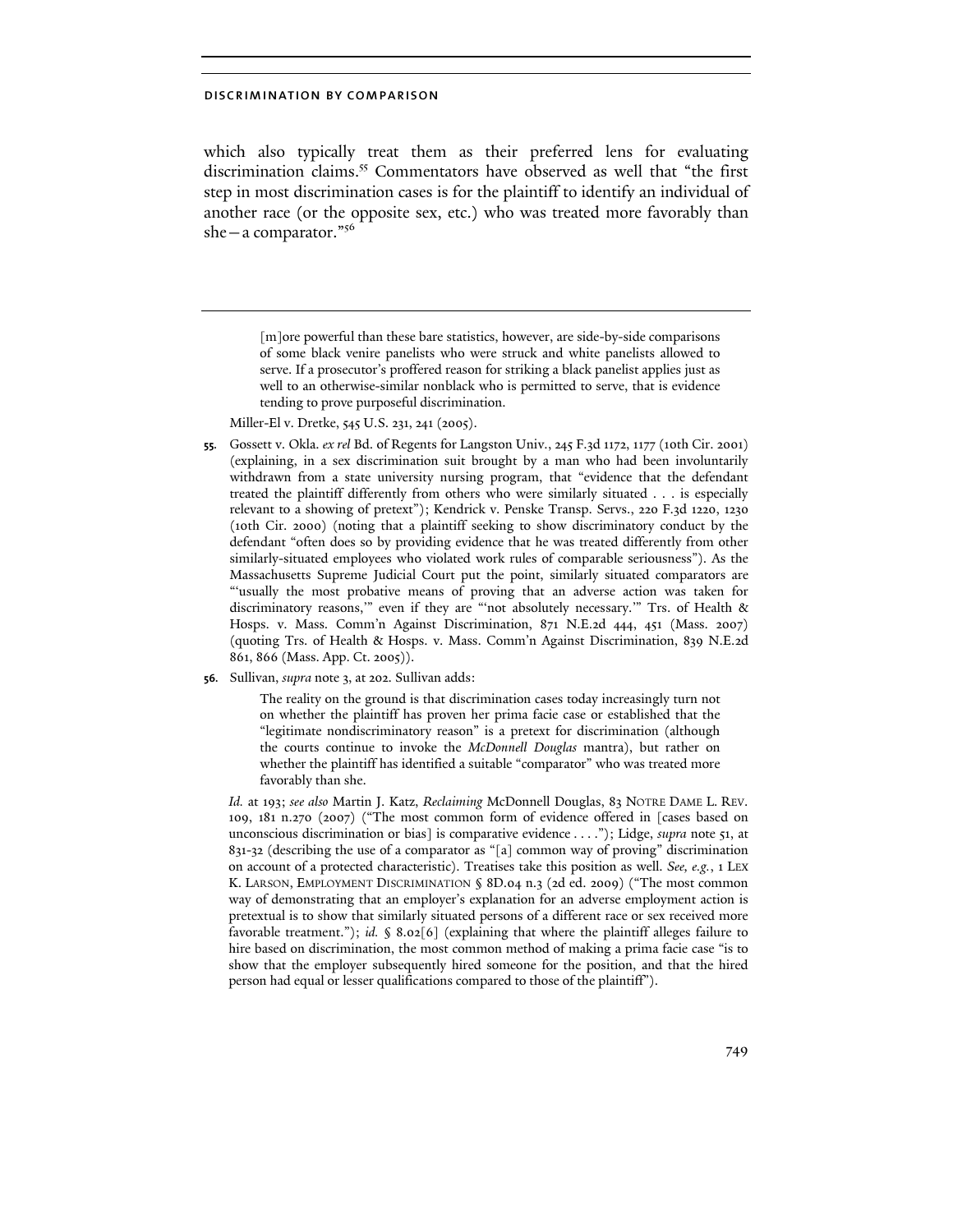which also typically treat them as their preferred lens for evaluating discrimination claims.[55] Commentators have observed as well that "the first step in most discrimination cases is for the plaintiff to identify an individual of another race (or the opposite sex, etc.) who was treated more favorably than she—a comparator."[56]

---

> [m]ore powerful than these bare statistics, however, are side-by-side comparisons of some black venire panelists who were struck and white panelists allowed to serve. If a prosecutor's proffered reason for striking a black panelist applies just as well to an otherwise-similar nonblack who is permitted to serve, that is evidence tending to prove purposeful discrimination.

Miller-El v. Dretke, 545 U.S. 231, 241 (2005).

**55.** Gossett v. Okla. *ex rel* Bd. of Regents for Langston Univ., 245 F.3d 1172, 1177 (10th Cir. 2001) (explaining, in a sex discrimination suit brought by a man who had been involuntarily withdrawn from a state university nursing program, that "evidence that the defendant treated the plaintiff differently from others who were similarly situated . . . is especially relevant to a showing of pretext"); Kendrick v. Penske Transp. Servs., 220 F.3d 1220, 1230 (10th Cir. 2000) (noting that a plaintiff seeking to show discriminatory conduct by the defendant "often does so by providing evidence that he was treated differently from other similarly-situated employees who violated work rules of comparable seriousness"). As the Massachusetts Supreme Judicial Court put the point, similarly situated comparators are "'usually the most probative means of proving that an adverse action was taken for discriminatory reasons,'" even if they are "'not absolutely necessary.'" Trs. of Health & Hosps. v. Mass. Comm'n Against Discrimination, 871 N.E.2d 444, 451 (Mass. 2007) (quoting Trs. of Health & Hosps. v. Mass. Comm'n Against Discrimination, 839 N.E.2d 861, 866 (Mass. App. Ct. 2005)).

**56.** Sullivan, *supra* note 3, at 202. Sullivan adds:

> The reality on the ground is that discrimination cases today increasingly turn not on whether the plaintiff has proven her prima facie case or established that the "legitimate nondiscriminatory reason" is a pretext for discrimination (although the courts continue to invoke the *McDonnell Douglas* mantra), but rather on whether the plaintiff has identified a suitable "comparator" who was treated more favorably than she.

*Id.* at 193; *see also* Martin J. Katz, *Reclaiming* McDonnell Douglas, 83 NOTRE DAME L. REV. 109, 181 n.270 (2007) ("The most common form of evidence offered in [cases based on unconscious discrimination or bias] is comparative evidence . . . ."); Lidge, *supra* note 51, at 831-32 (describing the use of a comparator as "[a] common way of proving" discrimination on account of a protected characteristic). Treatises take this position as well. *See, e.g.*, 1 LEX K. LARSON, EMPLOYMENT DISCRIMINATION § 8D.04 n.3 (2d ed. 2009) ("The most common way of demonstrating that an employer's explanation for an adverse employment action is pretextual is to show that similarly situated persons of a different race or sex received more favorable treatment."); *id.* § 8.02[6] (explaining that where the plaintiff alleges failure to hire based on discrimination, the most common method of making a prima facie case "is to show that the employer subsequently hired someone for the position, and that the hired person had equal or lesser qualifications compared to those of the plaintiff").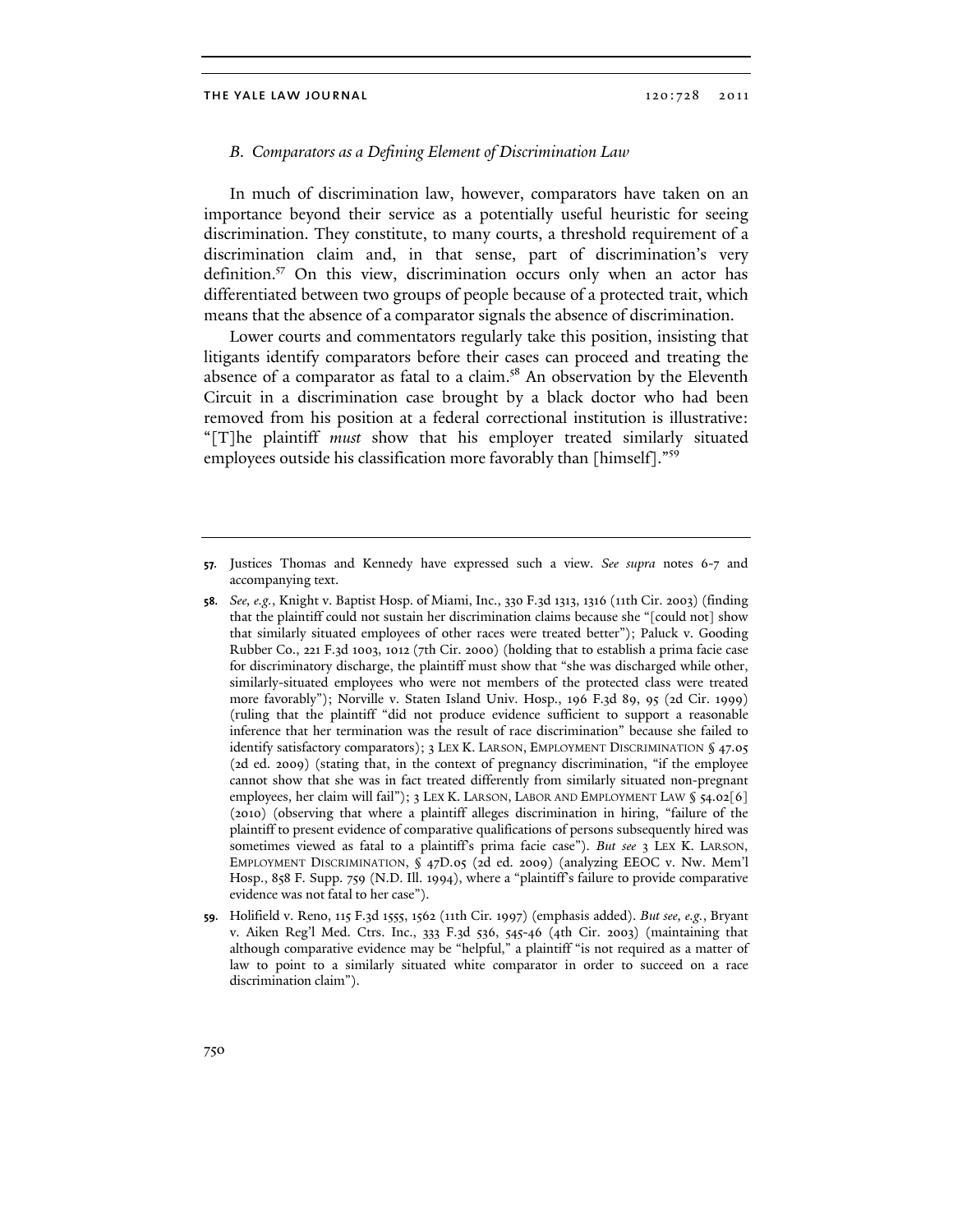### *B. Comparators as a Defining Element of Discrimination Law*

In much of discrimination law, however, comparators have taken on an importance beyond their service as a potentially useful heuristic for seeing discrimination. They constitute, to many courts, a threshold requirement of a discrimination claim and, in that sense, part of discrimination's very definition.[57] On this view, discrimination occurs only when an actor has differentiated between two groups of people because of a protected trait, which means that the absence of a comparator signals the absence of discrimination.

Lower courts and commentators regularly take this position, insisting that litigants identify comparators before their cases can proceed and treating the absence of a comparator as fatal to a claim.[58] An observation by the Eleventh Circuit in a discrimination case brought by a black doctor who had been removed from his position at a federal correctional institution is illustrative: "[T]he plaintiff *must* show that his employer treated similarly situated employees outside his classification more favorably than [himself]."[59]

---

**57.** Justices Thomas and Kennedy have expressed such a view. *See supra* notes 6-7 and accompanying text.

**58.** *See, e.g.*, Knight v. Baptist Hosp. of Miami, Inc., 330 F.3d 1313, 1316 (11th Cir. 2003) (finding that the plaintiff could not sustain her discrimination claims because she "[could not] show that similarly situated employees of other races were treated better"); Paluck v. Gooding Rubber Co., 221 F.3d 1003, 1012 (7th Cir. 2000) (holding that to establish a prima facie case for discriminatory discharge, the plaintiff must show that "she was discharged while other, similarly-situated employees who were not members of the protected class were treated more favorably"); Norville v. Staten Island Univ. Hosp., 196 F.3d 89, 95 (2d Cir. 1999) (ruling that the plaintiff "did not produce evidence sufficient to support a reasonable inference that her termination was the result of race discrimination" because she failed to identify satisfactory comparators); 3 LEX K. LARSON, EMPLOYMENT DISCRIMINATION § 47.05 (2d ed. 2009) (stating that, in the context of pregnancy discrimination, "if the employee cannot show that she was in fact treated differently from similarly situated non-pregnant employees, her claim will fail"); 3 LEX K. LARSON, LABOR AND EMPLOYMENT LAW § 54.02[6] (2010) (observing that where a plaintiff alleges discrimination in hiring, "failure of the plaintiff to present evidence of comparative qualifications of persons subsequently hired was sometimes viewed as fatal to a plaintiff's prima facie case"). *But see* 3 LEX K. LARSON, EMPLOYMENT DISCRIMINATION, § 47D.05 (2d ed. 2009) (analyzing EEOC v. Nw. Mem'l Hosp., 858 F. Supp. 759 (N.D. Ill. 1994), where a "plaintiff's failure to provide comparative evidence was not fatal to her case").

**59.** Holifield v. Reno, 115 F.3d 1555, 1562 (11th Cir. 1997) (emphasis added). *But see, e.g.*, Bryant v. Aiken Reg'l Med. Ctrs. Inc., 333 F.3d 536, 545-46 (4th Cir. 2003) (maintaining that although comparative evidence may be "helpful," a plaintiff "is not required as a matter of law to point to a similarly situated white comparator in order to succeed on a race discrimination claim").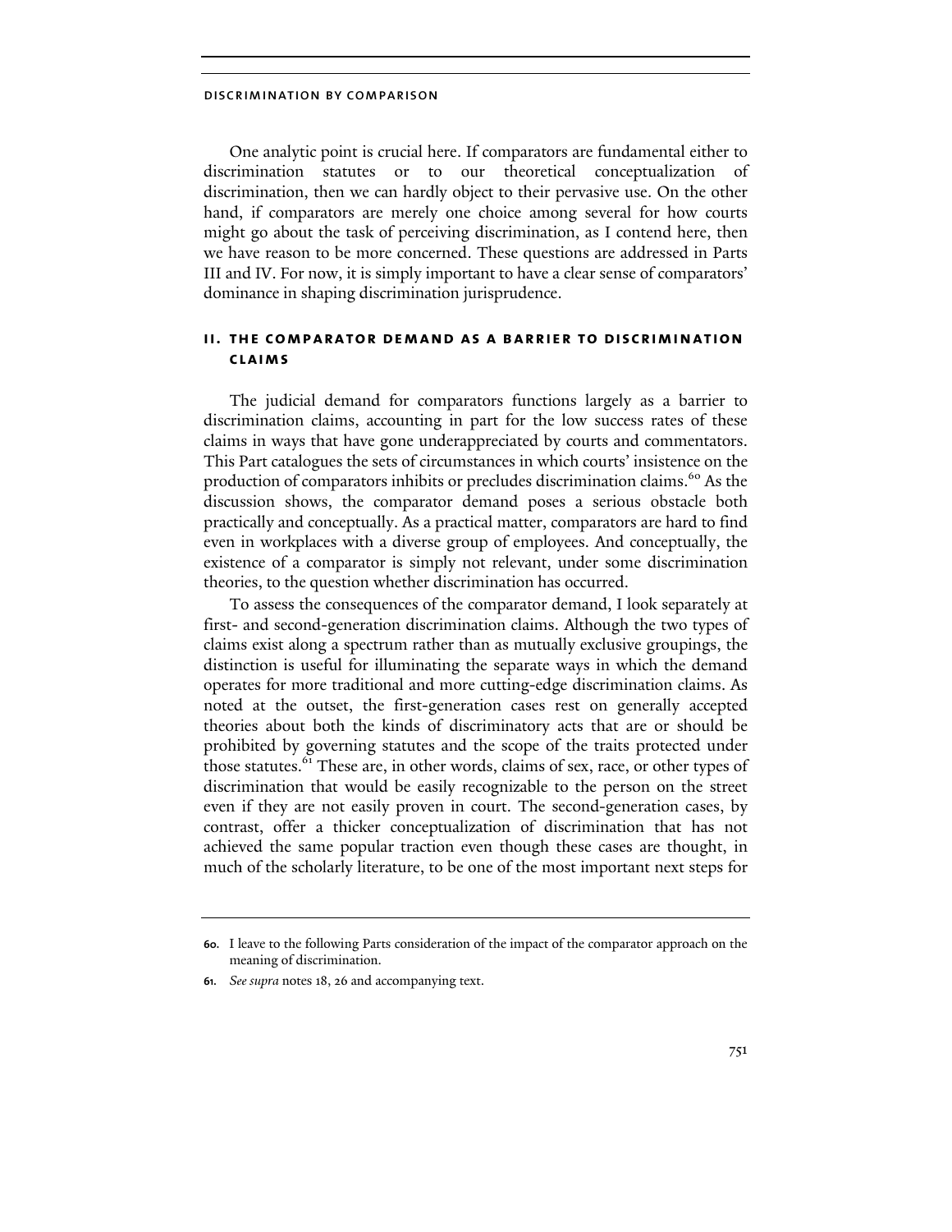One analytic point is crucial here. If comparators are fundamental either to discrimination statutes or to our theoretical conceptualization of discrimination, then we can hardly object to their pervasive use. On the other hand, if comparators are merely one choice among several for how courts might go about the task of perceiving discrimination, as I contend here, then we have reason to be more concerned. These questions are addressed in Parts III and IV. For now, it is simply important to have a clear sense of comparators' dominance in shaping discrimination jurisprudence.

## II. THE COMPARATOR DEMAND AS A BARRIER TO DISCRIMINATION CLAIMS

The judicial demand for comparators functions largely as a barrier to discrimination claims, accounting in part for the low success rates of these claims in ways that have gone underappreciated by courts and commentators. This Part catalogues the sets of circumstances in which courts' insistence on the production of comparators inhibits or precludes discrimination claims.[60] As the discussion shows, the comparator demand poses a serious obstacle both practically and conceptually. As a practical matter, comparators are hard to find even in workplaces with a diverse group of employees. And conceptually, the existence of a comparator is simply not relevant, under some discrimination theories, to the question whether discrimination has occurred.

To assess the consequences of the comparator demand, I look separately at first- and second-generation discrimination claims. Although the two types of claims exist along a spectrum rather than as mutually exclusive groupings, the distinction is useful for illuminating the separate ways in which the demand operates for more traditional and more cutting-edge discrimination claims. As noted at the outset, the first-generation cases rest on generally accepted theories about both the kinds of discriminatory acts that are or should be prohibited by governing statutes and the scope of the traits protected under those statutes.[61] These are, in other words, claims of sex, race, or other types of discrimination that would be easily recognizable to the person on the street even if they are not easily proven in court. The second-generation cases, by contrast, offer a thicker conceptualization of discrimination that has not achieved the same popular traction even though these cases are thought, in much of the scholarly literature, to be one of the most important next steps for

---

60. I leave to the following Parts consideration of the impact of the comparator approach on the meaning of discrimination.

61. *See supra* notes 18, 26 and accompanying text.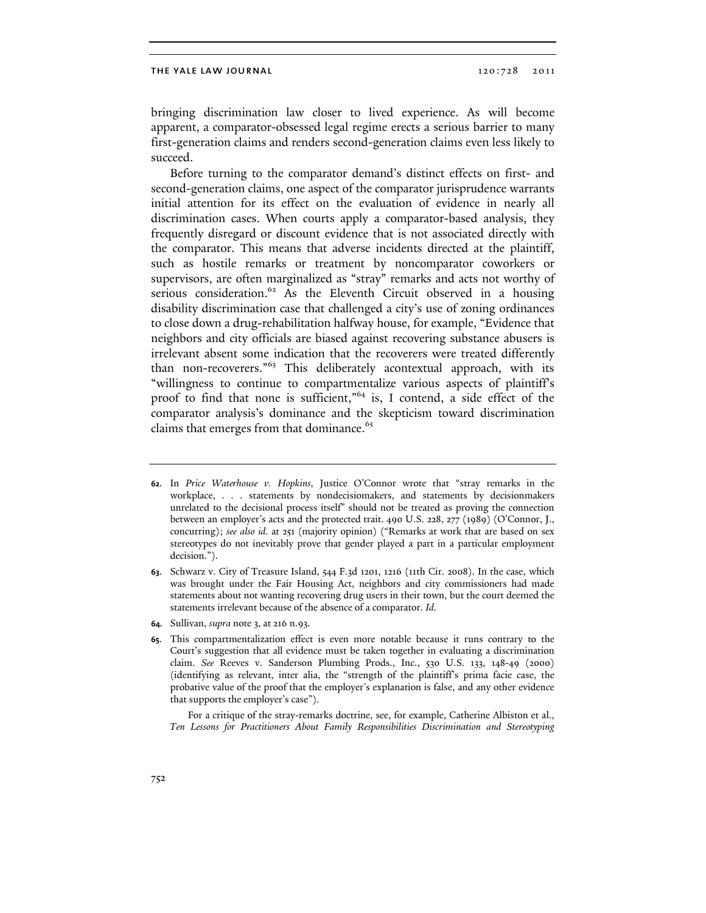bringing discrimination law closer to lived experience. As will become apparent, a comparator-obsessed legal regime erects a serious barrier to many first-generation claims and renders second-generation claims even less likely to succeed.

Before turning to the comparator demand's distinct effects on first- and second-generation claims, one aspect of the comparator jurisprudence warrants initial attention for its effect on the evaluation of evidence in nearly all discrimination cases. When courts apply a comparator-based analysis, they frequently disregard or discount evidence that is not associated directly with the comparator. This means that adverse incidents directed at the plaintiff, such as hostile remarks or treatment by noncomparator coworkers or supervisors, are often marginalized as "stray" remarks and acts not worthy of serious consideration.[62] As the Eleventh Circuit observed in a housing disability discrimination case that challenged a city's use of zoning ordinances to close down a drug-rehabilitation halfway house, for example, "Evidence that neighbors and city officials are biased against recovering substance abusers is irrelevant absent some indication that the recoverers were treated differently than non-recoverers."[63] This deliberately acontextual approach, with its "willingness to continue to compartmentalize various aspects of plaintiff's proof to find that none is sufficient,"[64] is, I contend, a side effect of the comparator analysis's dominance and the skepticism toward discrimination claims that emerges from that dominance.[65]

---

**62.** In *Price Waterhouse v. Hopkins*, Justice O'Connor wrote that "stray remarks in the workplace, . . . statements by nondecisiomakers, and statements by decisionmakers unrelated to the decisional process itself" should not be treated as proving the connection between an employer's acts and the protected trait. 490 U.S. 228, 277 (1989) (O'Connor, J., concurring); *see also id.* at 251 (majority opinion) ("Remarks at work that are based on sex stereotypes do not inevitably prove that gender played a part in a particular employment decision.").

**63.** Schwarz v. City of Treasure Island, 544 F.3d 1201, 1216 (11th Cir. 2008). In the case, which was brought under the Fair Housing Act, neighbors and city commissioners had made statements about not wanting recovering drug users in their town, but the court deemed the statements irrelevant because of the absence of a comparator. *Id.*

**64.** Sullivan, *supra* note 3, at 216 n.93.

**65.** This compartmentalization effect is even more notable because it runs contrary to the Court's suggestion that all evidence must be taken together in evaluating a discrimination claim. *See* Reeves v. Sanderson Plumbing Prods., Inc., 530 U.S. 133, 148-49 (2000) (identifying as relevant, inter alia, the "strength of the plaintiff's prima facie case, the probative value of the proof that the employer's explanation is false, and any other evidence that supports the employer's case").

For a critique of the stray-remarks doctrine, see, for example, Catherine Albiston et al., *Ten Lessons for Practitioners About Family Responsibilities Discrimination and Stereotyping*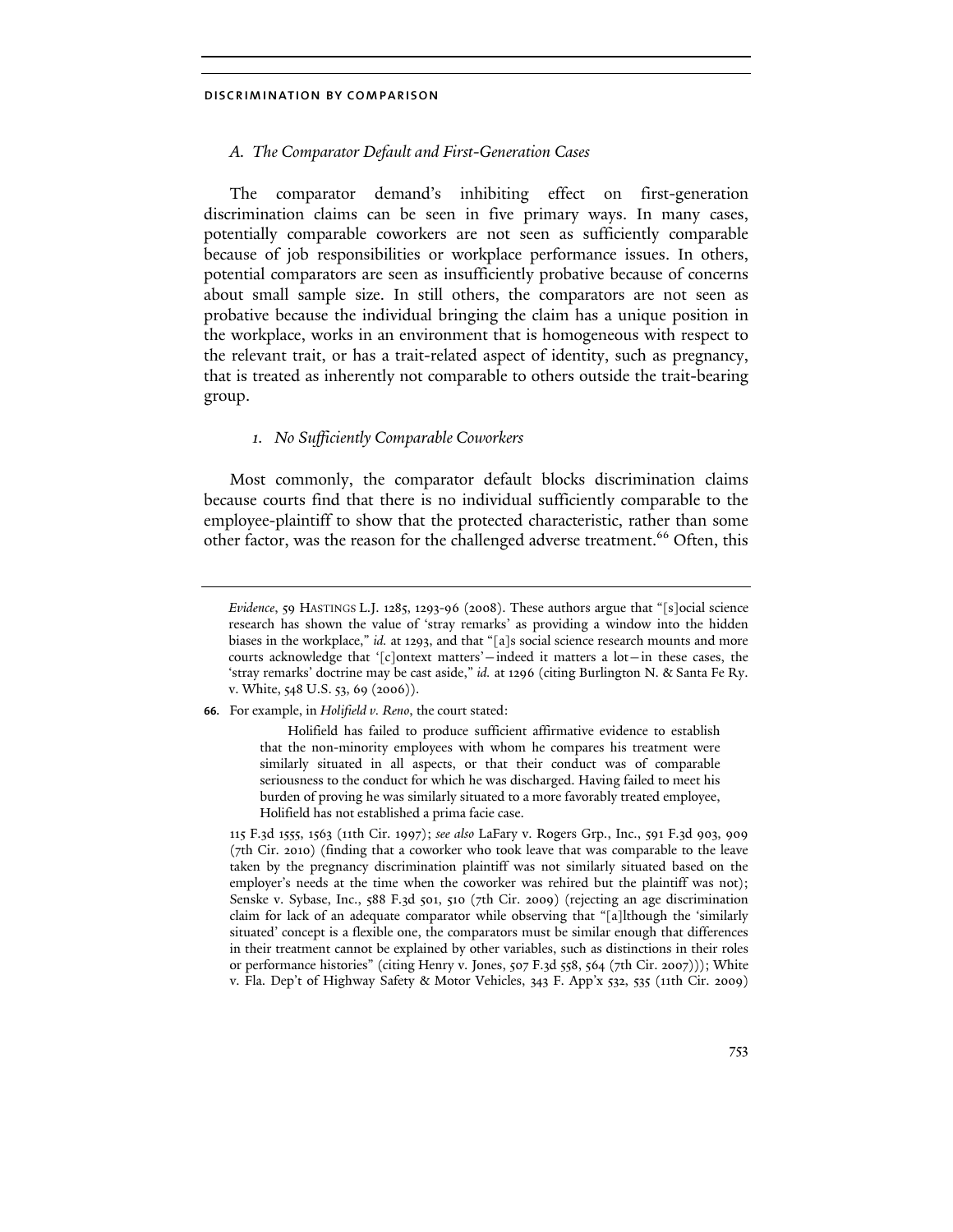### *A. The Comparator Default and First-Generation Cases*

The comparator demand's inhibiting effect on first-generation discrimination claims can be seen in five primary ways. In many cases, potentially comparable coworkers are not seen as sufficiently comparable because of job responsibilities or workplace performance issues. In others, potential comparators are seen as insufficiently probative because of concerns about small sample size. In still others, the comparators are not seen as probative because the individual bringing the claim has a unique position in the workplace, works in an environment that is homogeneous with respect to the relevant trait, or has a trait-related aspect of identity, such as pregnancy, that is treated as inherently not comparable to others outside the trait-bearing group.

#### *1. No Sufficiently Comparable Coworkers*

Most commonly, the comparator default blocks discrimination claims because courts find that there is no individual sufficiently comparable to the employee-plaintiff to show that the protected characteristic, rather than some other factor, was the reason for the challenged adverse treatment.[66] Often, this

---

*Evidence*, 59 HASTINGS L.J. 1285, 1293-96 (2008). These authors argue that "[s]ocial science research has shown the value of 'stray remarks' as providing a window into the hidden biases in the workplace," *id.* at 1293, and that "[a]s social science research mounts and more courts acknowledge that '[c]ontext matters'—indeed it matters a lot—in these cases, the 'stray remarks' doctrine may be cast aside," *id.* at 1296 (citing Burlington N. & Santa Fe Ry. v. White, 548 U.S. 53, 69 (2006)).

66. For example, in *Holifield v. Reno*, the court stated:

> Holifield has failed to produce sufficient affirmative evidence to establish that the non-minority employees with whom he compares his treatment were similarly situated in all aspects, or that their conduct was of comparable seriousness to the conduct for which he was discharged. Having failed to meet his burden of proving he was similarly situated to a more favorably treated employee, Holifield has not established a prima facie case.

115 F.3d 1555, 1563 (11th Cir. 1997); *see also* LaFary v. Rogers Grp., Inc., 591 F.3d 903, 909 (7th Cir. 2010) (finding that a coworker who took leave that was comparable to the leave taken by the pregnancy discrimination plaintiff was not similarly situated based on the employer's needs at the time when the coworker was rehired but the plaintiff was not); Senske v. Sybase, Inc., 588 F.3d 501, 510 (7th Cir. 2009) (rejecting an age discrimination claim for lack of an adequate comparator while observing that "[a]lthough the 'similarly situated' concept is a flexible one, the comparators must be similar enough that differences in their treatment cannot be explained by other variables, such as distinctions in their roles or performance histories" (citing Henry v. Jones, 507 F.3d 558, 564 (7th Cir. 2007))); White v. Fla. Dep't of Highway Safety & Motor Vehicles, 343 F. App'x 532, 535 (11th Cir. 2009)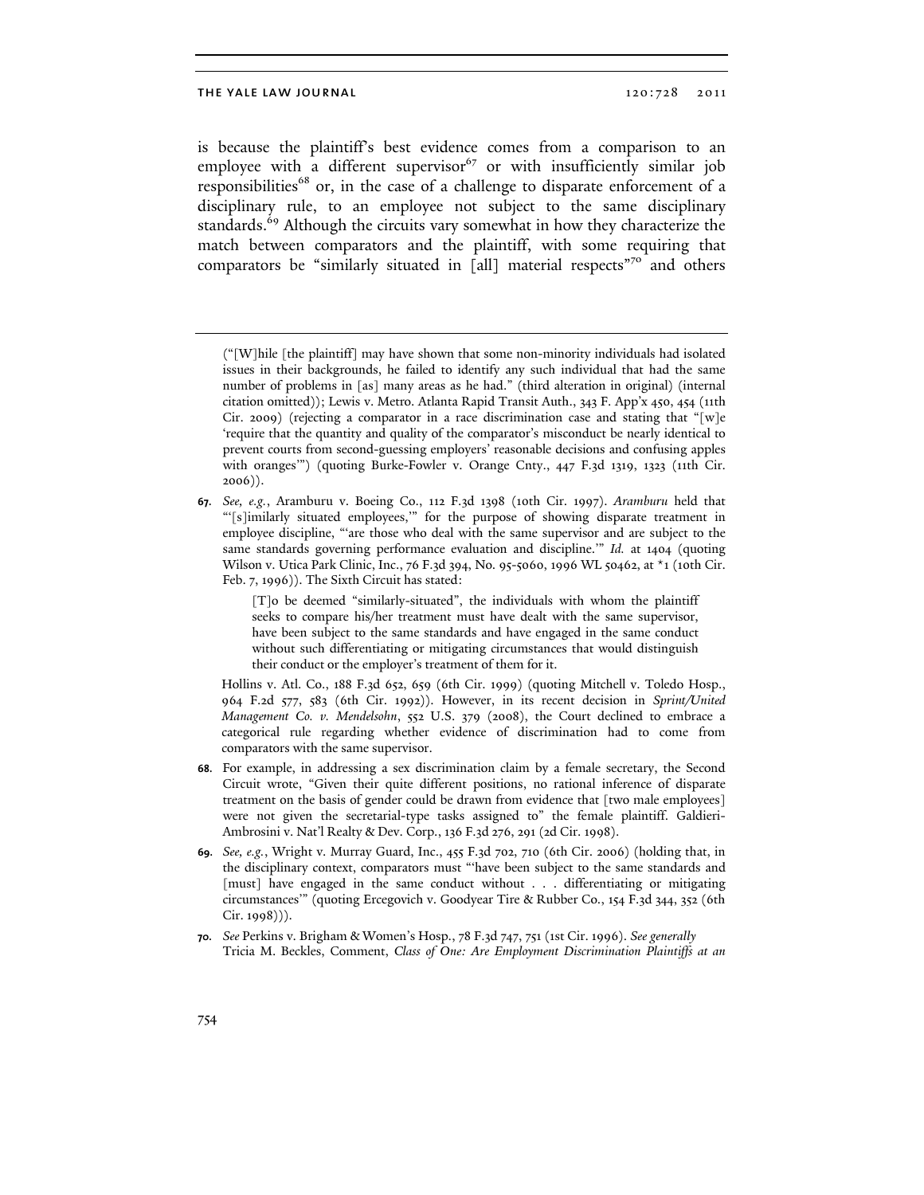is because the plaintiff's best evidence comes from a comparison to an employee with a different supervisor[67] or with insufficiently similar job responsibilities[68] or, in the case of a challenge to disparate enforcement of a disciplinary rule, to an employee not subject to the same disciplinary standards.[69] Although the circuits vary somewhat in how they characterize the match between comparators and the plaintiff, with some requiring that comparators be "similarly situated in [all] material respects"[70] and others

("[W]hile [the plaintiff] may have shown that some non-minority individuals had isolated issues in their backgrounds, he failed to identify any such individual that had the same number of problems in [as] many areas as he had." (third alteration in original) (internal citation omitted)); Lewis v. Metro. Atlanta Rapid Transit Auth., 343 F. App'x 450, 454 (11th Cir. 2009) (rejecting a comparator in a race discrimination case and stating that "[w]e 'require that the quantity and quality of the comparator's misconduct be nearly identical to prevent courts from second-guessing employers' reasonable decisions and confusing apples with oranges'") (quoting Burke-Fowler v. Orange Cnty., 447 F.3d 1319, 1323 (11th Cir. 2006)).

67. *See, e.g.*, Aramburu v. Boeing Co., 112 F.3d 1398 (10th Cir. 1997). *Aramburu* held that "'[s]imilarly situated employees,'" for the purpose of showing disparate treatment in employee discipline, "'are those who deal with the same supervisor and are subject to the same standards governing performance evaluation and discipline.'" *Id.* at 1404 (quoting Wilson v. Utica Park Clinic, Inc., 76 F.3d 394, No. 95-5060, 1996 WL 50462, at *1 (10th Cir. Feb. 7, 1996)). The Sixth Circuit has stated:

   > [T]o be deemed "similarly-situated", the individuals with whom the plaintiff seeks to compare his/her treatment must have dealt with the same supervisor, have been subject to the same standards and have engaged in the same conduct without such differentiating or mitigating circumstances that would distinguish their conduct or the employer's treatment of them for it.

   Hollins v. Atl. Co., 188 F.3d 652, 659 (6th Cir. 1999) (quoting Mitchell v. Toledo Hosp., 964 F.2d 577, 583 (6th Cir. 1992)). However, in its recent decision in *Sprint/United Management Co. v. Mendelsohn*, 552 U.S. 379 (2008), the Court declined to embrace a categorical rule regarding whether evidence of discrimination had to come from comparators with the same supervisor.

68. For example, in addressing a sex discrimination claim by a female secretary, the Second Circuit wrote, "Given their quite different positions, no rational inference of disparate treatment on the basis of gender could be drawn from evidence that [two male employees] were not given the secretarial-type tasks assigned to" the female plaintiff. Galdieri-Ambrosini v. Nat'l Realty & Dev. Corp., 136 F.3d 276, 291 (2d Cir. 1998).

69. *See, e.g.*, Wright v. Murray Guard, Inc., 455 F.3d 702, 710 (6th Cir. 2006) (holding that, in the disciplinary context, comparators must "'have been subject to the same standards and [must] have engaged in the same conduct without . . . differentiating or mitigating circumstances'" (quoting Ercegovich v. Goodyear Tire & Rubber Co., 154 F.3d 344, 352 (6th Cir. 1998))).

70. *See* Perkins v. Brigham & Women's Hosp., 78 F.3d 747, 751 (1st Cir. 1996). *See generally* Tricia M. Beckles, Comment, *Class of One: Are Employment Discrimination Plaintiffs at an*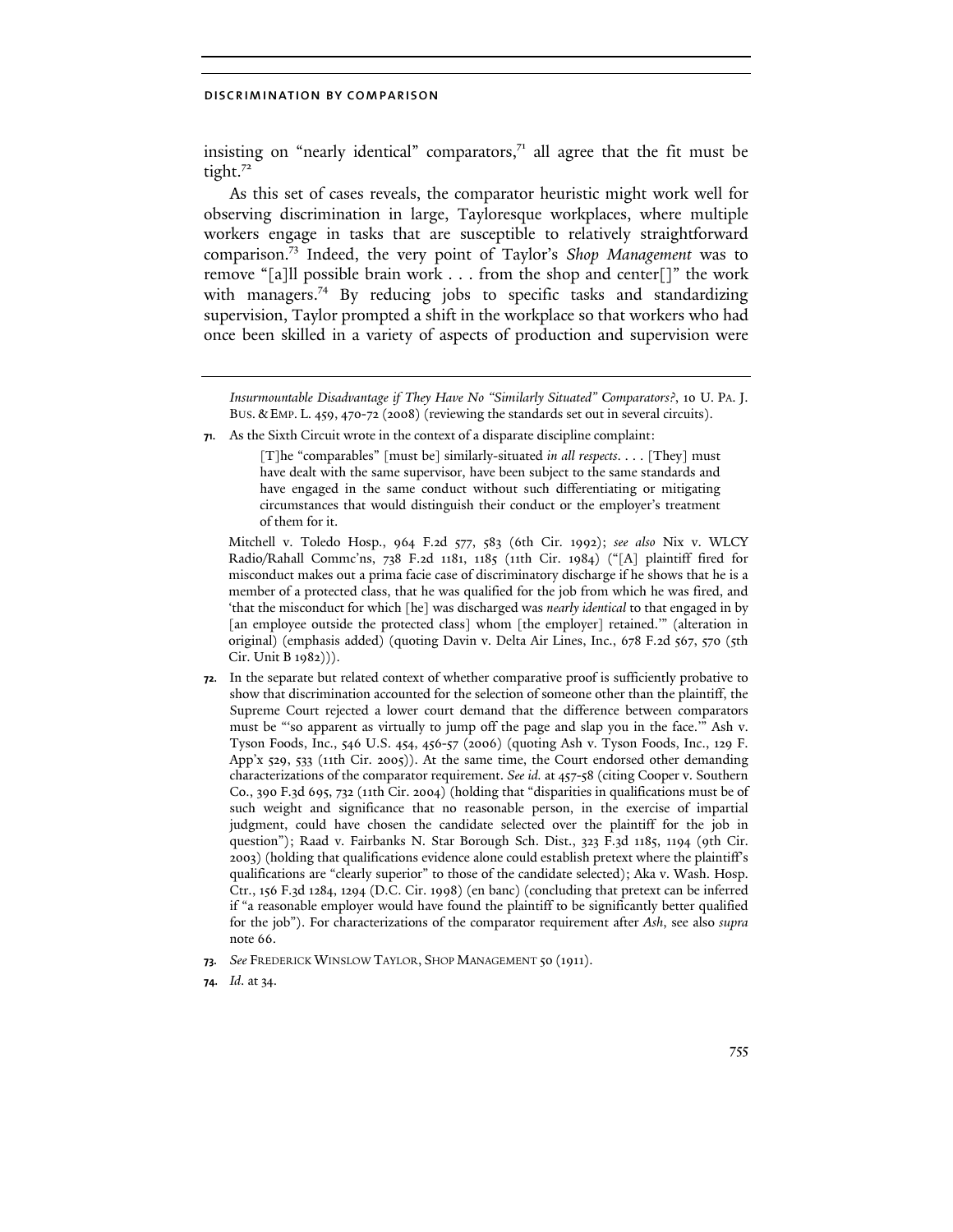insisting on "nearly identical" comparators,[71] all agree that the fit must be tight.[72]

As this set of cases reveals, the comparator heuristic might work well for observing discrimination in large, Tayloresque workplaces, where multiple workers engage in tasks that are susceptible to relatively straightforward comparison.[73] Indeed, the very point of Taylor's *Shop Management* was to remove "[a]ll possible brain work . . . from the shop and center[]" the work with managers.[74] By reducing jobs to specific tasks and standardizing supervision, Taylor prompted a shift in the workplace so that workers who had once been skilled in a variety of aspects of production and supervision were

---

*Insurmountable Disadvantage if They Have No "Similarly Situated" Comparators?*, 10 U. PA. J. BUS. & EMP. L. 459, 470-72 (2008) (reviewing the standards set out in several circuits).

**71.** As the Sixth Circuit wrote in the context of a disparate discipline complaint:

> [T]he "comparables" [must be] similarly-situated *in all respects*. . . . [They] must have dealt with the same supervisor, have been subject to the same standards and have engaged in the same conduct without such differentiating or mitigating circumstances that would distinguish their conduct or the employer's treatment of them for it.

Mitchell v. Toledo Hosp., 964 F.2d 577, 583 (6th Cir. 1992); *see also* Nix v. WLCY Radio/Rahall Commc'ns, 738 F.2d 1181, 1185 (11th Cir. 1984) ("[A] plaintiff fired for misconduct makes out a prima facie case of discriminatory discharge if he shows that he is a member of a protected class, that he was qualified for the job from which he was fired, and 'that the misconduct for which [he] was discharged was *nearly identical* to that engaged in by [an employee outside the protected class] whom [the employer] retained.'" (alteration in original) (emphasis added) (quoting Davin v. Delta Air Lines, Inc., 678 F.2d 567, 570 (5th Cir. Unit B 1982))).

**72.** In the separate but related context of whether comparative proof is sufficiently probative to show that discrimination accounted for the selection of someone other than the plaintiff, the Supreme Court rejected a lower court demand that the difference between comparators must be "'so apparent as virtually to jump off the page and slap you in the face.'" Ash v. Tyson Foods, Inc., 546 U.S. 454, 456-57 (2006) (quoting Ash v. Tyson Foods, Inc., 129 F. App'x 529, 533 (11th Cir. 2005)). At the same time, the Court endorsed other demanding characterizations of the comparator requirement. *See id.* at 457-58 (citing Cooper v. Southern Co., 390 F.3d 695, 732 (11th Cir. 2004) (holding that "disparities in qualifications must be of such weight and significance that no reasonable person, in the exercise of impartial judgment, could have chosen the candidate selected over the plaintiff for the job in question"); Raad v. Fairbanks N. Star Borough Sch. Dist., 323 F.3d 1185, 1194 (9th Cir. 2003) (holding that qualifications evidence alone could establish pretext where the plaintiff's qualifications are "clearly superior" to those of the candidate selected); Aka v. Wash. Hosp. Ctr., 156 F.3d 1284, 1294 (D.C. Cir. 1998) (en banc) (concluding that pretext can be inferred if "a reasonable employer would have found the plaintiff to be significantly better qualified for the job"). For characterizations of the comparator requirement after *Ash*, see also *supra* note 66.

**73.** *See* FREDERICK WINSLOW TAYLOR, SHOP MANAGEMENT 50 (1911).

**74.** *Id.* at 34.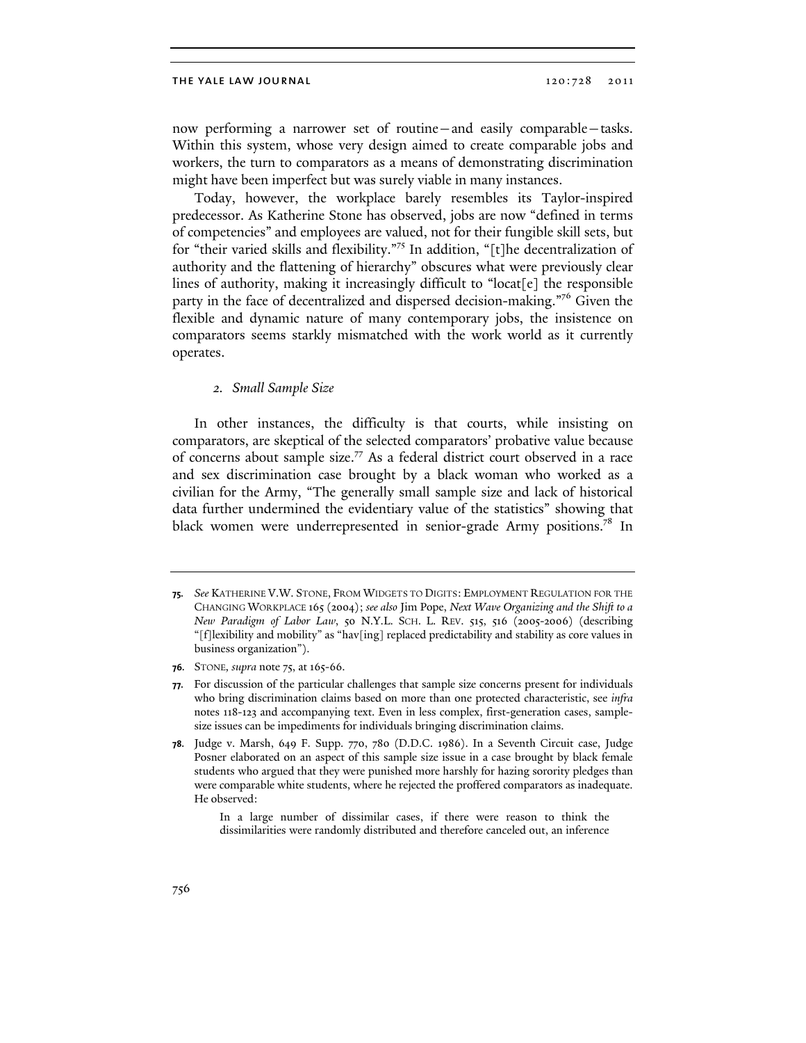now performing a narrower set of routine—and easily comparable—tasks. Within this system, whose very design aimed to create comparable jobs and workers, the turn to comparators as a means of demonstrating discrimination might have been imperfect but was surely viable in many instances.

Today, however, the workplace barely resembles its Taylor-inspired predecessor. As Katherine Stone has observed, jobs are now "defined in terms of competencies" and employees are valued, not for their fungible skill sets, but for "their varied skills and flexibility."[75] In addition, "[t]he decentralization of authority and the flattening of hierarchy" obscures what were previously clear lines of authority, making it increasingly difficult to "locat[e] the responsible party in the face of decentralized and dispersed decision-making."[76] Given the flexible and dynamic nature of many contemporary jobs, the insistence on comparators seems starkly mismatched with the work world as it currently operates.

### *2. Small Sample Size*

In other instances, the difficulty is that courts, while insisting on comparators, are skeptical of the selected comparators' probative value because of concerns about sample size.[77] As a federal district court observed in a race and sex discrimination case brought by a black woman who worked as a civilian for the Army, "The generally small sample size and lack of historical data further undermined the evidentiary value of the statistics" showing that black women were underrepresented in senior-grade Army positions.[78] In

---

**75.** *See* Katherine V.W. Stone, From Widgets to Digits: Employment Regulation for the Changing Workplace 165 (2004); *see also* Jim Pope, *Next Wave Organizing and the Shift to a New Paradigm of Labor Law*, 50 N.Y.L. Sch. L. Rev. 515, 516 (2005-2006) (describing "[f]lexibility and mobility" as "hav[ing] replaced predictability and stability as core values in business organization").

**76.** Stone, *supra* note 75, at 165-66.

**77.** For discussion of the particular challenges that sample size concerns present for individuals who bring discrimination claims based on more than one protected characteristic, see *infra* notes 118-123 and accompanying text. Even in less complex, first-generation cases, sample-size issues can be impediments for individuals bringing discrimination claims.

**78.** Judge v. Marsh, 649 F. Supp. 770, 780 (D.D.C. 1986). In a Seventh Circuit case, Judge Posner elaborated on an aspect of this sample size issue in a case brought by black female students who argued that they were punished more harshly for hazing sorority pledges than were comparable white students, where he rejected the proffered comparators as inadequate. He observed:

> In a large number of dissimilar cases, if there were reason to think the dissimilarities were randomly distributed and therefore canceled out, an inference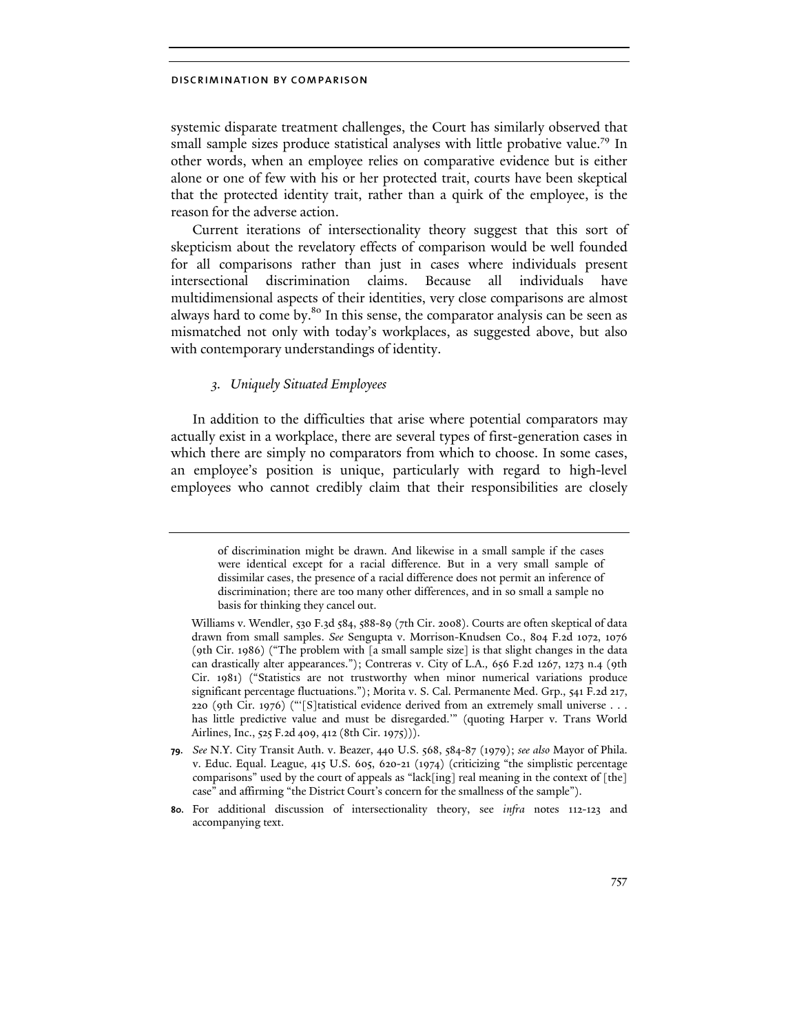systemic disparate treatment challenges, the Court has similarly observed that small sample sizes produce statistical analyses with little probative value.[79] In other words, when an employee relies on comparative evidence but is either alone or one of few with his or her protected trait, courts have been skeptical that the protected identity trait, rather than a quirk of the employee, is the reason for the adverse action.

Current iterations of intersectionality theory suggest that this sort of skepticism about the revelatory effects of comparison would be well founded for all comparisons rather than just in cases where individuals present intersectional discrimination claims. Because all individuals have multidimensional aspects of their identities, very close comparisons are almost always hard to come by.[80] In this sense, the comparator analysis can be seen as mismatched not only with today's workplaces, as suggested above, but also with contemporary understandings of identity.

### *3. Uniquely Situated Employees*

In addition to the difficulties that arise where potential comparators may actually exist in a workplace, there are several types of first-generation cases in which there are simply no comparators from which to choose. In some cases, an employee's position is unique, particularly with regard to high-level employees who cannot credibly claim that their responsibilities are closely

---

> of discrimination might be drawn. And likewise in a small sample if the cases were identical except for a racial difference. But in a very small sample of dissimilar cases, the presence of a racial difference does not permit an inference of discrimination; there are too many other differences, and in so small a sample no basis for thinking they cancel out.

Williams v. Wendler, 530 F.3d 584, 588-89 (7th Cir. 2008). Courts are often skeptical of data drawn from small samples. *See* Sengupta v. Morrison-Knudsen Co., 804 F.2d 1072, 1076 (9th Cir. 1986) ("The problem with [a small sample size] is that slight changes in the data can drastically alter appearances."); Contreras v. City of L.A., 656 F.2d 1267, 1273 n.4 (9th Cir. 1981) ("Statistics are not trustworthy when minor numerical variations produce significant percentage fluctuations."); Morita v. S. Cal. Permanente Med. Grp., 541 F.2d 217, 220 (9th Cir. 1976) ("'[S]tatistical evidence derived from an extremely small universe . . . has little predictive value and must be disregarded.'" (quoting Harper v. Trans World Airlines, Inc., 525 F.2d 409, 412 (8th Cir. 1975))).

**79.** *See* N.Y. City Transit Auth. v. Beazer, 440 U.S. 568, 584-87 (1979); *see also* Mayor of Phila. v. Educ. Equal. League, 415 U.S. 605, 620-21 (1974) (criticizing "the simplistic percentage comparisons" used by the court of appeals as "lack[ing] real meaning in the context of [the] case" and affirming "the District Court's concern for the smallness of the sample").

**80.** For additional discussion of intersectionality theory, see *infra* notes 112-123 and accompanying text.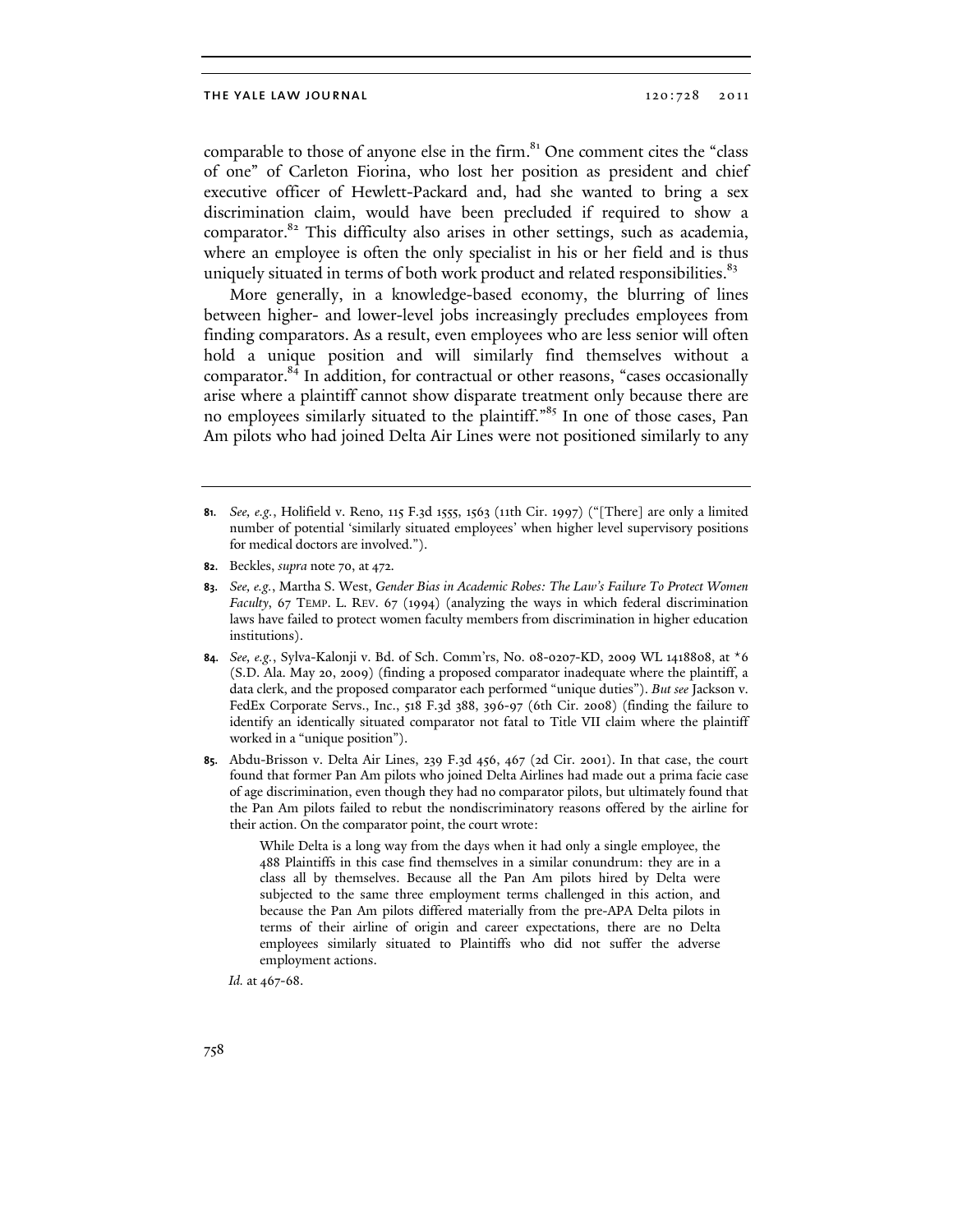comparable to those of anyone else in the firm.[81] One comment cites the "class of one" of Carleton Fiorina, who lost her position as president and chief executive officer of Hewlett-Packard and, had she wanted to bring a sex discrimination claim, would have been precluded if required to show a comparator.[82] This difficulty also arises in other settings, such as academia, where an employee is often the only specialist in his or her field and is thus uniquely situated in terms of both work product and related responsibilities.[83]

More generally, in a knowledge-based economy, the blurring of lines between higher- and lower-level jobs increasingly precludes employees from finding comparators. As a result, even employees who are less senior will often hold a unique position and will similarly find themselves without a comparator.[84] In addition, for contractual or other reasons, "cases occasionally arise where a plaintiff cannot show disparate treatment only because there are no employees similarly situated to the plaintiff."[85] In one of those cases, Pan Am pilots who had joined Delta Air Lines were not positioned similarly to any

---

**81.** *See, e.g.*, Holifield v. Reno, 115 F.3d 1555, 1563 (11th Cir. 1997) ("[There] are only a limited number of potential 'similarly situated employees' when higher level supervisory positions for medical doctors are involved.").

**82.** Beckles, *supra* note 70, at 472.

**83.** *See, e.g.*, Martha S. West, *Gender Bias in Academic Robes: The Law's Failure To Protect Women Faculty*, 67 TEMP. L. REV. 67 (1994) (analyzing the ways in which federal discrimination laws have failed to protect women faculty members from discrimination in higher education institutions).

**84.** *See, e.g.*, Sylva-Kalonji v. Bd. of Sch. Comm'rs, No. 08-0207-KD, 2009 WL 1418808, at *6 (S.D. Ala. May 20, 2009) (finding a proposed comparator inadequate where the plaintiff, a data clerk, and the proposed comparator each performed "unique duties"). *But see* Jackson v. FedEx Corporate Servs., Inc., 518 F.3d 388, 396-97 (6th Cir. 2008) (finding the failure to identify an identically situated comparator not fatal to Title VII claim where the plaintiff worked in a "unique position").

**85.** Abdu-Brisson v. Delta Air Lines, 239 F.3d 456, 467 (2d Cir. 2001). In that case, the court found that former Pan Am pilots who joined Delta Airlines had made out a prima facie case of age discrimination, even though they had no comparator pilots, but ultimately found that the Pan Am pilots failed to rebut the nondiscriminatory reasons offered by the airline for their action. On the comparator point, the court wrote:

> While Delta is a long way from the days when it had only a single employee, the 488 Plaintiffs in this case find themselves in a similar conundrum: they are in a class all by themselves. Because all the Pan Am pilots hired by Delta were subjected to the same three employment terms challenged in this action, and because the Pan Am pilots differed materially from the pre-APA Delta pilots in terms of their airline of origin and career expectations, there are no Delta employees similarly situated to Plaintiffs who did not suffer the adverse employment actions.

*Id.* at 467-68.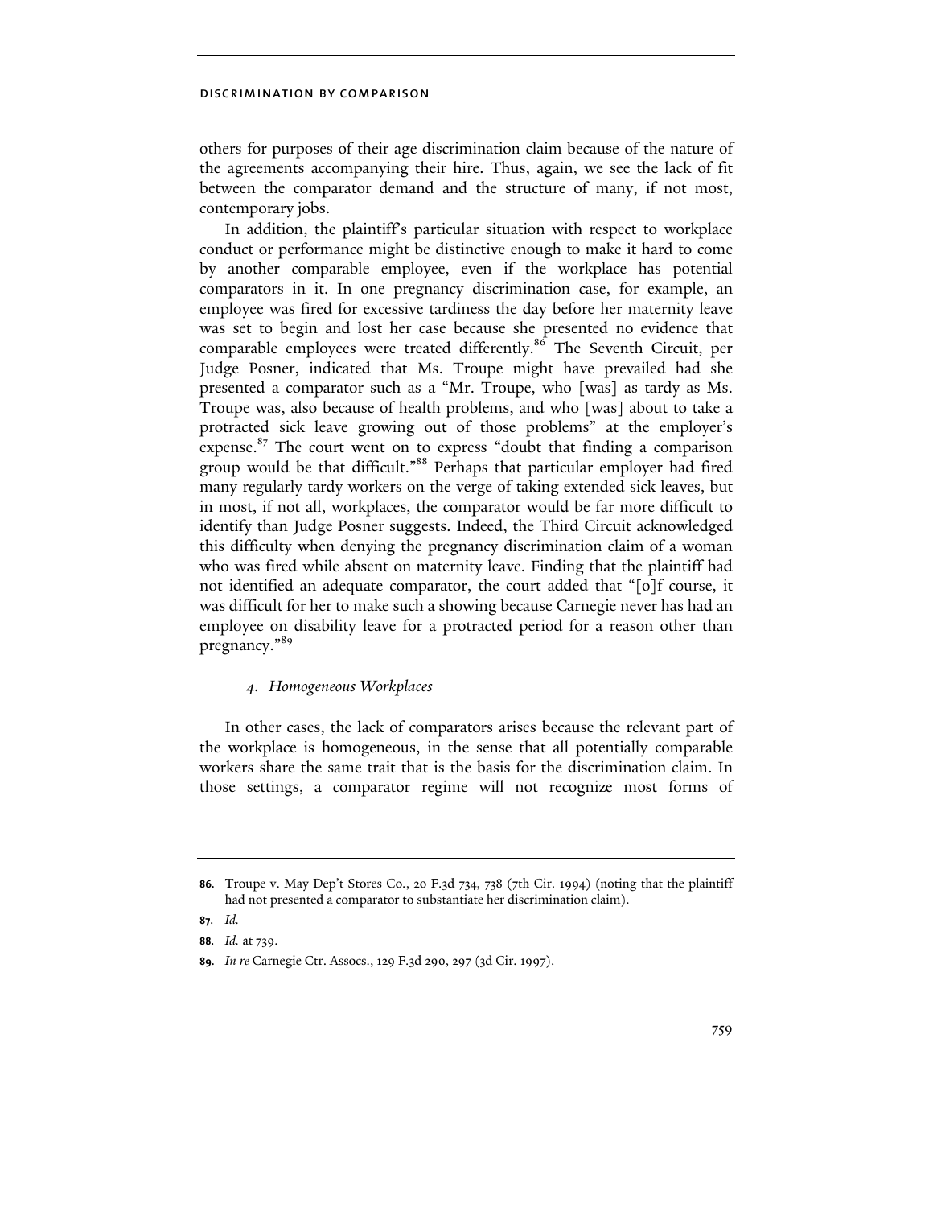others for purposes of their age discrimination claim because of the nature of the agreements accompanying their hire. Thus, again, we see the lack of fit between the comparator demand and the structure of many, if not most, contemporary jobs.

In addition, the plaintiff's particular situation with respect to workplace conduct or performance might be distinctive enough to make it hard to come by another comparable employee, even if the workplace has potential comparators in it. In one pregnancy discrimination case, for example, an employee was fired for excessive tardiness the day before her maternity leave was set to begin and lost her case because she presented no evidence that comparable employees were treated differently.[86] The Seventh Circuit, per Judge Posner, indicated that Ms. Troupe might have prevailed had she presented a comparator such as a "Mr. Troupe, who [was] as tardy as Ms. Troupe was, also because of health problems, and who [was] about to take a protracted sick leave growing out of those problems" at the employer's expense.[87] The court went on to express "doubt that finding a comparison group would be that difficult."[88] Perhaps that particular employer had fired many regularly tardy workers on the verge of taking extended sick leaves, but in most, if not all, workplaces, the comparator would be far more difficult to identify than Judge Posner suggests. Indeed, the Third Circuit acknowledged this difficulty when denying the pregnancy discrimination claim of a woman who was fired while absent on maternity leave. Finding that the plaintiff had not identified an adequate comparator, the court added that "[o]f course, it was difficult for her to make such a showing because Carnegie never has had an employee on disability leave for a protracted period for a reason other than pregnancy."[89]

#### *4. Homogeneous Workplaces*

In other cases, the lack of comparators arises because the relevant part of the workplace is homogeneous, in the sense that all potentially comparable workers share the same trait that is the basis for the discrimination claim. In those settings, a comparator regime will not recognize most forms of

---

**86.** Troupe v. May Dep't Stores Co., 20 F.3d 734, 738 (7th Cir. 1994) (noting that the plaintiff had not presented a comparator to substantiate her discrimination claim).

**87.** *Id.*

**88.** *Id.* at 739.

**89.** *In re* Carnegie Ctr. Assocs., 129 F.3d 290, 297 (3d Cir. 1997).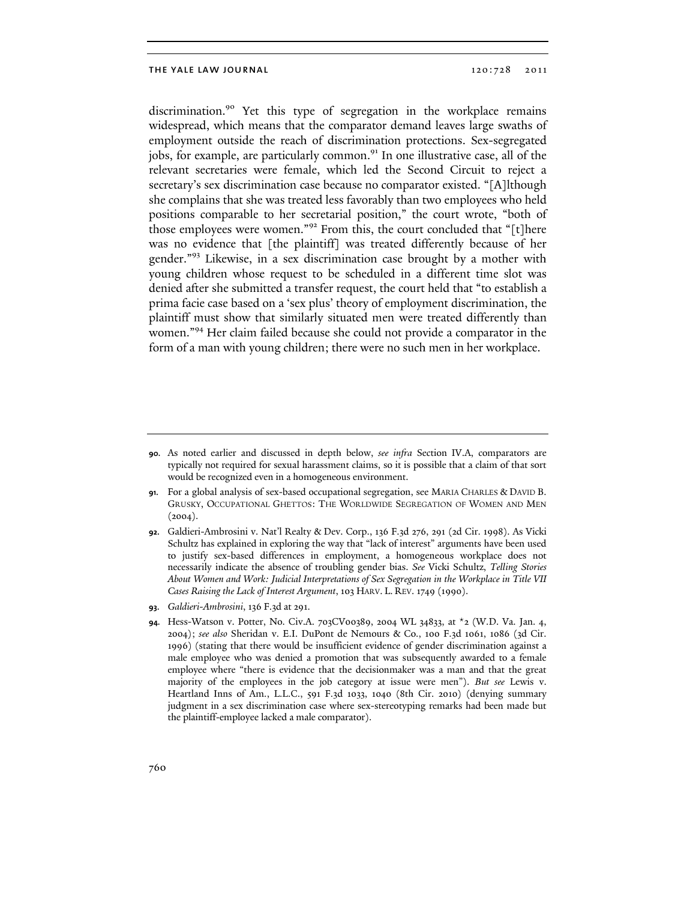discrimination.[90] Yet this type of segregation in the workplace remains widespread, which means that the comparator demand leaves large swaths of employment outside the reach of discrimination protections. Sex-segregated jobs, for example, are particularly common.[91] In one illustrative case, all of the relevant secretaries were female, which led the Second Circuit to reject a secretary's sex discrimination case because no comparator existed. "[A]lthough she complains that she was treated less favorably than two employees who held positions comparable to her secretarial position," the court wrote, "both of those employees were women."[92] From this, the court concluded that "[t]here was no evidence that [the plaintiff] was treated differently because of her gender."[93] Likewise, in a sex discrimination case brought by a mother with young children whose request to be scheduled in a different time slot was denied after she submitted a transfer request, the court held that "to establish a prima facie case based on a 'sex plus' theory of employment discrimination, the plaintiff must show that similarly situated men were treated differently than women."[94] Her claim failed because she could not provide a comparator in the form of a man with young children; there were no such men in her workplace.

---

**90.** As noted earlier and discussed in depth below, *see infra* Section IV.A, comparators are typically not required for sexual harassment claims, so it is possible that a claim of that sort would be recognized even in a homogeneous environment.

**91.** For a global analysis of sex-based occupational segregation, see MARIA CHARLES & DAVID B. GRUSKY, OCCUPATIONAL GHETTOS: THE WORLDWIDE SEGREGATION OF WOMEN AND MEN (2004).

**92.** Galdieri-Ambrosini v. Nat'l Realty & Dev. Corp., 136 F.3d 276, 291 (2d Cir. 1998). As Vicki Schultz has explained in exploring the way that "lack of interest" arguments have been used to justify sex-based differences in employment, a homogeneous workplace does not necessarily indicate the absence of troubling gender bias. *See* Vicki Schultz, *Telling Stories About Women and Work: Judicial Interpretations of Sex Segregation in the Workplace in Title VII Cases Raising the Lack of Interest Argument*, 103 HARV. L. REV. 1749 (1990).

**93.** *Galdieri-Ambrosini*, 136 F.3d at 291.

**94.** Hess-Watson v. Potter, No. Civ.A. 703CV00389, 2004 WL 34833, at *2 (W.D. Va. Jan. 4, 2004); *see also* Sheridan v. E.I. DuPont de Nemours & Co., 100 F.3d 1061, 1086 (3d Cir. 1996) (stating that there would be insufficient evidence of gender discrimination against a male employee who was denied a promotion that was subsequently awarded to a female employee where "there is evidence that the decisionmaker was a man and that the great majority of the employees in the job category at issue were men"). *But see* Lewis v. Heartland Inns of Am., L.L.C., 591 F.3d 1033, 1040 (8th Cir. 2010) (denying summary judgment in a sex discrimination case where sex-stereotyping remarks had been made but the plaintiff-employee lacked a male comparator).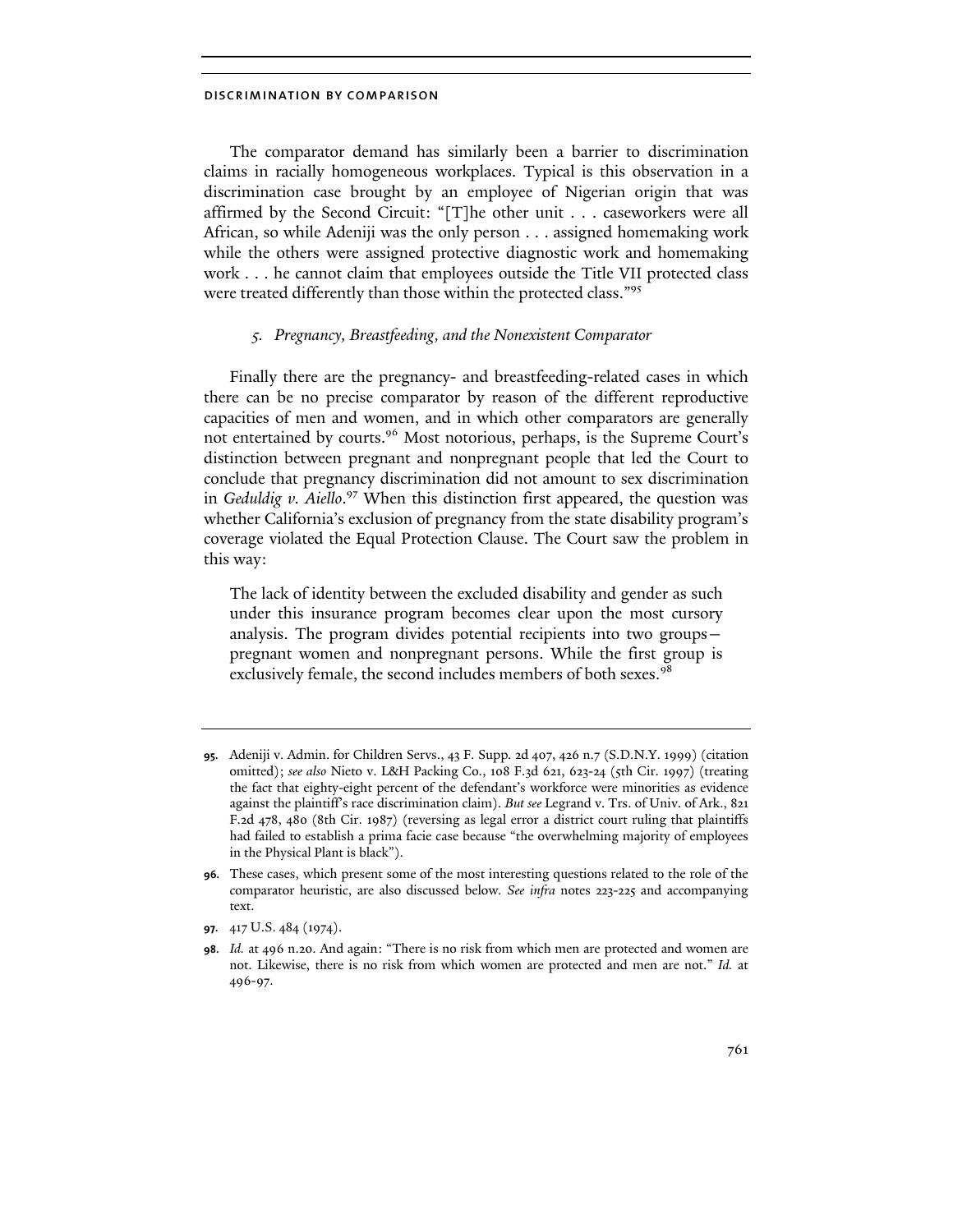The comparator demand has similarly been a barrier to discrimination claims in racially homogeneous workplaces. Typical is this observation in a discrimination case brought by an employee of Nigerian origin that was affirmed by the Second Circuit: "[T]he other unit . . . caseworkers were all African, so while Adeniji was the only person . . . assigned homemaking work while the others were assigned protective diagnostic work and homemaking work . . . he cannot claim that employees outside the Title VII protected class were treated differently than those within the protected class."[95]

### *5. Pregnancy, Breastfeeding, and the Nonexistent Comparator*

Finally there are the pregnancy- and breastfeeding-related cases in which there can be no precise comparator by reason of the different reproductive capacities of men and women, and in which other comparators are generally not entertained by courts.[96] Most notorious, perhaps, is the Supreme Court's distinction between pregnant and nonpregnant people that led the Court to conclude that pregnancy discrimination did not amount to sex discrimination in *Geduldig v. Aiello*.[97] When this distinction first appeared, the question was whether California's exclusion of pregnancy from the state disability program's coverage violated the Equal Protection Clause. The Court saw the problem in this way:

> The lack of identity between the excluded disability and gender as such under this insurance program becomes clear upon the most cursory analysis. The program divides potential recipients into two groups—pregnant women and nonpregnant persons. While the first group is exclusively female, the second includes members of both sexes.[98]

---

**95.** Adeniji v. Admin. for Children Servs., 43 F. Supp. 2d 407, 426 n.7 (S.D.N.Y. 1999) (citation omitted); *see also* Nieto v. L&H Packing Co., 108 F.3d 621, 623-24 (5th Cir. 1997) (treating the fact that eighty-eight percent of the defendant's workforce were minorities as evidence against the plaintiff's race discrimination claim). *But see* Legrand v. Trs. of Univ. of Ark., 821 F.2d 478, 480 (8th Cir. 1987) (reversing as legal error a district court ruling that plaintiffs had failed to establish a prima facie case because "the overwhelming majority of employees in the Physical Plant is black").

**96.** These cases, which present some of the most interesting questions related to the role of the comparator heuristic, are also discussed below. *See infra* notes 223-225 and accompanying text.

**97.** 417 U.S. 484 (1974).

**98.** *Id.* at 496 n.20. And again: "There is no risk from which men are protected and women are not. Likewise, there is no risk from which women are protected and men are not." *Id.* at 496-97.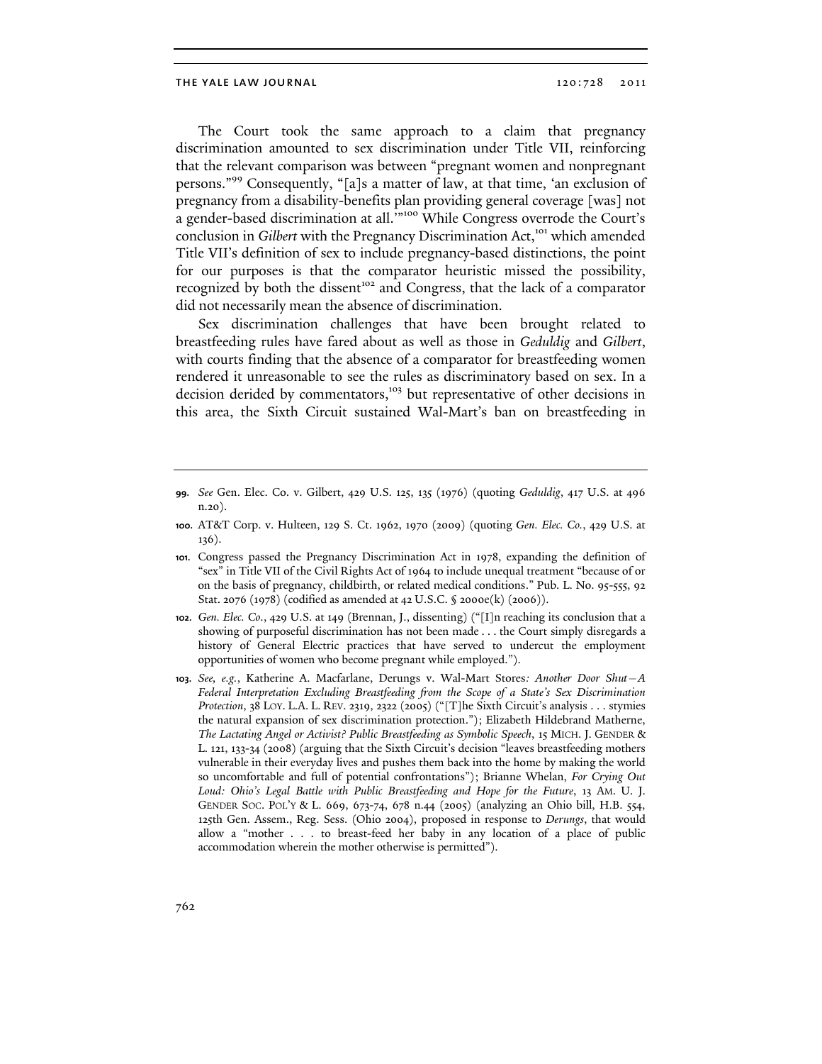The Court took the same approach to a claim that pregnancy discrimination amounted to sex discrimination under Title VII, reinforcing that the relevant comparison was between "pregnant women and nonpregnant persons."[99] Consequently, "[a]s a matter of law, at that time, 'an exclusion of pregnancy from a disability-benefits plan providing general coverage [was] not a gender-based discrimination at all.'"[100] While Congress overrode the Court's conclusion in *Gilbert* with the Pregnancy Discrimination Act,[101] which amended Title VII's definition of sex to include pregnancy-based distinctions, the point for our purposes is that the comparator heuristic missed the possibility, recognized by both the dissent[102] and Congress, that the lack of a comparator did not necessarily mean the absence of discrimination.

Sex discrimination challenges that have been brought related to breastfeeding rules have fared about as well as those in *Geduldig* and *Gilbert*, with courts finding that the absence of a comparator for breastfeeding women rendered it unreasonable to see the rules as discriminatory based on sex. In a decision derided by commentators,[103] but representative of other decisions in this area, the Sixth Circuit sustained Wal-Mart's ban on breastfeeding in

---

99. *See* Gen. Elec. Co. v. Gilbert, 429 U.S. 125, 135 (1976) (quoting *Geduldig*, 417 U.S. at 496 n.20).

100. AT&T Corp. v. Hulteen, 129 S. Ct. 1962, 1970 (2009) (quoting *Gen. Elec. Co.*, 429 U.S. at 136).

101. Congress passed the Pregnancy Discrimination Act in 1978, expanding the definition of "sex" in Title VII of the Civil Rights Act of 1964 to include unequal treatment "because of or on the basis of pregnancy, childbirth, or related medical conditions." Pub. L. No. 95-555, 92 Stat. 2076 (1978) (codified as amended at 42 U.S.C. § 2000e(k) (2006)).

102. *Gen. Elec. Co.*, 429 U.S. at 149 (Brennan, J., dissenting) ("[I]n reaching its conclusion that a showing of purposeful discrimination has not been made . . . the Court simply disregards a history of General Electric practices that have served to undercut the employment opportunities of women who become pregnant while employed.").

103. *See, e.g.*, Katherine A. Macfarlane, Derungs v. Wal-Mart Stores*: Another Door Shut—A Federal Interpretation Excluding Breastfeeding from the Scope of a State's Sex Discrimination Protection*, 38 LOY. L.A. L. REV. 2319, 2322 (2005) ("[T]he Sixth Circuit's analysis . . . stymies the natural expansion of sex discrimination protection."); Elizabeth Hildebrand Matherne, *The Lactating Angel or Activist? Public Breastfeeding as Symbolic Speech*, 15 MICH. J. GENDER & L. 121, 133-34 (2008) (arguing that the Sixth Circuit's decision "leaves breastfeeding mothers vulnerable in their everyday lives and pushes them back into the home by making the world so uncomfortable and full of potential confrontations"); Brianne Whelan, *For Crying Out Loud: Ohio's Legal Battle with Public Breastfeeding and Hope for the Future*, 13 AM. U. J. GENDER SOC. POL'Y & L. 669, 673-74, 678 n.44 (2005) (analyzing an Ohio bill, H.B. 554, 125th Gen. Assem., Reg. Sess. (Ohio 2004), proposed in response to *Derungs*, that would allow a "mother . . . to breast-feed her baby in any location of a place of public accommodation wherein the mother otherwise is permitted").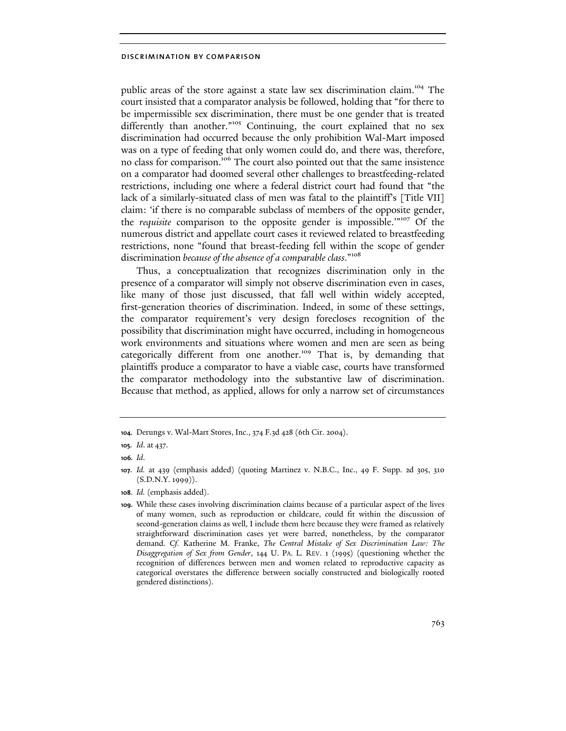public areas of the store against a state law sex discrimination claim.[104] The court insisted that a comparator analysis be followed, holding that "for there to be impermissible sex discrimination, there must be one gender that is treated differently than another."[105] Continuing, the court explained that no sex discrimination had occurred because the only prohibition Wal-Mart imposed was on a type of feeding that only women could do, and there was, therefore, no class for comparison.[106] The court also pointed out that the same insistence on a comparator had doomed several other challenges to breastfeeding-related restrictions, including one where a federal district court had found that "the lack of a similarly-situated class of men was fatal to the plaintiff's [Title VII] claim: 'if there is no comparable subclass of members of the opposite gender, the *requisite* comparison to the opposite gender is impossible.'"[107] Of the numerous district and appellate court cases it reviewed related to breastfeeding restrictions, none "found that breast-feeding fell within the scope of gender discrimination *because of the absence of a comparable class*."[108]

Thus, a conceptualization that recognizes discrimination only in the presence of a comparator will simply not observe discrimination even in cases, like many of those just discussed, that fall well within widely accepted, first-generation theories of discrimination. Indeed, in some of these settings, the comparator requirement's very design forecloses recognition of the possibility that discrimination might have occurred, including in homogeneous work environments and situations where women and men are seen as being categorically different from one another.[109] That is, by demanding that plaintiffs produce a comparator to have a viable case, courts have transformed the comparator methodology into the substantive law of discrimination. Because that method, as applied, allows for only a narrow set of circumstances

---

104. Derungs v. Wal-Mart Stores, Inc., 374 F.3d 428 (6th Cir. 2004).

105. *Id*. at 437.

106. *Id*.

107. *Id.* at 439 (emphasis added) (quoting Martinez v. N.B.C., Inc., 49 F. Supp. 2d 305, 310 (S.D.N.Y. 1999)).

108. *Id.* (emphasis added).

109. While these cases involving discrimination claims because of a particular aspect of the lives of many women, such as reproduction or childcare, could fit within the discussion of second-generation claims as well, I include them here because they were framed as relatively straightforward discrimination cases yet were barred, nonetheless, by the comparator demand. *Cf.* Katherine M. Franke, *The Central Mistake of Sex Discrimination Law: The Disaggregation of Sex from Gender*, 144 U. PA. L. REV. 1 (1995) (questioning whether the recognition of differences between men and women related to reproductive capacity as categorical overstates the difference between socially constructed and biologically rooted gendered distinctions).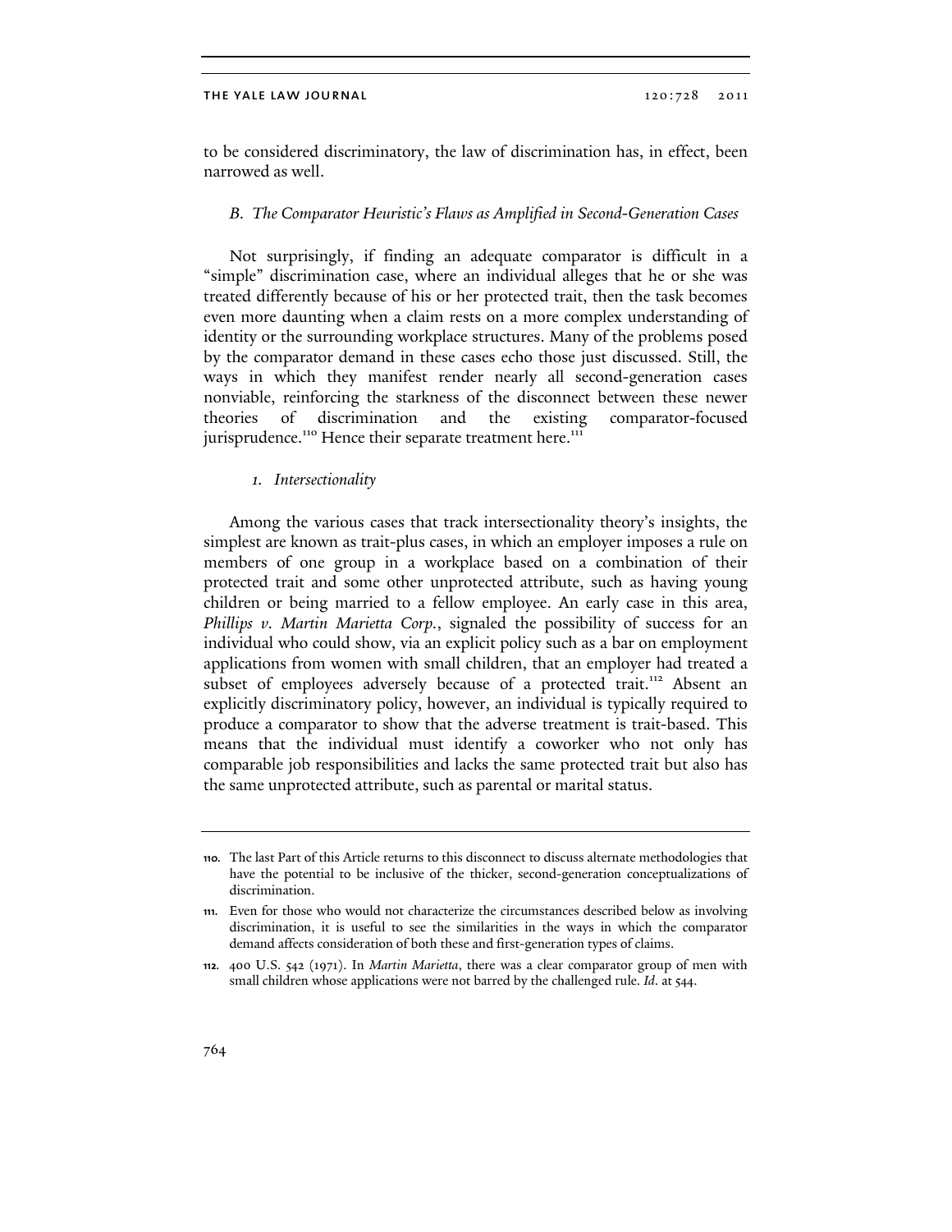to be considered discriminatory, the law of discrimination has, in effect, been narrowed as well.

### *B. The Comparator Heuristic's Flaws as Amplified in Second-Generation Cases*

Not surprisingly, if finding an adequate comparator is difficult in a "simple" discrimination case, where an individual alleges that he or she was treated differently because of his or her protected trait, then the task becomes even more daunting when a claim rests on a more complex understanding of identity or the surrounding workplace structures. Many of the problems posed by the comparator demand in these cases echo those just discussed. Still, the ways in which they manifest render nearly all second-generation cases nonviable, reinforcing the starkness of the disconnect between these newer theories of discrimination and the existing comparator-focused jurisprudence.[110] Hence their separate treatment here.[111]

#### *1. Intersectionality*

Among the various cases that track intersectionality theory's insights, the simplest are known as trait-plus cases, in which an employer imposes a rule on members of one group in a workplace based on a combination of their protected trait and some other unprotected attribute, such as having young children or being married to a fellow employee. An early case in this area, *Phillips v. Martin Marietta Corp.*, signaled the possibility of success for an individual who could show, via an explicit policy such as a bar on employment applications from women with small children, that an employer had treated a subset of employees adversely because of a protected trait.[112] Absent an explicitly discriminatory policy, however, an individual is typically required to produce a comparator to show that the adverse treatment is trait-based. This means that the individual must identify a coworker who not only has comparable job responsibilities and lacks the same protected trait but also has the same unprotected attribute, such as parental or marital status.

---

**110.** The last Part of this Article returns to this disconnect to discuss alternate methodologies that have the potential to be inclusive of the thicker, second-generation conceptualizations of discrimination.

**111.** Even for those who would not characterize the circumstances described below as involving discrimination, it is useful to see the similarities in the ways in which the comparator demand affects consideration of both these and first-generation types of claims.

**112.** 400 U.S. 542 (1971). In *Martin Marietta*, there was a clear comparator group of men with small children whose applications were not barred by the challenged rule. *Id.* at 544.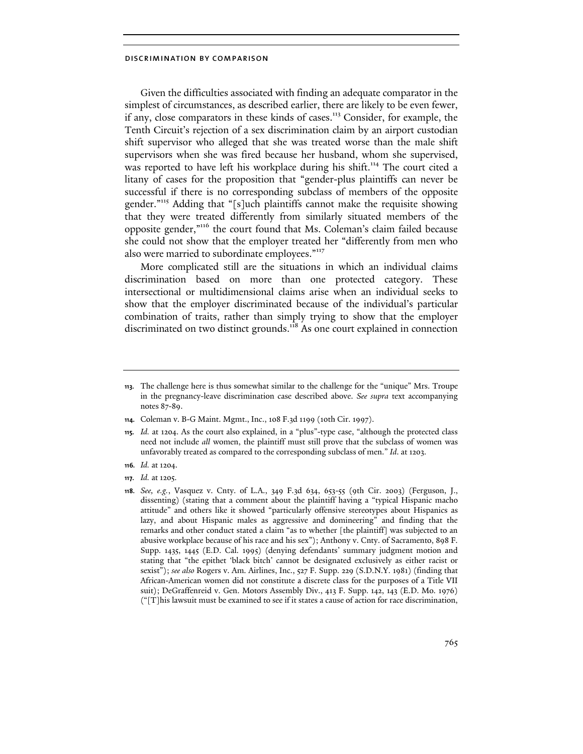Given the difficulties associated with finding an adequate comparator in the simplest of circumstances, as described earlier, there are likely to be even fewer, if any, close comparators in these kinds of cases.[113] Consider, for example, the Tenth Circuit's rejection of a sex discrimination claim by an airport custodian shift supervisor who alleged that she was treated worse than the male shift supervisors when she was fired because her husband, whom she supervised, was reported to have left his workplace during his shift.[114] The court cited a litany of cases for the proposition that "gender-plus plaintiffs can never be successful if there is no corresponding subclass of members of the opposite gender."[115] Adding that "[s]uch plaintiffs cannot make the requisite showing that they were treated differently from similarly situated members of the opposite gender,"[116] the court found that Ms. Coleman's claim failed because she could not show that the employer treated her "differently from men who also were married to subordinate employees."[117]

More complicated still are the situations in which an individual claims discrimination based on more than one protected category. These intersectional or multidimensional claims arise when an individual seeks to show that the employer discriminated because of the individual's particular combination of traits, rather than simply trying to show that the employer discriminated on two distinct grounds.[118] As one court explained in connection

---

113. The challenge here is thus somewhat similar to the challenge for the "unique" Mrs. Troupe in the pregnancy-leave discrimination case described above. *See supra* text accompanying notes 87-89.

114. Coleman v. B-G Maint. Mgmt., Inc., 108 F.3d 1199 (10th Cir. 1997).

115. *Id.* at 1204. As the court also explained, in a "plus"-type case, "although the protected class need not include *all* women, the plaintiff must still prove that the subclass of women was unfavorably treated as compared to the corresponding subclass of men." *Id.* at 1203.

116. *Id.* at 1204.

117. *Id.* at 1205.

118. *See, e.g.*, Vasquez v. Cnty. of L.A., 349 F.3d 634, 653-55 (9th Cir. 2003) (Ferguson, J., dissenting) (stating that a comment about the plaintiff having a "typical Hispanic macho attitude" and others like it showed "particularly offensive stereotypes about Hispanics as lazy, and about Hispanic males as aggressive and domineering" and finding that the remarks and other conduct stated a claim "as to whether [the plaintiff] was subjected to an abusive workplace because of his race and his sex"); Anthony v. Cnty. of Sacramento, 898 F. Supp. 1435, 1445 (E.D. Cal. 1995) (denying defendants' summary judgment motion and stating that "the epithet 'black bitch' cannot be designated exclusively as either racist or sexist"); *see also* Rogers v. Am. Airlines, Inc., 527 F. Supp. 229 (S.D.N.Y. 1981) (finding that African-American women did not constitute a discrete class for the purposes of a Title VII suit); DeGraffenreid v. Gen. Motors Assembly Div., 413 F. Supp. 142, 143 (E.D. Mo. 1976) ("[T]his lawsuit must be examined to see if it states a cause of action for race discrimination,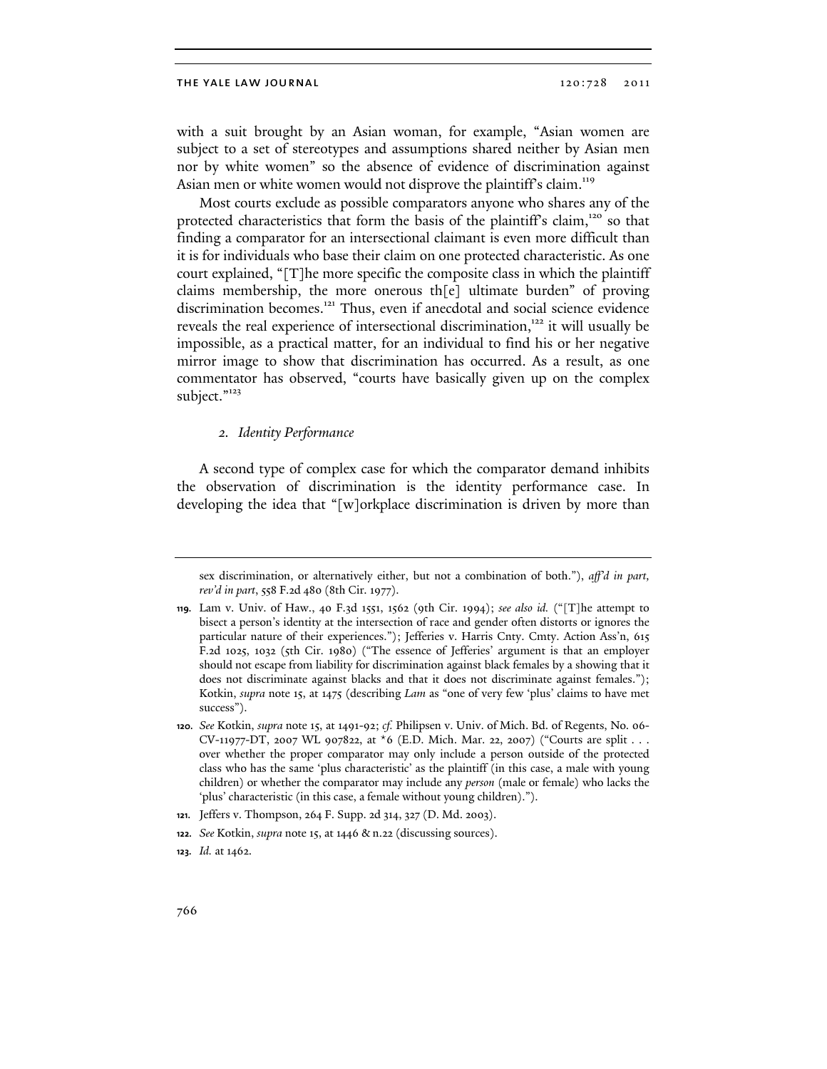with a suit brought by an Asian woman, for example, "Asian women are subject to a set of stereotypes and assumptions shared neither by Asian men nor by white women" so the absence of evidence of discrimination against Asian men or white women would not disprove the plaintiff's claim.[119]

Most courts exclude as possible comparators anyone who shares any of the protected characteristics that form the basis of the plaintiff's claim,[120] so that finding a comparator for an intersectional claimant is even more difficult than it is for individuals who base their claim on one protected characteristic. As one court explained, "[T]he more specific the composite class in which the plaintiff claims membership, the more onerous th[e] ultimate burden" of proving discrimination becomes.[121] Thus, even if anecdotal and social science evidence reveals the real experience of intersectional discrimination,[122] it will usually be impossible, as a practical matter, for an individual to find his or her negative mirror image to show that discrimination has occurred. As a result, as one commentator has observed, "courts have basically given up on the complex subject."[123]

### *2. Identity Performance*

A second type of complex case for which the comparator demand inhibits the observation of discrimination is the identity performance case. In developing the idea that "[w]orkplace discrimination is driven by more than

---

sex discrimination, or alternatively either, but not a combination of both."), *aff'd in part, rev'd in part*, 558 F.2d 480 (8th Cir. 1977).

**119.** Lam v. Univ. of Haw., 40 F.3d 1551, 1562 (9th Cir. 1994); *see also id.* ("[T]he attempt to bisect a person's identity at the intersection of race and gender often distorts or ignores the particular nature of their experiences."); Jefferies v. Harris Cnty. Cmty. Action Ass'n, 615 F.2d 1025, 1032 (5th Cir. 1980) ("The essence of Jefferies' argument is that an employer should not escape from liability for discrimination against black females by a showing that it does not discriminate against blacks and that it does not discriminate against females."); Kotkin, *supra* note 15, at 1475 (describing *Lam* as "one of very few 'plus' claims to have met success").

**120.** *See* Kotkin, *supra* note 15, at 1491-92; *cf.* Philipsen v. Univ. of Mich. Bd. of Regents, No. 06-CV-11977-DT, 2007 WL 907822, at *6 (E.D. Mich. Mar. 22, 2007) ("Courts are split . . . over whether the proper comparator may only include a person outside of the protected class who has the same 'plus characteristic' as the plaintiff (in this case, a male with young children) or whether the comparator may include any *person* (male or female) who lacks the 'plus' characteristic (in this case, a female without young children).").

**121.** Jeffers v. Thompson, 264 F. Supp. 2d 314, 327 (D. Md. 2003).

**122.** *See* Kotkin, *supra* note 15, at 1446 & n.22 (discussing sources).

**123.** *Id.* at 1462.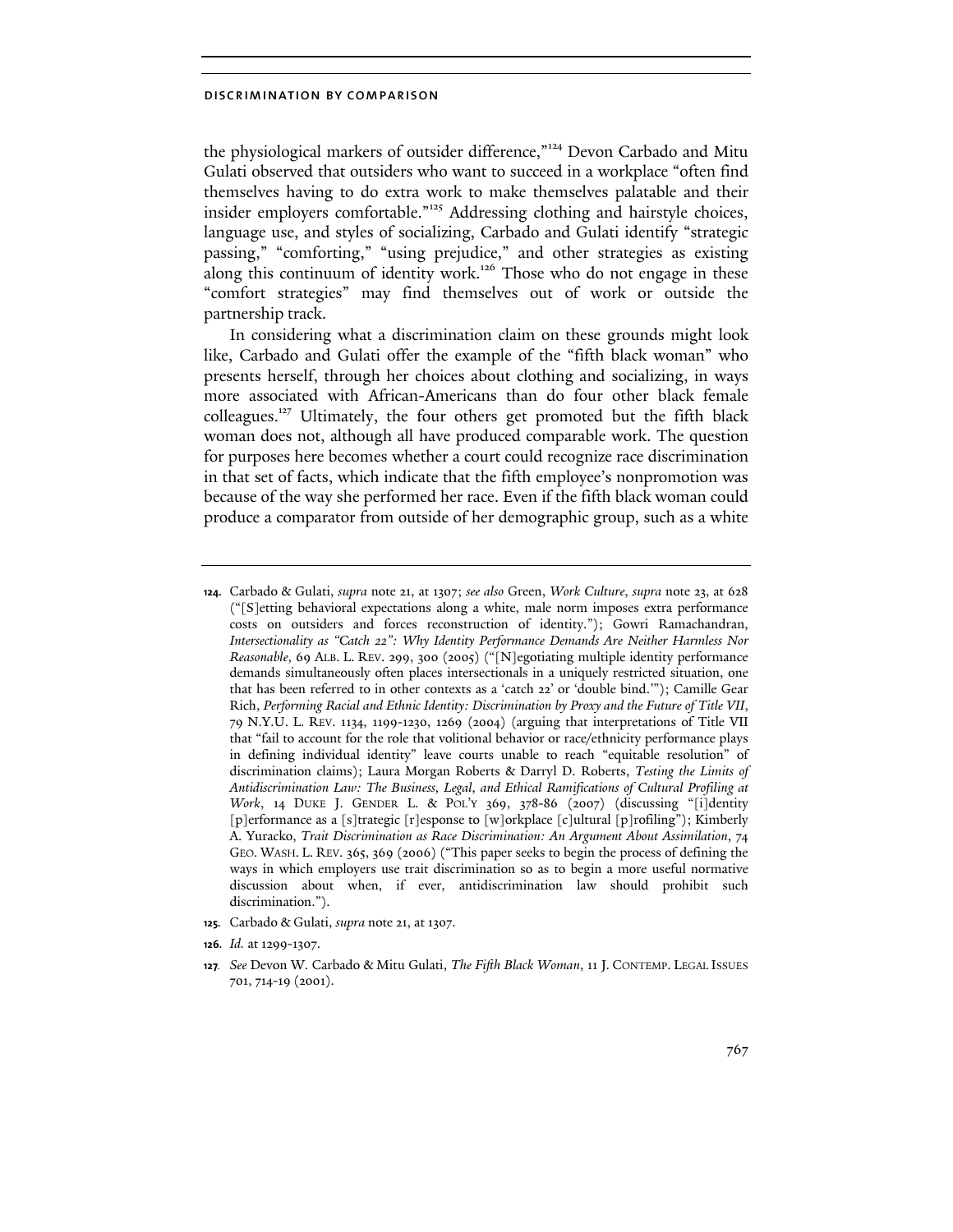the physiological markers of outsider difference,"[124] Devon Carbado and Mitu Gulati observed that outsiders who want to succeed in a workplace "often find themselves having to do extra work to make themselves palatable and their insider employers comfortable."[125] Addressing clothing and hairstyle choices, language use, and styles of socializing, Carbado and Gulati identify "strategic passing," "comforting," "using prejudice," and other strategies as existing along this continuum of identity work.[126] Those who do not engage in these "comfort strategies" may find themselves out of work or outside the partnership track.

In considering what a discrimination claim on these grounds might look like, Carbado and Gulati offer the example of the "fifth black woman" who presents herself, through her choices about clothing and socializing, in ways more associated with African-Americans than do four other black female colleagues.[127] Ultimately, the four others get promoted but the fifth black woman does not, although all have produced comparable work. The question for purposes here becomes whether a court could recognize race discrimination in that set of facts, which indicate that the fifth employee's nonpromotion was because of the way she performed her race. Even if the fifth black woman could produce a comparator from outside of her demographic group, such as a white

---

124. Carbado & Gulati, *supra* note 21, at 1307; *see also* Green, *Work Culture*, *supra* note 23, at 628 ("[S]etting behavioral expectations along a white, male norm imposes extra performance costs on outsiders and forces reconstruction of identity."); Gowri Ramachandran, *Intersectionality as "Catch 22": Why Identity Performance Demands Are Neither Harmless Nor Reasonable*, 69 ALB. L. REV. 299, 300 (2005) ("[N]egotiating multiple identity performance demands simultaneously often places intersectionals in a uniquely restricted situation, one that has been referred to in other contexts as a 'catch 22' or 'double bind.'"); Camille Gear Rich, *Performing Racial and Ethnic Identity: Discrimination by Proxy and the Future of Title VII*, 79 N.Y.U. L. REV. 1134, 1199-1230, 1269 (2004) (arguing that interpretations of Title VII that "fail to account for the role that volitional behavior or race/ethnicity performance plays in defining individual identity" leave courts unable to reach "equitable resolution" of discrimination claims); Laura Morgan Roberts & Darryl D. Roberts, *Testing the Limits of Antidiscrimination Law: The Business, Legal, and Ethical Ramifications of Cultural Profiling at Work*, 14 DUKE J. GENDER L. & POL'Y 369, 378-86 (2007) (discussing "[i]dentity [p]erformance as a [s]trategic [r]esponse to [w]orkplace [c]ultural [p]rofiling"); Kimberly A. Yuracko, *Trait Discrimination as Race Discrimination: An Argument About Assimilation*, 74 GEO. WASH. L. REV. 365, 369 (2006) ("This paper seeks to begin the process of defining the ways in which employers use trait discrimination so as to begin a more useful normative discussion about when, if ever, antidiscrimination law should prohibit such discrimination.").

125. Carbado & Gulati, *supra* note 21, at 1307.

126. *Id.* at 1299-1307.

127. *See* Devon W. Carbado & Mitu Gulati, *The Fifth Black Woman*, 11 J. CONTEMP. LEGAL ISSUES 701, 714-19 (2001).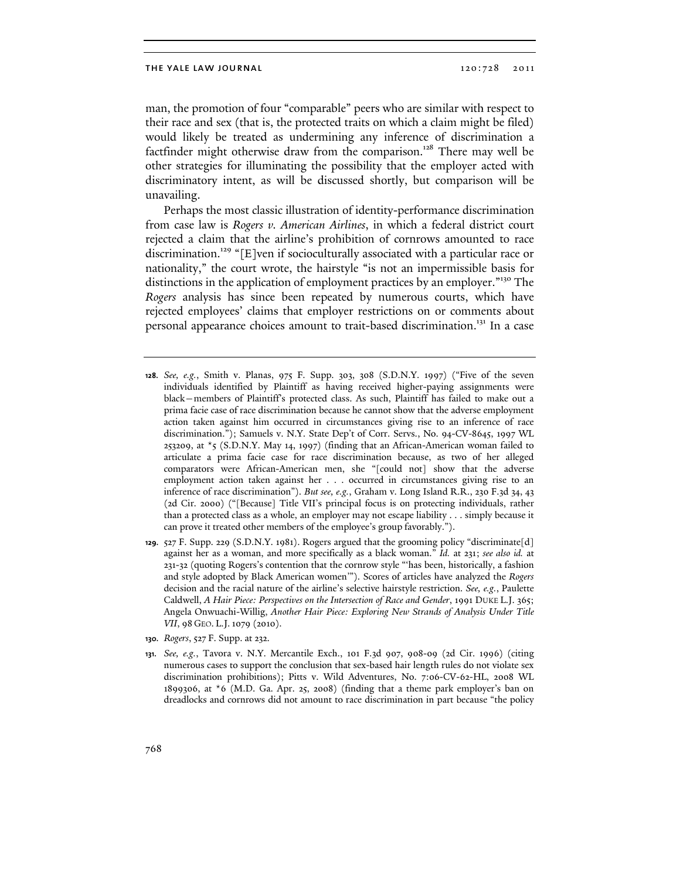man, the promotion of four "comparable" peers who are similar with respect to their race and sex (that is, the protected traits on which a claim might be filed) would likely be treated as undermining any inference of discrimination a factfinder might otherwise draw from the comparison.[128] There may well be other strategies for illuminating the possibility that the employer acted with discriminatory intent, as will be discussed shortly, but comparison will be unavailing.

Perhaps the most classic illustration of identity-performance discrimination from case law is *Rogers v. American Airlines*, in which a federal district court rejected a claim that the airline's prohibition of cornrows amounted to race discrimination.[129] "[E]ven if socioculturally associated with a particular race or nationality," the court wrote, the hairstyle "is not an impermissible basis for distinctions in the application of employment practices by an employer."[130] The *Rogers* analysis has since been repeated by numerous courts, which have rejected employees' claims that employer restrictions on or comments about personal appearance choices amount to trait-based discrimination.[131] In a case

---

128. *See, e.g.*, Smith v. Planas, 975 F. Supp. 303, 308 (S.D.N.Y. 1997) ("Five of the seven individuals identified by Plaintiff as having received higher-paying assignments were black—members of Plaintiff's protected class. As such, Plaintiff has failed to make out a prima facie case of race discrimination because he cannot show that the adverse employment action taken against him occurred in circumstances giving rise to an inference of race discrimination."); Samuels v. N.Y. State Dep't of Corr. Servs., No. 94-CV-8645, 1997 WL 253209, at *5 (S.D.N.Y. May 14, 1997) (finding that an African-American woman failed to articulate a prima facie case for race discrimination because, as two of her alleged comparators were African-American men, she "[could not] show that the adverse employment action taken against her . . . occurred in circumstances giving rise to an inference of race discrimination"). *But see, e.g.*, Graham v. Long Island R.R., 230 F.3d 34, 43 (2d Cir. 2000) ("[Because] Title VII's principal focus is on protecting individuals, rather than a protected class as a whole, an employer may not escape liability . . . simply because it can prove it treated other members of the employee's group favorably.").

129. 527 F. Supp. 229 (S.D.N.Y. 1981). Rogers argued that the grooming policy "discriminate[d] against her as a woman, and more specifically as a black woman." *Id.* at 231; *see also id.* at 231-32 (quoting Rogers's contention that the cornrow style "'has been, historically, a fashion and style adopted by Black American women'"). Scores of articles have analyzed the *Rogers* decision and the racial nature of the airline's selective hairstyle restriction. *See, e.g.*, Paulette Caldwell, *A Hair Piece: Perspectives on the Intersection of Race and Gender*, 1991 DUKE L.J. 365; Angela Onwuachi-Willig, *Another Hair Piece: Exploring New Strands of Analysis Under Title VII*, 98 GEO. L.J. 1079 (2010).

130. *Rogers*, 527 F. Supp. at 232.

131. *See, e.g.*, Tavora v. N.Y. Mercantile Exch., 101 F.3d 907, 908-09 (2d Cir. 1996) (citing numerous cases to support the conclusion that sex-based hair length rules do not violate sex discrimination prohibitions); Pitts v. Wild Adventures, No. 7:06-CV-62-HL, 2008 WL 1899306, at *6 (M.D. Ga. Apr. 25, 2008) (finding that a theme park employer's ban on dreadlocks and cornrows did not amount to race discrimination in part because "the policy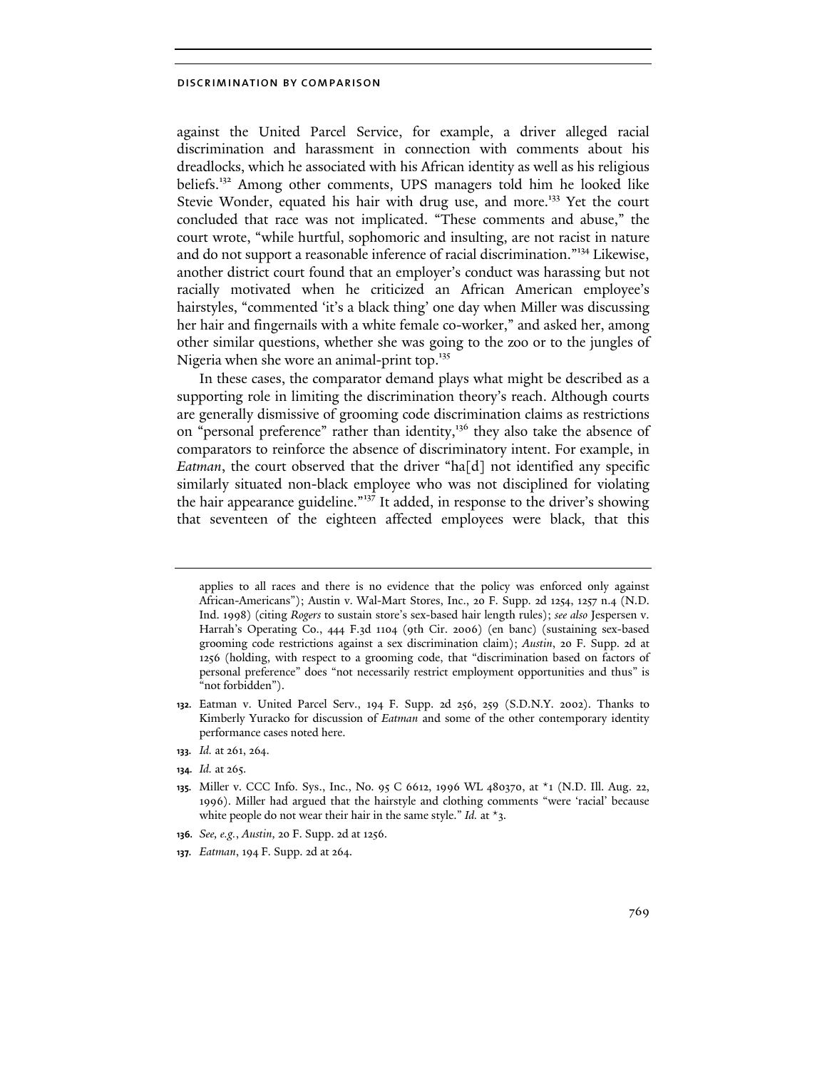against the United Parcel Service, for example, a driver alleged racial discrimination and harassment in connection with comments about his dreadlocks, which he associated with his African identity as well as his religious beliefs.[132] Among other comments, UPS managers told him he looked like Stevie Wonder, equated his hair with drug use, and more.[133] Yet the court concluded that race was not implicated. "These comments and abuse," the court wrote, "while hurtful, sophomoric and insulting, are not racist in nature and do not support a reasonable inference of racial discrimination."[134] Likewise, another district court found that an employer's conduct was harassing but not racially motivated when he criticized an African American employee's hairstyles, "commented 'it's a black thing' one day when Miller was discussing her hair and fingernails with a white female co-worker," and asked her, among other similar questions, whether she was going to the zoo or to the jungles of Nigeria when she wore an animal-print top.[135]

In these cases, the comparator demand plays what might be described as a supporting role in limiting the discrimination theory's reach. Although courts are generally dismissive of grooming code discrimination claims as restrictions on "personal preference" rather than identity,[136] they also take the absence of comparators to reinforce the absence of discriminatory intent. For example, in *Eatman*, the court observed that the driver "ha[d] not identified any specific similarly situated non-black employee who was not disciplined for violating the hair appearance guideline."[137] It added, in response to the driver's showing that seventeen of the eighteen affected employees were black, that this

---

applies to all races and there is no evidence that the policy was enforced only against African-Americans"); Austin v. Wal-Mart Stores, Inc., 20 F. Supp. 2d 1254, 1257 n.4 (N.D. Ind. 1998) (citing *Rogers* to sustain store's sex-based hair length rules); *see also* Jespersen v. Harrah's Operating Co., 444 F.3d 1104 (9th Cir. 2006) (en banc) (sustaining sex-based grooming code restrictions against a sex discrimination claim); *Austin*, 20 F. Supp. 2d at 1256 (holding, with respect to a grooming code, that "discrimination based on factors of personal preference" does "not necessarily restrict employment opportunities and thus" is "not forbidden").

132. Eatman v. United Parcel Serv., 194 F. Supp. 2d 256, 259 (S.D.N.Y. 2002). Thanks to Kimberly Yuracko for discussion of *Eatman* and some of the other contemporary identity performance cases noted here.

133. *Id.* at 261, 264.

134. *Id.* at 265.

135. Miller v. CCC Info. Sys., Inc., No. 95 C 6612, 1996 WL 480370, at *1 (N.D. Ill. Aug. 22, 1996). Miller had argued that the hairstyle and clothing comments "were 'racial' because white people do not wear their hair in the same style." *Id.* at *3.

136. *See, e.g.*, *Austin*, 20 F. Supp. 2d at 1256.

137. *Eatman*, 194 F. Supp. 2d at 264.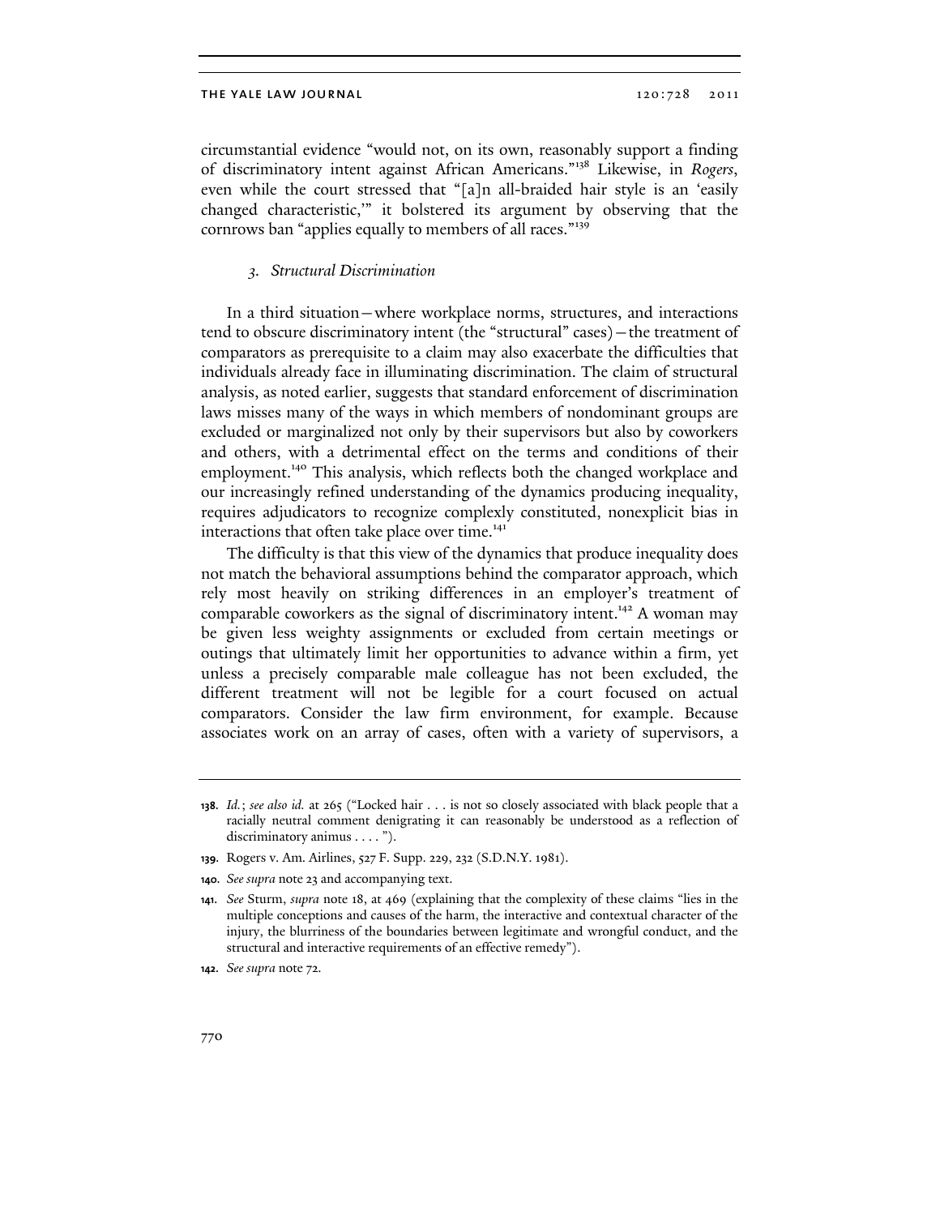circumstantial evidence "would not, on its own, reasonably support a finding of discriminatory intent against African Americans."[138] Likewise, in *Rogers*, even while the court stressed that "[a]n all-braided hair style is an 'easily changed characteristic,'" it bolstered its argument by observing that the cornrows ban "applies equally to members of all races."[139]

### *3. Structural Discrimination*

In a third situation—where workplace norms, structures, and interactions tend to obscure discriminatory intent (the "structural" cases)—the treatment of comparators as prerequisite to a claim may also exacerbate the difficulties that individuals already face in illuminating discrimination. The claim of structural analysis, as noted earlier, suggests that standard enforcement of discrimination laws misses many of the ways in which members of nondominant groups are excluded or marginalized not only by their supervisors but also by coworkers and others, with a detrimental effect on the terms and conditions of their employment.[140] This analysis, which reflects both the changed workplace and our increasingly refined understanding of the dynamics producing inequality, requires adjudicators to recognize complexly constituted, nonexplicit bias in interactions that often take place over time.[141]

The difficulty is that this view of the dynamics that produce inequality does not match the behavioral assumptions behind the comparator approach, which rely most heavily on striking differences in an employer's treatment of comparable coworkers as the signal of discriminatory intent.[142] A woman may be given less weighty assignments or excluded from certain meetings or outings that ultimately limit her opportunities to advance within a firm, yet unless a precisely comparable male colleague has not been excluded, the different treatment will not be legible for a court focused on actual comparators. Consider the law firm environment, for example. Because associates work on an array of cases, often with a variety of supervisors, a

---

**138.** *Id.*; *see also id.* at 265 ("Locked hair . . . is not so closely associated with black people that a racially neutral comment denigrating it can reasonably be understood as a reflection of discriminatory animus . . . . ").

**139.** Rogers v. Am. Airlines, 527 F. Supp. 229, 232 (S.D.N.Y. 1981).

**140.** *See supra* note 23 and accompanying text.

**141.** *See* Sturm, *supra* note 18, at 469 (explaining that the complexity of these claims "lies in the multiple conceptions and causes of the harm, the interactive and contextual character of the injury, the blurriness of the boundaries between legitimate and wrongful conduct, and the structural and interactive requirements of an effective remedy").

**142.** *See supra* note 72.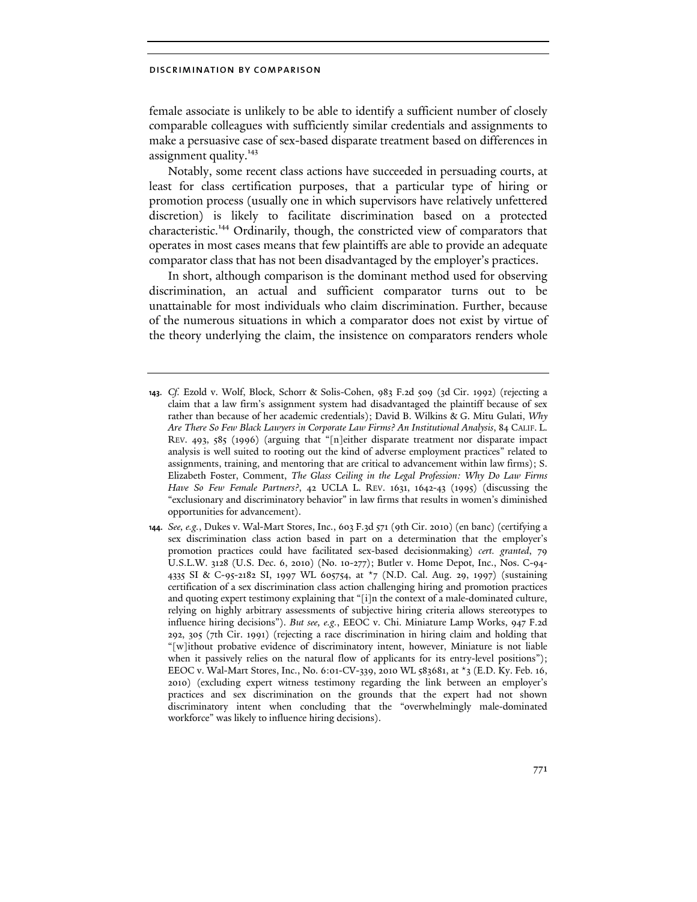female associate is unlikely to be able to identify a sufficient number of closely comparable colleagues with sufficiently similar credentials and assignments to make a persuasive case of sex-based disparate treatment based on differences in assignment quality.[143]

Notably, some recent class actions have succeeded in persuading courts, at least for class certification purposes, that a particular type of hiring or promotion process (usually one in which supervisors have relatively unfettered discretion) is likely to facilitate discrimination based on a protected characteristic.[144] Ordinarily, though, the constricted view of comparators that operates in most cases means that few plaintiffs are able to provide an adequate comparator class that has not been disadvantaged by the employer's practices.

In short, although comparison is the dominant method used for observing discrimination, an actual and sufficient comparator turns out to be unattainable for most individuals who claim discrimination. Further, because of the numerous situations in which a comparator does not exist by virtue of the theory underlying the claim, the insistence on comparators renders whole

---

**143.** *Cf.* Ezold v. Wolf, Block, Schorr & Solis-Cohen, 983 F.2d 509 (3d Cir. 1992) (rejecting a claim that a law firm's assignment system had disadvantaged the plaintiff because of sex rather than because of her academic credentials); David B. Wilkins & G. Mitu Gulati, *Why Are There So Few Black Lawyers in Corporate Law Firms? An Institutional Analysis*, 84 CALIF. L. REV. 493, 585 (1996) (arguing that "[n]either disparate treatment nor disparate impact analysis is well suited to rooting out the kind of adverse employment practices" related to assignments, training, and mentoring that are critical to advancement within law firms); S. Elizabeth Foster, Comment, *The Glass Ceiling in the Legal Profession: Why Do Law Firms Have So Few Female Partners?*, 42 UCLA L. REV. 1631, 1642-43 (1995) (discussing the "exclusionary and discriminatory behavior" in law firms that results in women's diminished opportunities for advancement).

**144.** *See, e.g.*, Dukes v. Wal-Mart Stores, Inc., 603 F.3d 571 (9th Cir. 2010) (en banc) (certifying a sex discrimination class action based in part on a determination that the employer's promotion practices could have facilitated sex-based decisionmaking) *cert. granted*, 79 U.S.L.W. 3128 (U.S. Dec. 6, 2010) (No. 10-277); Butler v. Home Depot, Inc., Nos. C-94-4335 SI & C-95-2182 SI, 1997 WL 605754, at *7 (N.D. Cal. Aug. 29, 1997) (sustaining certification of a sex discrimination class action challenging hiring and promotion practices and quoting expert testimony explaining that "[i]n the context of a male-dominated culture, relying on highly arbitrary assessments of subjective hiring criteria allows stereotypes to influence hiring decisions"). *But see, e.g.*, EEOC v. Chi. Miniature Lamp Works, 947 F.2d 292, 305 (7th Cir. 1991) (rejecting a race discrimination in hiring claim and holding that "[w]ithout probative evidence of discriminatory intent, however, Miniature is not liable when it passively relies on the natural flow of applicants for its entry-level positions"); EEOC v. Wal-Mart Stores, Inc., No. 6:01-CV-339, 2010 WL 583681, at *3 (E.D. Ky. Feb. 16, 2010) (excluding expert witness testimony regarding the link between an employer's practices and sex discrimination on the grounds that the expert had not shown discriminatory intent when concluding that the "overwhelmingly male-dominated workforce" was likely to influence hiring decisions).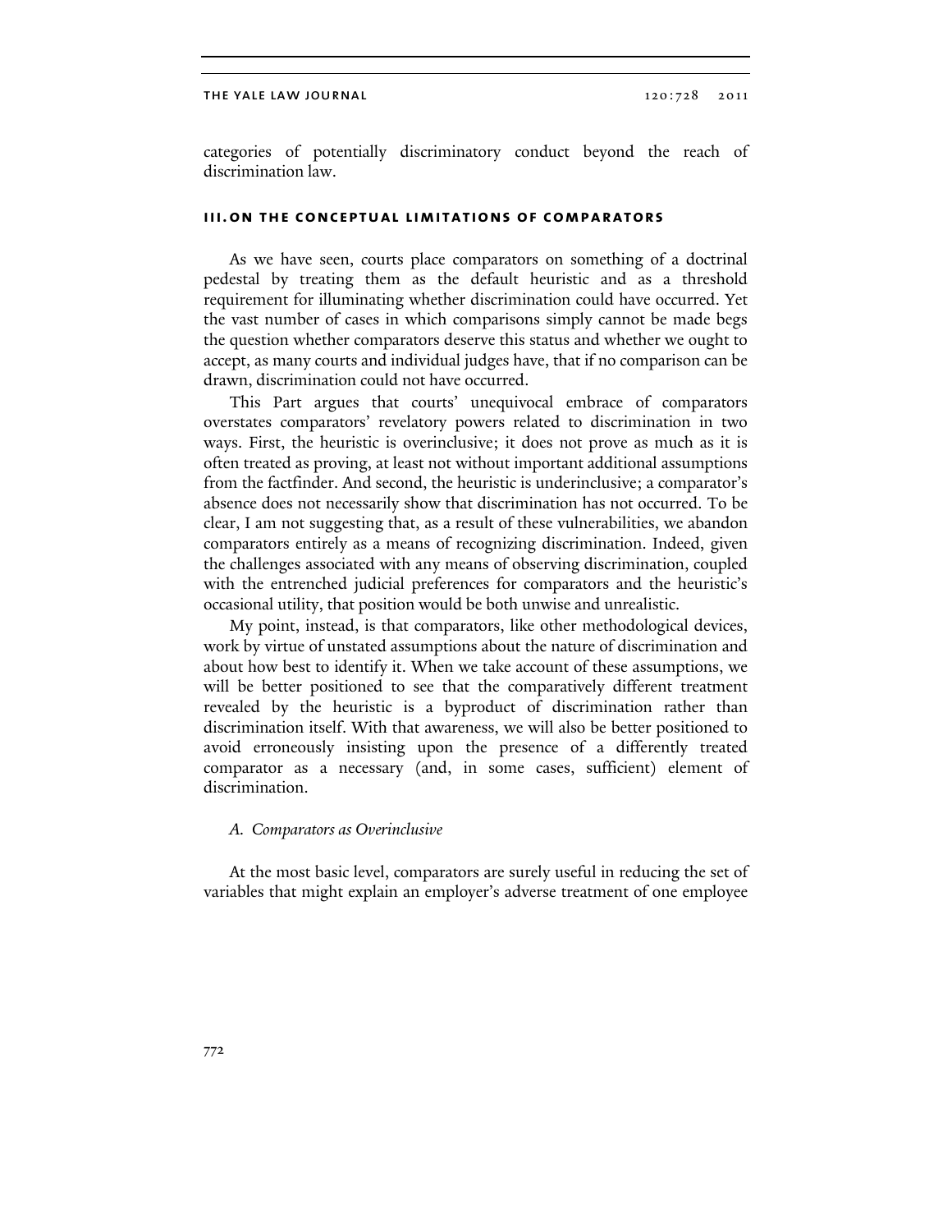categories of potentially discriminatory conduct beyond the reach of discrimination law.

## III. ON THE CONCEPTUAL LIMITATIONS OF COMPARATORS

As we have seen, courts place comparators on something of a doctrinal pedestal by treating them as the default heuristic and as a threshold requirement for illuminating whether discrimination could have occurred. Yet the vast number of cases in which comparisons simply cannot be made begs the question whether comparators deserve this status and whether we ought to accept, as many courts and individual judges have, that if no comparison can be drawn, discrimination could not have occurred.

This Part argues that courts' unequivocal embrace of comparators overstates comparators' revelatory powers related to discrimination in two ways. First, the heuristic is overinclusive; it does not prove as much as it is often treated as proving, at least not without important additional assumptions from the factfinder. And second, the heuristic is underinclusive; a comparator's absence does not necessarily show that discrimination has not occurred. To be clear, I am not suggesting that, as a result of these vulnerabilities, we abandon comparators entirely as a means of recognizing discrimination. Indeed, given the challenges associated with any means of observing discrimination, coupled with the entrenched judicial preferences for comparators and the heuristic's occasional utility, that position would be both unwise and unrealistic.

My point, instead, is that comparators, like other methodological devices, work by virtue of unstated assumptions about the nature of discrimination and about how best to identify it. When we take account of these assumptions, we will be better positioned to see that the comparatively different treatment revealed by the heuristic is a byproduct of discrimination rather than discrimination itself. With that awareness, we will also be better positioned to avoid erroneously insisting upon the presence of a differently treated comparator as a necessary (and, in some cases, sufficient) element of discrimination.

### *A. Comparators as Overinclusive*

At the most basic level, comparators are surely useful in reducing the set of variables that might explain an employer's adverse treatment of one employee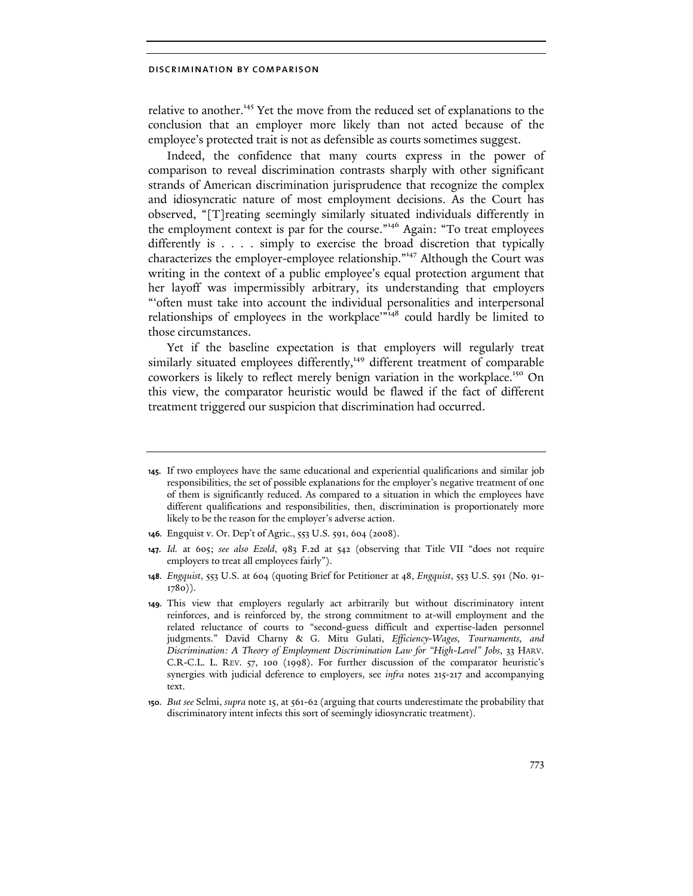relative to another.[145] Yet the move from the reduced set of explanations to the conclusion that an employer more likely than not acted because of the employee's protected trait is not as defensible as courts sometimes suggest.

Indeed, the confidence that many courts express in the power of comparison to reveal discrimination contrasts sharply with other significant strands of American discrimination jurisprudence that recognize the complex and idiosyncratic nature of most employment decisions. As the Court has observed, "[T]reating seemingly similarly situated individuals differently in the employment context is par for the course."[146] Again: "To treat employees differently is . . . . simply to exercise the broad discretion that typically characterizes the employer-employee relationship."[147] Although the Court was writing in the context of a public employee's equal protection argument that her layoff was impermissibly arbitrary, its understanding that employers "'often must take into account the individual personalities and interpersonal relationships of employees in the workplace'"[148] could hardly be limited to those circumstances.

Yet if the baseline expectation is that employers will regularly treat similarly situated employees differently,[149] different treatment of comparable coworkers is likely to reflect merely benign variation in the workplace.[150] On this view, the comparator heuristic would be flawed if the fact of different treatment triggered our suspicion that discrimination had occurred.

---

145. If two employees have the same educational and experiential qualifications and similar job responsibilities, the set of possible explanations for the employer's negative treatment of one of them is significantly reduced. As compared to a situation in which the employees have different qualifications and responsibilities, then, discrimination is proportionately more likely to be the reason for the employer's adverse action.

146. Engquist v. Or. Dep't of Agric., 553 U.S. 591, 604 (2008).

147. *Id.* at 605; *see also Ezold*, 983 F.2d at 542 (observing that Title VII "does not require employers to treat all employees fairly").

148. *Engquist*, 553 U.S. at 604 (quoting Brief for Petitioner at 48, *Engquist*, 553 U.S. 591 (No. 91-1780)).

149. This view that employers regularly act arbitrarily but without discriminatory intent reinforces, and is reinforced by, the strong commitment to at-will employment and the related reluctance of courts to "second-guess difficult and expertise-laden personnel judgments." David Charny & G. Mitu Gulati, *Efficiency-Wages, Tournaments, and Discrimination: A Theory of Employment Discrimination Law for "High-Level" Jobs*, 33 HARV. C.R.-C.L. L. REV. 57, 100 (1998). For further discussion of the comparator heuristic's synergies with judicial deference to employers, see *infra* notes 215-217 and accompanying text.

150. *But see* Selmi, *supra* note 15, at 561-62 (arguing that courts underestimate the probability that discriminatory intent infects this sort of seemingly idiosyncratic treatment).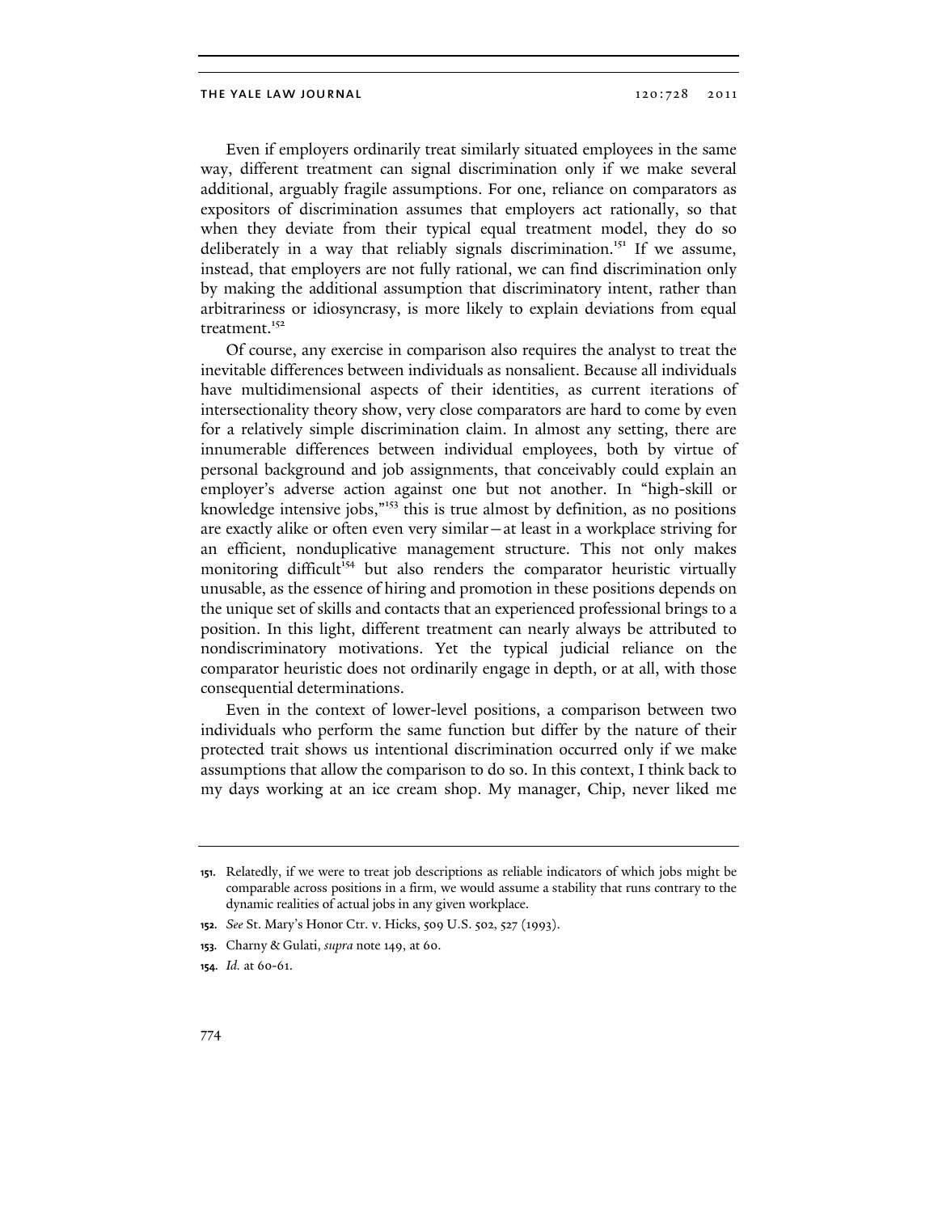Even if employers ordinarily treat similarly situated employees in the same way, different treatment can signal discrimination only if we make several additional, arguably fragile assumptions. For one, reliance on comparators as expositors of discrimination assumes that employers act rationally, so that when they deviate from their typical equal treatment model, they do so deliberately in a way that reliably signals discrimination.[151] If we assume, instead, that employers are not fully rational, we can find discrimination only by making the additional assumption that discriminatory intent, rather than arbitrariness or idiosyncrasy, is more likely to explain deviations from equal treatment.[152]

Of course, any exercise in comparison also requires the analyst to treat the inevitable differences between individuals as nonsalient. Because all individuals have multidimensional aspects of their identities, as current iterations of intersectionality theory show, very close comparators are hard to come by even for a relatively simple discrimination claim. In almost any setting, there are innumerable differences between individual employees, both by virtue of personal background and job assignments, that conceivably could explain an employer's adverse action against one but not another. In "high-skill or knowledge intensive jobs,"[153] this is true almost by definition, as no positions are exactly alike or often even very similar—at least in a workplace striving for an efficient, nonduplicative management structure. This not only makes monitoring difficult[154] but also renders the comparator heuristic virtually unusable, as the essence of hiring and promotion in these positions depends on the unique set of skills and contacts that an experienced professional brings to a position. In this light, different treatment can nearly always be attributed to nondiscriminatory motivations. Yet the typical judicial reliance on the comparator heuristic does not ordinarily engage in depth, or at all, with those consequential determinations.

Even in the context of lower-level positions, a comparison between two individuals who perform the same function but differ by the nature of their protected trait shows us intentional discrimination occurred only if we make assumptions that allow the comparison to do so. In this context, I think back to my days working at an ice cream shop. My manager, Chip, never liked me

---

151. Relatedly, if we were to treat job descriptions as reliable indicators of which jobs might be comparable across positions in a firm, we would assume a stability that runs contrary to the dynamic realities of actual jobs in any given workplace.

152. *See* St. Mary's Honor Ctr. v. Hicks, 509 U.S. 502, 527 (1993).

153. Charny & Gulati, *supra* note 149, at 60.

154. *Id.* at 60-61.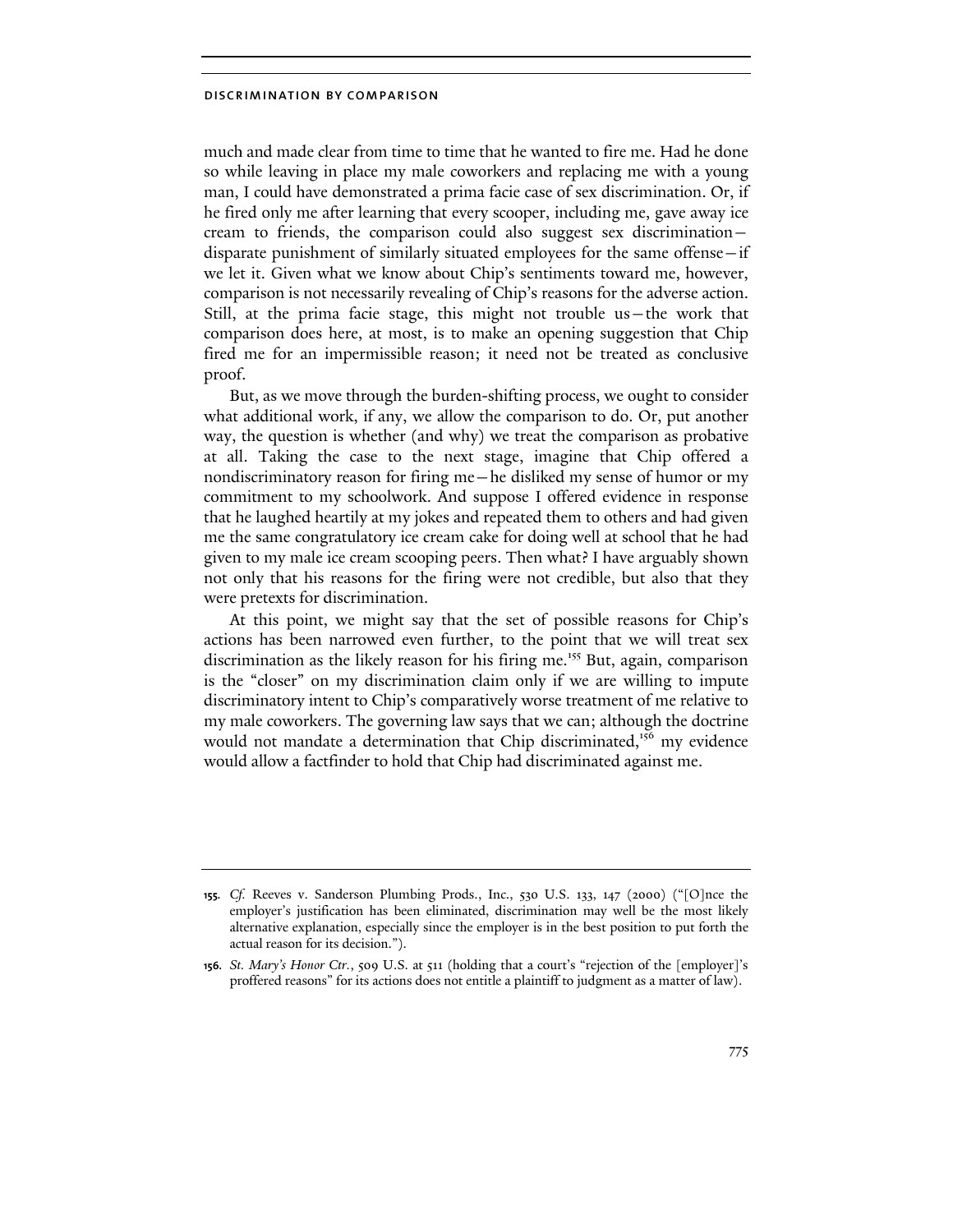much and made clear from time to time that he wanted to fire me. Had he done so while leaving in place my male coworkers and replacing me with a young man, I could have demonstrated a prima facie case of sex discrimination. Or, if he fired only me after learning that every scooper, including me, gave away ice cream to friends, the comparison could also suggest sex discrimination—disparate punishment of similarly situated employees for the same offense—if we let it. Given what we know about Chip's sentiments toward me, however, comparison is not necessarily revealing of Chip's reasons for the adverse action. Still, at the prima facie stage, this might not trouble us—the work that comparison does here, at most, is to make an opening suggestion that Chip fired me for an impermissible reason; it need not be treated as conclusive proof.

But, as we move through the burden-shifting process, we ought to consider what additional work, if any, we allow the comparison to do. Or, put another way, the question is whether (and why) we treat the comparison as probative at all. Taking the case to the next stage, imagine that Chip offered a nondiscriminatory reason for firing me—he disliked my sense of humor or my commitment to my schoolwork. And suppose I offered evidence in response that he laughed heartily at my jokes and repeated them to others and had given me the same congratulatory ice cream cake for doing well at school that he had given to my male ice cream scooping peers. Then what? I have arguably shown not only that his reasons for the firing were not credible, but also that they were pretexts for discrimination.

At this point, we might say that the set of possible reasons for Chip's actions has been narrowed even further, to the point that we will treat sex discrimination as the likely reason for his firing me.[155] But, again, comparison is the "closer" on my discrimination claim only if we are willing to impute discriminatory intent to Chip's comparatively worse treatment of me relative to my male coworkers. The governing law says that we can; although the doctrine would not mandate a determination that Chip discriminated,[156] my evidence would allow a factfinder to hold that Chip had discriminated against me.

---

155. *Cf.* Reeves v. Sanderson Plumbing Prods., Inc., 530 U.S. 133, 147 (2000) ("[O]nce the employer's justification has been eliminated, discrimination may well be the most likely alternative explanation, especially since the employer is in the best position to put forth the actual reason for its decision.").

156. *St. Mary's Honor Ctr.*, 509 U.S. at 511 (holding that a court's "rejection of the [employer]'s proffered reasons" for its actions does not entitle a plaintiff to judgment as a matter of law).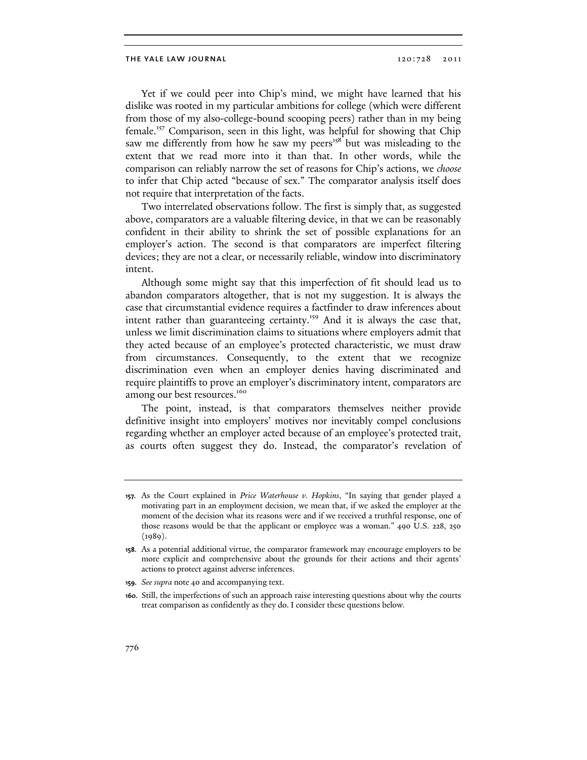Yet if we could peer into Chip's mind, we might have learned that his dislike was rooted in my particular ambitions for college (which were different from those of my also-college-bound scooping peers) rather than in my being female.[157] Comparison, seen in this light, was helpful for showing that Chip saw me differently from how he saw my peers[158] but was misleading to the extent that we read more into it than that. In other words, while the comparison can reliably narrow the set of reasons for Chip's actions, we *choose* to infer that Chip acted "because of sex." The comparator analysis itself does not require that interpretation of the facts.

Two interrelated observations follow. The first is simply that, as suggested above, comparators are a valuable filtering device, in that we can be reasonably confident in their ability to shrink the set of possible explanations for an employer's action. The second is that comparators are imperfect filtering devices; they are not a clear, or necessarily reliable, window into discriminatory intent.

Although some might say that this imperfection of fit should lead us to abandon comparators altogether, that is not my suggestion. It is always the case that circumstantial evidence requires a factfinder to draw inferences about intent rather than guaranteeing certainty.[159] And it is always the case that, unless we limit discrimination claims to situations where employers admit that they acted because of an employee's protected characteristic, we must draw from circumstances. Consequently, to the extent that we recognize discrimination even when an employer denies having discriminated and require plaintiffs to prove an employer's discriminatory intent, comparators are among our best resources.[160]

The point, instead, is that comparators themselves neither provide definitive insight into employers' motives nor inevitably compel conclusions regarding whether an employer acted because of an employee's protected trait, as courts often suggest they do. Instead, the comparator's revelation of

---

**157.** As the Court explained in *Price Waterhouse v. Hopkins*, "In saying that gender played a motivating part in an employment decision, we mean that, if we asked the employer at the moment of the decision what its reasons were and if we received a truthful response, one of those reasons would be that the applicant or employee was a woman." 490 U.S. 228, 250 (1989).

**158.** As a potential additional virtue, the comparator framework may encourage employers to be more explicit and comprehensive about the grounds for their actions and their agents' actions to protect against adverse inferences.

**159.** *See supra* note 40 and accompanying text.

**160.** Still, the imperfections of such an approach raise interesting questions about why the courts treat comparison as confidently as they do. I consider these questions below.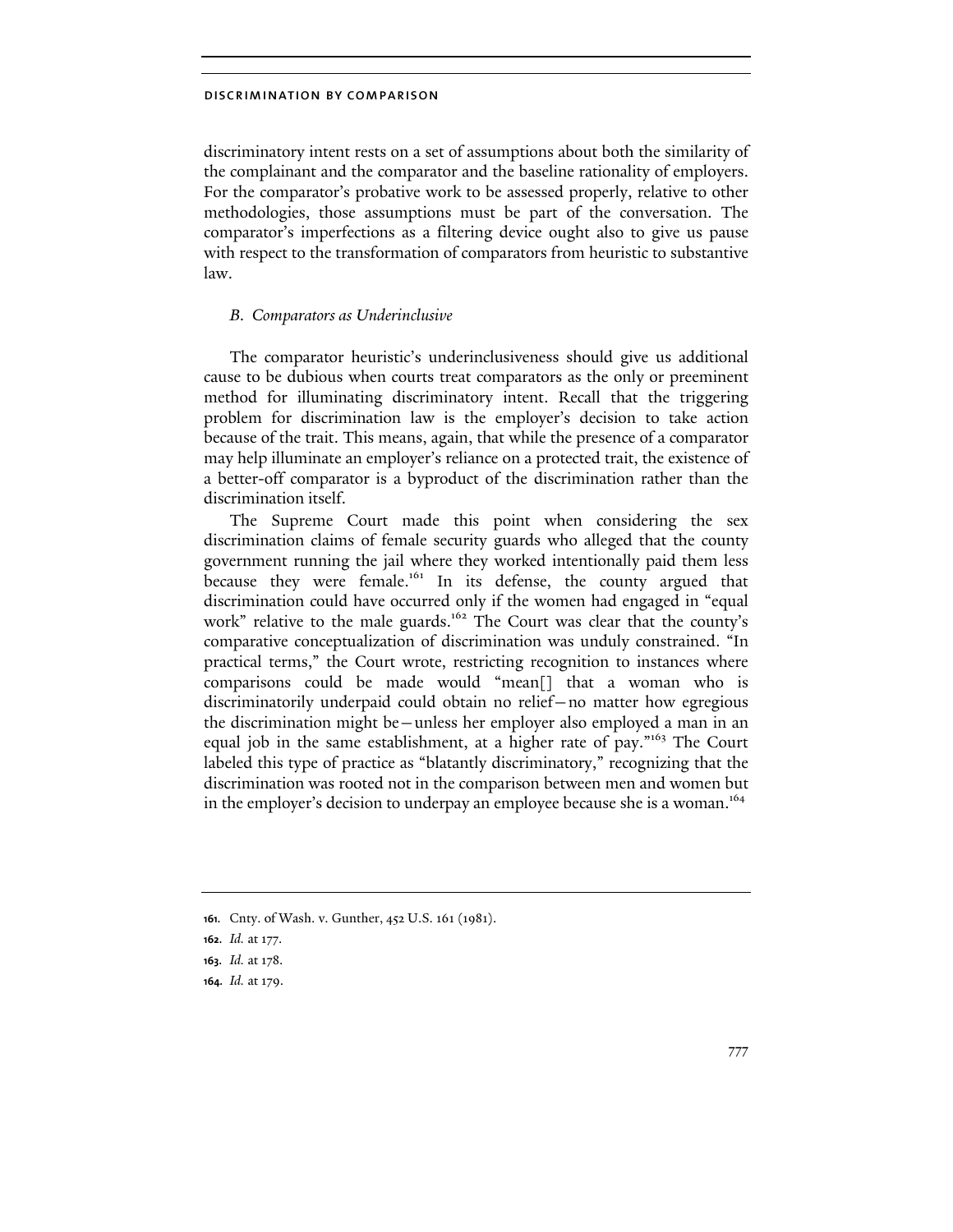discriminatory intent rests on a set of assumptions about both the similarity of the complainant and the comparator and the baseline rationality of employers. For the comparator's probative work to be assessed properly, relative to other methodologies, those assumptions must be part of the conversation. The comparator's imperfections as a filtering device ought also to give us pause with respect to the transformation of comparators from heuristic to substantive law.

### *B. Comparators as Underinclusive*

The comparator heuristic's underinclusiveness should give us additional cause to be dubious when courts treat comparators as the only or preeminent method for illuminating discriminatory intent. Recall that the triggering problem for discrimination law is the employer's decision to take action because of the trait. This means, again, that while the presence of a comparator may help illuminate an employer's reliance on a protected trait, the existence of a better-off comparator is a byproduct of the discrimination rather than the discrimination itself.

The Supreme Court made this point when considering the sex discrimination claims of female security guards who alleged that the county government running the jail where they worked intentionally paid them less because they were female.[161] In its defense, the county argued that discrimination could have occurred only if the women had engaged in "equal work" relative to the male guards.[162] The Court was clear that the county's comparative conceptualization of discrimination was unduly constrained. "In practical terms," the Court wrote, restricting recognition to instances where comparisons could be made would "mean[] that a woman who is discriminatorily underpaid could obtain no relief—no matter how egregious the discrimination might be—unless her employer also employed a man in an equal job in the same establishment, at a higher rate of pay."[163] The Court labeled this type of practice as "blatantly discriminatory," recognizing that the discrimination was rooted not in the comparison between men and women but in the employer's decision to underpay an employee because she is a woman.[164]

---

**161.** Cnty. of Wash. v. Gunther, 452 U.S. 161 (1981).

**162.** *Id.* at 177.

**163.** *Id.* at 178.

**164.** *Id.* at 179.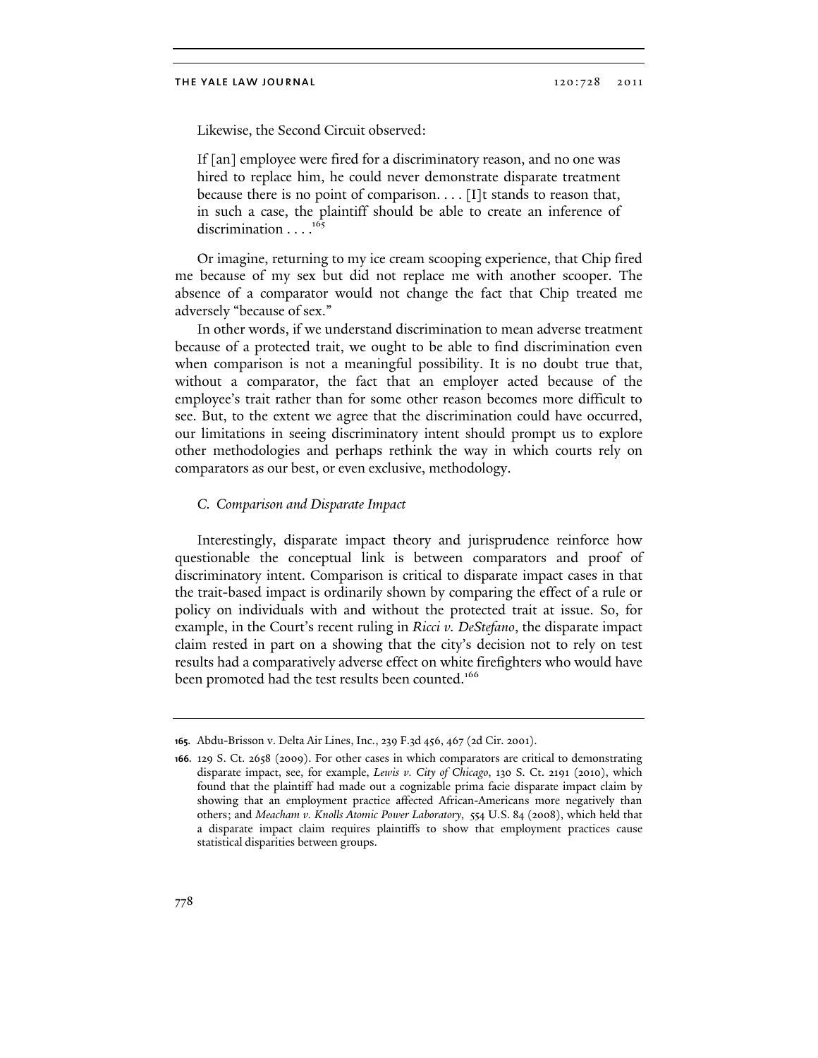Likewise, the Second Circuit observed:

> If [an] employee were fired for a discriminatory reason, and no one was hired to replace him, he could never demonstrate disparate treatment because there is no point of comparison. . . . [I]t stands to reason that, in such a case, the plaintiff should be able to create an inference of discrimination . . . .[165]

Or imagine, returning to my ice cream scooping experience, that Chip fired me because of my sex but did not replace me with another scooper. The absence of a comparator would not change the fact that Chip treated me adversely "because of sex."

In other words, if we understand discrimination to mean adverse treatment because of a protected trait, we ought to be able to find discrimination even when comparison is not a meaningful possibility. It is no doubt true that, without a comparator, the fact that an employer acted because of the employee's trait rather than for some other reason becomes more difficult to see. But, to the extent we agree that the discrimination could have occurred, our limitations in seeing discriminatory intent should prompt us to explore other methodologies and perhaps rethink the way in which courts rely on comparators as our best, or even exclusive, methodology.

### *C. Comparison and Disparate Impact*

Interestingly, disparate impact theory and jurisprudence reinforce how questionable the conceptual link is between comparators and proof of discriminatory intent. Comparison is critical to disparate impact cases in that the trait-based impact is ordinarily shown by comparing the effect of a rule or policy on individuals with and without the protected trait at issue. So, for example, in the Court's recent ruling in *Ricci v. DeStefano*, the disparate impact claim rested in part on a showing that the city's decision not to rely on test results had a comparatively adverse effect on white firefighters who would have been promoted had the test results been counted.[166]

---

**165.** Abdu-Brisson v. Delta Air Lines, Inc., 239 F.3d 456, 467 (2d Cir. 2001).

**166.** 129 S. Ct. 2658 (2009). For other cases in which comparators are critical to demonstrating disparate impact, see, for example, *Lewis v. City of Chicago*, 130 S. Ct. 2191 (2010), which found that the plaintiff had made out a cognizable prima facie disparate impact claim by showing that an employment practice affected African-Americans more negatively than others; and *Meacham v. Knolls Atomic Power Laboratory*, 554 U.S. 84 (2008), which held that a disparate impact claim requires plaintiffs to show that employment practices cause statistical disparities between groups.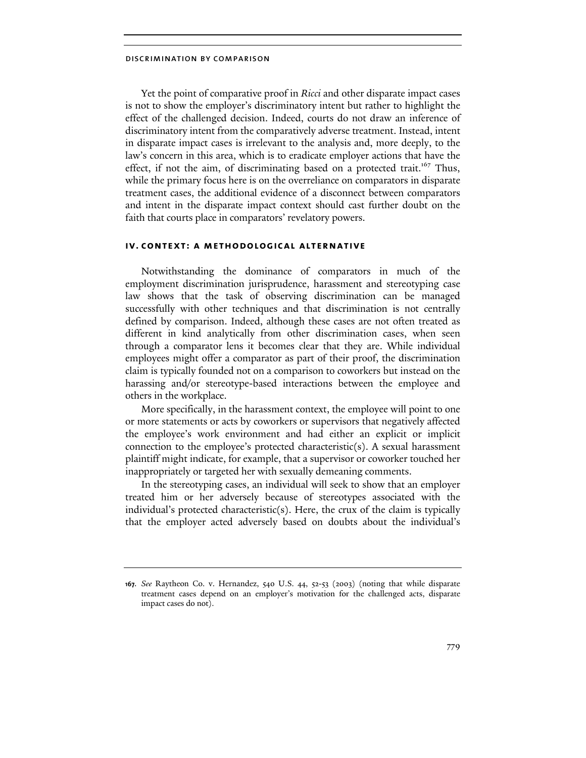Yet the point of comparative proof in *Ricci* and other disparate impact cases is not to show the employer's discriminatory intent but rather to highlight the effect of the challenged decision. Indeed, courts do not draw an inference of discriminatory intent from the comparatively adverse treatment. Instead, intent in disparate impact cases is irrelevant to the analysis and, more deeply, to the law's concern in this area, which is to eradicate employer actions that have the effect, if not the aim, of discriminating based on a protected trait.[167] Thus, while the primary focus here is on the overreliance on comparators in disparate treatment cases, the additional evidence of a disconnect between comparators and intent in the disparate impact context should cast further doubt on the faith that courts place in comparators' revelatory powers.

## IV. CONTEXT: A METHODOLOGICAL ALTERNATIVE

Notwithstanding the dominance of comparators in much of the employment discrimination jurisprudence, harassment and stereotyping case law shows that the task of observing discrimination can be managed successfully with other techniques and that discrimination is not centrally defined by comparison. Indeed, although these cases are not often treated as different in kind analytically from other discrimination cases, when seen through a comparator lens it becomes clear that they are. While individual employees might offer a comparator as part of their proof, the discrimination claim is typically founded not on a comparison to coworkers but instead on the harassing and/or stereotype-based interactions between the employee and others in the workplace.

More specifically, in the harassment context, the employee will point to one or more statements or acts by coworkers or supervisors that negatively affected the employee's work environment and had either an explicit or implicit connection to the employee's protected characteristic(s). A sexual harassment plaintiff might indicate, for example, that a supervisor or coworker touched her inappropriately or targeted her with sexually demeaning comments.

In the stereotyping cases, an individual will seek to show that an employer treated him or her adversely because of stereotypes associated with the individual's protected characteristic(s). Here, the crux of the claim is typically that the employer acted adversely based on doubts about the individual's

167. *See* Raytheon Co. v. Hernandez, 540 U.S. 44, 52-53 (2003) (noting that while disparate treatment cases depend on an employer's motivation for the challenged acts, disparate impact cases do not).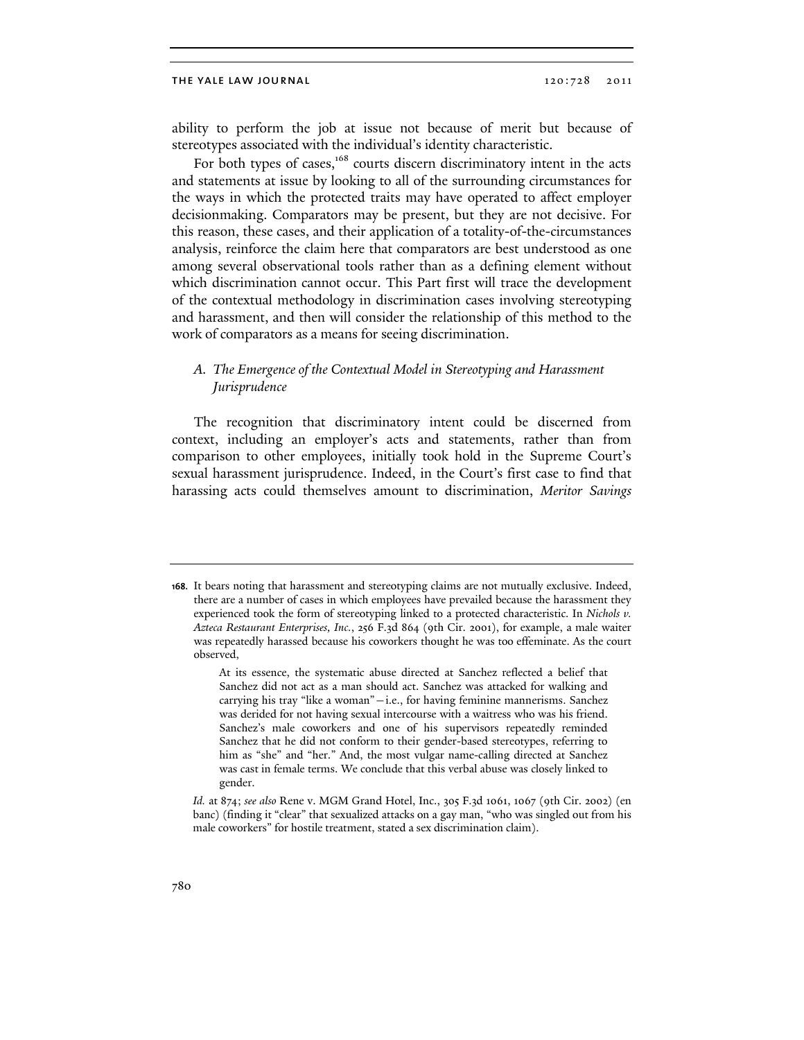ability to perform the job at issue not because of merit but because of stereotypes associated with the individual's identity characteristic.

For both types of cases,[168] courts discern discriminatory intent in the acts and statements at issue by looking to all of the surrounding circumstances for the ways in which the protected traits may have operated to affect employer decisionmaking. Comparators may be present, but they are not decisive. For this reason, these cases, and their application of a totality-of-the-circumstances analysis, reinforce the claim here that comparators are best understood as one among several observational tools rather than as a defining element without which discrimination cannot occur. This Part first will trace the development of the contextual methodology in discrimination cases involving stereotyping and harassment, and then will consider the relationship of this method to the work of comparators as a means for seeing discrimination.

### *A. The Emergence of the Contextual Model in Stereotyping and Harassment Jurisprudence*

The recognition that discriminatory intent could be discerned from context, including an employer's acts and statements, rather than from comparison to other employees, initially took hold in the Supreme Court's sexual harassment jurisprudence. Indeed, in the Court's first case to find that harassing acts could themselves amount to discrimination, *Meritor Savings*

---

168. It bears noting that harassment and stereotyping claims are not mutually exclusive. Indeed, there are a number of cases in which employees have prevailed because the harassment they experienced took the form of stereotyping linked to a protected characteristic. In *Nichols v. Azteca Restaurant Enterprises, Inc.*, 256 F.3d 864 (9th Cir. 2001), for example, a male waiter was repeatedly harassed because his coworkers thought he was too effeminate. As the court observed,

> At its essence, the systematic abuse directed at Sanchez reflected a belief that Sanchez did not act as a man should act. Sanchez was attacked for walking and carrying his tray "like a woman"—i.e., for having feminine mannerisms. Sanchez was derided for not having sexual intercourse with a waitress who was his friend. Sanchez's male coworkers and one of his supervisors repeatedly reminded Sanchez that he did not conform to their gender-based stereotypes, referring to him as "she" and "her." And, the most vulgar name-calling directed at Sanchez was cast in female terms. We conclude that this verbal abuse was closely linked to gender.

*Id.* at 874; *see also* Rene v. MGM Grand Hotel, Inc., 305 F.3d 1061, 1067 (9th Cir. 2002) (en banc) (finding it "clear" that sexualized attacks on a gay man, "who was singled out from his male coworkers" for hostile treatment, stated a sex discrimination claim).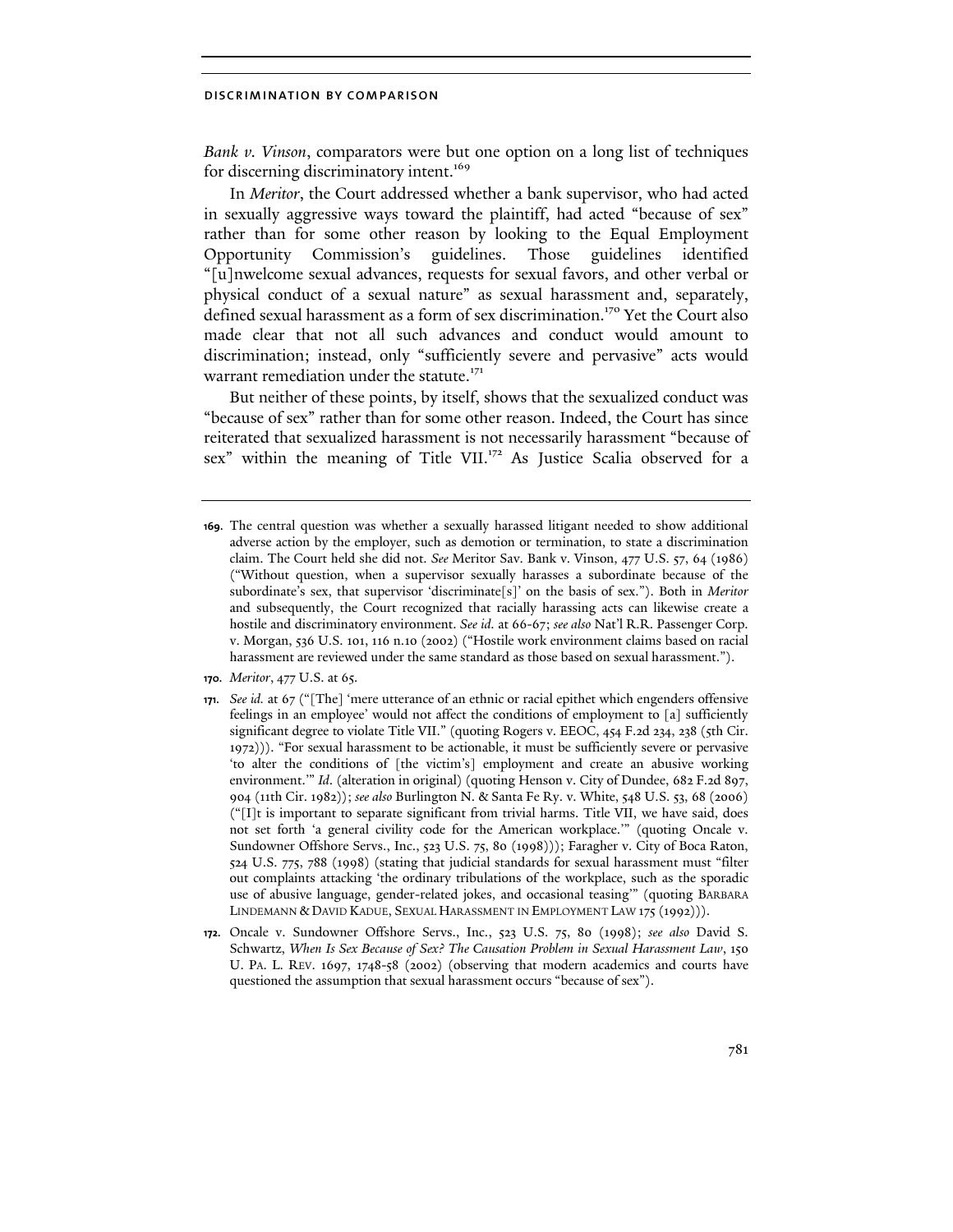*Bank v. Vinson*, comparators were but one option on a long list of techniques for discerning discriminatory intent.[169]

In *Meritor*, the Court addressed whether a bank supervisor, who had acted in sexually aggressive ways toward the plaintiff, had acted "because of sex" rather than for some other reason by looking to the Equal Employment Opportunity Commission's guidelines. Those guidelines identified "[u]nwelcome sexual advances, requests for sexual favors, and other verbal or physical conduct of a sexual nature" as sexual harassment and, separately, defined sexual harassment as a form of sex discrimination.[170] Yet the Court also made clear that not all such advances and conduct would amount to discrimination; instead, only "sufficiently severe and pervasive" acts would warrant remediation under the statute.[171]

But neither of these points, by itself, shows that the sexualized conduct was "because of sex" rather than for some other reason. Indeed, the Court has since reiterated that sexualized harassment is not necessarily harassment "because of sex" within the meaning of Title VII.[172] As Justice Scalia observed for a

---

**169.** The central question was whether a sexually harassed litigant needed to show additional adverse action by the employer, such as demotion or termination, to state a discrimination claim. The Court held she did not. *See* Meritor Sav. Bank v. Vinson, 477 U.S. 57, 64 (1986) ("Without question, when a supervisor sexually harasses a subordinate because of the subordinate's sex, that supervisor 'discriminate[s]' on the basis of sex."). Both in *Meritor* and subsequently, the Court recognized that racially harassing acts can likewise create a hostile and discriminatory environment. *See id.* at 66-67; *see also* Nat'l R.R. Passenger Corp. v. Morgan, 536 U.S. 101, 116 n.10 (2002) ("Hostile work environment claims based on racial harassment are reviewed under the same standard as those based on sexual harassment.").

**170.** *Meritor*, 477 U.S. at 65.

**171.** *See id.* at 67 ("[The] 'mere utterance of an ethnic or racial epithet which engenders offensive feelings in an employee' would not affect the conditions of employment to [a] sufficiently significant degree to violate Title VII." (quoting Rogers v. EEOC, 454 F.2d 234, 238 (5th Cir. 1972))). "For sexual harassment to be actionable, it must be sufficiently severe or pervasive 'to alter the conditions of [the victim's] employment and create an abusive working environment.'" *Id.* (alteration in original) (quoting Henson v. City of Dundee, 682 F.2d 897, 904 (11th Cir. 1982)); *see also* Burlington N. & Santa Fe Ry. v. White, 548 U.S. 53, 68 (2006) ("[I]t is important to separate significant from trivial harms. Title VII, we have said, does not set forth 'a general civility code for the American workplace.'" (quoting Oncale v. Sundowner Offshore Servs., Inc., 523 U.S. 75, 80 (1998))); Faragher v. City of Boca Raton, 524 U.S. 775, 788 (1998) (stating that judicial standards for sexual harassment must "filter out complaints attacking 'the ordinary tribulations of the workplace, such as the sporadic use of abusive language, gender-related jokes, and occasional teasing'" (quoting BARBARA LINDEMANN & DAVID KADUE, SEXUAL HARASSMENT IN EMPLOYMENT LAW 175 (1992))).

**172.** Oncale v. Sundowner Offshore Servs., Inc., 523 U.S. 75, 80 (1998); *see also* David S. Schwartz, *When Is Sex Because of Sex? The Causation Problem in Sexual Harassment Law*, 150 U. PA. L. REV. 1697, 1748-58 (2002) (observing that modern academics and courts have questioned the assumption that sexual harassment occurs "because of sex").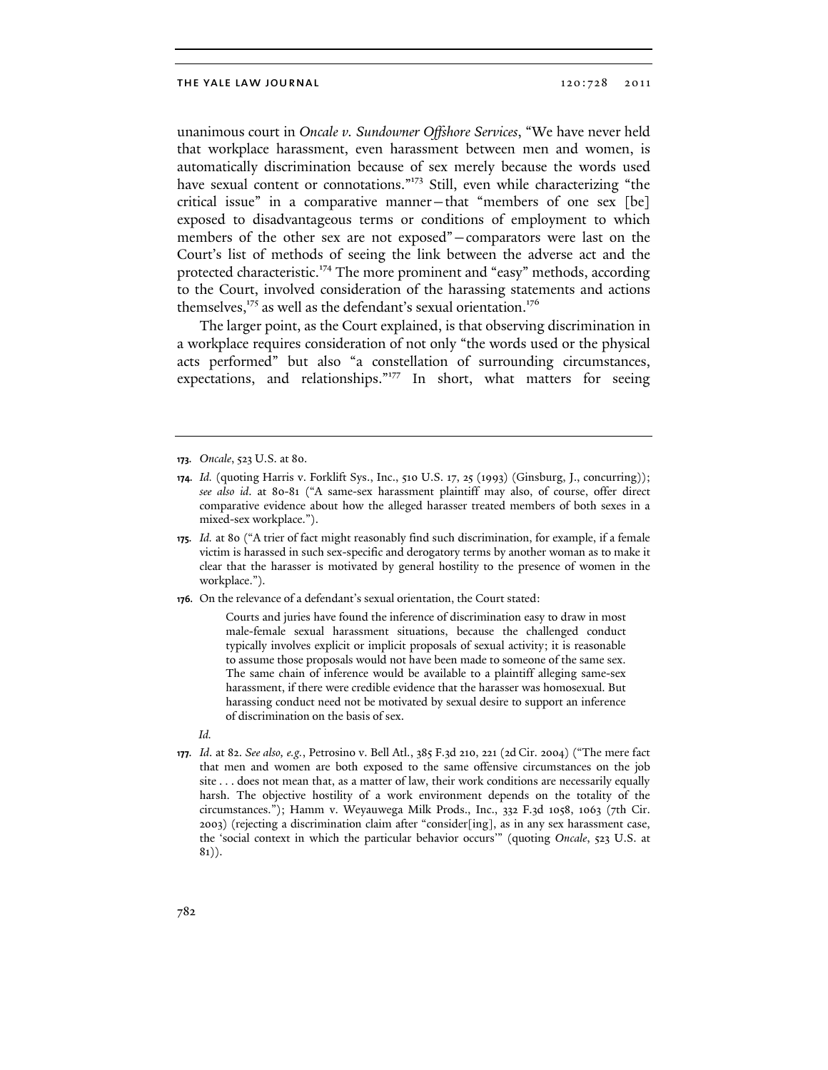unanimous court in *Oncale v. Sundowner Offshore Services*, "We have never held that workplace harassment, even harassment between men and women, is automatically discrimination because of sex merely because the words used have sexual content or connotations."[173] Still, even while characterizing "the critical issue" in a comparative manner—that "members of one sex [be] exposed to disadvantageous terms or conditions of employment to which members of the other sex are not exposed"—comparators were last on the Court's list of methods of seeing the link between the adverse act and the protected characteristic.[174] The more prominent and "easy" methods, according to the Court, involved consideration of the harassing statements and actions themselves,[175] as well as the defendant's sexual orientation.[176]

The larger point, as the Court explained, is that observing discrimination in a workplace requires consideration of not only "the words used or the physical acts performed" but also "a constellation of surrounding circumstances, expectations, and relationships."[177] In short, what matters for seeing

---

**173.** *Oncale*, 523 U.S. at 80.

**174.** *Id.* (quoting Harris v. Forklift Sys., Inc., 510 U.S. 17, 25 (1993) (Ginsburg, J., concurring)); *see also id*. at 80-81 ("A same-sex harassment plaintiff may also, of course, offer direct comparative evidence about how the alleged harasser treated members of both sexes in a mixed-sex workplace.").

**175.** *Id.* at 80 ("A trier of fact might reasonably find such discrimination, for example, if a female victim is harassed in such sex-specific and derogatory terms by another woman as to make it clear that the harasser is motivated by general hostility to the presence of women in the workplace.").

**176.** On the relevance of a defendant's sexual orientation, the Court stated:

> Courts and juries have found the inference of discrimination easy to draw in most male-female sexual harassment situations, because the challenged conduct typically involves explicit or implicit proposals of sexual activity; it is reasonable to assume those proposals would not have been made to someone of the same sex. The same chain of inference would be available to a plaintiff alleging same-sex harassment, if there were credible evidence that the harasser was homosexual. But harassing conduct need not be motivated by sexual desire to support an inference of discrimination on the basis of sex.

*Id.*

**177.** *Id*. at 82. *See also, e.g.*, Petrosino v. Bell Atl., 385 F.3d 210, 221 (2d Cir. 2004) ("The mere fact that men and women are both exposed to the same offensive circumstances on the job site . . . does not mean that, as a matter of law, their work conditions are necessarily equally harsh. The objective hostility of a work environment depends on the totality of the circumstances."); Hamm v. Weyauwega Milk Prods., Inc., 332 F.3d 1058, 1063 (7th Cir. 2003) (rejecting a discrimination claim after "consider[ing], as in any sex harassment case, the 'social context in which the particular behavior occurs'" (quoting *Oncale*, 523 U.S. at 81)).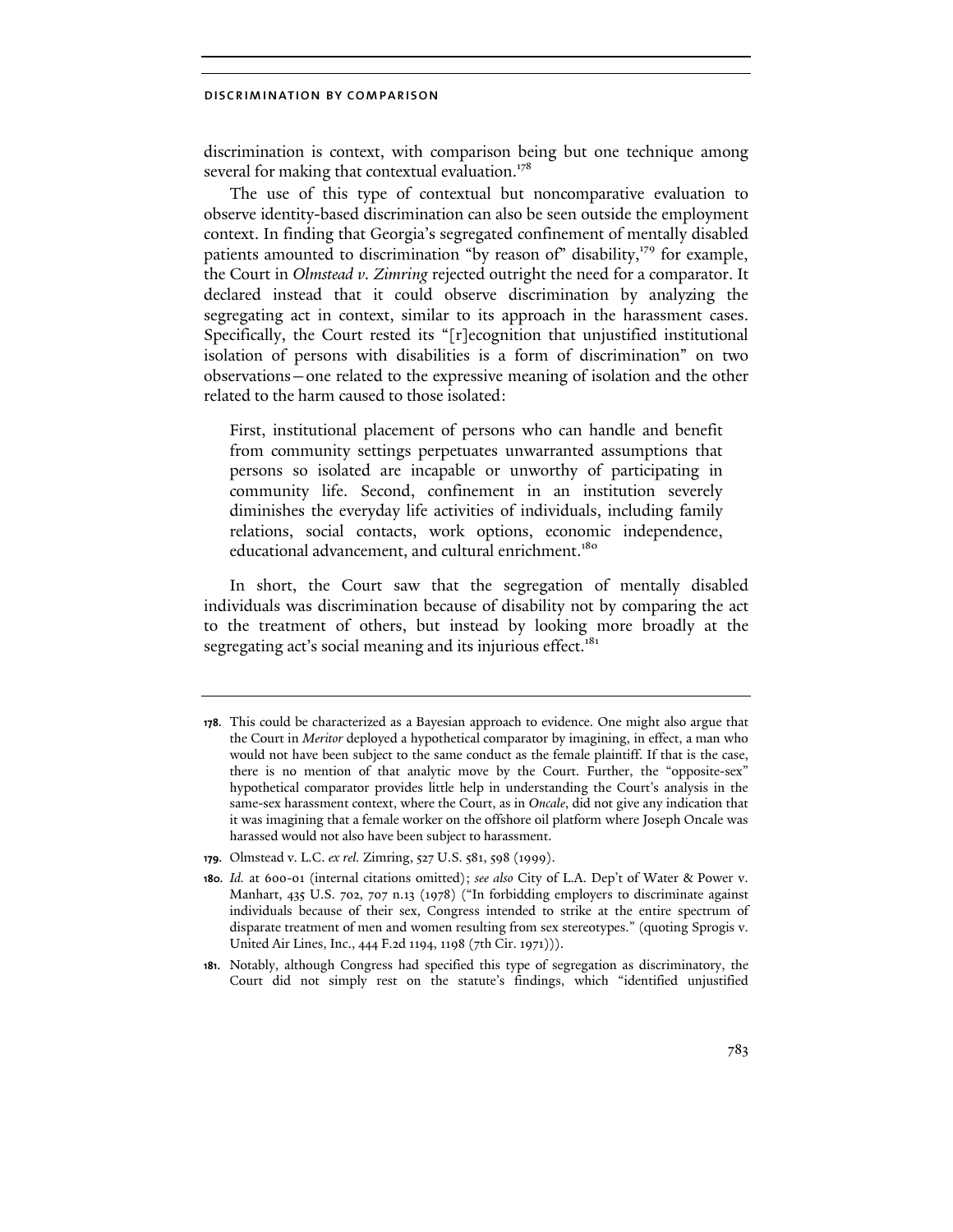discrimination is context, with comparison being but one technique among several for making that contextual evaluation.[178]

The use of this type of contextual but noncomparative evaluation to observe identity-based discrimination can also be seen outside the employment context. In finding that Georgia's segregated confinement of mentally disabled patients amounted to discrimination "by reason of" disability,[179] for example, the Court in *Olmstead v. Zimring* rejected outright the need for a comparator. It declared instead that it could observe discrimination by analyzing the segregating act in context, similar to its approach in the harassment cases. Specifically, the Court rested its "[r]ecognition that unjustified institutional isolation of persons with disabilities is a form of discrimination" on two observations—one related to the expressive meaning of isolation and the other related to the harm caused to those isolated:

> First, institutional placement of persons who can handle and benefit from community settings perpetuates unwarranted assumptions that persons so isolated are incapable or unworthy of participating in community life. Second, confinement in an institution severely diminishes the everyday life activities of individuals, including family relations, social contacts, work options, economic independence, educational advancement, and cultural enrichment.[180]

In short, the Court saw that the segregation of mentally disabled individuals was discrimination because of disability not by comparing the act to the treatment of others, but instead by looking more broadly at the segregating act's social meaning and its injurious effect.[181]

---

**178.** This could be characterized as a Bayesian approach to evidence. One might also argue that the Court in *Meritor* deployed a hypothetical comparator by imagining, in effect, a man who would not have been subject to the same conduct as the female plaintiff. If that is the case, there is no mention of that analytic move by the Court. Further, the "opposite-sex" hypothetical comparator provides little help in understanding the Court's analysis in the same-sex harassment context, where the Court, as in *Oncale*, did not give any indication that it was imagining that a female worker on the offshore oil platform where Joseph Oncale was harassed would not also have been subject to harassment.

**179.** Olmstead v. L.C. *ex rel.* Zimring, 527 U.S. 581, 598 (1999).

**180.** *Id.* at 600-01 (internal citations omitted); *see also* City of L.A. Dep't of Water & Power v. Manhart, 435 U.S. 702, 707 n.13 (1978) ("In forbidding employers to discriminate against individuals because of their sex, Congress intended to strike at the entire spectrum of disparate treatment of men and women resulting from sex stereotypes." (quoting Sprogis v. United Air Lines, Inc., 444 F.2d 1194, 1198 (7th Cir. 1971))).

**181.** Notably, although Congress had specified this type of segregation as discriminatory, the Court did not simply rest on the statute's findings, which "identified unjustified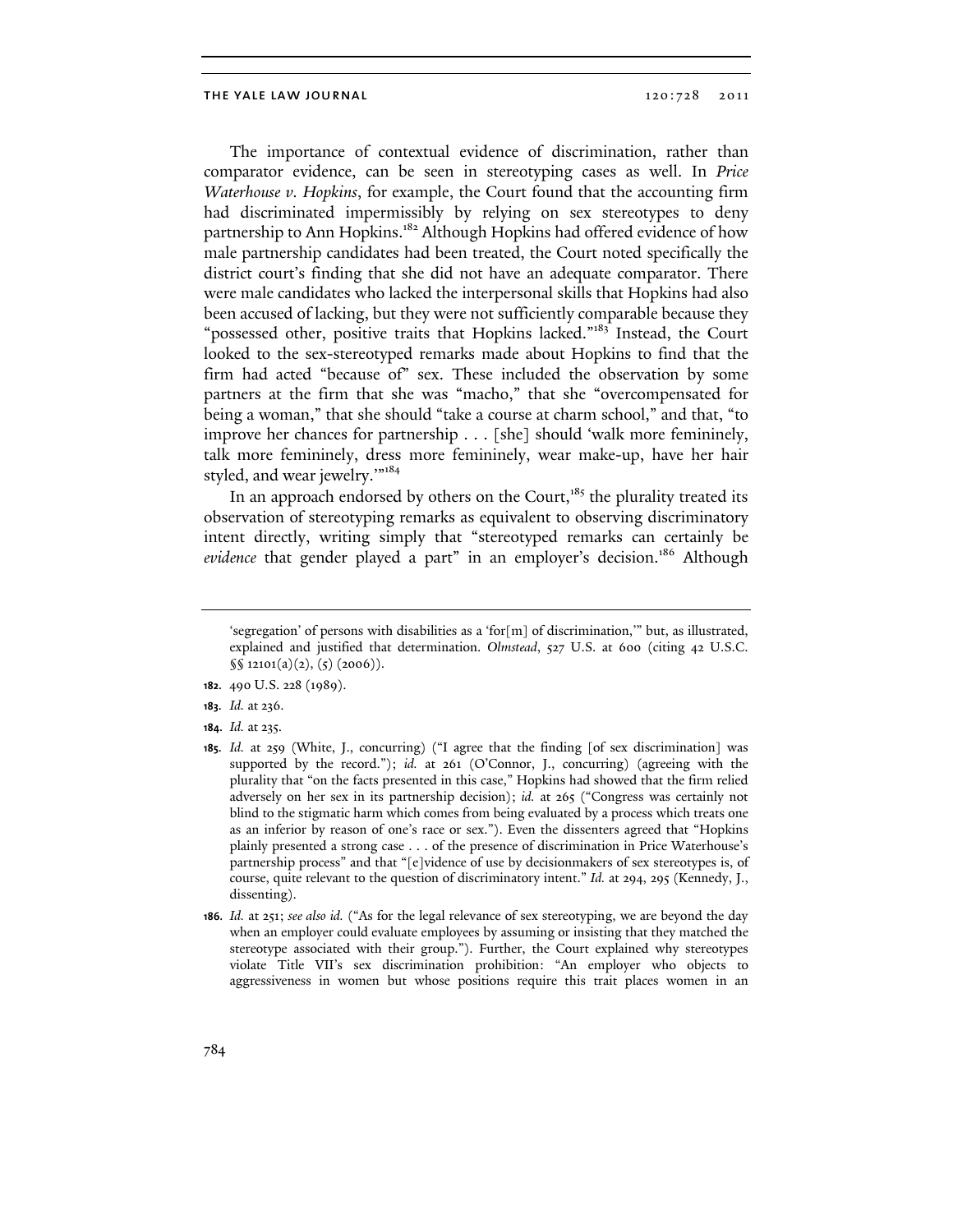The importance of contextual evidence of discrimination, rather than comparator evidence, can be seen in stereotyping cases as well. In *Price Waterhouse v. Hopkins*, for example, the Court found that the accounting firm had discriminated impermissibly by relying on sex stereotypes to deny partnership to Ann Hopkins.[182] Although Hopkins had offered evidence of how male partnership candidates had been treated, the Court noted specifically the district court's finding that she did not have an adequate comparator. There were male candidates who lacked the interpersonal skills that Hopkins had also been accused of lacking, but they were not sufficiently comparable because they "possessed other, positive traits that Hopkins lacked."[183] Instead, the Court looked to the sex-stereotyped remarks made about Hopkins to find that the firm had acted "because of" sex. These included the observation by some partners at the firm that she was "macho," that she "overcompensated for being a woman," that she should "take a course at charm school," and that, "to improve her chances for partnership . . . [she] should 'walk more femininely, talk more femininely, dress more femininely, wear make-up, have her hair styled, and wear jewelry.'"[184]

In an approach endorsed by others on the Court,[185] the plurality treated its observation of stereotyping remarks as equivalent to observing discriminatory intent directly, writing simply that "stereotyped remarks can certainly be *evidence* that gender played a part" in an employer's decision.[186] Although

---

'segregation' of persons with disabilities as a 'for[m] of discrimination,'" but, as illustrated, explained and justified that determination. *Olmstead*, 527 U.S. at 600 (citing 42 U.S.C. §§ 12101(a)(2), (5) (2006)).

182. 490 U.S. 228 (1989).

183. *Id.* at 236.

184. *Id.* at 235.

185. *Id.* at 259 (White, J., concurring) ("I agree that the finding [of sex discrimination] was supported by the record."); *id.* at 261 (O'Connor, J., concurring) (agreeing with the plurality that "on the facts presented in this case," Hopkins had showed that the firm relied adversely on her sex in its partnership decision); *id.* at 265 ("Congress was certainly not blind to the stigmatic harm which comes from being evaluated by a process which treats one as an inferior by reason of one's race or sex."). Even the dissenters agreed that "Hopkins plainly presented a strong case . . . of the presence of discrimination in Price Waterhouse's partnership process" and that "[e]vidence of use by decisionmakers of sex stereotypes is, of course, quite relevant to the question of discriminatory intent." *Id.* at 294, 295 (Kennedy, J., dissenting).

186. *Id.* at 251; *see also id.* ("As for the legal relevance of sex stereotyping, we are beyond the day when an employer could evaluate employees by assuming or insisting that they matched the stereotype associated with their group."). Further, the Court explained why stereotypes violate Title VII's sex discrimination prohibition: "An employer who objects to aggressiveness in women but whose positions require this trait places women in an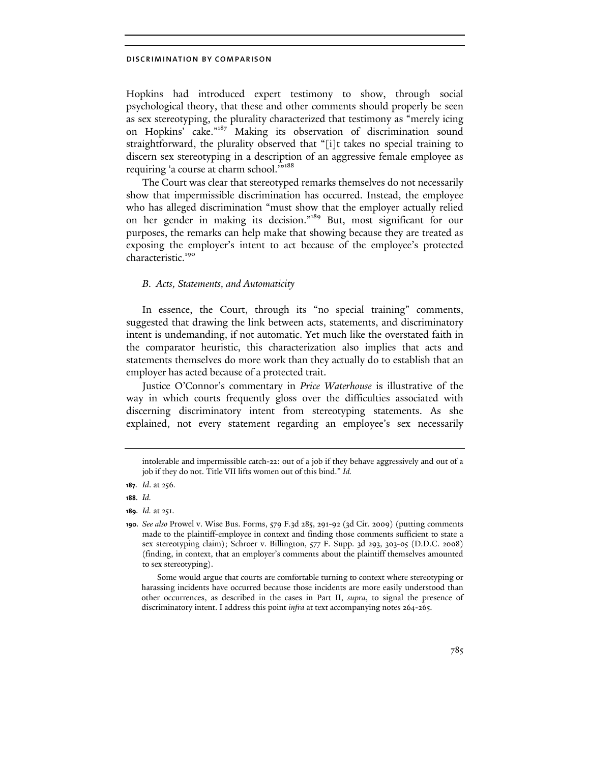Hopkins had introduced expert testimony to show, through social psychological theory, that these and other comments should properly be seen as sex stereotyping, the plurality characterized that testimony as "merely icing on Hopkins' cake."[187] Making its observation of discrimination sound straightforward, the plurality observed that "[i]t takes no special training to discern sex stereotyping in a description of an aggressive female employee as requiring 'a course at charm school.'"[188]

The Court was clear that stereotyped remarks themselves do not necessarily show that impermissible discrimination has occurred. Instead, the employee who has alleged discrimination "must show that the employer actually relied on her gender in making its decision."[189] But, most significant for our purposes, the remarks can help make that showing because they are treated as exposing the employer's intent to act because of the employee's protected characteristic.[190]

### *B. Acts, Statements, and Automaticity*

In essence, the Court, through its "no special training" comments, suggested that drawing the link between acts, statements, and discriminatory intent is undemanding, if not automatic. Yet much like the overstated faith in the comparator heuristic, this characterization also implies that acts and statements themselves do more work than they actually do to establish that an employer has acted because of a protected trait.

Justice O'Connor's commentary in *Price Waterhouse* is illustrative of the way in which courts frequently gloss over the difficulties associated with discerning discriminatory intent from stereotyping statements. As she explained, not every statement regarding an employee's sex necessarily

---

intolerable and impermissible catch-22: out of a job if they behave aggressively and out of a job if they do not. Title VII lifts women out of this bind." *Id.*

**187.** *Id.* at 256.

**188.** *Id.*

**189.** *Id.* at 251.

**190.** *See also* Prowel v. Wise Bus. Forms, 579 F.3d 285, 291-92 (3d Cir. 2009) (putting comments made to the plaintiff-employee in context and finding those comments sufficient to state a sex stereotyping claim); Schroer v. Billington, 577 F. Supp. 3d 293, 303-05 (D.D.C. 2008) (finding, in context, that an employer's comments about the plaintiff themselves amounted to sex stereotyping).

Some would argue that courts are comfortable turning to context where stereotyping or harassing incidents have occurred because those incidents are more easily understood than other occurrences, as described in the cases in Part II, *supra*, to signal the presence of discriminatory intent. I address this point *infra* at text accompanying notes 264-265.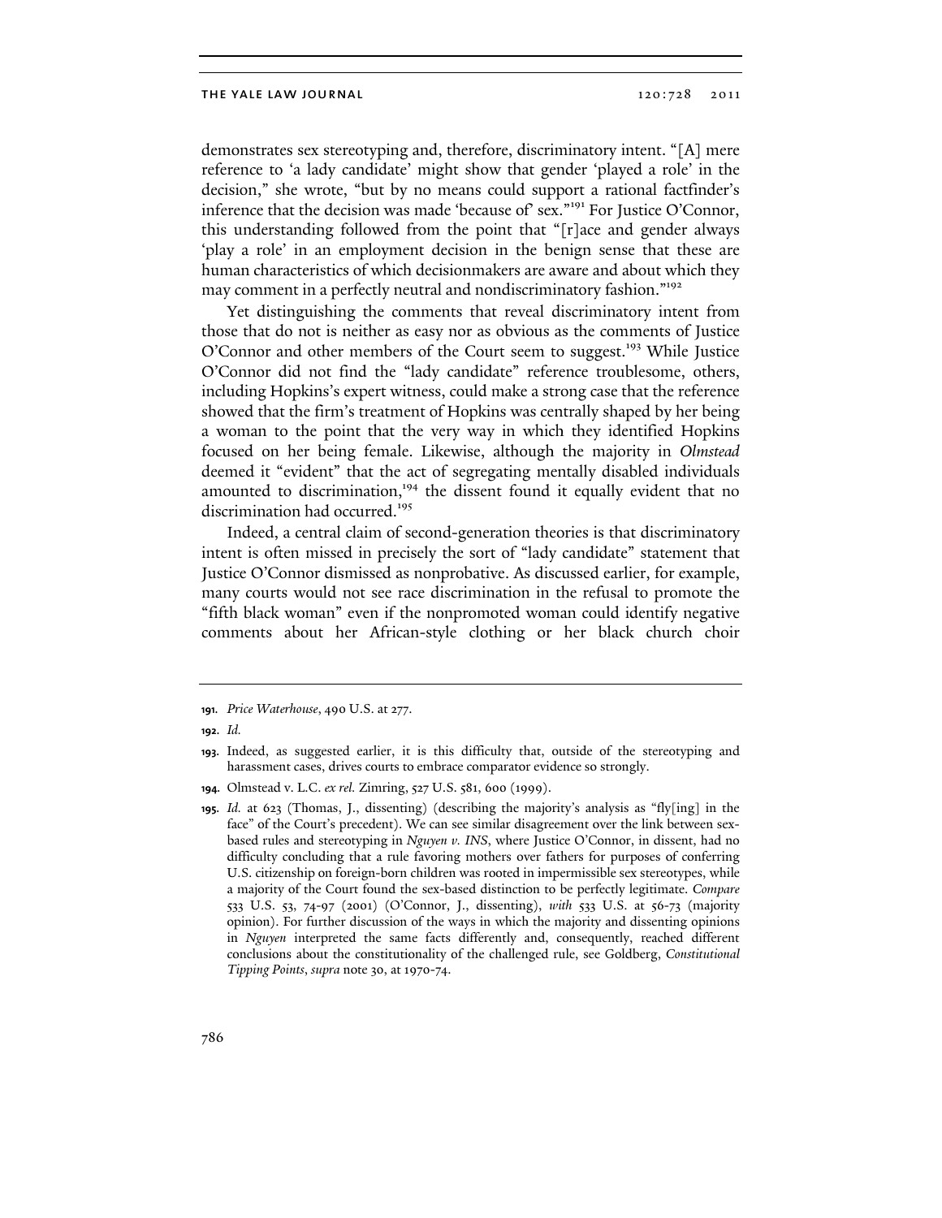demonstrates sex stereotyping and, therefore, discriminatory intent. "[A] mere reference to 'a lady candidate' might show that gender 'played a role' in the decision," she wrote, "but by no means could support a rational factfinder's inference that the decision was made 'because of' sex."[191] For Justice O'Connor, this understanding followed from the point that "[r]ace and gender always 'play a role' in an employment decision in the benign sense that these are human characteristics of which decisionmakers are aware and about which they may comment in a perfectly neutral and nondiscriminatory fashion."[192]

Yet distinguishing the comments that reveal discriminatory intent from those that do not is neither as easy nor as obvious as the comments of Justice O'Connor and other members of the Court seem to suggest.[193] While Justice O'Connor did not find the "lady candidate" reference troublesome, others, including Hopkins's expert witness, could make a strong case that the reference showed that the firm's treatment of Hopkins was centrally shaped by her being a woman to the point that the very way in which they identified Hopkins focused on her being female. Likewise, although the majority in *Olmstead* deemed it "evident" that the act of segregating mentally disabled individuals amounted to discrimination,[194] the dissent found it equally evident that no discrimination had occurred.[195]

Indeed, a central claim of second-generation theories is that discriminatory intent is often missed in precisely the sort of "lady candidate" statement that Justice O'Connor dismissed as nonprobative. As discussed earlier, for example, many courts would not see race discrimination in the refusal to promote the "fifth black woman" even if the nonpromoted woman could identify negative comments about her African-style clothing or her black church choir

---

**191.** *Price Waterhouse*, 490 U.S. at 277.

**192.** *Id.*

**193.** Indeed, as suggested earlier, it is this difficulty that, outside of the stereotyping and harassment cases, drives courts to embrace comparator evidence so strongly.

**194.** Olmstead v. L.C. *ex rel.* Zimring, 527 U.S. 581, 600 (1999).

**195.** *Id.* at 623 (Thomas, J., dissenting) (describing the majority's analysis as "fly[ing] in the face" of the Court's precedent). We can see similar disagreement over the link between sex-based rules and stereotyping in *Nguyen v. INS*, where Justice O'Connor, in dissent, had no difficulty concluding that a rule favoring mothers over fathers for purposes of conferring U.S. citizenship on foreign-born children was rooted in impermissible sex stereotypes, while a majority of the Court found the sex-based distinction to be perfectly legitimate. *Compare* 533 U.S. 53, 74-97 (2001) (O'Connor, J., dissenting), *with* 533 U.S. at 56-73 (majority opinion). For further discussion of the ways in which the majority and dissenting opinions in *Nguyen* interpreted the same facts differently and, consequently, reached different conclusions about the constitutionality of the challenged rule, see Goldberg, *Constitutional Tipping Points*, *supra* note 30, at 1970-74.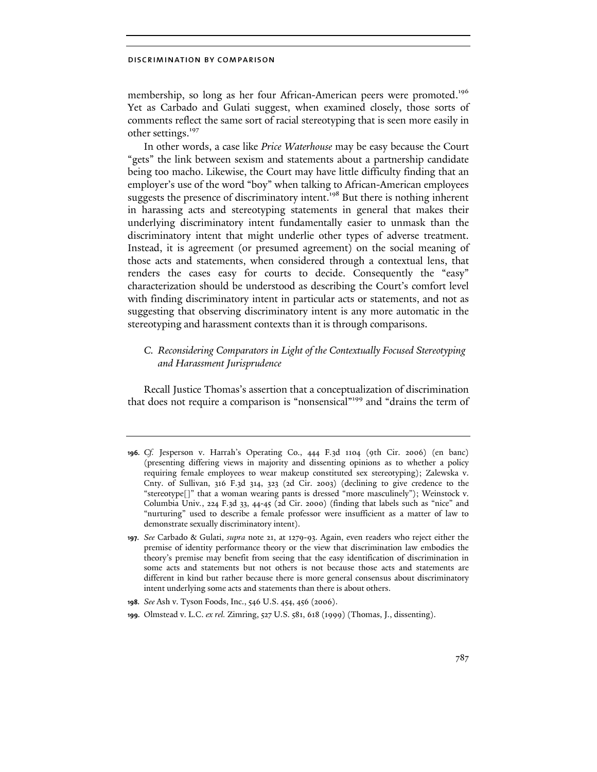membership, so long as her four African-American peers were promoted.[196] Yet as Carbado and Gulati suggest, when examined closely, those sorts of comments reflect the same sort of racial stereotyping that is seen more easily in other settings.[197]

In other words, a case like *Price Waterhouse* may be easy because the Court "gets" the link between sexism and statements about a partnership candidate being too macho. Likewise, the Court may have little difficulty finding that an employer's use of the word "boy" when talking to African-American employees suggests the presence of discriminatory intent.[198] But there is nothing inherent in harassing acts and stereotyping statements in general that makes their underlying discriminatory intent fundamentally easier to unmask than the discriminatory intent that might underlie other types of adverse treatment. Instead, it is agreement (or presumed agreement) on the social meaning of those acts and statements, when considered through a contextual lens, that renders the cases easy for courts to decide. Consequently the "easy" characterization should be understood as describing the Court's comfort level with finding discriminatory intent in particular acts or statements, and not as suggesting that observing discriminatory intent is any more automatic in the stereotyping and harassment contexts than it is through comparisons.

### *C. Reconsidering Comparators in Light of the Contextually Focused Stereotyping and Harassment Jurisprudence*

Recall Justice Thomas's assertion that a conceptualization of discrimination that does not require a comparison is "nonsensical"[199] and "drains the term of

---

196. *Cf.* Jesperson v. Harrah's Operating Co., 444 F.3d 1104 (9th Cir. 2006) (en banc) (presenting differing views in majority and dissenting opinions as to whether a policy requiring female employees to wear makeup constituted sex stereotyping); Zalewska v. Cnty. of Sullivan, 316 F.3d 314, 323 (2d Cir. 2003) (declining to give credence to the "stereotype[]" that a woman wearing pants is dressed "more masculinely"); Weinstock v. Columbia Univ., 224 F.3d 33, 44-45 (2d Cir. 2000) (finding that labels such as "nice" and "nurturing" used to describe a female professor were insufficient as a matter of law to demonstrate sexually discriminatory intent).

197. *See* Carbado & Gulati, *supra* note 21, at 1279-93. Again, even readers who reject either the premise of identity performance theory or the view that discrimination law embodies the theory's premise may benefit from seeing that the easy identification of discrimination in some acts and statements but not others is not because those acts and statements are different in kind but rather because there is more general consensus about discriminatory intent underlying some acts and statements than there is about others.

198. *See* Ash v. Tyson Foods, Inc., 546 U.S. 454, 456 (2006).

199. Olmstead v. L.C. *ex rel.* Zimring, 527 U.S. 581, 618 (1999) (Thomas, J., dissenting).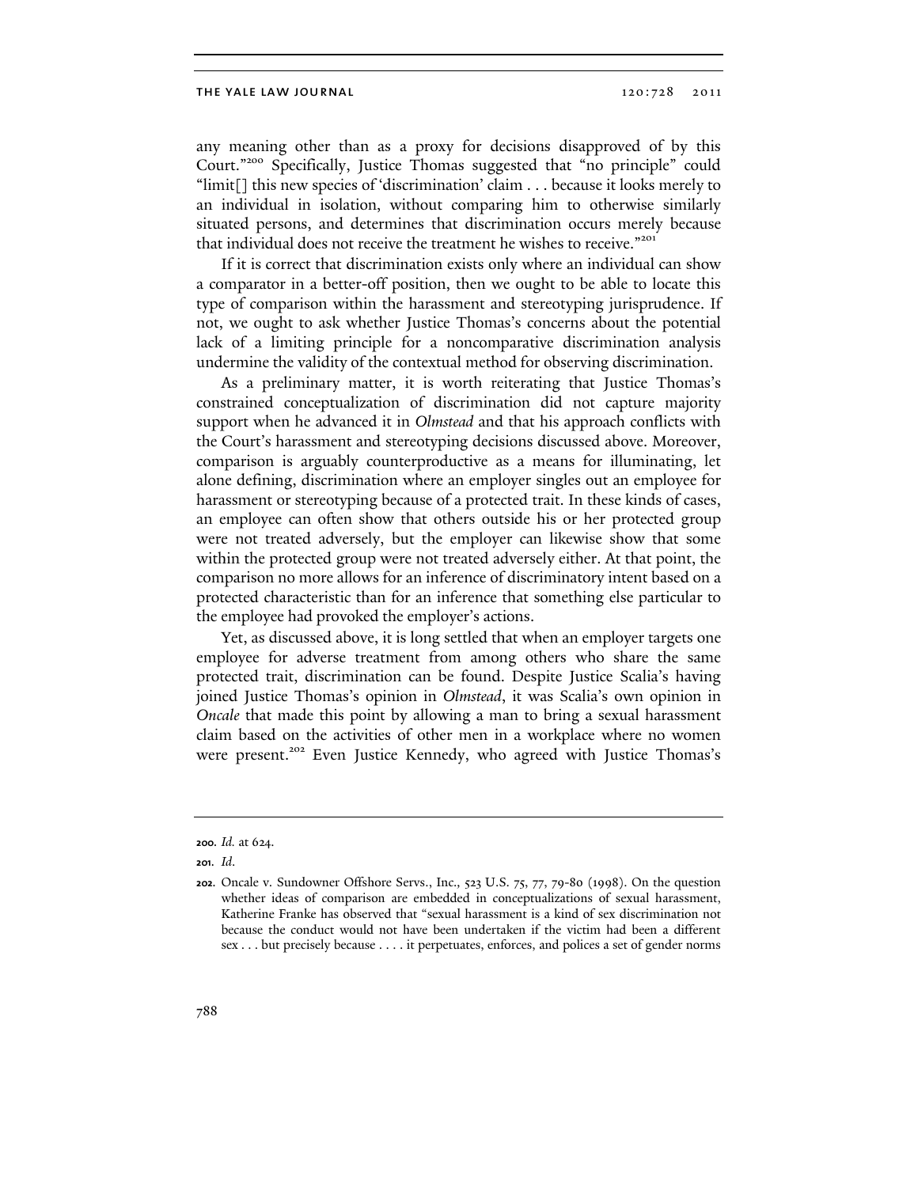any meaning other than as a proxy for decisions disapproved of by this Court."[200] Specifically, Justice Thomas suggested that "no principle" could "limit[] this new species of 'discrimination' claim . . . because it looks merely to an individual in isolation, without comparing him to otherwise similarly situated persons, and determines that discrimination occurs merely because that individual does not receive the treatment he wishes to receive."[201]

If it is correct that discrimination exists only where an individual can show a comparator in a better-off position, then we ought to be able to locate this type of comparison within the harassment and stereotyping jurisprudence. If not, we ought to ask whether Justice Thomas's concerns about the potential lack of a limiting principle for a noncomparative discrimination analysis undermine the validity of the contextual method for observing discrimination.

As a preliminary matter, it is worth reiterating that Justice Thomas's constrained conceptualization of discrimination did not capture majority support when he advanced it in *Olmstead* and that his approach conflicts with the Court's harassment and stereotyping decisions discussed above. Moreover, comparison is arguably counterproductive as a means for illuminating, let alone defining, discrimination where an employer singles out an employee for harassment or stereotyping because of a protected trait. In these kinds of cases, an employee can often show that others outside his or her protected group were not treated adversely, but the employer can likewise show that some within the protected group were not treated adversely either. At that point, the comparison no more allows for an inference of discriminatory intent based on a protected characteristic than for an inference that something else particular to the employee had provoked the employer's actions.

Yet, as discussed above, it is long settled that when an employer targets one employee for adverse treatment from among others who share the same protected trait, discrimination can be found. Despite Justice Scalia's having joined Justice Thomas's opinion in *Olmstead*, it was Scalia's own opinion in *Oncale* that made this point by allowing a man to bring a sexual harassment claim based on the activities of other men in a workplace where no women were present.[202] Even Justice Kennedy, who agreed with Justice Thomas's

---

200. *Id.* at 624.

201. *Id.*

202. Oncale v. Sundowner Offshore Servs., Inc., 523 U.S. 75, 77, 79-80 (1998). On the question whether ideas of comparison are embedded in conceptualizations of sexual harassment, Katherine Franke has observed that "sexual harassment is a kind of sex discrimination not because the conduct would not have been undertaken if the victim had been a different sex . . . but precisely because . . . . it perpetuates, enforces, and polices a set of gender norms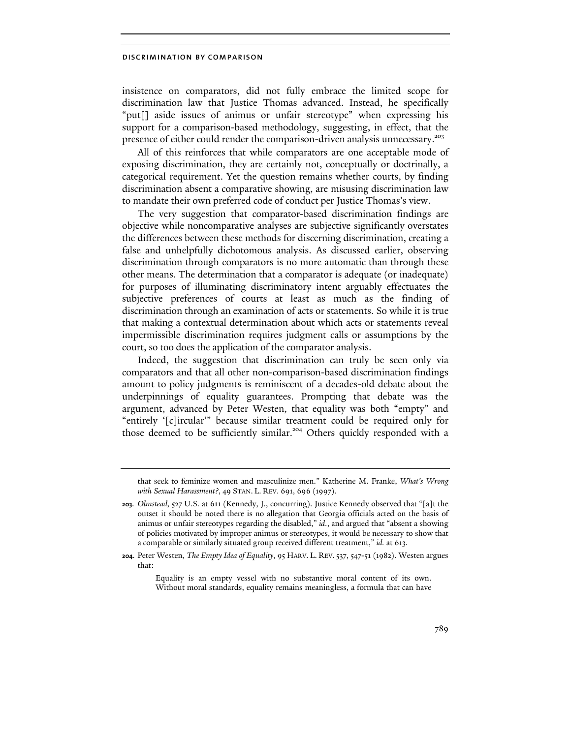insistence on comparators, did not fully embrace the limited scope for discrimination law that Justice Thomas advanced. Instead, he specifically "put[] aside issues of animus or unfair stereotype" when expressing his support for a comparison-based methodology, suggesting, in effect, that the presence of either could render the comparison-driven analysis unnecessary.[203]

All of this reinforces that while comparators are one acceptable mode of exposing discrimination, they are certainly not, conceptually or doctrinally, a categorical requirement. Yet the question remains whether courts, by finding discrimination absent a comparative showing, are misusing discrimination law to mandate their own preferred code of conduct per Justice Thomas's view.

The very suggestion that comparator-based discrimination findings are objective while noncomparative analyses are subjective significantly overstates the differences between these methods for discerning discrimination, creating a false and unhelpfully dichotomous analysis. As discussed earlier, observing discrimination through comparators is no more automatic than through these other means. The determination that a comparator is adequate (or inadequate) for purposes of illuminating discriminatory intent arguably effectuates the subjective preferences of courts at least as much as the finding of discrimination through an examination of acts or statements. So while it is true that making a contextual determination about which acts or statements reveal impermissible discrimination requires judgment calls or assumptions by the court, so too does the application of the comparator analysis.

Indeed, the suggestion that discrimination can truly be seen only via comparators and that all other non-comparison-based discrimination findings amount to policy judgments is reminiscent of a decades-old debate about the underpinnings of equality guarantees. Prompting that debate was the argument, advanced by Peter Westen, that equality was both "empty" and "entirely '[c]ircular'" because similar treatment could be required only for those deemed to be sufficiently similar.[204] Others quickly responded with a

---

that seek to feminize women and masculinize men." Katherine M. Franke, *What's Wrong with Sexual Harassment?*, 49 STAN. L. REV. 691, 696 (1997).

**203.** *Olmstead*, 527 U.S. at 611 (Kennedy, J., concurring). Justice Kennedy observed that "[a]t the outset it should be noted there is no allegation that Georgia officials acted on the basis of animus or unfair stereotypes regarding the disabled," *id.*, and argued that "absent a showing of policies motivated by improper animus or stereotypes, it would be necessary to show that a comparable or similarly situated group received different treatment," *id.* at 613.

**204.** Peter Westen, *The Empty Idea of Equality*, 95 HARV. L. REV. 537, 547-51 (1982). Westen argues that:

> Equality is an empty vessel with no substantive moral content of its own. Without moral standards, equality remains meaningless, a formula that can have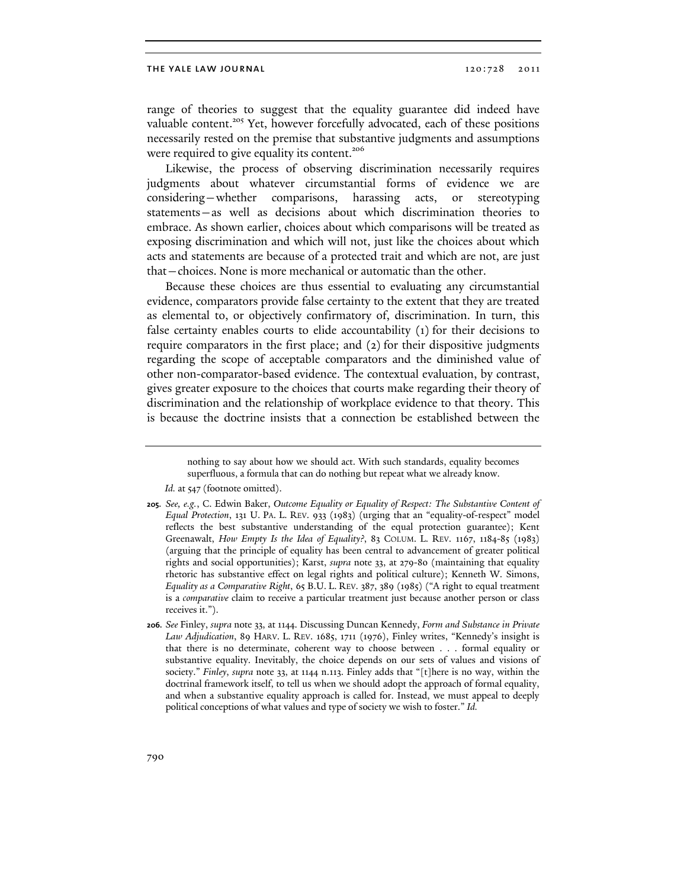range of theories to suggest that the equality guarantee did indeed have valuable content.[205] Yet, however forcefully advocated, each of these positions necessarily rested on the premise that substantive judgments and assumptions were required to give equality its content.[206]

Likewise, the process of observing discrimination necessarily requires judgments about whatever circumstantial forms of evidence we are considering—whether comparisons, harassing acts, or stereotyping statements—as well as decisions about which discrimination theories to embrace. As shown earlier, choices about which comparisons will be treated as exposing discrimination and which will not, just like the choices about which acts and statements are because of a protected trait and which are not, are just that—choices. None is more mechanical or automatic than the other.

Because these choices are thus essential to evaluating any circumstantial evidence, comparators provide false certainty to the extent that they are treated as elemental to, or objectively confirmatory of, discrimination. In turn, this false certainty enables courts to elide accountability (1) for their decisions to require comparators in the first place; and (2) for their dispositive judgments regarding the scope of acceptable comparators and the diminished value of other non-comparator-based evidence. The contextual evaluation, by contrast, gives greater exposure to the choices that courts make regarding their theory of discrimination and the relationship of workplace evidence to that theory. This is because the doctrine insists that a connection be established between the

---

> nothing to say about how we should act. With such standards, equality becomes superfluous, a formula that can do nothing but repeat what we already know.

*Id.* at 547 (footnote omitted).

**205.** *See, e.g.*, C. Edwin Baker, *Outcome Equality or Equality of Respect: The Substantive Content of Equal Protection*, 131 U. PA. L. REV. 933 (1983) (urging that an "equality-of-respect" model reflects the best substantive understanding of the equal protection guarantee); Kent Greenawalt, *How Empty Is the Idea of Equality?*, 83 COLUM. L. REV. 1167, 1184-85 (1983) (arguing that the principle of equality has been central to advancement of greater political rights and social opportunities); Karst, *supra* note 33, at 279-80 (maintaining that equality rhetoric has substantive effect on legal rights and political culture); Kenneth W. Simons, *Equality as a Comparative Right*, 65 B.U. L. REV. 387, 389 (1985) ("A right to equal treatment is a *comparative* claim to receive a particular treatment just because another person or class receives it.").

**206.** *See* Finley, *supra* note 33, at 1144. Discussing Duncan Kennedy, *Form and Substance in Private Law Adjudication*, 89 HARV. L. REV. 1685, 1711 (1976), Finley writes, "Kennedy's insight is that there is no determinate, coherent way to choose between . . . formal equality or substantive equality. Inevitably, the choice depends on our sets of values and visions of society." *Finley*, *supra* note 33, at 1144 n.113. Finley adds that "[t]here is no way, within the doctrinal framework itself, to tell us when we should adopt the approach of formal equality, and when a substantive equality approach is called for. Instead, we must appeal to deeply political conceptions of what values and type of society we wish to foster." *Id.*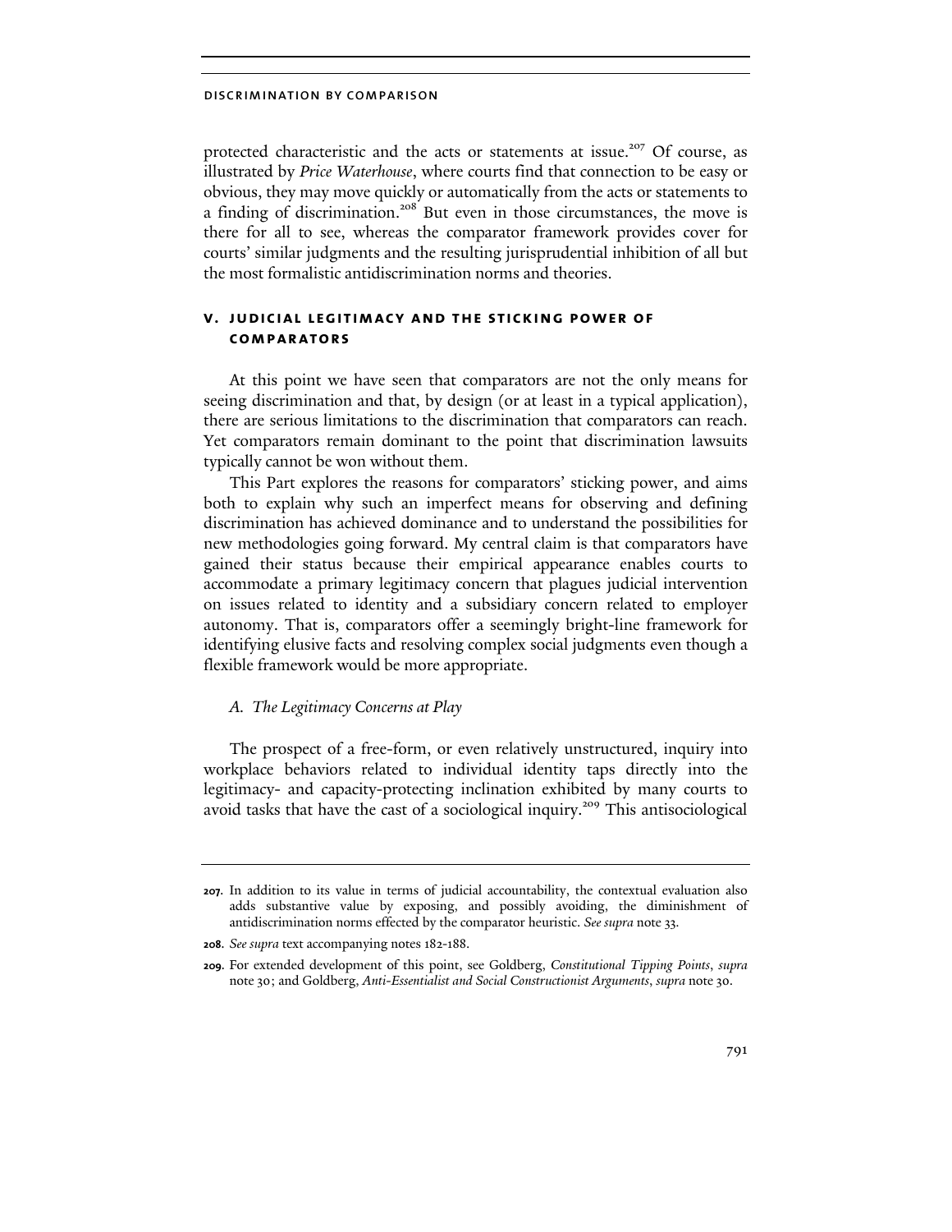protected characteristic and the acts or statements at issue.[207] Of course, as illustrated by *Price Waterhouse*, where courts find that connection to be easy or obvious, they may move quickly or automatically from the acts or statements to a finding of discrimination.[208] But even in those circumstances, the move is there for all to see, whereas the comparator framework provides cover for courts' similar judgments and the resulting jurisprudential inhibition of all but the most formalistic antidiscrimination norms and theories.

## V. JUDICIAL LEGITIMACY AND THE STICKING POWER OF COMPARATORS

At this point we have seen that comparators are not the only means for seeing discrimination and that, by design (or at least in a typical application), there are serious limitations to the discrimination that comparators can reach. Yet comparators remain dominant to the point that discrimination lawsuits typically cannot be won without them.

This Part explores the reasons for comparators' sticking power, and aims both to explain why such an imperfect means for observing and defining discrimination has achieved dominance and to understand the possibilities for new methodologies going forward. My central claim is that comparators have gained their status because their empirical appearance enables courts to accommodate a primary legitimacy concern that plagues judicial intervention on issues related to identity and a subsidiary concern related to employer autonomy. That is, comparators offer a seemingly bright-line framework for identifying elusive facts and resolving complex social judgments even though a flexible framework would be more appropriate.

### *A. The Legitimacy Concerns at Play*

The prospect of a free-form, or even relatively unstructured, inquiry into workplace behaviors related to individual identity taps directly into the legitimacy- and capacity-protecting inclination exhibited by many courts to avoid tasks that have the cast of a sociological inquiry.[209] This antisociological

---

207. In addition to its value in terms of judicial accountability, the contextual evaluation also adds substantive value by exposing, and possibly avoiding, the diminishment of antidiscrimination norms effected by the comparator heuristic. *See supra* note 33.

208. *See supra* text accompanying notes 182-188.

209. For extended development of this point, see Goldberg, *Constitutional Tipping Points*, *supra* note 30; and Goldberg, *Anti-Essentialist and Social Constructionist Arguments*, *supra* note 30.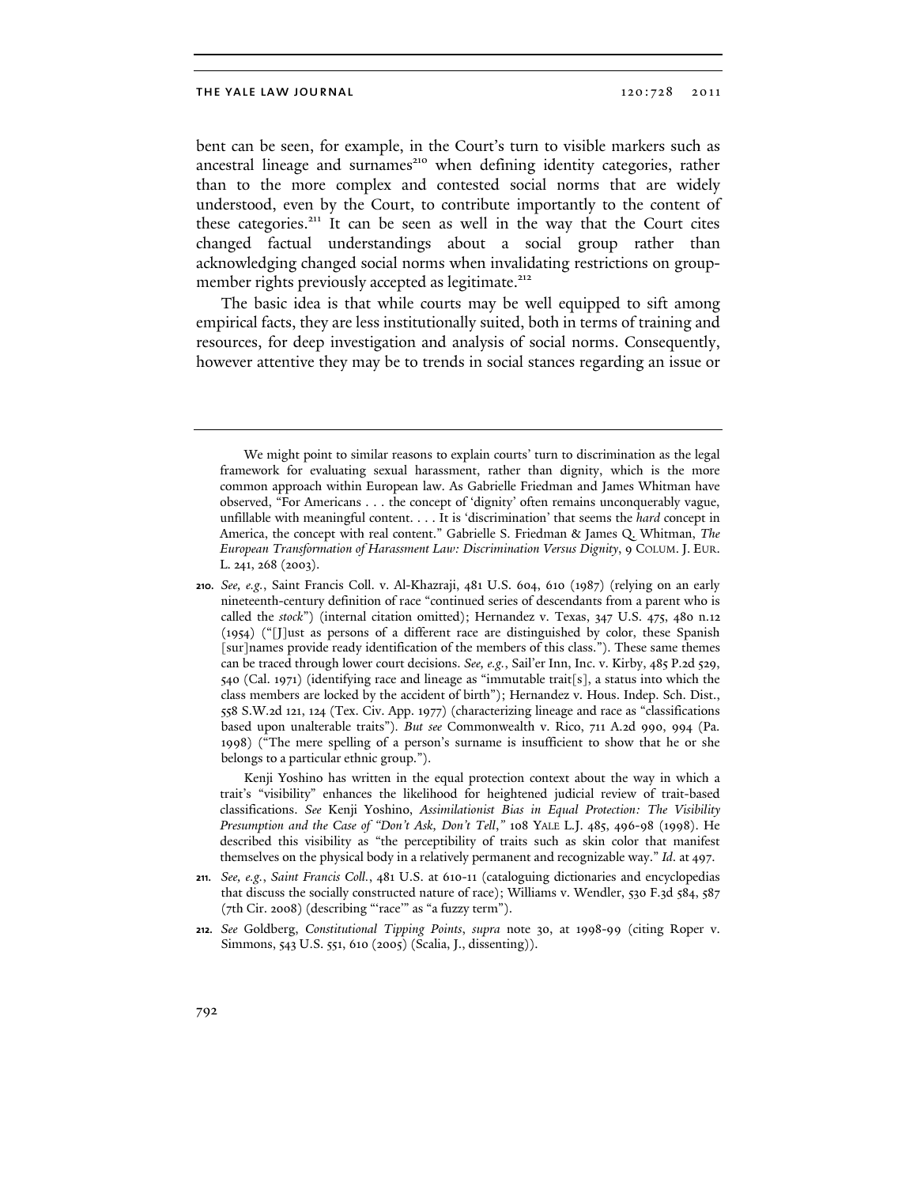bent can be seen, for example, in the Court's turn to visible markers such as ancestral lineage and surnames[210] when defining identity categories, rather than to the more complex and contested social norms that are widely understood, even by the Court, to contribute importantly to the content of these categories.[211] It can be seen as well in the way that the Court cites changed factual understandings about a social group rather than acknowledging changed social norms when invalidating restrictions on group-member rights previously accepted as legitimate.[212]

The basic idea is that while courts may be well equipped to sift among empirical facts, they are less institutionally suited, both in terms of training and resources, for deep investigation and analysis of social norms. Consequently, however attentive they may be to trends in social stances regarding an issue or

---

We might point to similar reasons to explain courts' turn to discrimination as the legal framework for evaluating sexual harassment, rather than dignity, which is the more common approach within European law. As Gabrielle Friedman and James Whitman have observed, "For Americans . . . the concept of 'dignity' often remains unconquerably vague, unfillable with meaningful content. . . . It is 'discrimination' that seems the *hard* concept in America, the concept with real content." Gabrielle S. Friedman & James Q. Whitman, *The European Transformation of Harassment Law: Discrimination Versus Dignity*, 9 COLUM. J. EUR. L. 241, 268 (2003).

**210.** *See, e.g.*, Saint Francis Coll. v. Al-Khazraji, 481 U.S. 604, 610 (1987) (relying on an early nineteenth-century definition of race "continued series of descendants from a parent who is called the *stock*") (internal citation omitted); Hernandez v. Texas, 347 U.S. 475, 480 n.12 (1954) ("[J]ust as persons of a different race are distinguished by color, these Spanish [sur]names provide ready identification of the members of this class."). These same themes can be traced through lower court decisions. *See, e.g.*, Sail'er Inn, Inc. v. Kirby, 485 P.2d 529, 540 (Cal. 1971) (identifying race and lineage as "immutable trait[s], a status into which the class members are locked by the accident of birth"); Hernandez v. Hous. Indep. Sch. Dist., 558 S.W.2d 121, 124 (Tex. Civ. App. 1977) (characterizing lineage and race as "classifications based upon unalterable traits"). *But see* Commonwealth v. Rico, 711 A.2d 990, 994 (Pa. 1998) ("The mere spelling of a person's surname is insufficient to show that he or she belongs to a particular ethnic group.").

Kenji Yoshino has written in the equal protection context about the way in which a trait's "visibility" enhances the likelihood for heightened judicial review of trait-based classifications. *See* Kenji Yoshino, *Assimilationist Bias in Equal Protection: The Visibility Presumption and the Case of "Don't Ask, Don't Tell*,*"* 108 YALE L.J. 485, 496-98 (1998). He described this visibility as "the perceptibility of traits such as skin color that manifest themselves on the physical body in a relatively permanent and recognizable way." *Id.* at 497.

**211.** *See, e.g.*, *Saint Francis Coll.*, 481 U.S. at 610-11 (cataloguing dictionaries and encyclopedias that discuss the socially constructed nature of race); Williams v. Wendler, 530 F.3d 584, 587 (7th Cir. 2008) (describing "'race'" as "a fuzzy term").

**212.** *See* Goldberg, *Constitutional Tipping Points*, *supra* note 30, at 1998-99 (citing Roper v. Simmons, 543 U.S. 551, 610 (2005) (Scalia, J., dissenting)).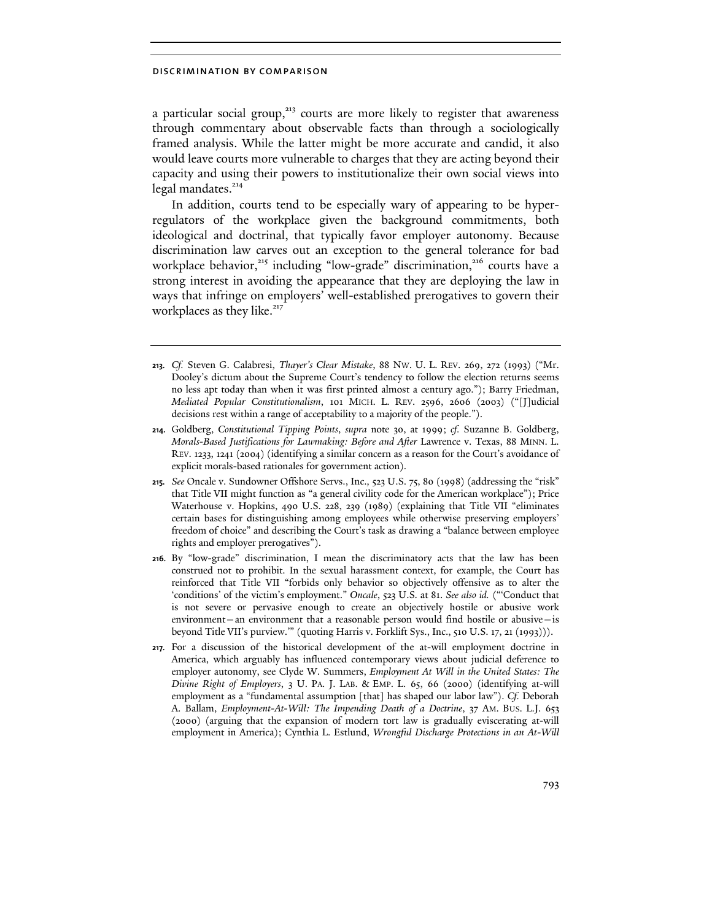a particular social group,[213] courts are more likely to register that awareness through commentary about observable facts than through a sociologically framed analysis. While the latter might be more accurate and candid, it also would leave courts more vulnerable to charges that they are acting beyond their capacity and using their powers to institutionalize their own social views into legal mandates.[214]

In addition, courts tend to be especially wary of appearing to be hyper-regulators of the workplace given the background commitments, both ideological and doctrinal, that typically favor employer autonomy. Because discrimination law carves out an exception to the general tolerance for bad workplace behavior,[215] including "low-grade" discrimination,[216] courts have a strong interest in avoiding the appearance that they are deploying the law in ways that infringe on employers' well-established prerogatives to govern their workplaces as they like.[217]

---

**213.** *Cf.* Steven G. Calabresi, *Thayer's Clear Mistake*, 88 NW. U. L. REV. 269, 272 (1993) ("Mr. Dooley's dictum about the Supreme Court's tendency to follow the election returns seems no less apt today than when it was first printed almost a century ago."); Barry Friedman, *Mediated Popular Constitutionalism*, 101 MICH. L. REV. 2596, 2606 (2003) ("[J]udicial decisions rest within a range of acceptability to a majority of the people.").

**214.** Goldberg, *Constitutional Tipping Points*, *supra* note 30, at 1999; *cf.* Suzanne B. Goldberg, *Morals-Based Justifications for Lawmaking: Before and After* Lawrence v. Texas, 88 MINN. L. REV. 1233, 1241 (2004) (identifying a similar concern as a reason for the Court's avoidance of explicit morals-based rationales for government action).

**215.** *See* Oncale v. Sundowner Offshore Servs., Inc., 523 U.S. 75, 80 (1998) (addressing the "risk" that Title VII might function as "a general civility code for the American workplace"); Price Waterhouse v. Hopkins, 490 U.S. 228, 239 (1989) (explaining that Title VII "eliminates certain bases for distinguishing among employees while otherwise preserving employers' freedom of choice" and describing the Court's task as drawing a "balance between employee rights and employer prerogatives").

**216.** By "low-grade" discrimination, I mean the discriminatory acts that the law has been construed not to prohibit. In the sexual harassment context, for example, the Court has reinforced that Title VII "forbids only behavior so objectively offensive as to alter the 'conditions' of the victim's employment." *Oncale*, 523 U.S. at 81. *See also id.* ("'Conduct that is not severe or pervasive enough to create an objectively hostile or abusive work environment—an environment that a reasonable person would find hostile or abusive—is beyond Title VII's purview.'" (quoting Harris v. Forklift Sys., Inc., 510 U.S. 17, 21 (1993))).

**217.** For a discussion of the historical development of the at-will employment doctrine in America, which arguably has influenced contemporary views about judicial deference to employer autonomy, see Clyde W. Summers, *Employment At Will in the United States: The Divine Right of Employers*, 3 U. PA. J. LAB. & EMP. L. 65, 66 (2000) (identifying at-will employment as a "fundamental assumption [that] has shaped our labor law"). *Cf.* Deborah A. Ballam, *Employment-At-Will: The Impending Death of a Doctrine*, 37 AM. BUS. L.J. 653 (2000) (arguing that the expansion of modern tort law is gradually eviscerating at-will employment in America); Cynthia L. Estlund, *Wrongful Discharge Protections in an At-Will*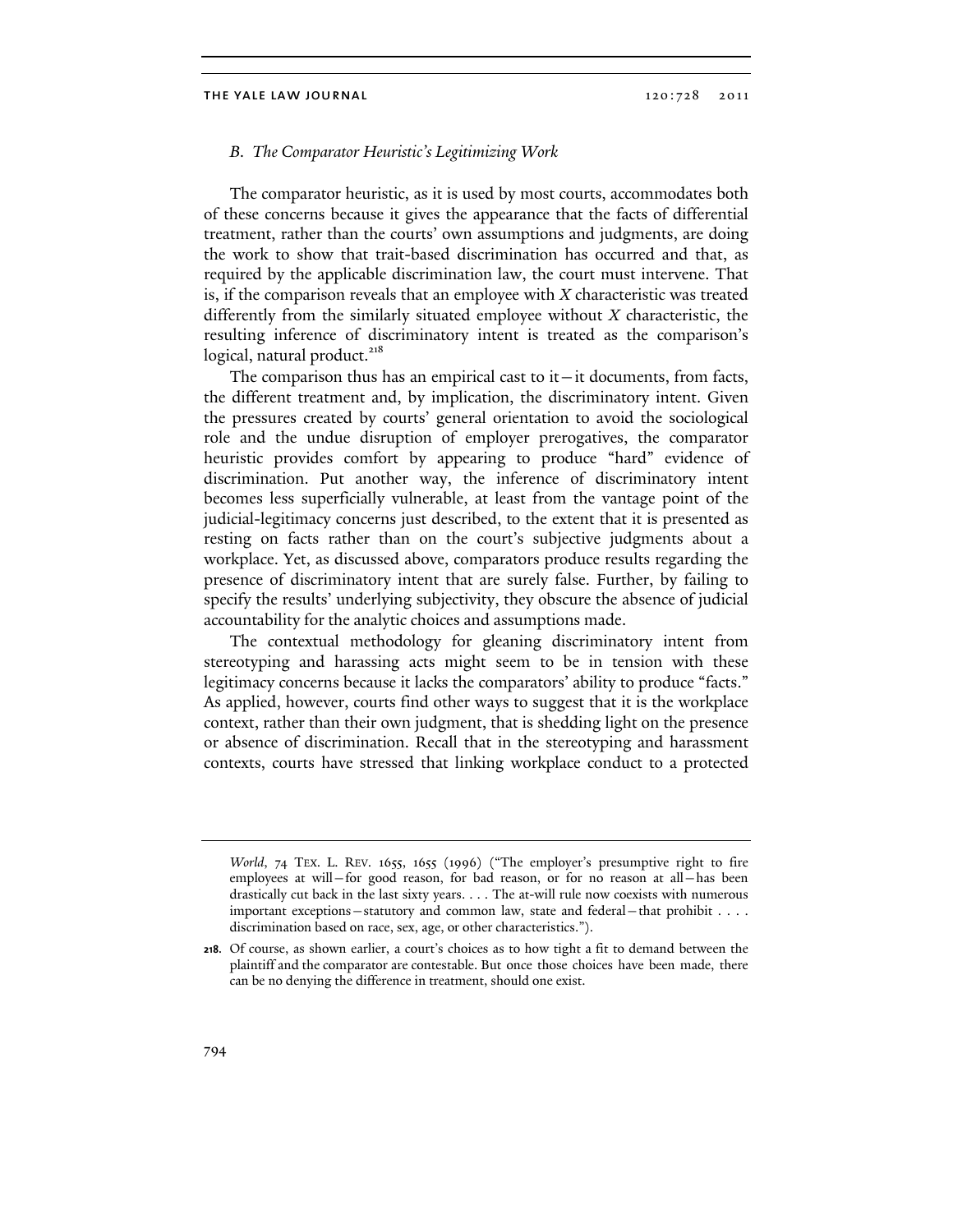### *B. The Comparator Heuristic's Legitimizing Work*

The comparator heuristic, as it is used by most courts, accommodates both of these concerns because it gives the appearance that the facts of differential treatment, rather than the courts' own assumptions and judgments, are doing the work to show that trait-based discrimination has occurred and that, as required by the applicable discrimination law, the court must intervene. That is, if the comparison reveals that an employee with *X* characteristic was treated differently from the similarly situated employee without *X* characteristic, the resulting inference of discriminatory intent is treated as the comparison's logical, natural product.[218]

The comparison thus has an empirical cast to it—it documents, from facts, the different treatment and, by implication, the discriminatory intent. Given the pressures created by courts' general orientation to avoid the sociological role and the undue disruption of employer prerogatives, the comparator heuristic provides comfort by appearing to produce "hard" evidence of discrimination. Put another way, the inference of discriminatory intent becomes less superficially vulnerable, at least from the vantage point of the judicial-legitimacy concerns just described, to the extent that it is presented as resting on facts rather than on the court's subjective judgments about a workplace. Yet, as discussed above, comparators produce results regarding the presence of discriminatory intent that are surely false. Further, by failing to specify the results' underlying subjectivity, they obscure the absence of judicial accountability for the analytic choices and assumptions made.

The contextual methodology for gleaning discriminatory intent from stereotyping and harassing acts might seem to be in tension with these legitimacy concerns because it lacks the comparators' ability to produce "facts." As applied, however, courts find other ways to suggest that it is the workplace context, rather than their own judgment, that is shedding light on the presence or absence of discrimination. Recall that in the stereotyping and harassment contexts, courts have stressed that linking workplace conduct to a protected

---

*World*, 74 TEX. L. REV. 1655, 1655 (1996) ("The employer's presumptive right to fire employees at will—for good reason, for bad reason, or for no reason at all—has been drastically cut back in the last sixty years. . . . The at-will rule now coexists with numerous important exceptions—statutory and common law, state and federal—that prohibit . . . . discrimination based on race, sex, age, or other characteristics.").

**218.** Of course, as shown earlier, a court's choices as to how tight a fit to demand between the plaintiff and the comparator are contestable. But once those choices have been made, there can be no denying the difference in treatment, should one exist.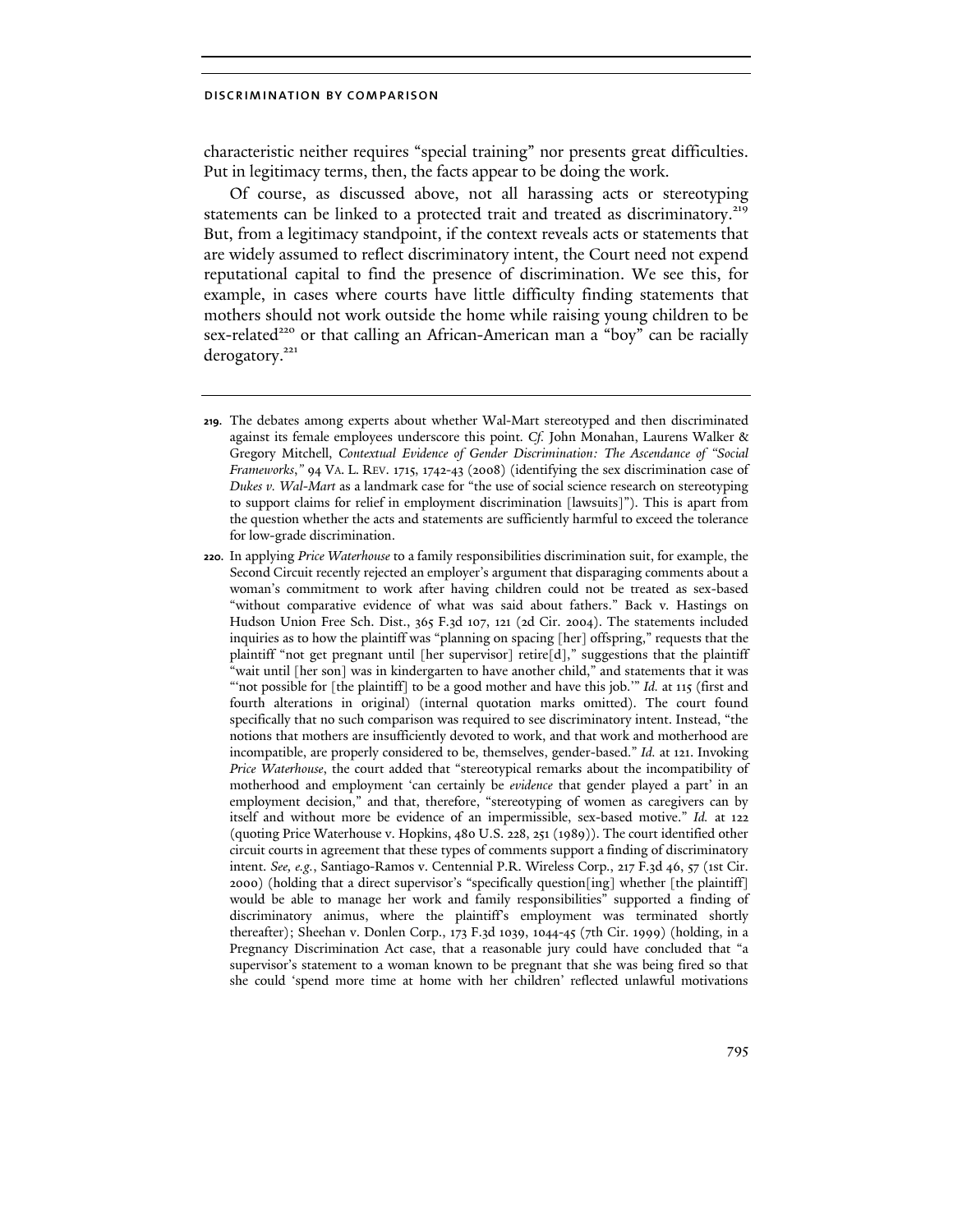characteristic neither requires "special training" nor presents great difficulties. Put in legitimacy terms, then, the facts appear to be doing the work.

Of course, as discussed above, not all harassing acts or stereotyping statements can be linked to a protected trait and treated as discriminatory.[219] But, from a legitimacy standpoint, if the context reveals acts or statements that are widely assumed to reflect discriminatory intent, the Court need not expend reputational capital to find the presence of discrimination. We see this, for example, in cases where courts have little difficulty finding statements that mothers should not work outside the home while raising young children to be sex-related[220] or that calling an African-American man a "boy" can be racially derogatory.[221]

---

**219.** The debates among experts about whether Wal-Mart stereotyped and then discriminated against its female employees underscore this point. *Cf.* John Monahan, Laurens Walker & Gregory Mitchell, *Contextual Evidence of Gender Discrimination: The Ascendance of "Social Frameworks*,*"* 94 VA. L. REV. 1715, 1742-43 (2008) (identifying the sex discrimination case of *Dukes v. Wal-Mart* as a landmark case for "the use of social science research on stereotyping to support claims for relief in employment discrimination [lawsuits]"). This is apart from the question whether the acts and statements are sufficiently harmful to exceed the tolerance for low-grade discrimination.

**220.** In applying *Price Waterhouse* to a family responsibilities discrimination suit, for example, the Second Circuit recently rejected an employer's argument that disparaging comments about a woman's commitment to work after having children could not be treated as sex-based "without comparative evidence of what was said about fathers." Back v. Hastings on Hudson Union Free Sch. Dist., 365 F.3d 107, 121 (2d Cir. 2004). The statements included inquiries as to how the plaintiff was "planning on spacing [her] offspring," requests that the plaintiff "not get pregnant until [her supervisor] retire[d]," suggestions that the plaintiff "wait until [her son] was in kindergarten to have another child," and statements that it was "'not possible for [the plaintiff] to be a good mother and have this job.'" *Id.* at 115 (first and fourth alterations in original) (internal quotation marks omitted). The court found specifically that no such comparison was required to see discriminatory intent. Instead, "the notions that mothers are insufficiently devoted to work, and that work and motherhood are incompatible, are properly considered to be, themselves, gender-based." *Id.* at 121. Invoking *Price Waterhouse*, the court added that "stereotypical remarks about the incompatibility of motherhood and employment 'can certainly be *evidence* that gender played a part' in an employment decision," and that, therefore, "stereotyping of women as caregivers can by itself and without more be evidence of an impermissible, sex-based motive." *Id.* at 122 (quoting Price Waterhouse v. Hopkins, 480 U.S. 228, 251 (1989)). The court identified other circuit courts in agreement that these types of comments support a finding of discriminatory intent. *See, e.g.*, Santiago-Ramos v. Centennial P.R. Wireless Corp., 217 F.3d 46, 57 (1st Cir. 2000) (holding that a direct supervisor's "specifically question[ing] whether [the plaintiff] would be able to manage her work and family responsibilities" supported a finding of discriminatory animus, where the plaintiff's employment was terminated shortly thereafter); Sheehan v. Donlen Corp., 173 F.3d 1039, 1044-45 (7th Cir. 1999) (holding, in a Pregnancy Discrimination Act case, that a reasonable jury could have concluded that "a supervisor's statement to a woman known to be pregnant that she was being fired so that she could 'spend more time at home with her children' reflected unlawful motivations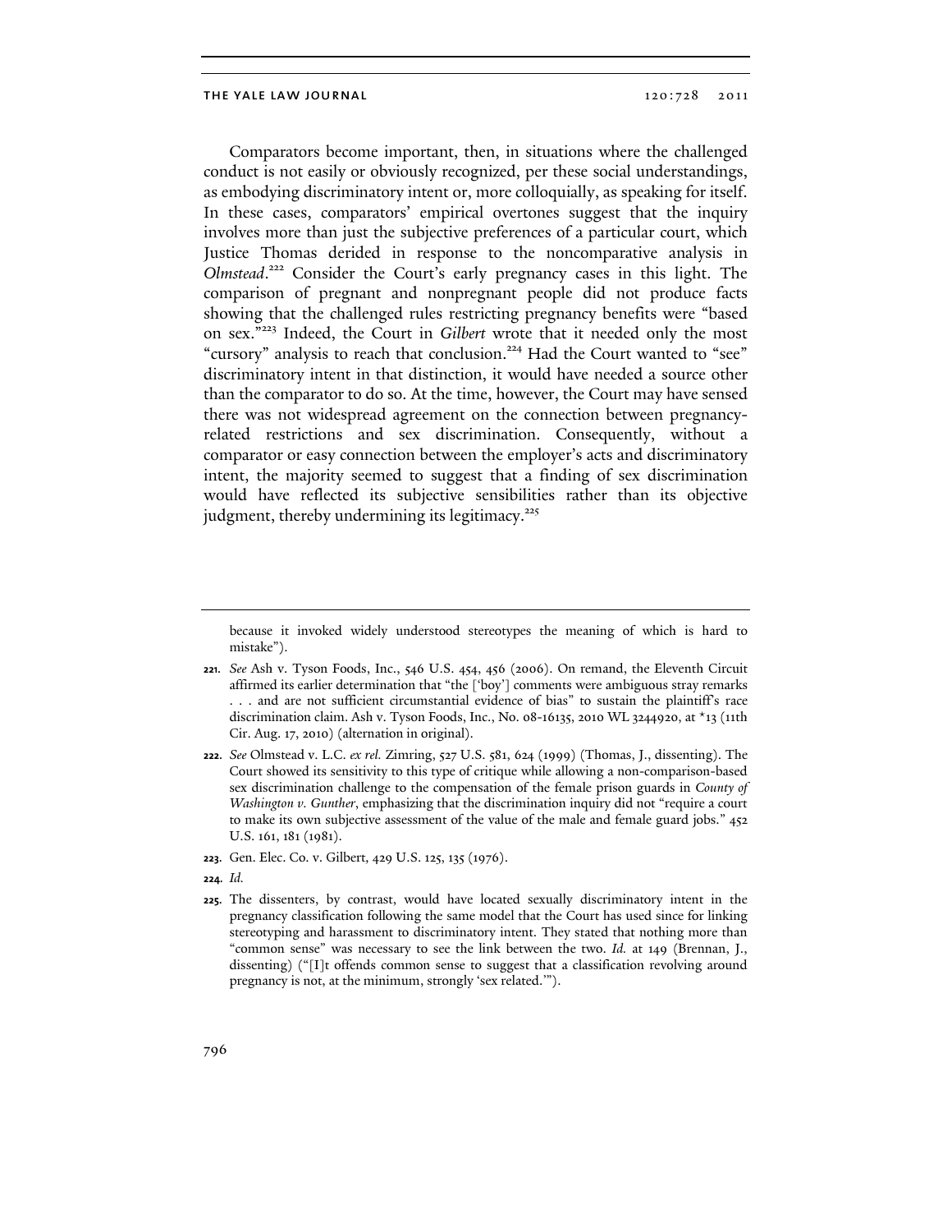Comparators become important, then, in situations where the challenged conduct is not easily or obviously recognized, per these social understandings, as embodying discriminatory intent or, more colloquially, as speaking for itself. In these cases, comparators' empirical overtones suggest that the inquiry involves more than just the subjective preferences of a particular court, which Justice Thomas derided in response to the noncomparative analysis in *Olmstead*.[222] Consider the Court's early pregnancy cases in this light. The comparison of pregnant and nonpregnant people did not produce facts showing that the challenged rules restricting pregnancy benefits were "based on sex."[223] Indeed, the Court in *Gilbert* wrote that it needed only the most "cursory" analysis to reach that conclusion.[224] Had the Court wanted to "see" discriminatory intent in that distinction, it would have needed a source other than the comparator to do so. At the time, however, the Court may have sensed there was not widespread agreement on the connection between pregnancy-related restrictions and sex discrimination. Consequently, without a comparator or easy connection between the employer's acts and discriminatory intent, the majority seemed to suggest that a finding of sex discrimination would have reflected its subjective sensibilities rather than its objective judgment, thereby undermining its legitimacy.[225]

---

because it invoked widely understood stereotypes the meaning of which is hard to mistake").

**221.** *See* Ash v. Tyson Foods, Inc., 546 U.S. 454, 456 (2006). On remand, the Eleventh Circuit affirmed its earlier determination that "the ['boy'] comments were ambiguous stray remarks . . . and are not sufficient circumstantial evidence of bias" to sustain the plaintiff's race discrimination claim. Ash v. Tyson Foods, Inc., No. 08-16135, 2010 WL 3244920, at *13 (11th Cir. Aug. 17, 2010) (alternation in original).

**222.** *See* Olmstead v. L.C. *ex rel.* Zimring, 527 U.S. 581, 624 (1999) (Thomas, J., dissenting). The Court showed its sensitivity to this type of critique while allowing a non-comparison-based sex discrimination challenge to the compensation of the female prison guards in *County of Washington v. Gunther*, emphasizing that the discrimination inquiry did not "require a court to make its own subjective assessment of the value of the male and female guard jobs." 452 U.S. 161, 181 (1981).

**223.** Gen. Elec. Co. v. Gilbert, 429 U.S. 125, 135 (1976).

**224.** *Id.*

**225.** The dissenters, by contrast, would have located sexually discriminatory intent in the pregnancy classification following the same model that the Court has used since for linking stereotyping and harassment to discriminatory intent. They stated that nothing more than "common sense" was necessary to see the link between the two. *Id.* at 149 (Brennan, J., dissenting) ("[I]t offends common sense to suggest that a classification revolving around pregnancy is not, at the minimum, strongly 'sex related.'").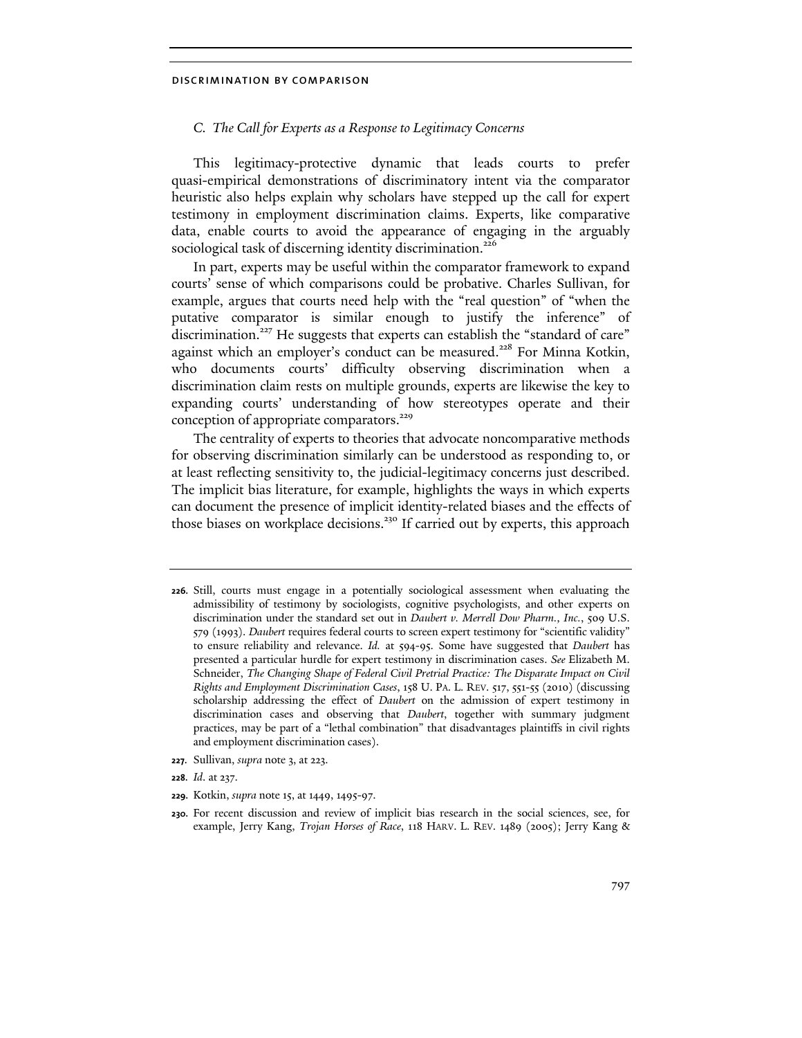### *C. The Call for Experts as a Response to Legitimacy Concerns*

This legitimacy-protective dynamic that leads courts to prefer quasi-empirical demonstrations of discriminatory intent via the comparator heuristic also helps explain why scholars have stepped up the call for expert testimony in employment discrimination claims. Experts, like comparative data, enable courts to avoid the appearance of engaging in the arguably sociological task of discerning identity discrimination.[226]

In part, experts may be useful within the comparator framework to expand courts' sense of which comparisons could be probative. Charles Sullivan, for example, argues that courts need help with the "real question" of "when the putative comparator is similar enough to justify the inference" of discrimination.[227] He suggests that experts can establish the "standard of care" against which an employer's conduct can be measured.[228] For Minna Kotkin, who documents courts' difficulty observing discrimination when a discrimination claim rests on multiple grounds, experts are likewise the key to expanding courts' understanding of how stereotypes operate and their conception of appropriate comparators.[229]

The centrality of experts to theories that advocate noncomparative methods for observing discrimination similarly can be understood as responding to, or at least reflecting sensitivity to, the judicial-legitimacy concerns just described. The implicit bias literature, for example, highlights the ways in which experts can document the presence of implicit identity-related biases and the effects of those biases on workplace decisions.[230] If carried out by experts, this approach

---

**226.** Still, courts must engage in a potentially sociological assessment when evaluating the admissibility of testimony by sociologists, cognitive psychologists, and other experts on discrimination under the standard set out in *Daubert v. Merrell Dow Pharm., Inc.*, 509 U.S. 579 (1993). *Daubert* requires federal courts to screen expert testimony for "scientific validity" to ensure reliability and relevance. *Id.* at 594-95. Some have suggested that *Daubert* has presented a particular hurdle for expert testimony in discrimination cases. *See* Elizabeth M. Schneider, *The Changing Shape of Federal Civil Pretrial Practice: The Disparate Impact on Civil Rights and Employment Discrimination Cases*, 158 U. PA. L. REV. 517, 551-55 (2010) (discussing scholarship addressing the effect of *Daubert* on the admission of expert testimony in discrimination cases and observing that *Daubert*, together with summary judgment practices, may be part of a "lethal combination" that disadvantages plaintiffs in civil rights and employment discrimination cases).

**227.** Sullivan, *supra* note 3, at 223.

**228.** *Id.* at 237.

**229.** Kotkin, *supra* note 15, at 1449, 1495-97.

**230.** For recent discussion and review of implicit bias research in the social sciences, see, for example, Jerry Kang, *Trojan Horses of Race*, 118 HARV. L. REV. 1489 (2005); Jerry Kang &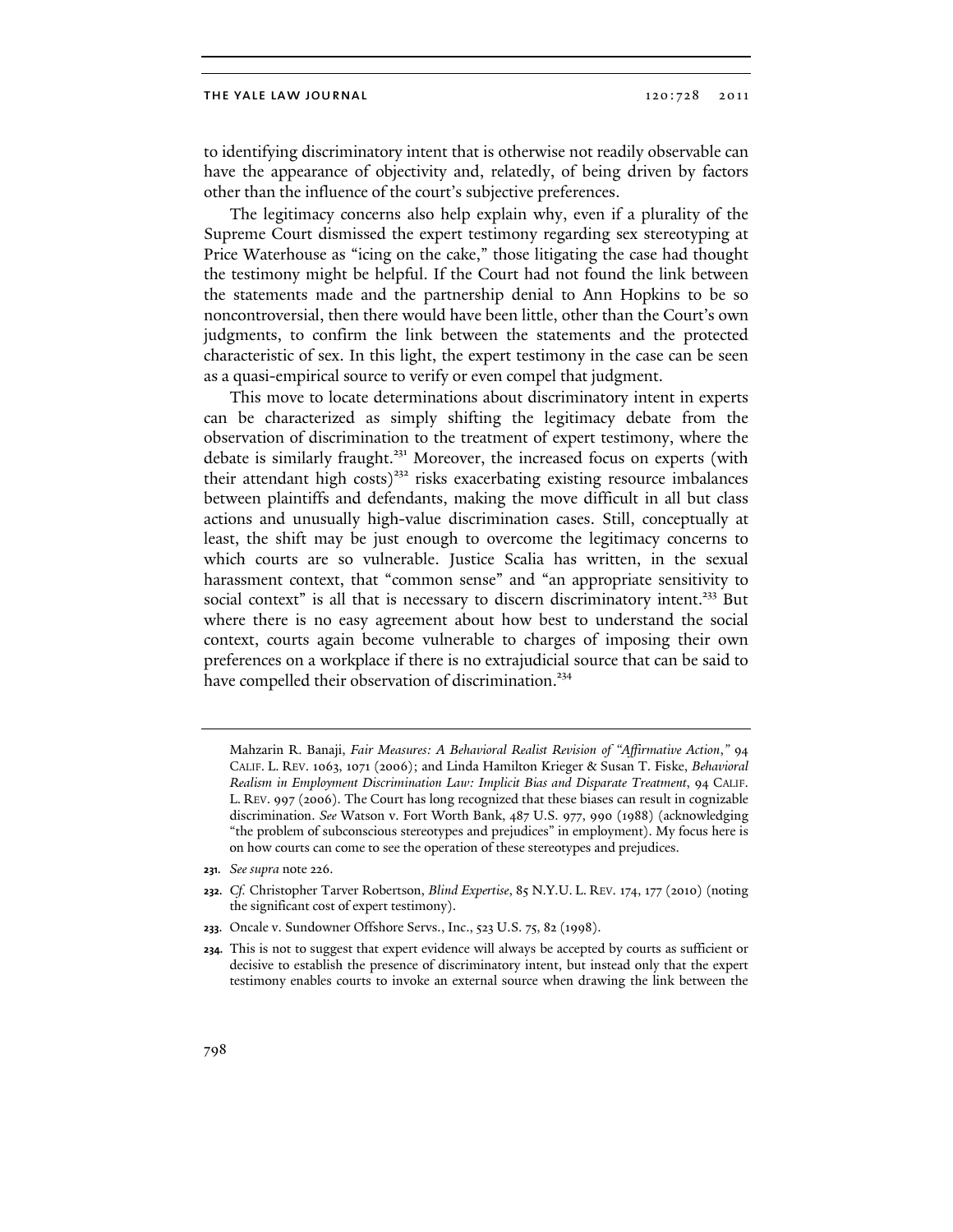to identifying discriminatory intent that is otherwise not readily observable can have the appearance of objectivity and, relatedly, of being driven by factors other than the influence of the court's subjective preferences.

The legitimacy concerns also help explain why, even if a plurality of the Supreme Court dismissed the expert testimony regarding sex stereotyping at Price Waterhouse as "icing on the cake," those litigating the case had thought the testimony might be helpful. If the Court had not found the link between the statements made and the partnership denial to Ann Hopkins to be so noncontroversial, then there would have been little, other than the Court's own judgments, to confirm the link between the statements and the protected characteristic of sex. In this light, the expert testimony in the case can be seen as a quasi-empirical source to verify or even compel that judgment.

This move to locate determinations about discriminatory intent in experts can be characterized as simply shifting the legitimacy debate from the observation of discrimination to the treatment of expert testimony, where the debate is similarly fraught.[231] Moreover, the increased focus on experts (with their attendant high costs)[232] risks exacerbating existing resource imbalances between plaintiffs and defendants, making the move difficult in all but class actions and unusually high-value discrimination cases. Still, conceptually at least, the shift may be just enough to overcome the legitimacy concerns to which courts are so vulnerable. Justice Scalia has written, in the sexual harassment context, that "common sense" and "an appropriate sensitivity to social context" is all that is necessary to discern discriminatory intent.[233] But where there is no easy agreement about how best to understand the social context, courts again become vulnerable to charges of imposing their own preferences on a workplace if there is no extrajudicial source that can be said to have compelled their observation of discrimination.[234]

---

Mahzarin R. Banaji, *Fair Measures: A Behavioral Realist Revision of "Affirmative Action*,*"* 94 CALIF. L. REV. 1063, 1071 (2006); and Linda Hamilton Krieger & Susan T. Fiske, *Behavioral Realism in Employment Discrimination Law: Implicit Bias and Disparate Treatment*, 94 CALIF. L. REV. 997 (2006). The Court has long recognized that these biases can result in cognizable discrimination. *See* Watson v. Fort Worth Bank, 487 U.S. 977, 990 (1988) (acknowledging "the problem of subconscious stereotypes and prejudices" in employment). My focus here is on how courts can come to see the operation of these stereotypes and prejudices.

**231.** *See supra* note 226.

**232.** *Cf.* Christopher Tarver Robertson, *Blind Expertise*, 85 N.Y.U. L. REV. 174, 177 (2010) (noting the significant cost of expert testimony).

**233.** Oncale v. Sundowner Offshore Servs., Inc., 523 U.S. 75, 82 (1998).

**234.** This is not to suggest that expert evidence will always be accepted by courts as sufficient or decisive to establish the presence of discriminatory intent, but instead only that the expert testimony enables courts to invoke an external source when drawing the link between the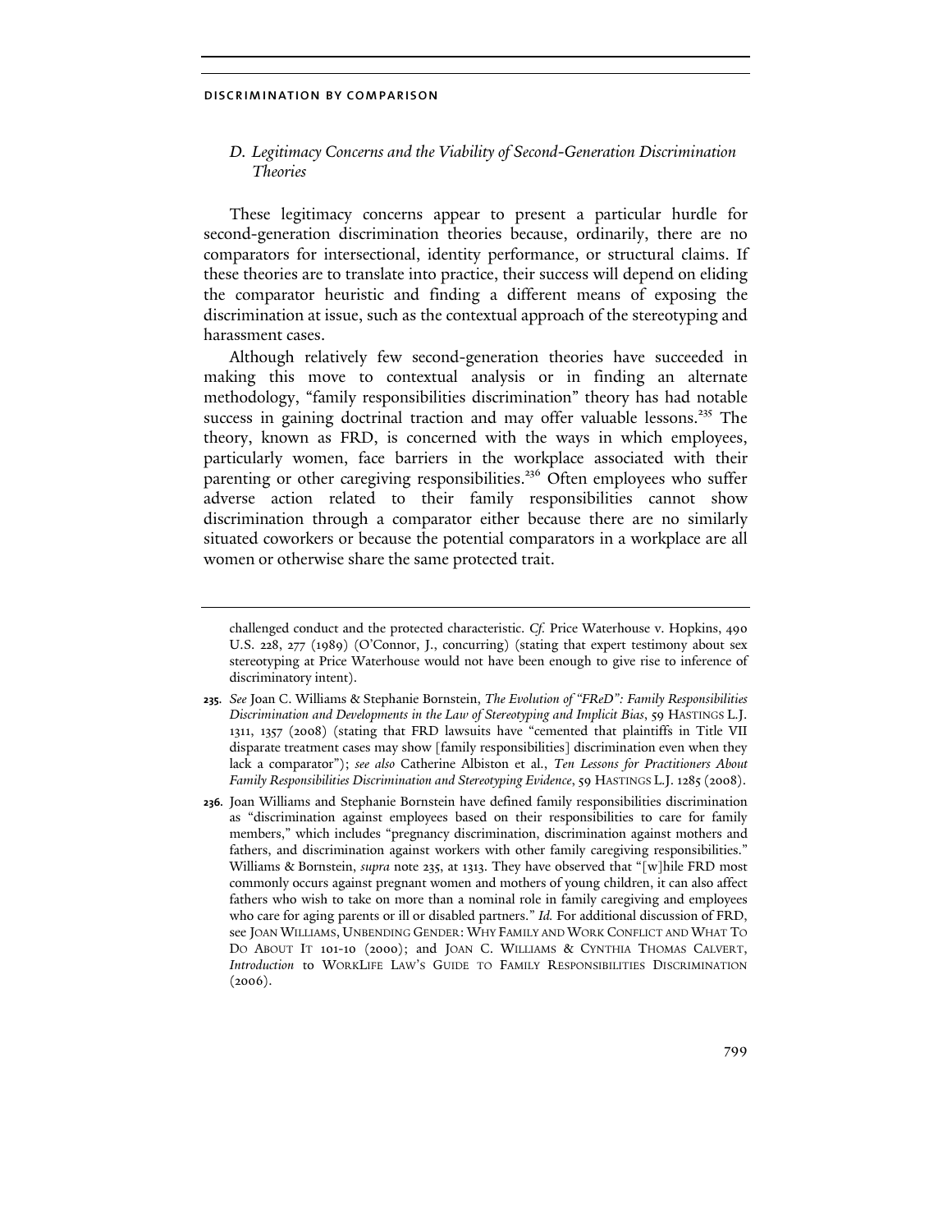### D. *Legitimacy Concerns and the Viability of Second-Generation Discrimination Theories*

These legitimacy concerns appear to present a particular hurdle for second-generation discrimination theories because, ordinarily, there are no comparators for intersectional, identity performance, or structural claims. If these theories are to translate into practice, their success will depend on eliding the comparator heuristic and finding a different means of exposing the discrimination at issue, such as the contextual approach of the stereotyping and harassment cases.

Although relatively few second-generation theories have succeeded in making this move to contextual analysis or in finding an alternate methodology, "family responsibilities discrimination" theory has had notable success in gaining doctrinal traction and may offer valuable lessons.[235] The theory, known as FRD, is concerned with the ways in which employees, particularly women, face barriers in the workplace associated with their parenting or other caregiving responsibilities.[236] Often employees who suffer adverse action related to their family responsibilities cannot show discrimination through a comparator either because there are no similarly situated coworkers or because the potential comparators in a workplace are all women or otherwise share the same protected trait.

---

challenged conduct and the protected characteristic. *Cf.* Price Waterhouse v. Hopkins, 490 U.S. 228, 277 (1989) (O'Connor, J., concurring) (stating that expert testimony about sex stereotyping at Price Waterhouse would not have been enough to give rise to inference of discriminatory intent).

**235.** *See* Joan C. Williams & Stephanie Bornstein, *The Evolution of "FReD": Family Responsibilities Discrimination and Developments in the Law of Stereotyping and Implicit Bias*, 59 HASTINGS L.J. 1311, 1357 (2008) (stating that FRD lawsuits have "cemented that plaintiffs in Title VII disparate treatment cases may show [family responsibilities] discrimination even when they lack a comparator"); *see also* Catherine Albiston et al., *Ten Lessons for Practitioners About Family Responsibilities Discrimination and Stereotyping Evidence*, 59 HASTINGS L.J. 1285 (2008).

**236.** Joan Williams and Stephanie Bornstein have defined family responsibilities discrimination as "discrimination against employees based on their responsibilities to care for family members," which includes "pregnancy discrimination, discrimination against mothers and fathers, and discrimination against workers with other family caregiving responsibilities." Williams & Bornstein, *supra* note 235, at 1313. They have observed that "[w]hile FRD most commonly occurs against pregnant women and mothers of young children, it can also affect fathers who wish to take on more than a nominal role in family caregiving and employees who care for aging parents or ill or disabled partners." *Id.* For additional discussion of FRD, see JOAN WILLIAMS, UNBENDING GENDER: WHY FAMILY AND WORK CONFLICT AND WHAT TO DO ABOUT IT 101-10 (2000); and JOAN C. WILLIAMS & CYNTHIA THOMAS CALVERT, *Introduction* to WORKLIFE LAW'S GUIDE TO FAMILY RESPONSIBILITIES DISCRIMINATION (2006).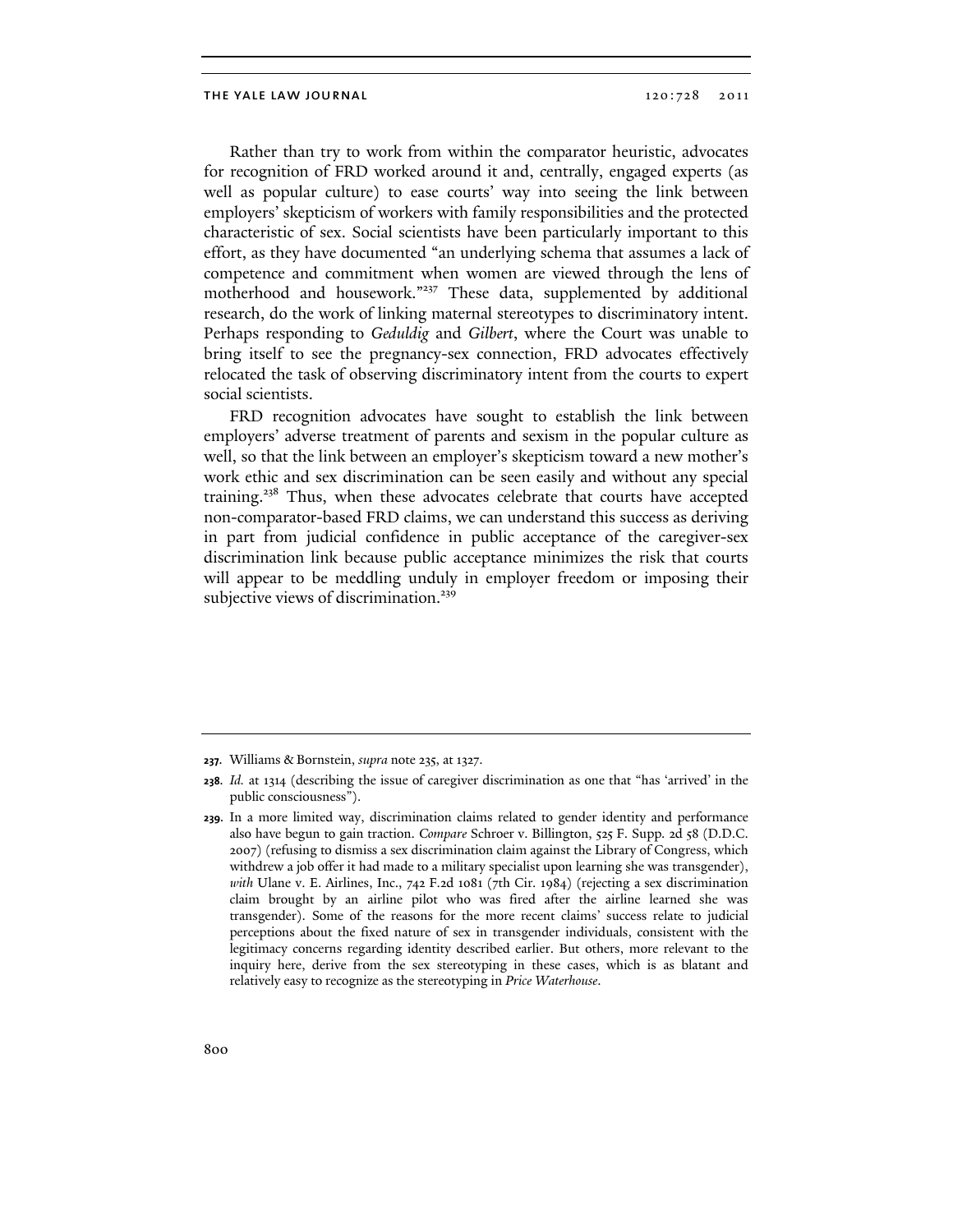Rather than try to work from within the comparator heuristic, advocates for recognition of FRD worked around it and, centrally, engaged experts (as well as popular culture) to ease courts' way into seeing the link between employers' skepticism of workers with family responsibilities and the protected characteristic of sex. Social scientists have been particularly important to this effort, as they have documented "an underlying schema that assumes a lack of competence and commitment when women are viewed through the lens of motherhood and housework."[237] These data, supplemented by additional research, do the work of linking maternal stereotypes to discriminatory intent. Perhaps responding to *Geduldig* and *Gilbert*, where the Court was unable to bring itself to see the pregnancy-sex connection, FRD advocates effectively relocated the task of observing discriminatory intent from the courts to expert social scientists.

FRD recognition advocates have sought to establish the link between employers' adverse treatment of parents and sexism in the popular culture as well, so that the link between an employer's skepticism toward a new mother's work ethic and sex discrimination can be seen easily and without any special training.[238] Thus, when these advocates celebrate that courts have accepted non-comparator-based FRD claims, we can understand this success as deriving in part from judicial confidence in public acceptance of the caregiver-sex discrimination link because public acceptance minimizes the risk that courts will appear to be meddling unduly in employer freedom or imposing their subjective views of discrimination.[239]

---

**237.** Williams & Bornstein, *supra* note 235, at 1327.

**238.** *Id.* at 1314 (describing the issue of caregiver discrimination as one that "has 'arrived' in the public consciousness").

**239.** In a more limited way, discrimination claims related to gender identity and performance also have begun to gain traction. *Compare* Schroer v. Billington, 525 F. Supp. 2d 58 (D.D.C. 2007) (refusing to dismiss a sex discrimination claim against the Library of Congress, which withdrew a job offer it had made to a military specialist upon learning she was transgender), *with* Ulane v. E. Airlines, Inc., 742 F.2d 1081 (7th Cir. 1984) (rejecting a sex discrimination claim brought by an airline pilot who was fired after the airline learned she was transgender). Some of the reasons for the more recent claims' success relate to judicial perceptions about the fixed nature of sex in transgender individuals, consistent with the legitimacy concerns regarding identity described earlier. But others, more relevant to the inquiry here, derive from the sex stereotyping in these cases, which is as blatant and relatively easy to recognize as the stereotyping in *Price Waterhouse*.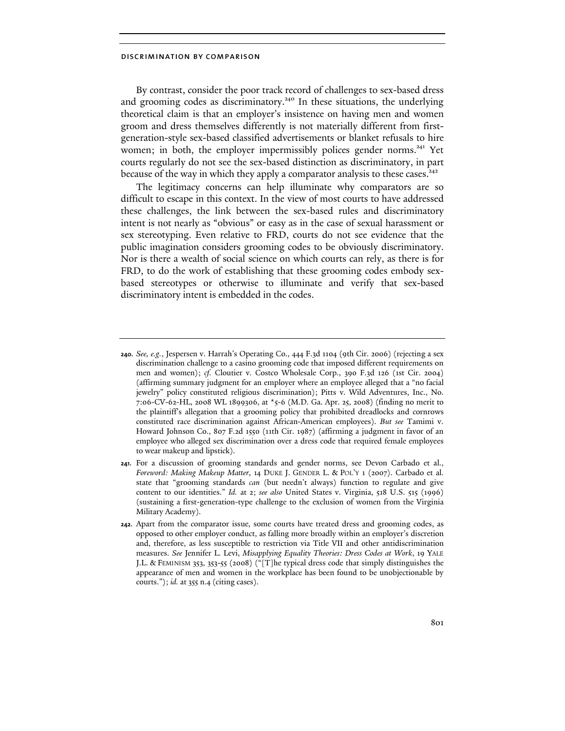By contrast, consider the poor track record of challenges to sex-based dress and grooming codes as discriminatory.[240] In these situations, the underlying theoretical claim is that an employer's insistence on having men and women groom and dress themselves differently is not materially different from first-generation-style sex-based classified advertisements or blanket refusals to hire women; in both, the employer impermissibly polices gender norms.[241] Yet courts regularly do not see the sex-based distinction as discriminatory, in part because of the way in which they apply a comparator analysis to these cases.[242]

The legitimacy concerns can help illuminate why comparators are so difficult to escape in this context. In the view of most courts to have addressed these challenges, the link between the sex-based rules and discriminatory intent is not nearly as "obvious" or easy as in the case of sexual harassment or sex stereotyping. Even relative to FRD, courts do not see evidence that the public imagination considers grooming codes to be obviously discriminatory. Nor is there a wealth of social science on which courts can rely, as there is for FRD, to do the work of establishing that these grooming codes embody sex-based stereotypes or otherwise to illuminate and verify that sex-based discriminatory intent is embedded in the codes.

---

**240.** *See, e.g.*, Jespersen v. Harrah's Operating Co., 444 F.3d 1104 (9th Cir. 2006) (rejecting a sex discrimination challenge to a casino grooming code that imposed different requirements on men and women); *cf.* Cloutier v. Costco Wholesale Corp., 390 F.3d 126 (1st Cir. 2004) (affirming summary judgment for an employer where an employee alleged that a "no facial jewelry" policy constituted religious discrimination); Pitts v. Wild Adventures, Inc., No. 7:06-CV-62-HL, 2008 WL 1899306, at *5-6 (M.D. Ga. Apr. 25, 2008) (finding no merit to the plaintiff's allegation that a grooming policy that prohibited dreadlocks and cornrows constituted race discrimination against African-American employees). *But see* Tamimi v. Howard Johnson Co., 807 F.2d 1550 (11th Cir. 1987) (affirming a judgment in favor of an employee who alleged sex discrimination over a dress code that required female employees to wear makeup and lipstick).

**241.** For a discussion of grooming standards and gender norms, see Devon Carbado et al., *Foreword: Making Makeup Matter*, 14 DUKE J. GENDER L. & POL'Y 1 (2007). Carbado et al. state that "grooming standards *can* (but needn't always) function to regulate and give content to our identities." *Id.* at 2; *see also* United States v. Virginia, 518 U.S. 515 (1996) (sustaining a first-generation-type challenge to the exclusion of women from the Virginia Military Academy).

**242.** Apart from the comparator issue, some courts have treated dress and grooming codes, as opposed to other employer conduct, as falling more broadly within an employer's discretion and, therefore, as less susceptible to restriction via Title VII and other antidiscrimination measures. *See* Jennifer L. Levi, *Misapplying Equality Theories: Dress Codes at Work*, 19 YALE J.L. & FEMINISM 353, 353-55 (2008) ("[T]he typical dress code that simply distinguishes the appearance of men and women in the workplace has been found to be unobjectionable by courts."); *id.* at 355 n.4 (citing cases).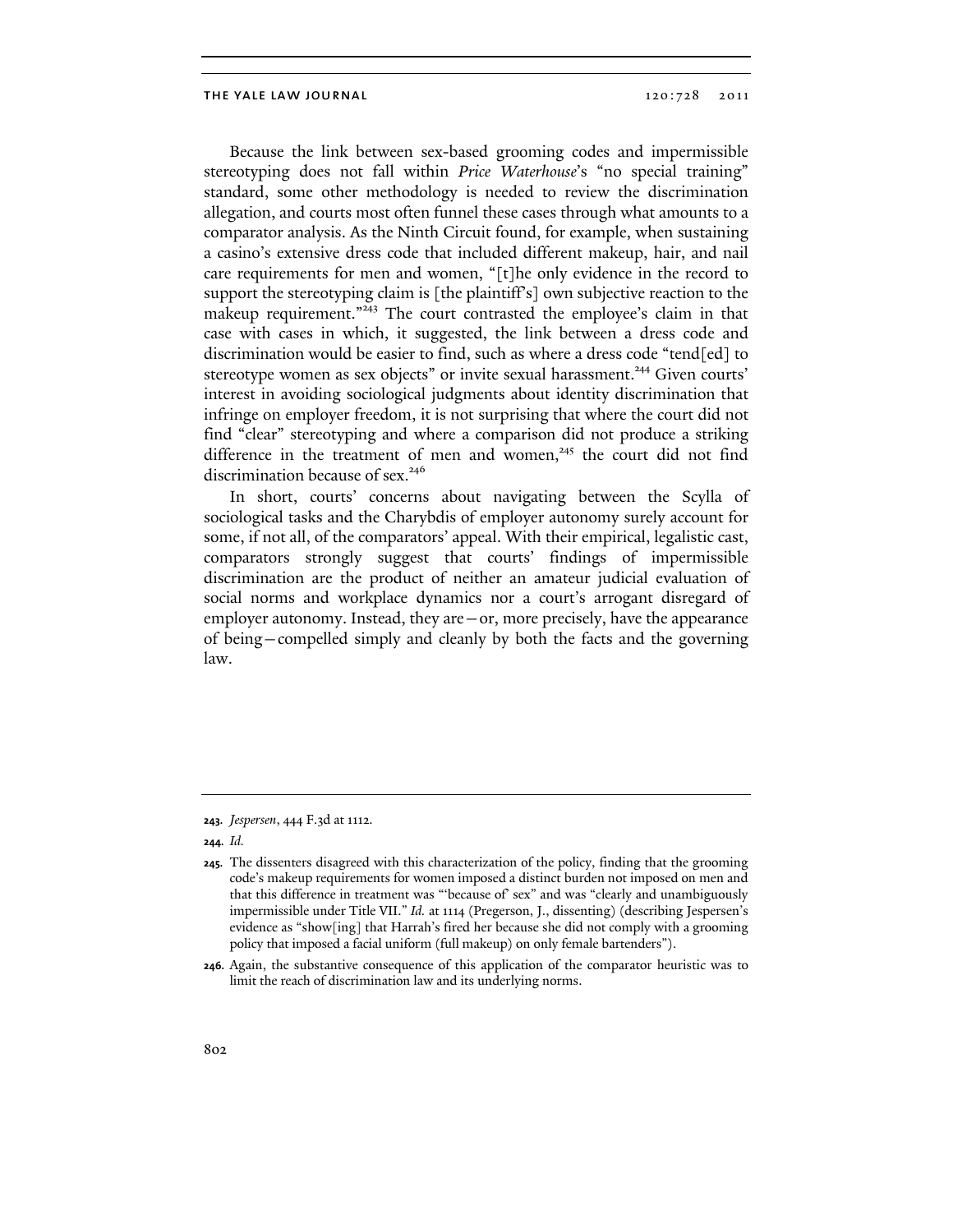Because the link between sex-based grooming codes and impermissible stereotyping does not fall within *Price Waterhouse*'s "no special training" standard, some other methodology is needed to review the discrimination allegation, and courts most often funnel these cases through what amounts to a comparator analysis. As the Ninth Circuit found, for example, when sustaining a casino's extensive dress code that included different makeup, hair, and nail care requirements for men and women, "[t]he only evidence in the record to support the stereotyping claim is [the plaintiff's] own subjective reaction to the makeup requirement."[243] The court contrasted the employee's claim in that case with cases in which, it suggested, the link between a dress code and discrimination would be easier to find, such as where a dress code "tend[ed] to stereotype women as sex objects" or invite sexual harassment.[244] Given courts' interest in avoiding sociological judgments about identity discrimination that infringe on employer freedom, it is not surprising that where the court did not find "clear" stereotyping and where a comparison did not produce a striking difference in the treatment of men and women,[245] the court did not find discrimination because of sex.[246]

In short, courts' concerns about navigating between the Scylla of sociological tasks and the Charybdis of employer autonomy surely account for some, if not all, of the comparators' appeal. With their empirical, legalistic cast, comparators strongly suggest that courts' findings of impermissible discrimination are the product of neither an amateur judicial evaluation of social norms and workplace dynamics nor a court's arrogant disregard of employer autonomy. Instead, they are—or, more precisely, have the appearance of being—compelled simply and cleanly by both the facts and the governing law.

---

**243.** *Jespersen*, 444 F.3d at 1112.

**244.** *Id.*

**245.** The dissenters disagreed with this characterization of the policy, finding that the grooming code's makeup requirements for women imposed a distinct burden not imposed on men and that this difference in treatment was "'because of' sex" and was "clearly and unambiguously impermissible under Title VII." *Id.* at 1114 (Pregerson, J., dissenting) (describing Jespersen's evidence as "show[ing] that Harrah's fired her because she did not comply with a grooming policy that imposed a facial uniform (full makeup) on only female bartenders").

**246.** Again, the substantive consequence of this application of the comparator heuristic was to limit the reach of discrimination law and its underlying norms.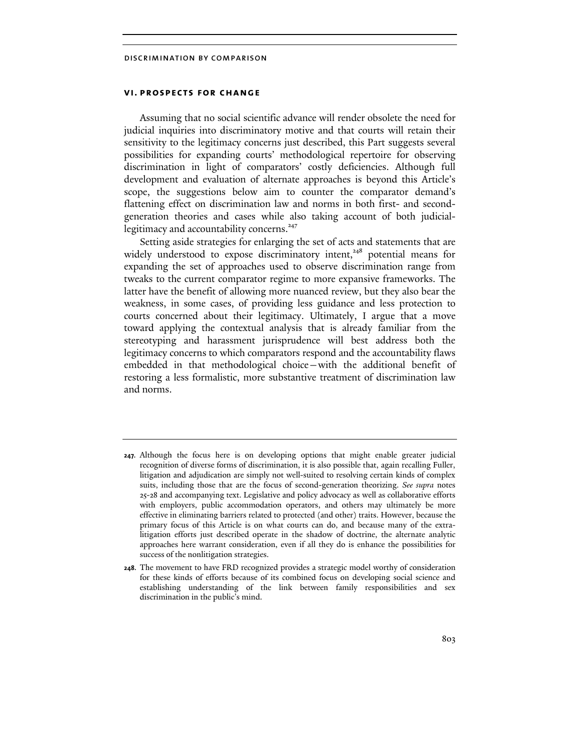## VI. PROSPECTS FOR CHANGE

Assuming that no social scientific advance will render obsolete the need for judicial inquiries into discriminatory motive and that courts will retain their sensitivity to the legitimacy concerns just described, this Part suggests several possibilities for expanding courts' methodological repertoire for observing discrimination in light of comparators' costly deficiencies. Although full development and evaluation of alternate approaches is beyond this Article's scope, the suggestions below aim to counter the comparator demand's flattening effect on discrimination law and norms in both first- and second-generation theories and cases while also taking account of both judicial-legitimacy and accountability concerns.[247]

Setting aside strategies for enlarging the set of acts and statements that are widely understood to expose discriminatory intent,[248] potential means for expanding the set of approaches used to observe discrimination range from tweaks to the current comparator regime to more expansive frameworks. The latter have the benefit of allowing more nuanced review, but they also bear the weakness, in some cases, of providing less guidance and less protection to courts concerned about their legitimacy. Ultimately, I argue that a move toward applying the contextual analysis that is already familiar from the stereotyping and harassment jurisprudence will best address both the legitimacy concerns to which comparators respond and the accountability flaws embedded in that methodological choice—with the additional benefit of restoring a less formalistic, more substantive treatment of discrimination law and norms.

---

**247.** Although the focus here is on developing options that might enable greater judicial recognition of diverse forms of discrimination, it is also possible that, again recalling Fuller, litigation and adjudication are simply not well-suited to resolving certain kinds of complex suits, including those that are the focus of second-generation theorizing. *See supra* notes 25-28 and accompanying text. Legislative and policy advocacy as well as collaborative efforts with employers, public accommodation operators, and others may ultimately be more effective in eliminating barriers related to protected (and other) traits. However, because the primary focus of this Article is on what courts can do, and because many of the extra-litigation efforts just described operate in the shadow of doctrine, the alternate analytic approaches here warrant consideration, even if all they do is enhance the possibilities for success of the nonlitigation strategies.

**248.** The movement to have FRD recognized provides a strategic model worthy of consideration for these kinds of efforts because of its combined focus on developing social science and establishing understanding of the link between family responsibilities and sex discrimination in the public's mind.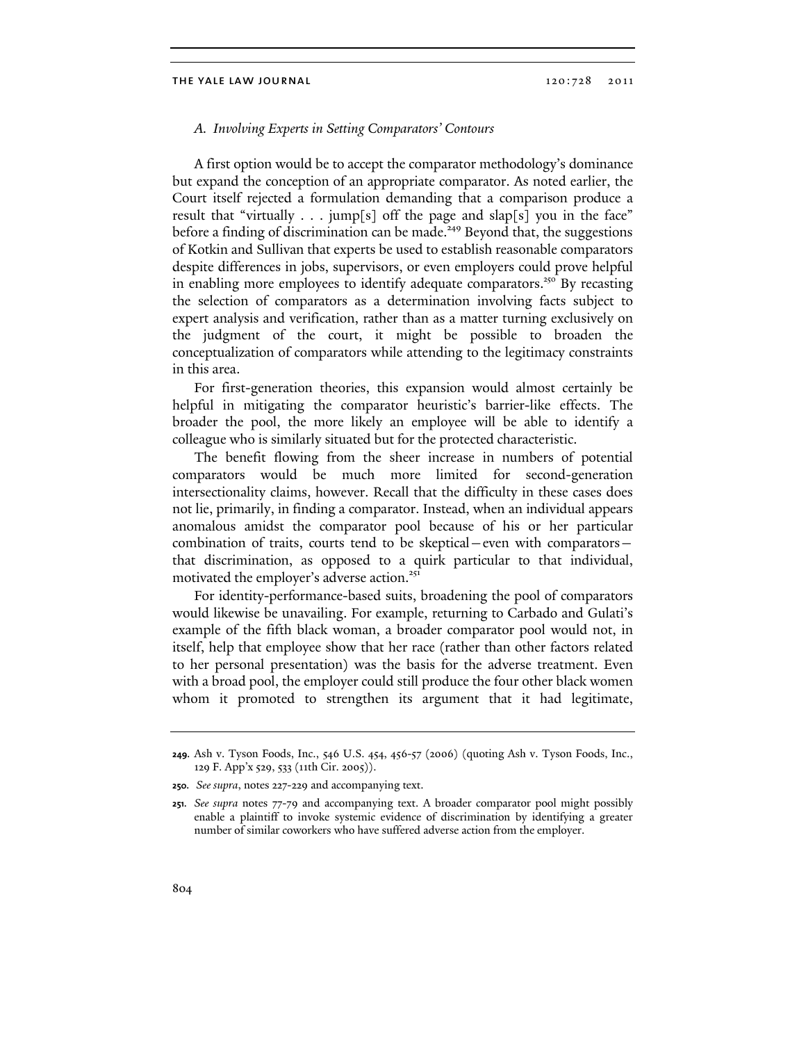### *A. Involving Experts in Setting Comparators' Contours*

A first option would be to accept the comparator methodology's dominance but expand the conception of an appropriate comparator. As noted earlier, the Court itself rejected a formulation demanding that a comparison produce a result that "virtually . . . jump[s] off the page and slap[s] you in the face" before a finding of discrimination can be made.[249] Beyond that, the suggestions of Kotkin and Sullivan that experts be used to establish reasonable comparators despite differences in jobs, supervisors, or even employers could prove helpful in enabling more employees to identify adequate comparators.[250] By recasting the selection of comparators as a determination involving facts subject to expert analysis and verification, rather than as a matter turning exclusively on the judgment of the court, it might be possible to broaden the conceptualization of comparators while attending to the legitimacy constraints in this area.

For first-generation theories, this expansion would almost certainly be helpful in mitigating the comparator heuristic's barrier-like effects. The broader the pool, the more likely an employee will be able to identify a colleague who is similarly situated but for the protected characteristic.

The benefit flowing from the sheer increase in numbers of potential comparators would be much more limited for second-generation intersectionality claims, however. Recall that the difficulty in these cases does not lie, primarily, in finding a comparator. Instead, when an individual appears anomalous amidst the comparator pool because of his or her particular combination of traits, courts tend to be skeptical—even with comparators—that discrimination, as opposed to a quirk particular to that individual, motivated the employer's adverse action.[251]

For identity-performance-based suits, broadening the pool of comparators would likewise be unavailing. For example, returning to Carbado and Gulati's example of the fifth black woman, a broader comparator pool would not, in itself, help that employee show that her race (rather than other factors related to her personal presentation) was the basis for the adverse treatment. Even with a broad pool, the employer could still produce the four other black women whom it promoted to strengthen its argument that it had legitimate,

---

249. Ash v. Tyson Foods, Inc., 546 U.S. 454, 456-57 (2006) (quoting Ash v. Tyson Foods, Inc., 129 F. App'x 529, 533 (11th Cir. 2005)).

250. *See supra*, notes 227-229 and accompanying text.

251. *See supra* notes 77-79 and accompanying text. A broader comparator pool might possibly enable a plaintiff to invoke systemic evidence of discrimination by identifying a greater number of similar coworkers who have suffered adverse action from the employer.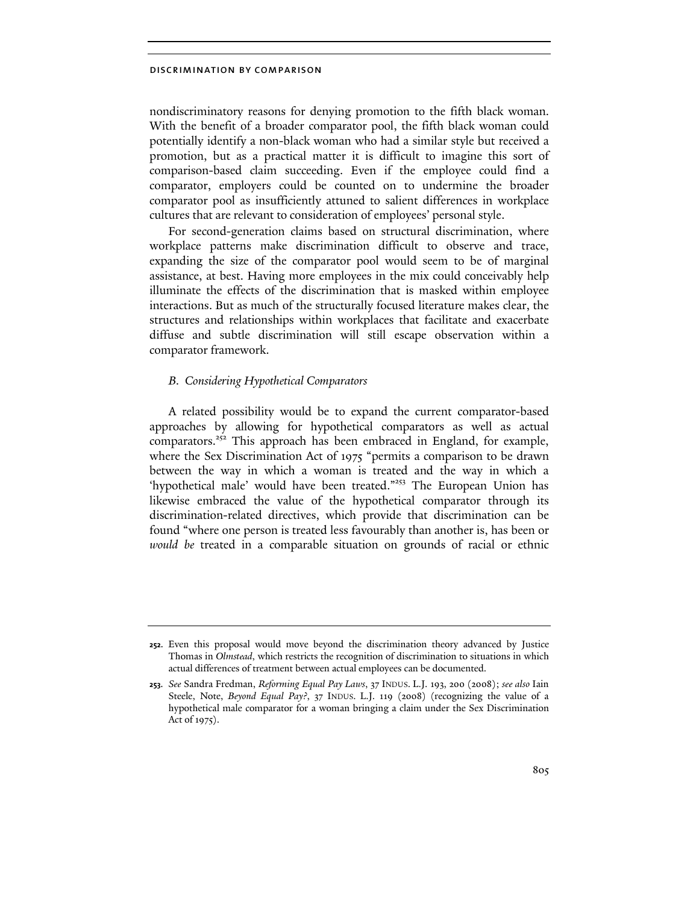nondiscriminatory reasons for denying promotion to the fifth black woman. With the benefit of a broader comparator pool, the fifth black woman could potentially identify a non-black woman who had a similar style but received a promotion, but as a practical matter it is difficult to imagine this sort of comparison-based claim succeeding. Even if the employee could find a comparator, employers could be counted on to undermine the broader comparator pool as insufficiently attuned to salient differences in workplace cultures that are relevant to consideration of employees' personal style.

For second-generation claims based on structural discrimination, where workplace patterns make discrimination difficult to observe and trace, expanding the size of the comparator pool would seem to be of marginal assistance, at best. Having more employees in the mix could conceivably help illuminate the effects of the discrimination that is masked within employee interactions. But as much of the structurally focused literature makes clear, the structures and relationships within workplaces that facilitate and exacerbate diffuse and subtle discrimination will still escape observation within a comparator framework.

### *B. Considering Hypothetical Comparators*

A related possibility would be to expand the current comparator-based approaches by allowing for hypothetical comparators as well as actual comparators.[252] This approach has been embraced in England, for example, where the Sex Discrimination Act of 1975 "permits a comparison to be drawn between the way in which a woman is treated and the way in which a 'hypothetical male' would have been treated."[253] The European Union has likewise embraced the value of the hypothetical comparator through its discrimination-related directives, which provide that discrimination can be found "where one person is treated less favourably than another is, has been or *would be* treated in a comparable situation on grounds of racial or ethnic

---

**252.** Even this proposal would move beyond the discrimination theory advanced by Justice Thomas in *Olmstead*, which restricts the recognition of discrimination to situations in which actual differences of treatment between actual employees can be documented.

**253.** *See* Sandra Fredman, *Reforming Equal Pay Laws*, 37 INDUS. L.J. 193, 200 (2008); *see also* Iain Steele, Note, *Beyond Equal Pay?*, 37 INDUS. L.J. 119 (2008) (recognizing the value of a hypothetical male comparator for a woman bringing a claim under the Sex Discrimination Act of 1975).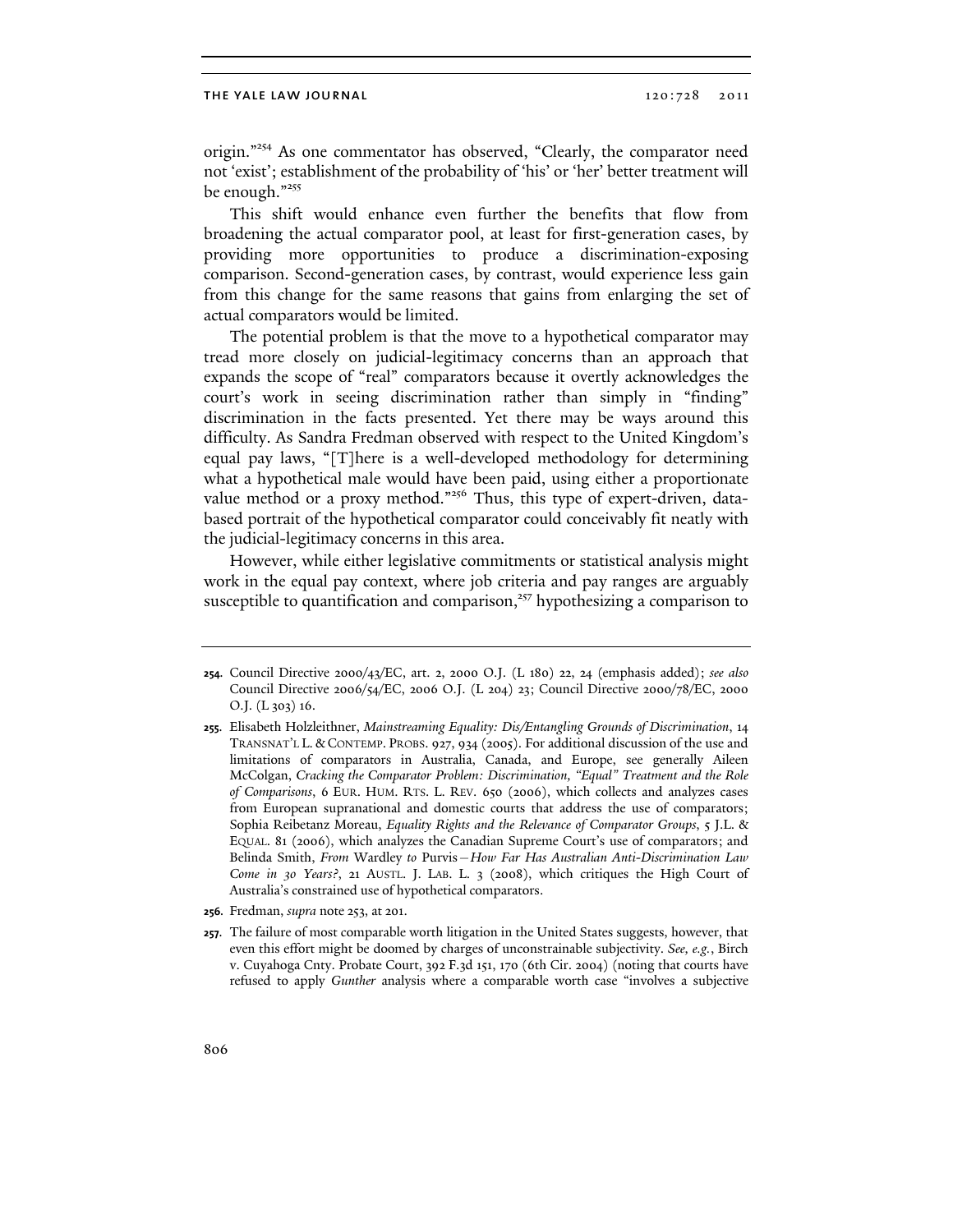origin."[254] As one commentator has observed, "Clearly, the comparator need not 'exist'; establishment of the probability of 'his' or 'her' better treatment will be enough."[255]

This shift would enhance even further the benefits that flow from broadening the actual comparator pool, at least for first-generation cases, by providing more opportunities to produce a discrimination-exposing comparison. Second-generation cases, by contrast, would experience less gain from this change for the same reasons that gains from enlarging the set of actual comparators would be limited.

The potential problem is that the move to a hypothetical comparator may tread more closely on judicial-legitimacy concerns than an approach that expands the scope of "real" comparators because it overtly acknowledges the court's work in seeing discrimination rather than simply in "finding" discrimination in the facts presented. Yet there may be ways around this difficulty. As Sandra Fredman observed with respect to the United Kingdom's equal pay laws, "[T]here is a well-developed methodology for determining what a hypothetical male would have been paid, using either a proportionate value method or a proxy method."[256] Thus, this type of expert-driven, data-based portrait of the hypothetical comparator could conceivably fit neatly with the judicial-legitimacy concerns in this area.

However, while either legislative commitments or statistical analysis might work in the equal pay context, where job criteria and pay ranges are arguably susceptible to quantification and comparison,[257] hypothesizing a comparison to

---

**254.** Council Directive 2000/43/EC, art. 2, 2000 O.J. (L 180) 22, 24 (emphasis added); *see also* Council Directive 2006/54/EC, 2006 O.J. (L 204) 23; Council Directive 2000/78/EC, 2000 O.J. (L 303) 16.

**255.** Elisabeth Holzleithner, *Mainstreaming Equality: Dis/Entangling Grounds of Discrimination*, 14 TRANSNAT'L L. & CONTEMP. PROBS. 927, 934 (2005). For additional discussion of the use and limitations of comparators in Australia, Canada, and Europe, see generally Aileen McColgan, *Cracking the Comparator Problem: Discrimination, "Equal" Treatment and the Role of Comparisons*, 6 EUR. HUM. RTS. L. REV. 650 (2006), which collects and analyzes cases from European supranational and domestic courts that address the use of comparators; Sophia Reibetanz Moreau, *Equality Rights and the Relevance of Comparator Groups*, 5 J.L. & EQUAL. 81 (2006), which analyzes the Canadian Supreme Court's use of comparators; and Belinda Smith, *From* Wardley *to* Purvis—*How Far Has Australian Anti-Discrimination Law Come in 30 Years?*, 21 AUSTL. J. LAB. L. 3 (2008), which critiques the High Court of Australia's constrained use of hypothetical comparators.

**256.** Fredman, *supra* note 253, at 201.

**257.** The failure of most comparable worth litigation in the United States suggests, however, that even this effort might be doomed by charges of unconstrainable subjectivity. *See, e.g.*, Birch v. Cuyahoga Cnty. Probate Court, 392 F.3d 151, 170 (6th Cir. 2004) (noting that courts have refused to apply *Gunther* analysis where a comparable worth case "involves a subjective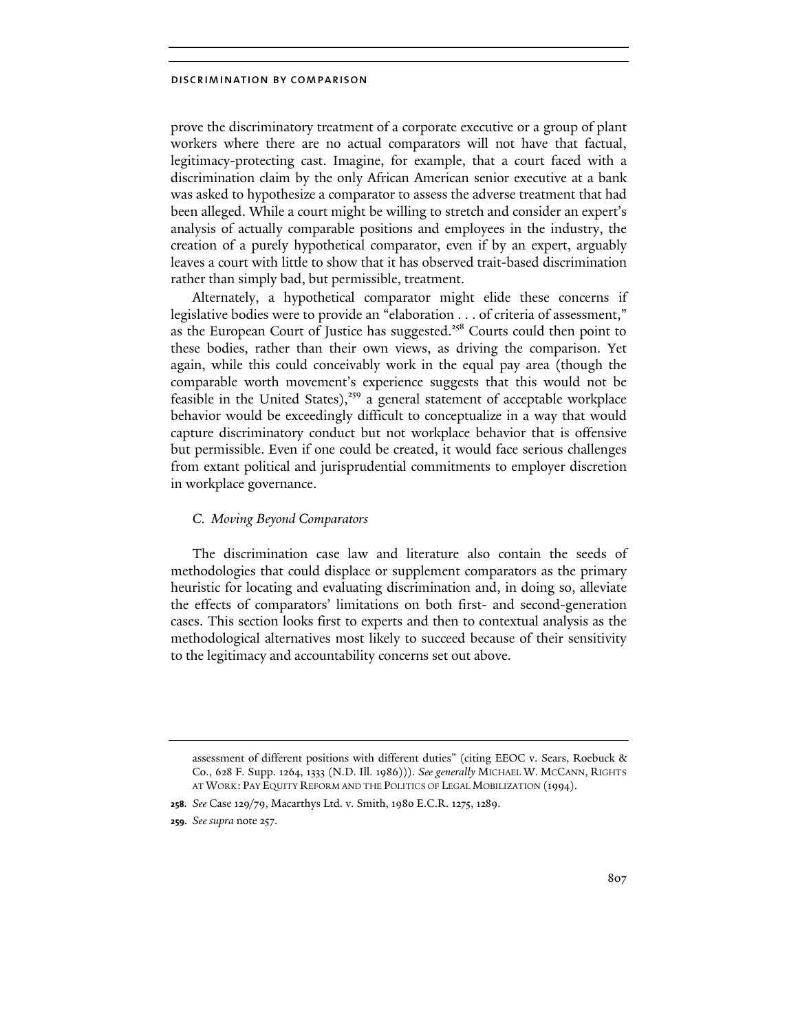prove the discriminatory treatment of a corporate executive or a group of plant workers where there are no actual comparators will not have that factual, legitimacy-protecting cast. Imagine, for example, that a court faced with a discrimination claim by the only African American senior executive at a bank was asked to hypothesize a comparator to assess the adverse treatment that had been alleged. While a court might be willing to stretch and consider an expert's analysis of actually comparable positions and employees in the industry, the creation of a purely hypothetical comparator, even if by an expert, arguably leaves a court with little to show that it has observed trait-based discrimination rather than simply bad, but permissible, treatment.

Alternately, a hypothetical comparator might elide these concerns if legislative bodies were to provide an "elaboration . . . of criteria of assessment," as the European Court of Justice has suggested.[258] Courts could then point to these bodies, rather than their own views, as driving the comparison. Yet again, while this could conceivably work in the equal pay area (though the comparable worth movement's experience suggests that this would not be feasible in the United States),[259] a general statement of acceptable workplace behavior would be exceedingly difficult to conceptualize in a way that would capture discriminatory conduct but not workplace behavior that is offensive but permissible. Even if one could be created, it would face serious challenges from extant political and jurisprudential commitments to employer discretion in workplace governance.

### *C. Moving Beyond Comparators*

The discrimination case law and literature also contain the seeds of methodologies that could displace or supplement comparators as the primary heuristic for locating and evaluating discrimination and, in doing so, alleviate the effects of comparators' limitations on both first- and second-generation cases. This section looks first to experts and then to contextual analysis as the methodological alternatives most likely to succeed because of their sensitivity to the legitimacy and accountability concerns set out above.

---

assessment of different positions with different duties" (citing EEOC v. Sears, Roebuck & Co., 628 F. Supp. 1264, 1333 (N.D. Ill. 1986))). *See generally* MICHAEL W. MCCANN, RIGHTS AT WORK: PAY EQUITY REFORM AND THE POLITICS OF LEGAL MOBILIZATION (1994).

**258.** *See* Case 129/79, Macarthys Ltd. v. Smith, 1980 E.C.R. 1275, 1289.

**259.** *See supra* note 257.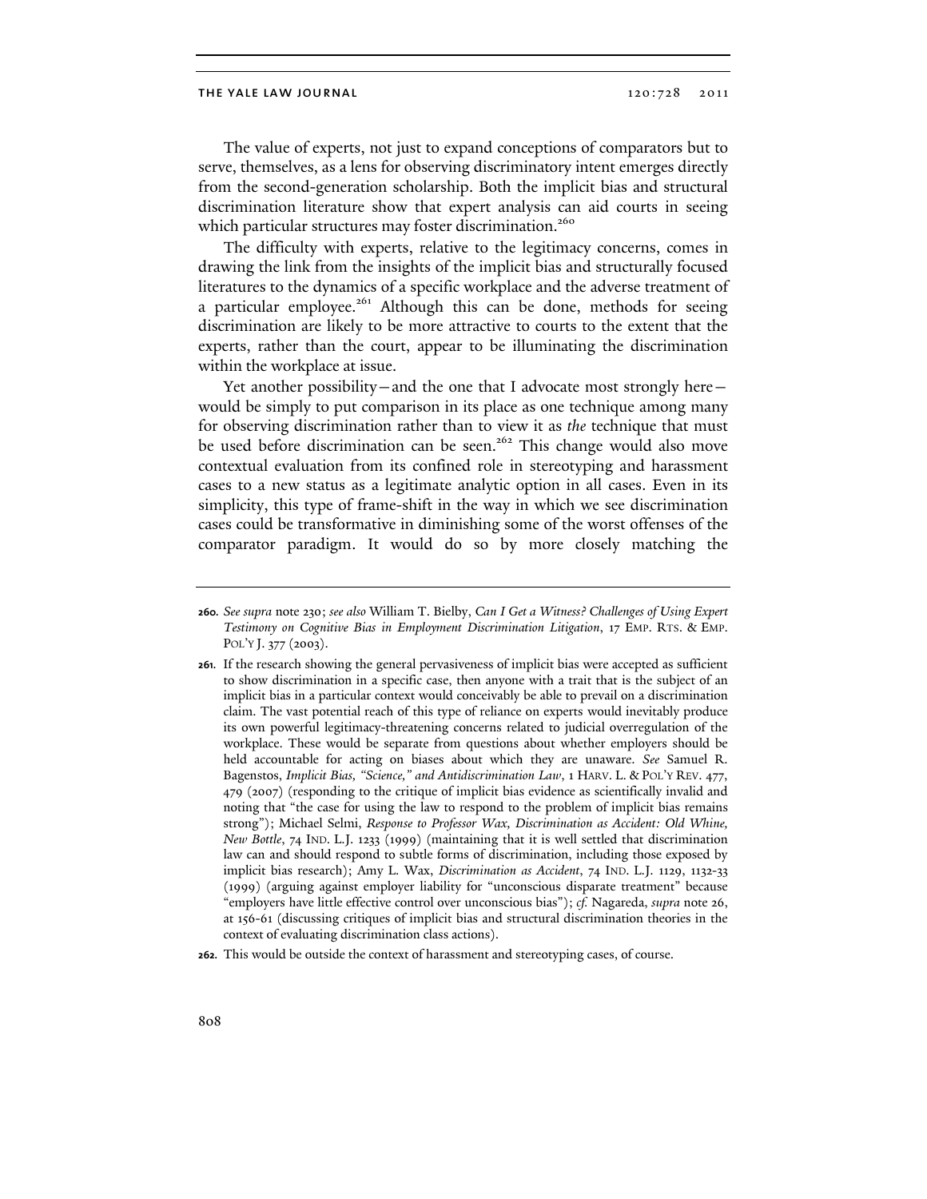The value of experts, not just to expand conceptions of comparators but to serve, themselves, as a lens for observing discriminatory intent emerges directly from the second-generation scholarship. Both the implicit bias and structural discrimination literature show that expert analysis can aid courts in seeing which particular structures may foster discrimination.[260]

The difficulty with experts, relative to the legitimacy concerns, comes in drawing the link from the insights of the implicit bias and structurally focused literatures to the dynamics of a specific workplace and the adverse treatment of a particular employee.[261] Although this can be done, methods for seeing discrimination are likely to be more attractive to courts to the extent that the experts, rather than the court, appear to be illuminating the discrimination within the workplace at issue.

Yet another possibility—and the one that I advocate most strongly here—would be simply to put comparison in its place as one technique among many for observing discrimination rather than to view it as *the* technique that must be used before discrimination can be seen.[262] This change would also move contextual evaluation from its confined role in stereotyping and harassment cases to a new status as a legitimate analytic option in all cases. Even in its simplicity, this type of frame-shift in the way in which we see discrimination cases could be transformative in diminishing some of the worst offenses of the comparator paradigm. It would do so by more closely matching the

---

**260.** *See supra* note 230; *see also* William T. Bielby, *Can I Get a Witness? Challenges of Using Expert Testimony on Cognitive Bias in Employment Discrimination Litigation*, 17 EMP. RTS. & EMP. POL'Y J. 377 (2003).

**261.** If the research showing the general pervasiveness of implicit bias were accepted as sufficient to show discrimination in a specific case, then anyone with a trait that is the subject of an implicit bias in a particular context would conceivably be able to prevail on a discrimination claim. The vast potential reach of this type of reliance on experts would inevitably produce its own powerful legitimacy-threatening concerns related to judicial overregulation of the workplace. These would be separate from questions about whether employers should be held accountable for acting on biases about which they are unaware. *See* Samuel R. Bagenstos, *Implicit Bias, "Science," and Antidiscrimination Law*, 1 HARV. L. & POL'Y REV. 477, 479 (2007) (responding to the critique of implicit bias evidence as scientifically invalid and noting that "the case for using the law to respond to the problem of implicit bias remains strong"); Michael Selmi, *Response to Professor Wax, Discrimination as Accident: Old Whine, New Bottle*, 74 IND. L.J. 1233 (1999) (maintaining that it is well settled that discrimination law can and should respond to subtle forms of discrimination, including those exposed by implicit bias research); Amy L. Wax, *Discrimination as Accident*, 74 IND. L.J. 1129, 1132-33 (1999) (arguing against employer liability for "unconscious disparate treatment" because "employers have little effective control over unconscious bias"); *cf.* Nagareda, *supra* note 26, at 156-61 (discussing critiques of implicit bias and structural discrimination theories in the context of evaluating discrimination class actions).

**262.** This would be outside the context of harassment and stereotyping cases, of course.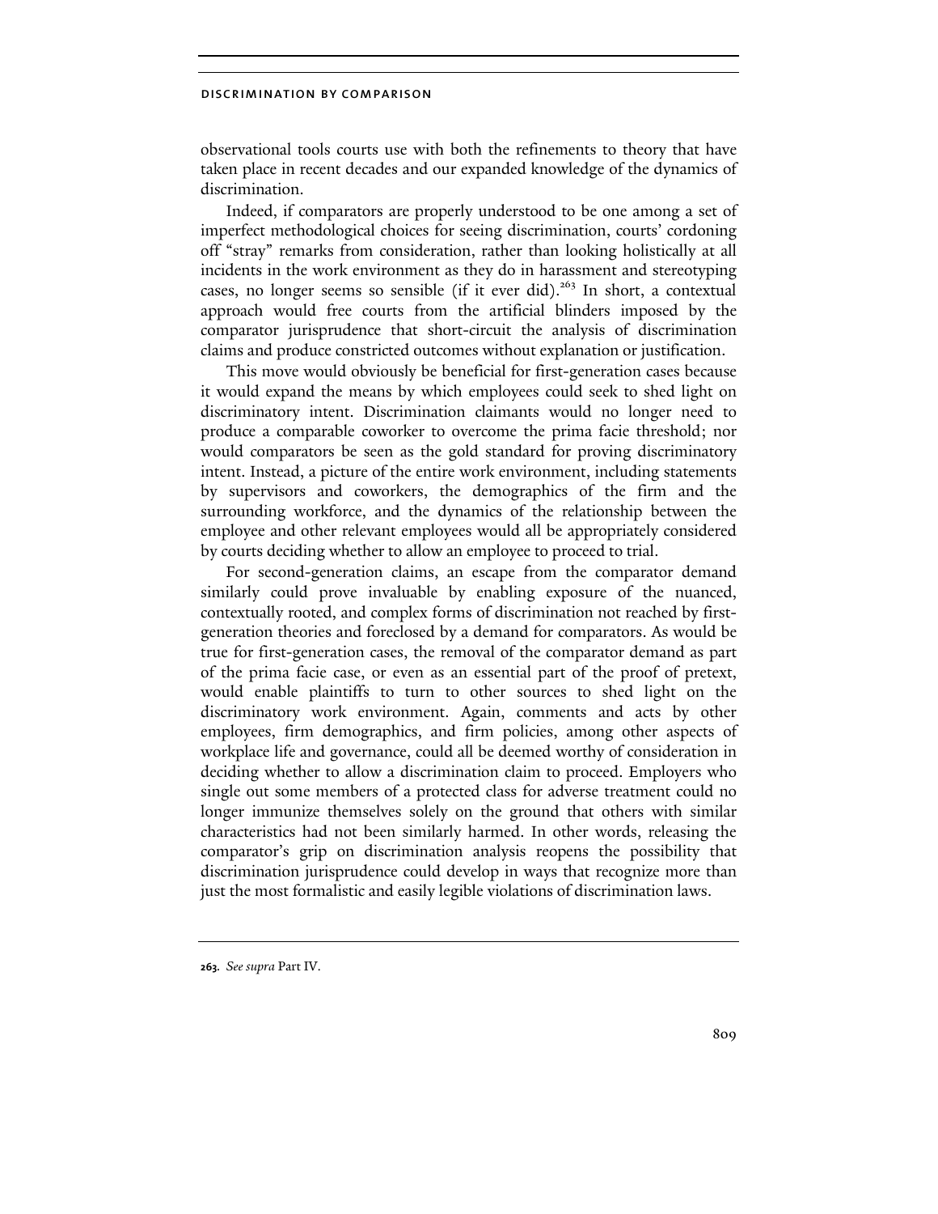observational tools courts use with both the refinements to theory that have taken place in recent decades and our expanded knowledge of the dynamics of discrimination.

Indeed, if comparators are properly understood to be one among a set of imperfect methodological choices for seeing discrimination, courts' cordoning off "stray" remarks from consideration, rather than looking holistically at all incidents in the work environment as they do in harassment and stereotyping cases, no longer seems so sensible (if it ever did).[263] In short, a contextual approach would free courts from the artificial blinders imposed by the comparator jurisprudence that short-circuit the analysis of discrimination claims and produce constricted outcomes without explanation or justification.

This move would obviously be beneficial for first-generation cases because it would expand the means by which employees could seek to shed light on discriminatory intent. Discrimination claimants would no longer need to produce a comparable coworker to overcome the prima facie threshold; nor would comparators be seen as the gold standard for proving discriminatory intent. Instead, a picture of the entire work environment, including statements by supervisors and coworkers, the demographics of the firm and the surrounding workforce, and the dynamics of the relationship between the employee and other relevant employees would all be appropriately considered by courts deciding whether to allow an employee to proceed to trial.

For second-generation claims, an escape from the comparator demand similarly could prove invaluable by enabling exposure of the nuanced, contextually rooted, and complex forms of discrimination not reached by first-generation theories and foreclosed by a demand for comparators. As would be true for first-generation cases, the removal of the comparator demand as part of the prima facie case, or even as an essential part of the proof of pretext, would enable plaintiffs to turn to other sources to shed light on the discriminatory work environment. Again, comments and acts by other employees, firm demographics, and firm policies, among other aspects of workplace life and governance, could all be deemed worthy of consideration in deciding whether to allow a discrimination claim to proceed. Employers who single out some members of a protected class for adverse treatment could no longer immunize themselves solely on the ground that others with similar characteristics had not been similarly harmed. In other words, releasing the comparator's grip on discrimination analysis reopens the possibility that discrimination jurisprudence could develop in ways that recognize more than just the most formalistic and easily legible violations of discrimination laws.

---

**263.** *See supra* Part IV.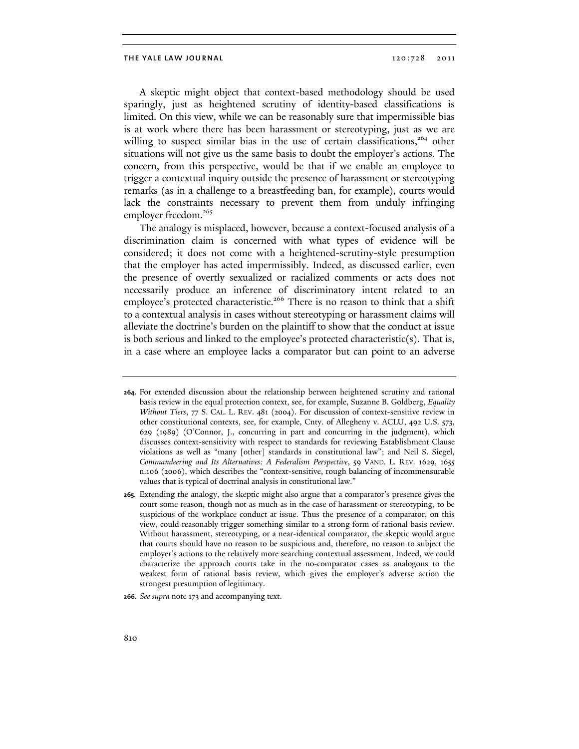A skeptic might object that context-based methodology should be used sparingly, just as heightened scrutiny of identity-based classifications is limited. On this view, while we can be reasonably sure that impermissible bias is at work where there has been harassment or stereotyping, just as we are willing to suspect similar bias in the use of certain classifications,[264] other situations will not give us the same basis to doubt the employer's actions. The concern, from this perspective, would be that if we enable an employee to trigger a contextual inquiry outside the presence of harassment or stereotyping remarks (as in a challenge to a breastfeeding ban, for example), courts would lack the constraints necessary to prevent them from unduly infringing employer freedom.[265]

The analogy is misplaced, however, because a context-focused analysis of a discrimination claim is concerned with what types of evidence will be considered; it does not come with a heightened-scrutiny-style presumption that the employer has acted impermissibly. Indeed, as discussed earlier, even the presence of overtly sexualized or racialized comments or acts does not necessarily produce an inference of discriminatory intent related to an employee's protected characteristic.[266] There is no reason to think that a shift to a contextual analysis in cases without stereotyping or harassment claims will alleviate the doctrine's burden on the plaintiff to show that the conduct at issue is both serious and linked to the employee's protected characteristic(s). That is, in a case where an employee lacks a comparator but can point to an adverse

---

**264.** For extended discussion about the relationship between heightened scrutiny and rational basis review in the equal protection context, see, for example, Suzanne B. Goldberg, *Equality Without Tiers*, 77 S. CAL. L. REV. 481 (2004). For discussion of context-sensitive review in other constitutional contexts, see, for example, Cnty. of Allegheny v. ACLU, 492 U.S. 573, 629 (1989) (O'Connor, J., concurring in part and concurring in the judgment), which discusses context-sensitivity with respect to standards for reviewing Establishment Clause violations as well as "many [other] standards in constitutional law"; and Neil S. Siegel, *Commandeering and Its Alternatives: A Federalism Perspective*, 59 VAND. L. REV. 1629, 1655 n.106 (2006), which describes the "context-sensitive, rough balancing of incommensurable values that is typical of doctrinal analysis in constitutional law."

**265.** Extending the analogy, the skeptic might also argue that a comparator's presence gives the court some reason, though not as much as in the case of harassment or stereotyping, to be suspicious of the workplace conduct at issue. Thus the presence of a comparator, on this view, could reasonably trigger something similar to a strong form of rational basis review. Without harassment, stereotyping, or a near-identical comparator, the skeptic would argue that courts should have no reason to be suspicious and, therefore, no reason to subject the employer's actions to the relatively more searching contextual assessment. Indeed, we could characterize the approach courts take in the no-comparator cases as analogous to the weakest form of rational basis review, which gives the employer's adverse action the strongest presumption of legitimacy.

**266.** *See supra* note 173 and accompanying text.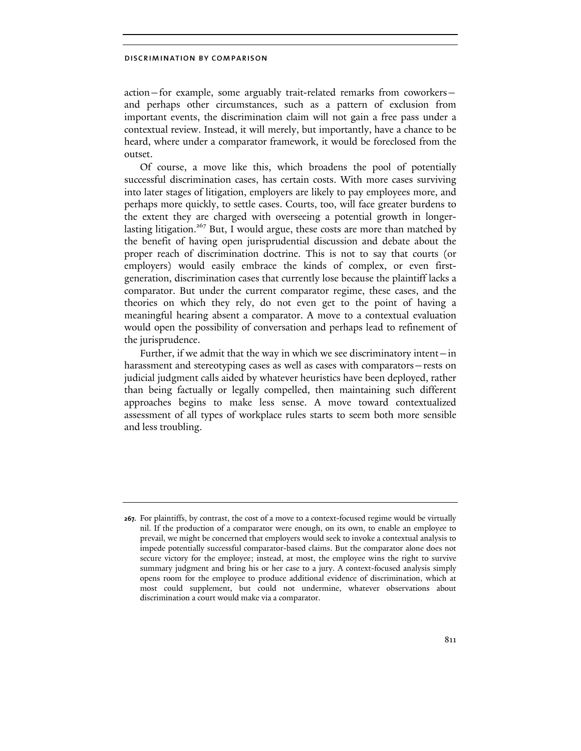action—for example, some arguably trait-related remarks from coworkers—and perhaps other circumstances, such as a pattern of exclusion from important events, the discrimination claim will not gain a free pass under a contextual review. Instead, it will merely, but importantly, have a chance to be heard, where under a comparator framework, it would be foreclosed from the outset.

Of course, a move like this, which broadens the pool of potentially successful discrimination cases, has certain costs. With more cases surviving into later stages of litigation, employers are likely to pay employees more, and perhaps more quickly, to settle cases. Courts, too, will face greater burdens to the extent they are charged with overseeing a potential growth in longer-lasting litigation.[267] But, I would argue, these costs are more than matched by the benefit of having open jurisprudential discussion and debate about the proper reach of discrimination doctrine. This is not to say that courts (or employers) would easily embrace the kinds of complex, or even first-generation, discrimination cases that currently lose because the plaintiff lacks a comparator. But under the current comparator regime, these cases, and the theories on which they rely, do not even get to the point of having a meaningful hearing absent a comparator. A move to a contextual evaluation would open the possibility of conversation and perhaps lead to refinement of the jurisprudence.

Further, if we admit that the way in which we see discriminatory intent—in harassment and stereotyping cases as well as cases with comparators—rests on judicial judgment calls aided by whatever heuristics have been deployed, rather than being factually or legally compelled, then maintaining such different approaches begins to make less sense. A move toward contextualized assessment of all types of workplace rules starts to seem both more sensible and less troubling.

---

**267.** For plaintiffs, by contrast, the cost of a move to a context-focused regime would be virtually nil. If the production of a comparator were enough, on its own, to enable an employee to prevail, we might be concerned that employers would seek to invoke a contextual analysis to impede potentially successful comparator-based claims. But the comparator alone does not secure victory for the employee; instead, at most, the employee wins the right to survive summary judgment and bring his or her case to a jury. A context-focused analysis simply opens room for the employee to produce additional evidence of discrimination, which at most could supplement, but could not undermine, whatever observations about discrimination a court would make via a comparator.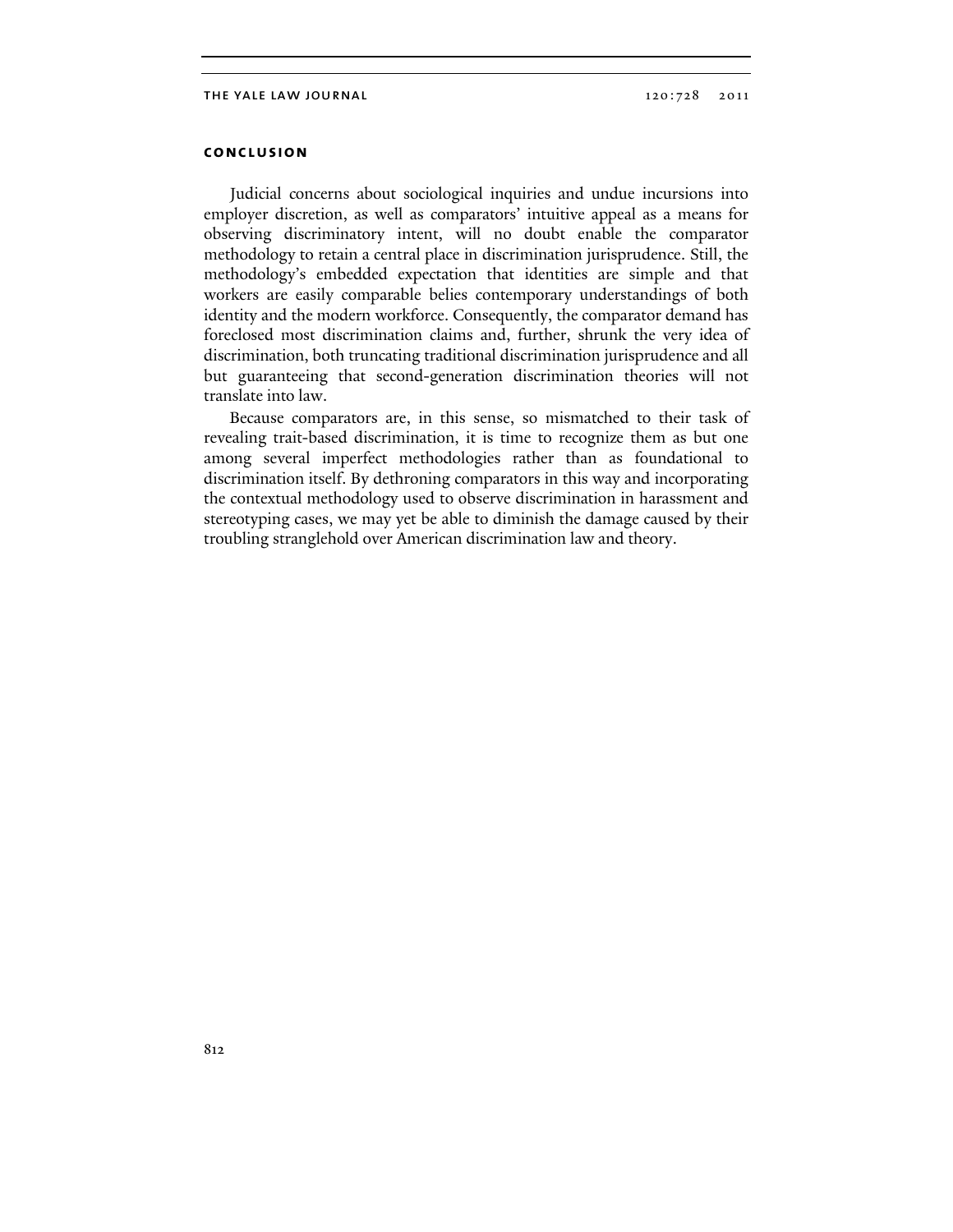## CONCLUSION

Judicial concerns about sociological inquiries and undue incursions into employer discretion, as well as comparators' intuitive appeal as a means for observing discriminatory intent, will no doubt enable the comparator methodology to retain a central place in discrimination jurisprudence. Still, the methodology's embedded expectation that identities are simple and that workers are easily comparable belies contemporary understandings of both identity and the modern workforce. Consequently, the comparator demand has foreclosed most discrimination claims and, further, shrunk the very idea of discrimination, both truncating traditional discrimination jurisprudence and all but guaranteeing that second-generation discrimination theories will not translate into law.

Because comparators are, in this sense, so mismatched to their task of revealing trait-based discrimination, it is time to recognize them as but one among several imperfect methodologies rather than as foundational to discrimination itself. By dethroning comparators in this way and incorporating the contextual methodology used to observe discrimination in harassment and stereotyping cases, we may yet be able to diminish the damage caused by their troubling stranglehold over American discrimination law and theory.